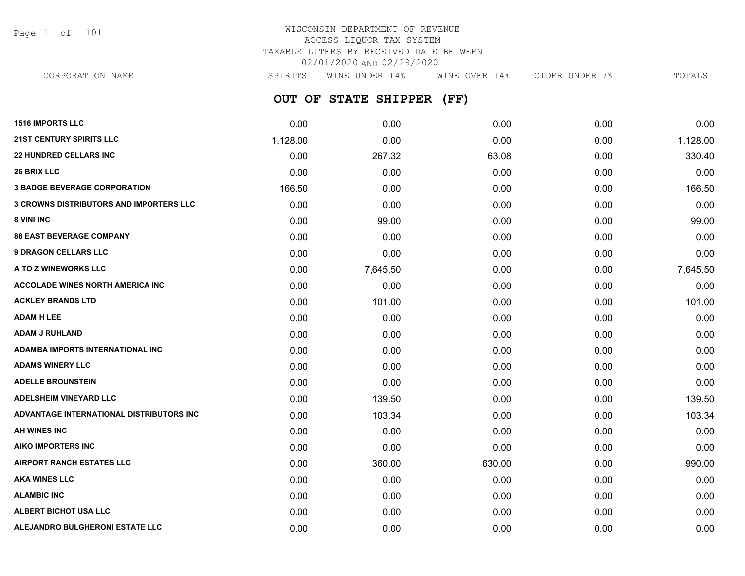# WISCONSIN DEPARTMENT OF REVENUE
ACCESS LIQUOR TAX SYSTEM
TAXABLE LITERS BY RECEIVED DATE BETWEEN
02/01/2020 AND 02/29/2020

## OUT OF STATE SHIPPER (FF)

| CORPORATION NAME | SPIRITS | WINE UNDER 14% | WINE OVER 14% | CIDER UNDER 7% | TOTALS |
|---|---|---|---|---|---|
| 1516 IMPORTS LLC | 0.00 | 0.00 | 0.00 | 0.00 | 0.00 |
| 21ST CENTURY SPIRITS LLC | 1,128.00 | 0.00 | 0.00 | 0.00 | 1,128.00 |
| 22 HUNDRED CELLARS INC | 0.00 | 267.32 | 63.08 | 0.00 | 330.40 |
| 26 BRIX LLC | 0.00 | 0.00 | 0.00 | 0.00 | 0.00 |
| 3 BADGE BEVERAGE CORPORATION | 166.50 | 0.00 | 0.00 | 0.00 | 166.50 |
| 3 CROWNS DISTRIBUTORS AND IMPORTERS LLC | 0.00 | 0.00 | 0.00 | 0.00 | 0.00 |
| 8 VINI INC | 0.00 | 99.00 | 0.00 | 0.00 | 99.00 |
| 88 EAST BEVERAGE COMPANY | 0.00 | 0.00 | 0.00 | 0.00 | 0.00 |
| 9 DRAGON CELLARS LLC | 0.00 | 0.00 | 0.00 | 0.00 | 0.00 |
| A TO Z WINEWORKS LLC | 0.00 | 7,645.50 | 0.00 | 0.00 | 7,645.50 |
| ACCOLADE WINES NORTH AMERICA INC | 0.00 | 0.00 | 0.00 | 0.00 | 0.00 |
| ACKLEY BRANDS LTD | 0.00 | 101.00 | 0.00 | 0.00 | 101.00 |
| ADAM H LEE | 0.00 | 0.00 | 0.00 | 0.00 | 0.00 |
| ADAM J RUHLAND | 0.00 | 0.00 | 0.00 | 0.00 | 0.00 |
| ADAMBA IMPORTS INTERNATIONAL INC | 0.00 | 0.00 | 0.00 | 0.00 | 0.00 |
| ADAMS WINERY LLC | 0.00 | 0.00 | 0.00 | 0.00 | 0.00 |
| ADELLE BROUNSTEIN | 0.00 | 0.00 | 0.00 | 0.00 | 0.00 |
| ADELSHEIM VINEYARD LLC | 0.00 | 139.50 | 0.00 | 0.00 | 139.50 |
| ADVANTAGE INTERNATIONAL DISTRIBUTORS INC | 0.00 | 103.34 | 0.00 | 0.00 | 103.34 |
| AH WINES INC | 0.00 | 0.00 | 0.00 | 0.00 | 0.00 |
| AIKO IMPORTERS INC | 0.00 | 0.00 | 0.00 | 0.00 | 0.00 |
| AIRPORT RANCH ESTATES LLC | 0.00 | 360.00 | 630.00 | 0.00 | 990.00 |
| AKA WINES LLC | 0.00 | 0.00 | 0.00 | 0.00 | 0.00 |
| ALAMBIC INC | 0.00 | 0.00 | 0.00 | 0.00 | 0.00 |
| ALBERT BICHOT USA LLC | 0.00 | 0.00 | 0.00 | 0.00 | 0.00 |
| ALEJANDRO BULGHERONI ESTATE LLC | 0.00 | 0.00 | 0.00 | 0.00 | 0.00 |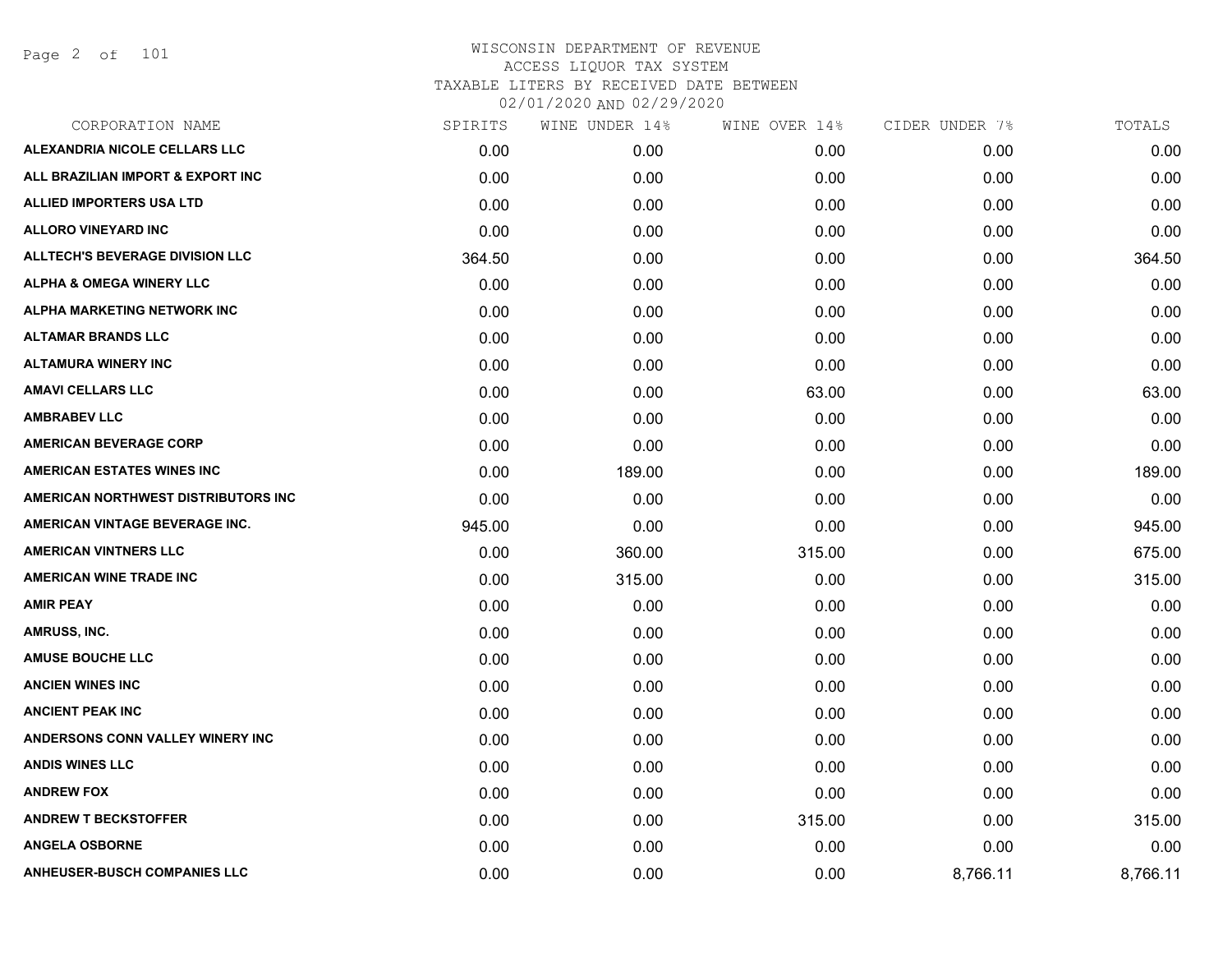WISCONSIN DEPARTMENT OF REVENUE
ACCESS LIQUOR TAX SYSTEM
TAXABLE LITERS BY RECEIVED DATE BETWEEN
02/01/2020 AND 02/29/2020

| CORPORATION NAME | SPIRITS | WINE UNDER 14% | WINE OVER 14% | CIDER UNDER 7% | TOTALS |
|---|---|---|---|---|---|
| ALEXANDRIA NICOLE CELLARS LLC | 0.00 | 0.00 | 0.00 | 0.00 | 0.00 |
| ALL BRAZILIAN IMPORT & EXPORT INC | 0.00 | 0.00 | 0.00 | 0.00 | 0.00 |
| ALLIED IMPORTERS USA LTD | 0.00 | 0.00 | 0.00 | 0.00 | 0.00 |
| ALLORO VINEYARD INC | 0.00 | 0.00 | 0.00 | 0.00 | 0.00 |
| ALLTECH'S BEVERAGE DIVISION LLC | 364.50 | 0.00 | 0.00 | 0.00 | 364.50 |
| ALPHA & OMEGA WINERY LLC | 0.00 | 0.00 | 0.00 | 0.00 | 0.00 |
| ALPHA MARKETING NETWORK INC | 0.00 | 0.00 | 0.00 | 0.00 | 0.00 |
| ALTAMAR BRANDS LLC | 0.00 | 0.00 | 0.00 | 0.00 | 0.00 |
| ALTAMURA WINERY INC | 0.00 | 0.00 | 0.00 | 0.00 | 0.00 |
| AMAVI CELLARS LLC | 0.00 | 0.00 | 63.00 | 0.00 | 63.00 |
| AMBRABEV LLC | 0.00 | 0.00 | 0.00 | 0.00 | 0.00 |
| AMERICAN BEVERAGE CORP | 0.00 | 0.00 | 0.00 | 0.00 | 0.00 |
| AMERICAN ESTATES WINES INC | 0.00 | 189.00 | 0.00 | 0.00 | 189.00 |
| AMERICAN NORTHWEST DISTRIBUTORS INC | 0.00 | 0.00 | 0.00 | 0.00 | 0.00 |
| AMERICAN VINTAGE BEVERAGE INC. | 945.00 | 0.00 | 0.00 | 0.00 | 945.00 |
| AMERICAN VINTNERS LLC | 0.00 | 360.00 | 315.00 | 0.00 | 675.00 |
| AMERICAN WINE TRADE INC | 0.00 | 315.00 | 0.00 | 0.00 | 315.00 |
| AMIR PEAY | 0.00 | 0.00 | 0.00 | 0.00 | 0.00 |
| AMRUSS, INC. | 0.00 | 0.00 | 0.00 | 0.00 | 0.00 |
| AMUSE BOUCHE LLC | 0.00 | 0.00 | 0.00 | 0.00 | 0.00 |
| ANCIEN WINES INC | 0.00 | 0.00 | 0.00 | 0.00 | 0.00 |
| ANCIENT PEAK INC | 0.00 | 0.00 | 0.00 | 0.00 | 0.00 |
| ANDERSONS CONN VALLEY WINERY INC | 0.00 | 0.00 | 0.00 | 0.00 | 0.00 |
| ANDIS WINES LLC | 0.00 | 0.00 | 0.00 | 0.00 | 0.00 |
| ANDREW FOX | 0.00 | 0.00 | 0.00 | 0.00 | 0.00 |
| ANDREW T BECKSTOFFER | 0.00 | 0.00 | 315.00 | 0.00 | 315.00 |
| ANGELA OSBORNE | 0.00 | 0.00 | 0.00 | 0.00 | 0.00 |
| ANHEUSER-BUSCH COMPANIES LLC | 0.00 | 0.00 | 0.00 | 8,766.11 | 8,766.11 |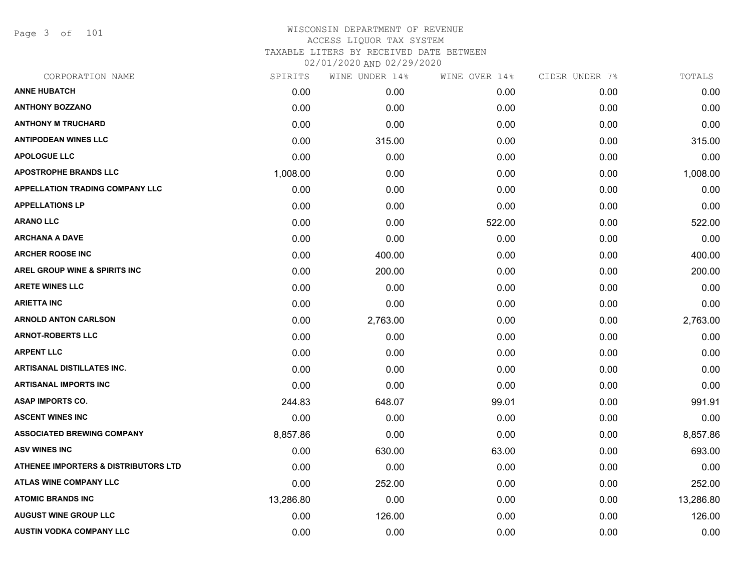# WISCONSIN DEPARTMENT OF REVENUE
## ACCESS LIQUOR TAX SYSTEM
### TAXABLE LITERS BY RECEIVED DATE BETWEEN 02/01/2020 AND 02/29/2020

| CORPORATION NAME | SPIRITS | WINE UNDER 14% | WINE OVER 14% | CIDER UNDER 7% | TOTALS |
|---|---|---|---|---|---|
| ANNE HUBATCH | 0.00 | 0.00 | 0.00 | 0.00 | 0.00 |
| ANTHONY BOZZANO | 0.00 | 0.00 | 0.00 | 0.00 | 0.00 |
| ANTHONY M TRUCHARD | 0.00 | 0.00 | 0.00 | 0.00 | 0.00 |
| ANTIPODEAN WINES LLC | 0.00 | 315.00 | 0.00 | 0.00 | 315.00 |
| APOLOGUE LLC | 0.00 | 0.00 | 0.00 | 0.00 | 0.00 |
| APOSTROPHE BRANDS LLC | 1,008.00 | 0.00 | 0.00 | 0.00 | 1,008.00 |
| APPELLATION TRADING COMPANY LLC | 0.00 | 0.00 | 0.00 | 0.00 | 0.00 |
| APPELLATIONS LP | 0.00 | 0.00 | 0.00 | 0.00 | 0.00 |
| ARANO LLC | 0.00 | 0.00 | 522.00 | 0.00 | 522.00 |
| ARCHANA A DAVE | 0.00 | 0.00 | 0.00 | 0.00 | 0.00 |
| ARCHER ROOSE INC | 0.00 | 400.00 | 0.00 | 0.00 | 400.00 |
| AREL GROUP WINE & SPIRITS INC | 0.00 | 200.00 | 0.00 | 0.00 | 200.00 |
| ARETE WINES LLC | 0.00 | 0.00 | 0.00 | 0.00 | 0.00 |
| ARIETTA INC | 0.00 | 0.00 | 0.00 | 0.00 | 0.00 |
| ARNOLD ANTON CARLSON | 0.00 | 2,763.00 | 0.00 | 0.00 | 2,763.00 |
| ARNOT-ROBERTS LLC | 0.00 | 0.00 | 0.00 | 0.00 | 0.00 |
| ARPENT LLC | 0.00 | 0.00 | 0.00 | 0.00 | 0.00 |
| ARTISANAL DISTILLATES INC. | 0.00 | 0.00 | 0.00 | 0.00 | 0.00 |
| ARTISANAL IMPORTS INC | 0.00 | 0.00 | 0.00 | 0.00 | 0.00 |
| ASAP IMPORTS CO. | 244.83 | 648.07 | 99.01 | 0.00 | 991.91 |
| ASCENT WINES INC | 0.00 | 0.00 | 0.00 | 0.00 | 0.00 |
| ASSOCIATED BREWING COMPANY | 8,857.86 | 0.00 | 0.00 | 0.00 | 8,857.86 |
| ASV WINES INC | 0.00 | 630.00 | 63.00 | 0.00 | 693.00 |
| ATHENEE IMPORTERS & DISTRIBUTORS LTD | 0.00 | 0.00 | 0.00 | 0.00 | 0.00 |
| ATLAS WINE COMPANY LLC | 0.00 | 252.00 | 0.00 | 0.00 | 252.00 |
| ATOMIC BRANDS INC | 13,286.80 | 0.00 | 0.00 | 0.00 | 13,286.80 |
| AUGUST WINE GROUP LLC | 0.00 | 126.00 | 0.00 | 0.00 | 126.00 |
| AUSTIN VODKA COMPANY LLC | 0.00 | 0.00 | 0.00 | 0.00 | 0.00 |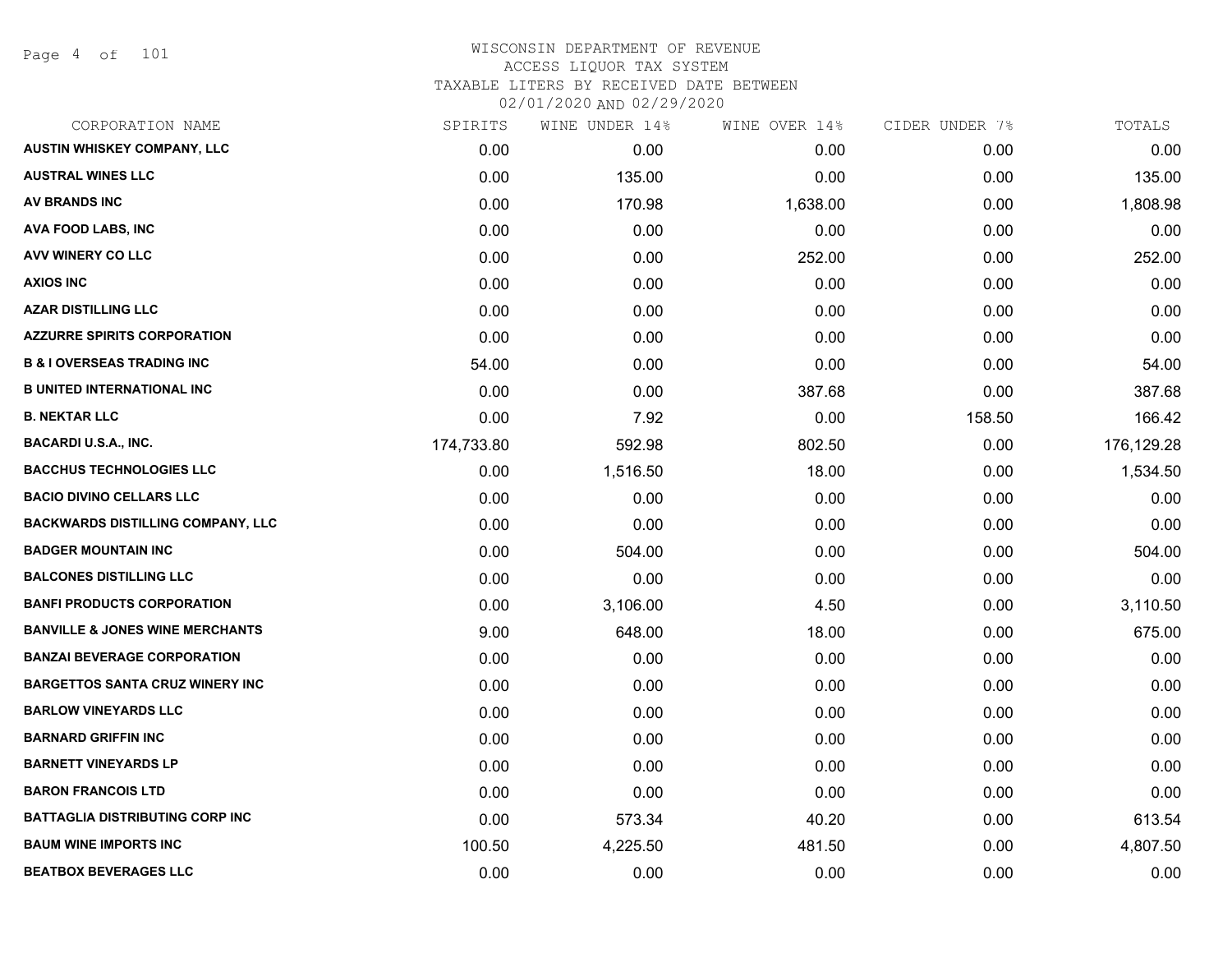# WISCONSIN DEPARTMENT OF REVENUE

ACCESS LIQUOR TAX SYSTEM

TAXABLE LITERS BY RECEIVED DATE BETWEEN 02/01/2020 AND 02/29/2020

| CORPORATION NAME | SPIRITS | WINE UNDER 14% | WINE OVER 14% | CIDER UNDER 7% | TOTALS |
|---|---|---|---|---|---|
| AUSTIN WHISKEY COMPANY, LLC | 0.00 | 0.00 | 0.00 | 0.00 | 0.00 |
| AUSTRAL WINES LLC | 0.00 | 135.00 | 0.00 | 0.00 | 135.00 |
| AV BRANDS INC | 0.00 | 170.98 | 1,638.00 | 0.00 | 1,808.98 |
| AVA FOOD LABS, INC | 0.00 | 0.00 | 0.00 | 0.00 | 0.00 |
| AVV WINERY CO LLC | 0.00 | 0.00 | 252.00 | 0.00 | 252.00 |
| AXIOS INC | 0.00 | 0.00 | 0.00 | 0.00 | 0.00 |
| AZAR DISTILLING LLC | 0.00 | 0.00 | 0.00 | 0.00 | 0.00 |
| AZZURRE SPIRITS CORPORATION | 0.00 | 0.00 | 0.00 | 0.00 | 0.00 |
| B & I OVERSEAS TRADING INC | 54.00 | 0.00 | 0.00 | 0.00 | 54.00 |
| B UNITED INTERNATIONAL INC | 0.00 | 0.00 | 387.68 | 0.00 | 387.68 |
| B. NEKTAR LLC | 0.00 | 7.92 | 0.00 | 158.50 | 166.42 |
| BACARDI U.S.A., INC. | 174,733.80 | 592.98 | 802.50 | 0.00 | 176,129.28 |
| BACCHUS TECHNOLOGIES LLC | 0.00 | 1,516.50 | 18.00 | 0.00 | 1,534.50 |
| BACIO DIVINO CELLARS LLC | 0.00 | 0.00 | 0.00 | 0.00 | 0.00 |
| BACKWARDS DISTILLING COMPANY, LLC | 0.00 | 0.00 | 0.00 | 0.00 | 0.00 |
| BADGER MOUNTAIN INC | 0.00 | 504.00 | 0.00 | 0.00 | 504.00 |
| BALCONES DISTILLING LLC | 0.00 | 0.00 | 0.00 | 0.00 | 0.00 |
| BANFI PRODUCTS CORPORATION | 0.00 | 3,106.00 | 4.50 | 0.00 | 3,110.50 |
| BANVILLE & JONES WINE MERCHANTS | 9.00 | 648.00 | 18.00 | 0.00 | 675.00 |
| BANZAI BEVERAGE CORPORATION | 0.00 | 0.00 | 0.00 | 0.00 | 0.00 |
| BARGETTOS SANTA CRUZ WINERY INC | 0.00 | 0.00 | 0.00 | 0.00 | 0.00 |
| BARLOW VINEYARDS LLC | 0.00 | 0.00 | 0.00 | 0.00 | 0.00 |
| BARNARD GRIFFIN INC | 0.00 | 0.00 | 0.00 | 0.00 | 0.00 |
| BARNETT VINEYARDS LP | 0.00 | 0.00 | 0.00 | 0.00 | 0.00 |
| BARON FRANCOIS LTD | 0.00 | 0.00 | 0.00 | 0.00 | 0.00 |
| BATTAGLIA DISTRIBUTING CORP INC | 0.00 | 573.34 | 40.20 | 0.00 | 613.54 |
| BAUM WINE IMPORTS INC | 100.50 | 4,225.50 | 481.50 | 0.00 | 4,807.50 |
| BEATBOX BEVERAGES LLC | 0.00 | 0.00 | 0.00 | 0.00 | 0.00 |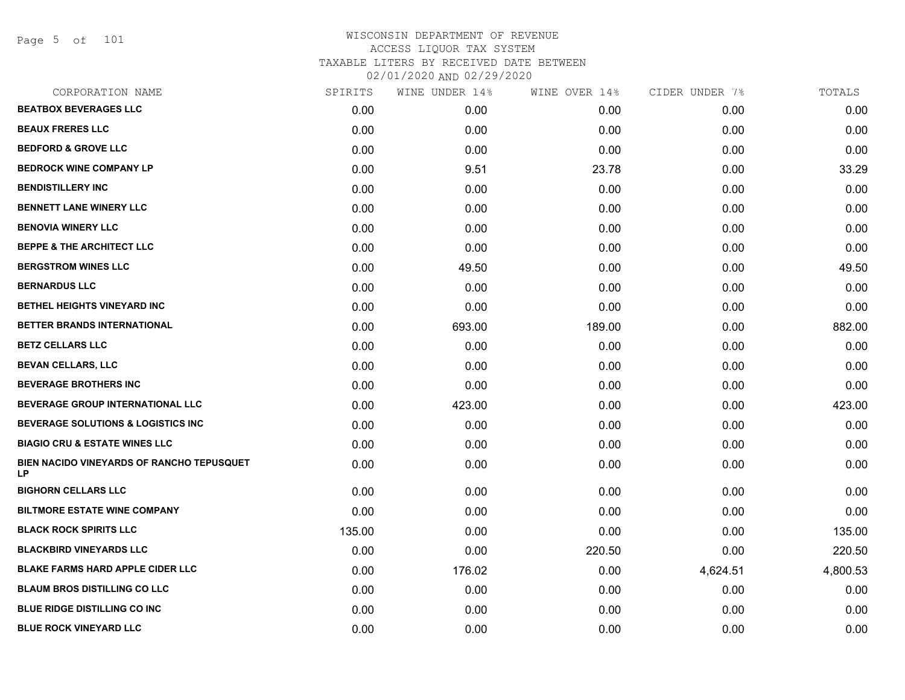# WISCONSIN DEPARTMENT OF REVENUE
ACCESS LIQUOR TAX SYSTEM
TAXABLE LITERS BY RECEIVED DATE BETWEEN
02/01/2020 AND 02/29/2020

| CORPORATION NAME | SPIRITS | WINE UNDER 14% | WINE OVER 14% | CIDER UNDER 7% | TOTALS |
|---|---|---|---|---|---|
| BEATBOX BEVERAGES LLC | 0.00 | 0.00 | 0.00 | 0.00 | 0.00 |
| BEAUX FRERES LLC | 0.00 | 0.00 | 0.00 | 0.00 | 0.00 |
| BEDFORD & GROVE LLC | 0.00 | 0.00 | 0.00 | 0.00 | 0.00 |
| BEDROCK WINE COMPANY LP | 0.00 | 9.51 | 23.78 | 0.00 | 33.29 |
| BENDISTILLERY INC | 0.00 | 0.00 | 0.00 | 0.00 | 0.00 |
| BENNETT LANE WINERY LLC | 0.00 | 0.00 | 0.00 | 0.00 | 0.00 |
| BENOVIA WINERY LLC | 0.00 | 0.00 | 0.00 | 0.00 | 0.00 |
| BEPPE & THE ARCHITECT LLC | 0.00 | 0.00 | 0.00 | 0.00 | 0.00 |
| BERGSTROM WINES LLC | 0.00 | 49.50 | 0.00 | 0.00 | 49.50 |
| BERNARDUS LLC | 0.00 | 0.00 | 0.00 | 0.00 | 0.00 |
| BETHEL HEIGHTS VINEYARD INC | 0.00 | 0.00 | 0.00 | 0.00 | 0.00 |
| BETTER BRANDS INTERNATIONAL | 0.00 | 693.00 | 189.00 | 0.00 | 882.00 |
| BETZ CELLARS LLC | 0.00 | 0.00 | 0.00 | 0.00 | 0.00 |
| BEVAN CELLARS, LLC | 0.00 | 0.00 | 0.00 | 0.00 | 0.00 |
| BEVERAGE BROTHERS INC | 0.00 | 0.00 | 0.00 | 0.00 | 0.00 |
| BEVERAGE GROUP INTERNATIONAL LLC | 0.00 | 423.00 | 0.00 | 0.00 | 423.00 |
| BEVERAGE SOLUTIONS & LOGISTICS INC | 0.00 | 0.00 | 0.00 | 0.00 | 0.00 |
| BIAGIO CRU & ESTATE WINES LLC | 0.00 | 0.00 | 0.00 | 0.00 | 0.00 |
| BIEN NACIDO VINEYARDS OF RANCHO TEPUSQUET LP | 0.00 | 0.00 | 0.00 | 0.00 | 0.00 |
| BIGHORN CELLARS LLC | 0.00 | 0.00 | 0.00 | 0.00 | 0.00 |
| BILTMORE ESTATE WINE COMPANY | 0.00 | 0.00 | 0.00 | 0.00 | 0.00 |
| BLACK ROCK SPIRITS LLC | 135.00 | 0.00 | 0.00 | 0.00 | 135.00 |
| BLACKBIRD VINEYARDS LLC | 0.00 | 0.00 | 220.50 | 0.00 | 220.50 |
| BLAKE FARMS HARD APPLE CIDER LLC | 0.00 | 176.02 | 0.00 | 4,624.51 | 4,800.53 |
| BLAUM BROS DISTILLING CO LLC | 0.00 | 0.00 | 0.00 | 0.00 | 0.00 |
| BLUE RIDGE DISTILLING CO INC | 0.00 | 0.00 | 0.00 | 0.00 | 0.00 |
| BLUE ROCK VINEYARD LLC | 0.00 | 0.00 | 0.00 | 0.00 | 0.00 |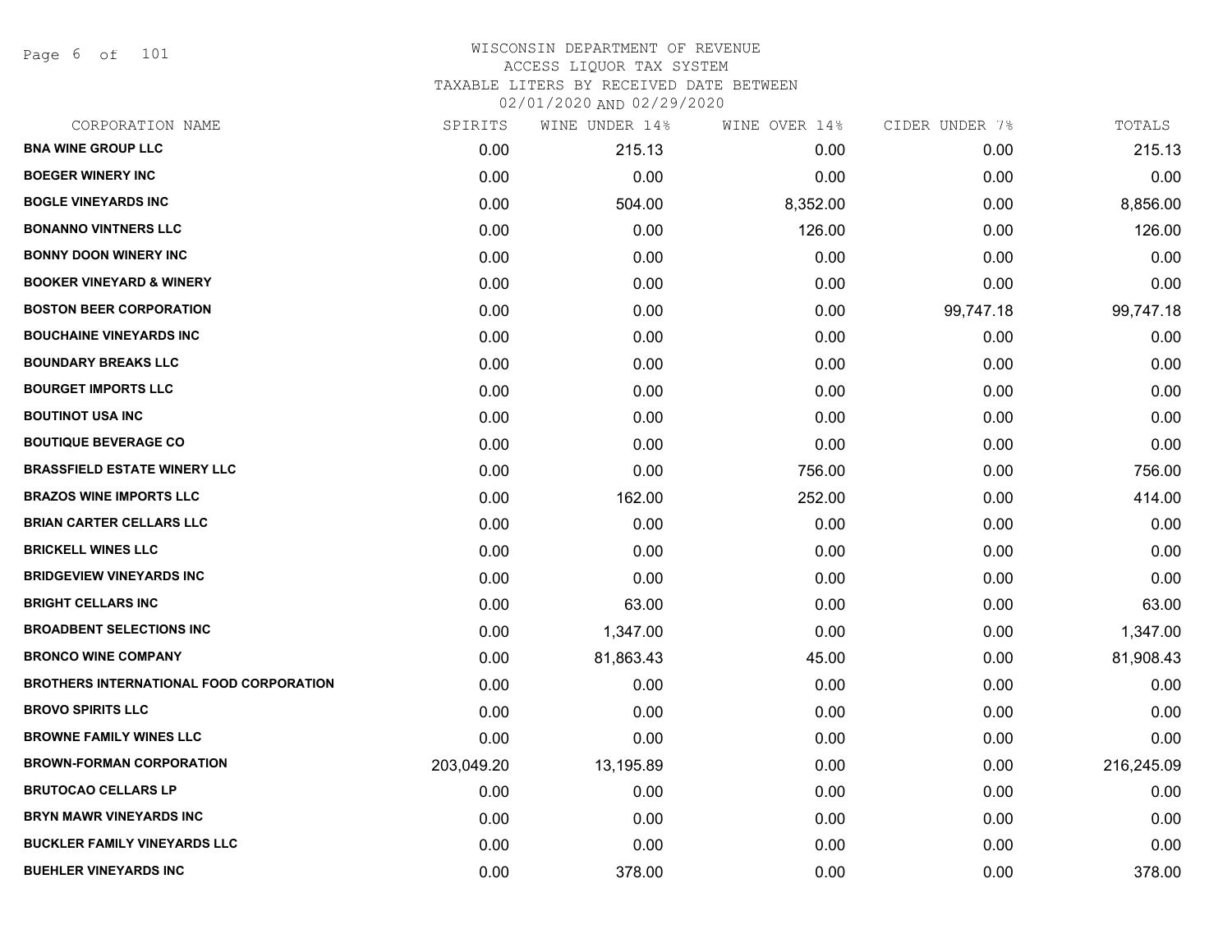WISCONSIN DEPARTMENT OF REVENUE
ACCESS LIQUOR TAX SYSTEM
TAXABLE LITERS BY RECEIVED DATE BETWEEN
02/01/2020 AND 02/29/2020

| CORPORATION NAME | SPIRITS | WINE UNDER 14% | WINE OVER 14% | CIDER UNDER 7% | TOTALS |
|---|---|---|---|---|---|
| **BNA WINE GROUP LLC** | 0.00 | 215.13 | 0.00 | 0.00 | 215.13 |
| **BOEGER WINERY INC** | 0.00 | 0.00 | 0.00 | 0.00 | 0.00 |
| **BOGLE VINEYARDS INC** | 0.00 | 504.00 | 8,352.00 | 0.00 | 8,856.00 |
| **BONANNO VINTNERS LLC** | 0.00 | 0.00 | 126.00 | 0.00 | 126.00 |
| **BONNY DOON WINERY INC** | 0.00 | 0.00 | 0.00 | 0.00 | 0.00 |
| **BOOKER VINEYARD & WINERY** | 0.00 | 0.00 | 0.00 | 0.00 | 0.00 |
| **BOSTON BEER CORPORATION** | 0.00 | 0.00 | 0.00 | 99,747.18 | 99,747.18 |
| **BOUCHAINE VINEYARDS INC** | 0.00 | 0.00 | 0.00 | 0.00 | 0.00 |
| **BOUNDARY BREAKS LLC** | 0.00 | 0.00 | 0.00 | 0.00 | 0.00 |
| **BOURGET IMPORTS LLC** | 0.00 | 0.00 | 0.00 | 0.00 | 0.00 |
| **BOUTINOT USA INC** | 0.00 | 0.00 | 0.00 | 0.00 | 0.00 |
| **BOUTIQUE BEVERAGE CO** | 0.00 | 0.00 | 0.00 | 0.00 | 0.00 |
| **BRASSFIELD ESTATE WINERY LLC** | 0.00 | 0.00 | 756.00 | 0.00 | 756.00 |
| **BRAZOS WINE IMPORTS LLC** | 0.00 | 162.00 | 252.00 | 0.00 | 414.00 |
| **BRIAN CARTER CELLARS LLC** | 0.00 | 0.00 | 0.00 | 0.00 | 0.00 |
| **BRICKELL WINES LLC** | 0.00 | 0.00 | 0.00 | 0.00 | 0.00 |
| **BRIDGEVIEW VINEYARDS INC** | 0.00 | 0.00 | 0.00 | 0.00 | 0.00 |
| **BRIGHT CELLARS INC** | 0.00 | 63.00 | 0.00 | 0.00 | 63.00 |
| **BROADBENT SELECTIONS INC** | 0.00 | 1,347.00 | 0.00 | 0.00 | 1,347.00 |
| **BRONCO WINE COMPANY** | 0.00 | 81,863.43 | 45.00 | 0.00 | 81,908.43 |
| **BROTHERS INTERNATIONAL FOOD CORPORATION** | 0.00 | 0.00 | 0.00 | 0.00 | 0.00 |
| **BROVO SPIRITS LLC** | 0.00 | 0.00 | 0.00 | 0.00 | 0.00 |
| **BROWNE FAMILY WINES LLC** | 0.00 | 0.00 | 0.00 | 0.00 | 0.00 |
| **BROWN-FORMAN CORPORATION** | 203,049.20 | 13,195.89 | 0.00 | 0.00 | 216,245.09 |
| **BRUTOCAO CELLARS LP** | 0.00 | 0.00 | 0.00 | 0.00 | 0.00 |
| **BRYN MAWR VINEYARDS INC** | 0.00 | 0.00 | 0.00 | 0.00 | 0.00 |
| **BUCKLER FAMILY VINEYARDS LLC** | 0.00 | 0.00 | 0.00 | 0.00 | 0.00 |
| **BUEHLER VINEYARDS INC** | 0.00 | 378.00 | 0.00 | 0.00 | 378.00 |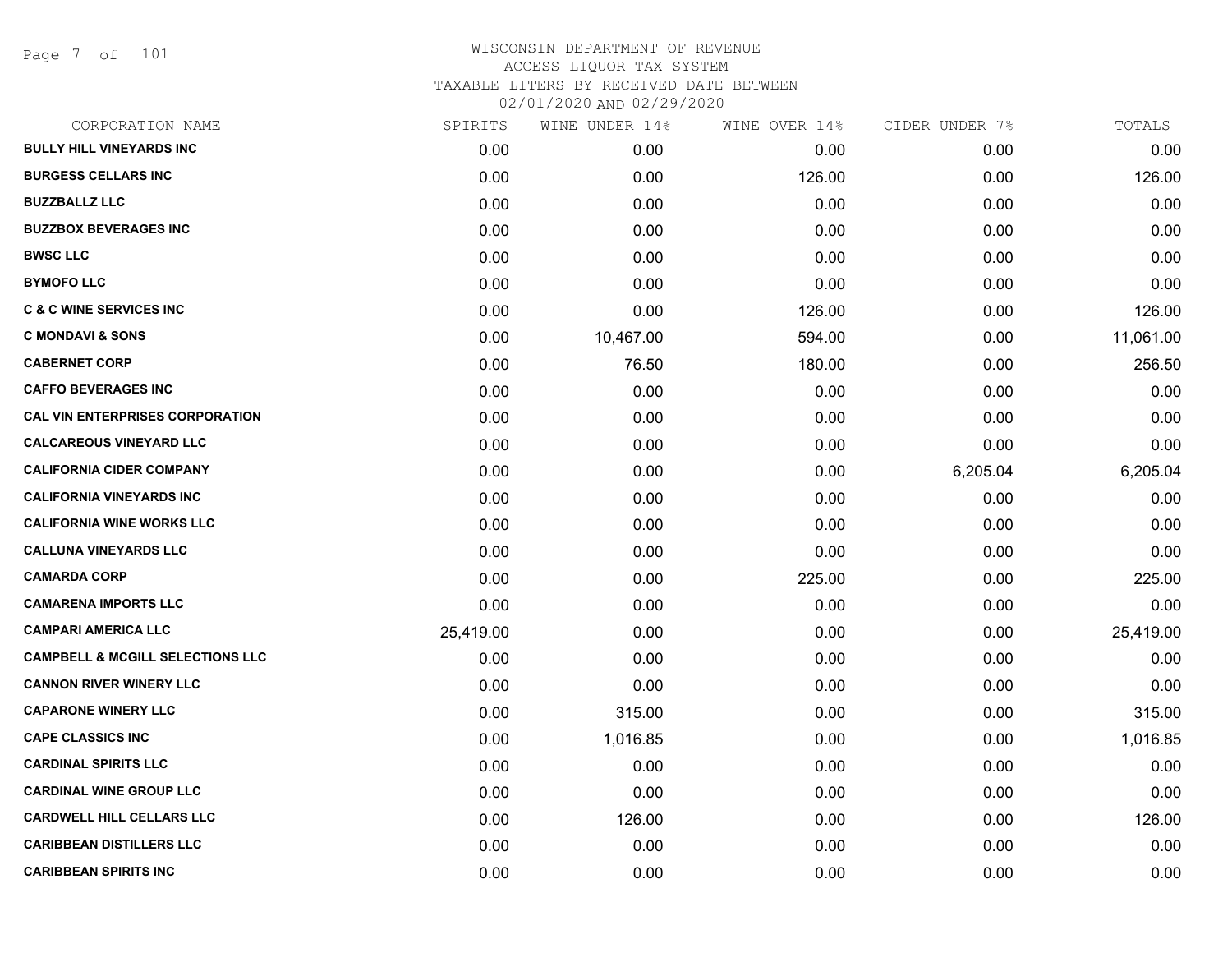# WISCONSIN DEPARTMENT OF REVENUE
## ACCESS LIQUOR TAX SYSTEM
### TAXABLE LITERS BY RECEIVED DATE BETWEEN 02/01/2020 AND 02/29/2020

| CORPORATION NAME | SPIRITS | WINE UNDER 14% | WINE OVER 14% | CIDER UNDER 7% | TOTALS |
|---|---|---|---|---|---|
| BULLY HILL VINEYARDS INC | 0.00 | 0.00 | 0.00 | 0.00 | 0.00 |
| BURGESS CELLARS INC | 0.00 | 0.00 | 126.00 | 0.00 | 126.00 |
| BUZZBALLZ LLC | 0.00 | 0.00 | 0.00 | 0.00 | 0.00 |
| BUZZBOX BEVERAGES INC | 0.00 | 0.00 | 0.00 | 0.00 | 0.00 |
| BWSC LLC | 0.00 | 0.00 | 0.00 | 0.00 | 0.00 |
| BYMOFO LLC | 0.00 | 0.00 | 0.00 | 0.00 | 0.00 |
| C & C WINE SERVICES INC | 0.00 | 0.00 | 126.00 | 0.00 | 126.00 |
| C MONDAVI & SONS | 0.00 | 10,467.00 | 594.00 | 0.00 | 11,061.00 |
| CABERNET CORP | 0.00 | 76.50 | 180.00 | 0.00 | 256.50 |
| CAFFO BEVERAGES INC | 0.00 | 0.00 | 0.00 | 0.00 | 0.00 |
| CAL VIN ENTERPRISES CORPORATION | 0.00 | 0.00 | 0.00 | 0.00 | 0.00 |
| CALCAREOUS VINEYARD LLC | 0.00 | 0.00 | 0.00 | 0.00 | 0.00 |
| CALIFORNIA CIDER COMPANY | 0.00 | 0.00 | 0.00 | 6,205.04 | 6,205.04 |
| CALIFORNIA VINEYARDS INC | 0.00 | 0.00 | 0.00 | 0.00 | 0.00 |
| CALIFORNIA WINE WORKS LLC | 0.00 | 0.00 | 0.00 | 0.00 | 0.00 |
| CALLUNA VINEYARDS LLC | 0.00 | 0.00 | 0.00 | 0.00 | 0.00 |
| CAMARDA CORP | 0.00 | 0.00 | 225.00 | 0.00 | 225.00 |
| CAMARENA IMPORTS LLC | 0.00 | 0.00 | 0.00 | 0.00 | 0.00 |
| CAMPARI AMERICA LLC | 25,419.00 | 0.00 | 0.00 | 0.00 | 25,419.00 |
| CAMPBELL & MCGILL SELECTIONS LLC | 0.00 | 0.00 | 0.00 | 0.00 | 0.00 |
| CANNON RIVER WINERY LLC | 0.00 | 0.00 | 0.00 | 0.00 | 0.00 |
| CAPARONE WINERY LLC | 0.00 | 315.00 | 0.00 | 0.00 | 315.00 |
| CAPE CLASSICS INC | 0.00 | 1,016.85 | 0.00 | 0.00 | 1,016.85 |
| CARDINAL SPIRITS LLC | 0.00 | 0.00 | 0.00 | 0.00 | 0.00 |
| CARDINAL WINE GROUP LLC | 0.00 | 0.00 | 0.00 | 0.00 | 0.00 |
| CARDWELL HILL CELLARS LLC | 0.00 | 126.00 | 0.00 | 0.00 | 126.00 |
| CARIBBEAN DISTILLERS LLC | 0.00 | 0.00 | 0.00 | 0.00 | 0.00 |
| CARIBBEAN SPIRITS INC | 0.00 | 0.00 | 0.00 | 0.00 | 0.00 |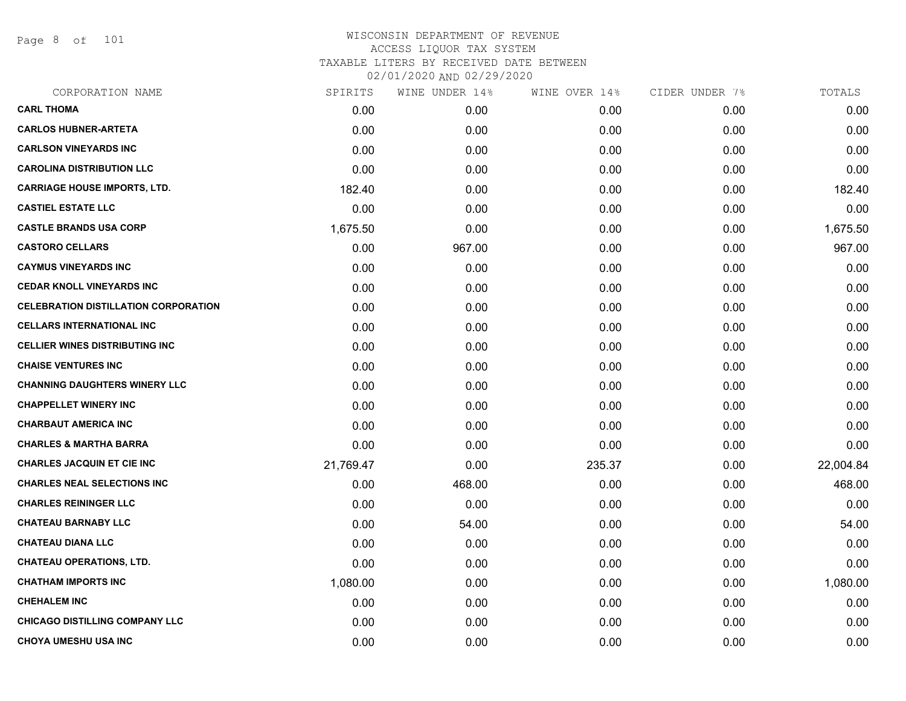# WISCONSIN DEPARTMENT OF REVENUE

ACCESS LIQUOR TAX SYSTEM

TAXABLE LITERS BY RECEIVED DATE BETWEEN

02/01/2020 AND 02/29/2020

| CORPORATION NAME | SPIRITS | WINE UNDER 14% | WINE OVER 14% | CIDER UNDER 7% | TOTALS |
|---|---|---|---|---|---|
| **CARL THOMA** | 0.00 | 0.00 | 0.00 | 0.00 | 0.00 |
| **CARLOS HUBNER-ARTETA** | 0.00 | 0.00 | 0.00 | 0.00 | 0.00 |
| **CARLSON VINEYARDS INC** | 0.00 | 0.00 | 0.00 | 0.00 | 0.00 |
| **CAROLINA DISTRIBUTION LLC** | 0.00 | 0.00 | 0.00 | 0.00 | 0.00 |
| **CARRIAGE HOUSE IMPORTS, LTD.** | 182.40 | 0.00 | 0.00 | 0.00 | 182.40 |
| **CASTIEL ESTATE LLC** | 0.00 | 0.00 | 0.00 | 0.00 | 0.00 |
| **CASTLE BRANDS USA CORP** | 1,675.50 | 0.00 | 0.00 | 0.00 | 1,675.50 |
| **CASTORO CELLARS** | 0.00 | 967.00 | 0.00 | 0.00 | 967.00 |
| **CAYMUS VINEYARDS INC** | 0.00 | 0.00 | 0.00 | 0.00 | 0.00 |
| **CEDAR KNOLL VINEYARDS INC** | 0.00 | 0.00 | 0.00 | 0.00 | 0.00 |
| **CELEBRATION DISTILLATION CORPORATION** | 0.00 | 0.00 | 0.00 | 0.00 | 0.00 |
| **CELLARS INTERNATIONAL INC** | 0.00 | 0.00 | 0.00 | 0.00 | 0.00 |
| **CELLIER WINES DISTRIBUTING INC** | 0.00 | 0.00 | 0.00 | 0.00 | 0.00 |
| **CHAISE VENTURES INC** | 0.00 | 0.00 | 0.00 | 0.00 | 0.00 |
| **CHANNING DAUGHTERS WINERY LLC** | 0.00 | 0.00 | 0.00 | 0.00 | 0.00 |
| **CHAPPELLET WINERY INC** | 0.00 | 0.00 | 0.00 | 0.00 | 0.00 |
| **CHARBAUT AMERICA INC** | 0.00 | 0.00 | 0.00 | 0.00 | 0.00 |
| **CHARLES & MARTHA BARRA** | 0.00 | 0.00 | 0.00 | 0.00 | 0.00 |
| **CHARLES JACQUIN ET CIE INC** | 21,769.47 | 0.00 | 235.37 | 0.00 | 22,004.84 |
| **CHARLES NEAL SELECTIONS INC** | 0.00 | 468.00 | 0.00 | 0.00 | 468.00 |
| **CHARLES REININGER LLC** | 0.00 | 0.00 | 0.00 | 0.00 | 0.00 |
| **CHATEAU BARNABY LLC** | 0.00 | 54.00 | 0.00 | 0.00 | 54.00 |
| **CHATEAU DIANA LLC** | 0.00 | 0.00 | 0.00 | 0.00 | 0.00 |
| **CHATEAU OPERATIONS, LTD.** | 0.00 | 0.00 | 0.00 | 0.00 | 0.00 |
| **CHATHAM IMPORTS INC** | 1,080.00 | 0.00 | 0.00 | 0.00 | 1,080.00 |
| **CHEHALEM INC** | 0.00 | 0.00 | 0.00 | 0.00 | 0.00 |
| **CHICAGO DISTILLING COMPANY LLC** | 0.00 | 0.00 | 0.00 | 0.00 | 0.00 |
| **CHOYA UMESHU USA INC** | 0.00 | 0.00 | 0.00 | 0.00 | 0.00 |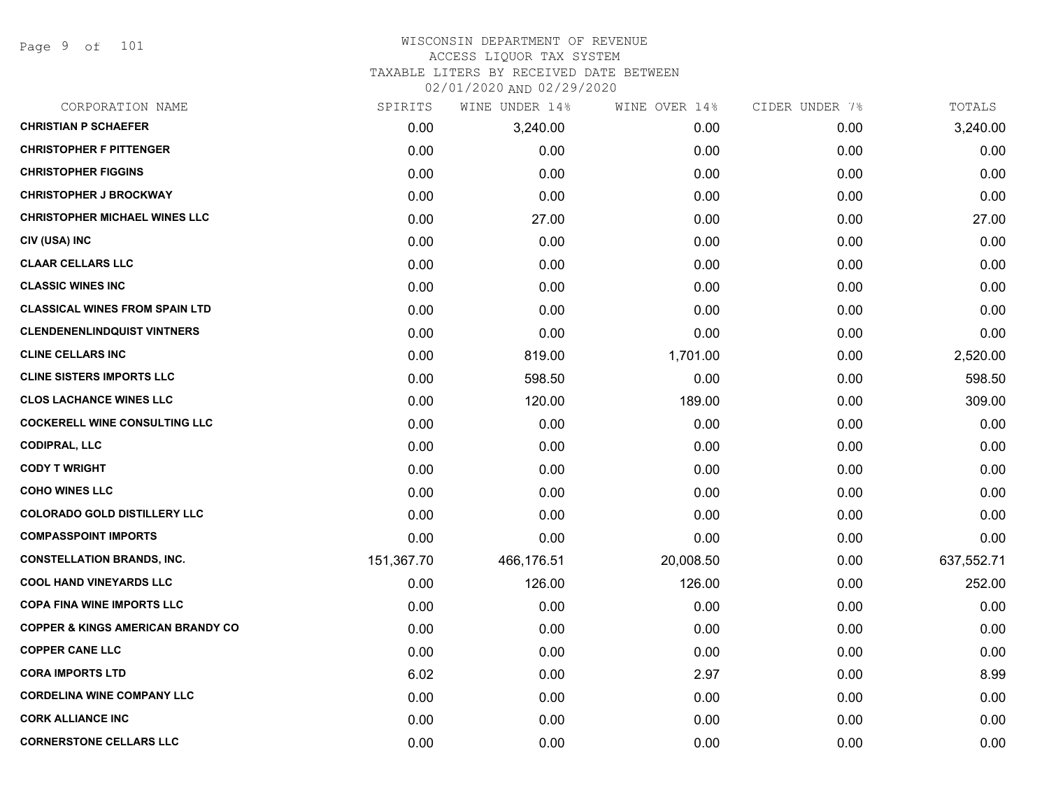# WISCONSIN DEPARTMENT OF REVENUE
## ACCESS LIQUOR TAX SYSTEM
### TAXABLE LITERS BY RECEIVED DATE BETWEEN 02/01/2020 AND 02/29/2020

| CORPORATION NAME | SPIRITS | WINE UNDER 14% | WINE OVER 14% | CIDER UNDER 7% | TOTALS |
|---|---|---|---|---|---|
| **CHRISTIAN P SCHAEFER** | 0.00 | 3,240.00 | 0.00 | 0.00 | 3,240.00 |
| **CHRISTOPHER F PITTENGER** | 0.00 | 0.00 | 0.00 | 0.00 | 0.00 |
| **CHRISTOPHER FIGGINS** | 0.00 | 0.00 | 0.00 | 0.00 | 0.00 |
| **CHRISTOPHER J BROCKWAY** | 0.00 | 0.00 | 0.00 | 0.00 | 0.00 |
| **CHRISTOPHER MICHAEL WINES LLC** | 0.00 | 27.00 | 0.00 | 0.00 | 27.00 |
| **CIV (USA) INC** | 0.00 | 0.00 | 0.00 | 0.00 | 0.00 |
| **CLAAR CELLARS LLC** | 0.00 | 0.00 | 0.00 | 0.00 | 0.00 |
| **CLASSIC WINES INC** | 0.00 | 0.00 | 0.00 | 0.00 | 0.00 |
| **CLASSICAL WINES FROM SPAIN LTD** | 0.00 | 0.00 | 0.00 | 0.00 | 0.00 |
| **CLENDENENLINDQUIST VINTNERS** | 0.00 | 0.00 | 0.00 | 0.00 | 0.00 |
| **CLINE CELLARS INC** | 0.00 | 819.00 | 1,701.00 | 0.00 | 2,520.00 |
| **CLINE SISTERS IMPORTS LLC** | 0.00 | 598.50 | 0.00 | 0.00 | 598.50 |
| **CLOS LACHANCE WINES LLC** | 0.00 | 120.00 | 189.00 | 0.00 | 309.00 |
| **COCKERELL WINE CONSULTING LLC** | 0.00 | 0.00 | 0.00 | 0.00 | 0.00 |
| **CODIPRAL, LLC** | 0.00 | 0.00 | 0.00 | 0.00 | 0.00 |
| **CODY T WRIGHT** | 0.00 | 0.00 | 0.00 | 0.00 | 0.00 |
| **COHO WINES LLC** | 0.00 | 0.00 | 0.00 | 0.00 | 0.00 |
| **COLORADO GOLD DISTILLERY LLC** | 0.00 | 0.00 | 0.00 | 0.00 | 0.00 |
| **COMPASSPOINT IMPORTS** | 0.00 | 0.00 | 0.00 | 0.00 | 0.00 |
| **CONSTELLATION BRANDS, INC.** | 151,367.70 | 466,176.51 | 20,008.50 | 0.00 | 637,552.71 |
| **COOL HAND VINEYARDS LLC** | 0.00 | 126.00 | 126.00 | 0.00 | 252.00 |
| **COPA FINA WINE IMPORTS LLC** | 0.00 | 0.00 | 0.00 | 0.00 | 0.00 |
| **COPPER & KINGS AMERICAN BRANDY CO** | 0.00 | 0.00 | 0.00 | 0.00 | 0.00 |
| **COPPER CANE LLC** | 0.00 | 0.00 | 0.00 | 0.00 | 0.00 |
| **CORA IMPORTS LTD** | 6.02 | 0.00 | 2.97 | 0.00 | 8.99 |
| **CORDELINA WINE COMPANY LLC** | 0.00 | 0.00 | 0.00 | 0.00 | 0.00 |
| **CORK ALLIANCE INC** | 0.00 | 0.00 | 0.00 | 0.00 | 0.00 |
| **CORNERSTONE CELLARS LLC** | 0.00 | 0.00 | 0.00 | 0.00 | 0.00 |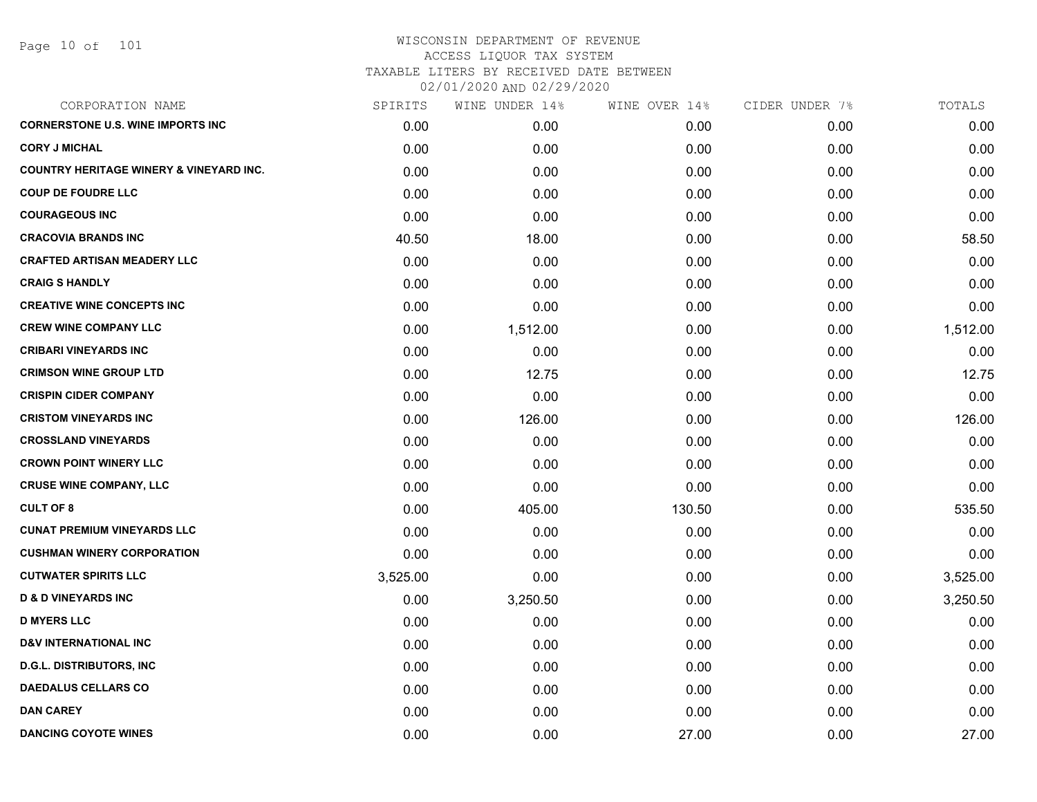WISCONSIN DEPARTMENT OF REVENUE
ACCESS LIQUOR TAX SYSTEM
TAXABLE LITERS BY RECEIVED DATE BETWEEN
02/01/2020 AND 02/29/2020

| CORPORATION NAME | SPIRITS | WINE UNDER 14% | WINE OVER 14% | CIDER UNDER 7% | TOTALS |
|---|---|---|---|---|---|
| CORNERSTONE U.S. WINE IMPORTS INC | 0.00 | 0.00 | 0.00 | 0.00 | 0.00 |
| CORY J MICHAL | 0.00 | 0.00 | 0.00 | 0.00 | 0.00 |
| COUNTRY HERITAGE WINERY & VINEYARD INC. | 0.00 | 0.00 | 0.00 | 0.00 | 0.00 |
| COUP DE FOUDRE LLC | 0.00 | 0.00 | 0.00 | 0.00 | 0.00 |
| COURAGEOUS INC | 0.00 | 0.00 | 0.00 | 0.00 | 0.00 |
| CRACOVIA BRANDS INC | 40.50 | 18.00 | 0.00 | 0.00 | 58.50 |
| CRAFTED ARTISAN MEADERY LLC | 0.00 | 0.00 | 0.00 | 0.00 | 0.00 |
| CRAIG S HANDLY | 0.00 | 0.00 | 0.00 | 0.00 | 0.00 |
| CREATIVE WINE CONCEPTS INC | 0.00 | 0.00 | 0.00 | 0.00 | 0.00 |
| CREW WINE COMPANY LLC | 0.00 | 1,512.00 | 0.00 | 0.00 | 1,512.00 |
| CRIBARI VINEYARDS INC | 0.00 | 0.00 | 0.00 | 0.00 | 0.00 |
| CRIMSON WINE GROUP LTD | 0.00 | 12.75 | 0.00 | 0.00 | 12.75 |
| CRISPIN CIDER COMPANY | 0.00 | 0.00 | 0.00 | 0.00 | 0.00 |
| CRISTOM VINEYARDS INC | 0.00 | 126.00 | 0.00 | 0.00 | 126.00 |
| CROSSLAND VINEYARDS | 0.00 | 0.00 | 0.00 | 0.00 | 0.00 |
| CROWN POINT WINERY LLC | 0.00 | 0.00 | 0.00 | 0.00 | 0.00 |
| CRUSE WINE COMPANY, LLC | 0.00 | 0.00 | 0.00 | 0.00 | 0.00 |
| CULT OF 8 | 0.00 | 405.00 | 130.50 | 0.00 | 535.50 |
| CUNAT PREMIUM VINEYARDS LLC | 0.00 | 0.00 | 0.00 | 0.00 | 0.00 |
| CUSHMAN WINERY CORPORATION | 0.00 | 0.00 | 0.00 | 0.00 | 0.00 |
| CUTWATER SPIRITS LLC | 3,525.00 | 0.00 | 0.00 | 0.00 | 3,525.00 |
| D & D VINEYARDS INC | 0.00 | 3,250.50 | 0.00 | 0.00 | 3,250.50 |
| D MYERS LLC | 0.00 | 0.00 | 0.00 | 0.00 | 0.00 |
| D&V INTERNATIONAL INC | 0.00 | 0.00 | 0.00 | 0.00 | 0.00 |
| D.G.L. DISTRIBUTORS, INC | 0.00 | 0.00 | 0.00 | 0.00 | 0.00 |
| DAEDALUS CELLARS CO | 0.00 | 0.00 | 0.00 | 0.00 | 0.00 |
| DAN CAREY | 0.00 | 0.00 | 0.00 | 0.00 | 0.00 |
| DANCING COYOTE WINES | 0.00 | 0.00 | 27.00 | 0.00 | 27.00 |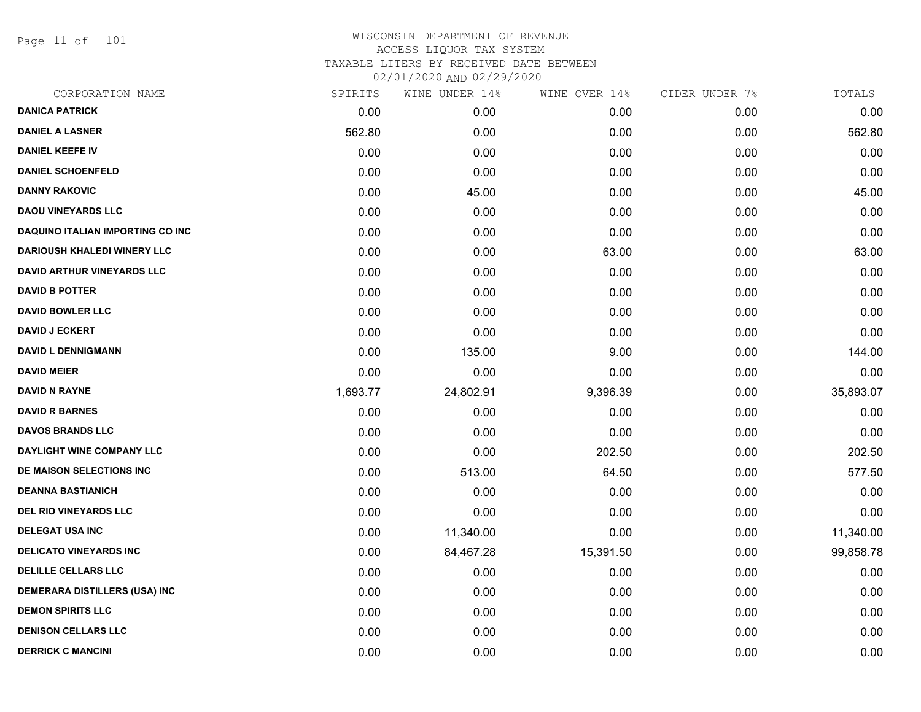# WISCONSIN DEPARTMENT OF REVENUE
## ACCESS LIQUOR TAX SYSTEM
### TAXABLE LITERS BY RECEIVED DATE BETWEEN 02/01/2020 AND 02/29/2020

| CORPORATION NAME | SPIRITS | WINE UNDER 14% | WINE OVER 14% | CIDER UNDER 7% | TOTALS |
|---|---|---|---|---|---|
| **DANICA PATRICK** | 0.00 | 0.00 | 0.00 | 0.00 | 0.00 |
| **DANIEL A LASNER** | 562.80 | 0.00 | 0.00 | 0.00 | 562.80 |
| **DANIEL KEEFE IV** | 0.00 | 0.00 | 0.00 | 0.00 | 0.00 |
| **DANIEL SCHOENFELD** | 0.00 | 0.00 | 0.00 | 0.00 | 0.00 |
| **DANNY RAKOVIC** | 0.00 | 45.00 | 0.00 | 0.00 | 45.00 |
| **DAOU VINEYARDS LLC** | 0.00 | 0.00 | 0.00 | 0.00 | 0.00 |
| **DAQUINO ITALIAN IMPORTING CO INC** | 0.00 | 0.00 | 0.00 | 0.00 | 0.00 |
| **DARIOUSH KHALEDI WINERY LLC** | 0.00 | 0.00 | 63.00 | 0.00 | 63.00 |
| **DAVID ARTHUR VINEYARDS LLC** | 0.00 | 0.00 | 0.00 | 0.00 | 0.00 |
| **DAVID B POTTER** | 0.00 | 0.00 | 0.00 | 0.00 | 0.00 |
| **DAVID BOWLER LLC** | 0.00 | 0.00 | 0.00 | 0.00 | 0.00 |
| **DAVID J ECKERT** | 0.00 | 0.00 | 0.00 | 0.00 | 0.00 |
| **DAVID L DENNIGMANN** | 0.00 | 135.00 | 9.00 | 0.00 | 144.00 |
| **DAVID MEIER** | 0.00 | 0.00 | 0.00 | 0.00 | 0.00 |
| **DAVID N RAYNE** | 1,693.77 | 24,802.91 | 9,396.39 | 0.00 | 35,893.07 |
| **DAVID R BARNES** | 0.00 | 0.00 | 0.00 | 0.00 | 0.00 |
| **DAVOS BRANDS LLC** | 0.00 | 0.00 | 0.00 | 0.00 | 0.00 |
| **DAYLIGHT WINE COMPANY LLC** | 0.00 | 0.00 | 202.50 | 0.00 | 202.50 |
| **DE MAISON SELECTIONS INC** | 0.00 | 513.00 | 64.50 | 0.00 | 577.50 |
| **DEANNA BASTIANICH** | 0.00 | 0.00 | 0.00 | 0.00 | 0.00 |
| **DEL RIO VINEYARDS LLC** | 0.00 | 0.00 | 0.00 | 0.00 | 0.00 |
| **DELEGAT USA INC** | 0.00 | 11,340.00 | 0.00 | 0.00 | 11,340.00 |
| **DELICATO VINEYARDS INC** | 0.00 | 84,467.28 | 15,391.50 | 0.00 | 99,858.78 |
| **DELILLE CELLARS LLC** | 0.00 | 0.00 | 0.00 | 0.00 | 0.00 |
| **DEMERARA DISTILLERS (USA) INC** | 0.00 | 0.00 | 0.00 | 0.00 | 0.00 |
| **DEMON SPIRITS LLC** | 0.00 | 0.00 | 0.00 | 0.00 | 0.00 |
| **DENISON CELLARS LLC** | 0.00 | 0.00 | 0.00 | 0.00 | 0.00 |
| **DERRICK C MANCINI** | 0.00 | 0.00 | 0.00 | 0.00 | 0.00 |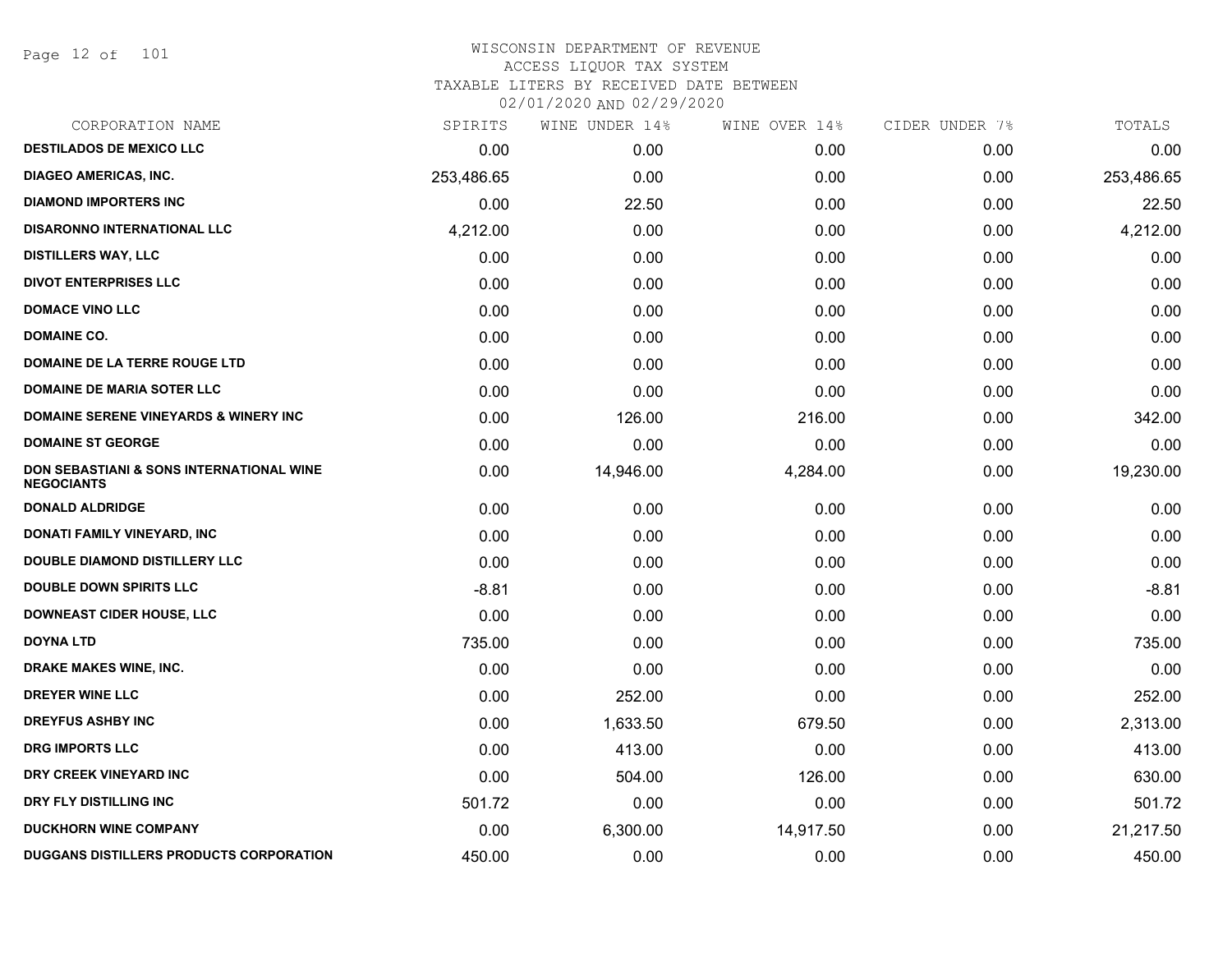# WISCONSIN DEPARTMENT OF REVENUE
## ACCESS LIQUOR TAX SYSTEM
### TAXABLE LITERS BY RECEIVED DATE BETWEEN 02/01/2020 AND 02/29/2020

| CORPORATION NAME | SPIRITS | WINE UNDER 14% | WINE OVER 14% | CIDER UNDER 7% | TOTALS |
|---|---|---|---|---|---|
| DESTILADOS DE MEXICO LLC | 0.00 | 0.00 | 0.00 | 0.00 | 0.00 |
| DIAGEO AMERICAS, INC. | 253,486.65 | 0.00 | 0.00 | 0.00 | 253,486.65 |
| DIAMOND IMPORTERS INC | 0.00 | 22.50 | 0.00 | 0.00 | 22.50 |
| DISARONNO INTERNATIONAL LLC | 4,212.00 | 0.00 | 0.00 | 0.00 | 4,212.00 |
| DISTILLERS WAY, LLC | 0.00 | 0.00 | 0.00 | 0.00 | 0.00 |
| DIVOT ENTERPRISES LLC | 0.00 | 0.00 | 0.00 | 0.00 | 0.00 |
| DOMACE VINO LLC | 0.00 | 0.00 | 0.00 | 0.00 | 0.00 |
| DOMAINE CO. | 0.00 | 0.00 | 0.00 | 0.00 | 0.00 |
| DOMAINE DE LA TERRE ROUGE LTD | 0.00 | 0.00 | 0.00 | 0.00 | 0.00 |
| DOMAINE DE MARIA SOTER LLC | 0.00 | 0.00 | 0.00 | 0.00 | 0.00 |
| DOMAINE SERENE VINEYARDS & WINERY INC | 0.00 | 126.00 | 216.00 | 0.00 | 342.00 |
| DOMAINE ST GEORGE | 0.00 | 0.00 | 0.00 | 0.00 | 0.00 |
| DON SEBASTIANI & SONS INTERNATIONAL WINE NEGOCIANTS | 0.00 | 14,946.00 | 4,284.00 | 0.00 | 19,230.00 |
| DONALD ALDRIDGE | 0.00 | 0.00 | 0.00 | 0.00 | 0.00 |
| DONATI FAMILY VINEYARD, INC | 0.00 | 0.00 | 0.00 | 0.00 | 0.00 |
| DOUBLE DIAMOND DISTILLERY LLC | 0.00 | 0.00 | 0.00 | 0.00 | 0.00 |
| DOUBLE DOWN SPIRITS LLC | -8.81 | 0.00 | 0.00 | 0.00 | -8.81 |
| DOWNEAST CIDER HOUSE, LLC | 0.00 | 0.00 | 0.00 | 0.00 | 0.00 |
| DOYNA LTD | 735.00 | 0.00 | 0.00 | 0.00 | 735.00 |
| DRAKE MAKES WINE, INC. | 0.00 | 0.00 | 0.00 | 0.00 | 0.00 |
| DREYER WINE LLC | 0.00 | 252.00 | 0.00 | 0.00 | 252.00 |
| DREYFUS ASHBY INC | 0.00 | 1,633.50 | 679.50 | 0.00 | 2,313.00 |
| DRG IMPORTS LLC | 0.00 | 413.00 | 0.00 | 0.00 | 413.00 |
| DRY CREEK VINEYARD INC | 0.00 | 504.00 | 126.00 | 0.00 | 630.00 |
| DRY FLY DISTILLING INC | 501.72 | 0.00 | 0.00 | 0.00 | 501.72 |
| DUCKHORN WINE COMPANY | 0.00 | 6,300.00 | 14,917.50 | 0.00 | 21,217.50 |
| DUGGANS DISTILLERS PRODUCTS CORPORATION | 450.00 | 0.00 | 0.00 | 0.00 | 450.00 |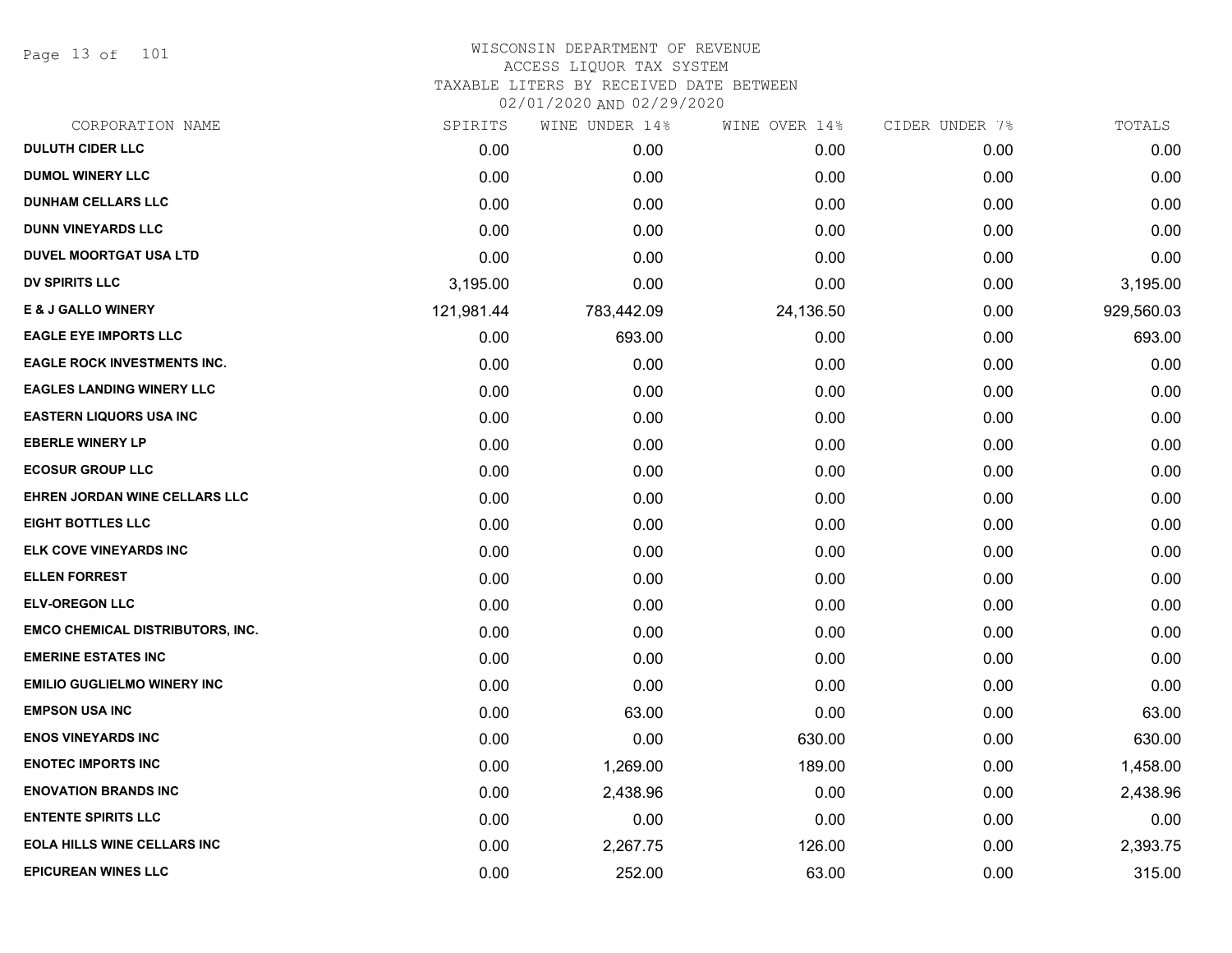# WISCONSIN DEPARTMENT OF REVENUE

ACCESS LIQUOR TAX SYSTEM

TAXABLE LITERS BY RECEIVED DATE BETWEEN

02/01/2020 AND 02/29/2020

| CORPORATION NAME | SPIRITS | WINE UNDER 14% | WINE OVER 14% | CIDER UNDER 7% | TOTALS |
|---|---|---|---|---|---|
| DULUTH CIDER LLC | 0.00 | 0.00 | 0.00 | 0.00 | 0.00 |
| DUMOL WINERY LLC | 0.00 | 0.00 | 0.00 | 0.00 | 0.00 |
| DUNHAM CELLARS LLC | 0.00 | 0.00 | 0.00 | 0.00 | 0.00 |
| DUNN VINEYARDS LLC | 0.00 | 0.00 | 0.00 | 0.00 | 0.00 |
| DUVEL MOORTGAT USA LTD | 0.00 | 0.00 | 0.00 | 0.00 | 0.00 |
| DV SPIRITS LLC | 3,195.00 | 0.00 | 0.00 | 0.00 | 3,195.00 |
| E & J GALLO WINERY | 121,981.44 | 783,442.09 | 24,136.50 | 0.00 | 929,560.03 |
| EAGLE EYE IMPORTS LLC | 0.00 | 693.00 | 0.00 | 0.00 | 693.00 |
| EAGLE ROCK INVESTMENTS INC. | 0.00 | 0.00 | 0.00 | 0.00 | 0.00 |
| EAGLES LANDING WINERY LLC | 0.00 | 0.00 | 0.00 | 0.00 | 0.00 |
| EASTERN LIQUORS USA INC | 0.00 | 0.00 | 0.00 | 0.00 | 0.00 |
| EBERLE WINERY LP | 0.00 | 0.00 | 0.00 | 0.00 | 0.00 |
| ECOSUR GROUP LLC | 0.00 | 0.00 | 0.00 | 0.00 | 0.00 |
| EHREN JORDAN WINE CELLARS LLC | 0.00 | 0.00 | 0.00 | 0.00 | 0.00 |
| EIGHT BOTTLES LLC | 0.00 | 0.00 | 0.00 | 0.00 | 0.00 |
| ELK COVE VINEYARDS INC | 0.00 | 0.00 | 0.00 | 0.00 | 0.00 |
| ELLEN FORREST | 0.00 | 0.00 | 0.00 | 0.00 | 0.00 |
| ELV-OREGON LLC | 0.00 | 0.00 | 0.00 | 0.00 | 0.00 |
| EMCO CHEMICAL DISTRIBUTORS, INC. | 0.00 | 0.00 | 0.00 | 0.00 | 0.00 |
| EMERINE ESTATES INC | 0.00 | 0.00 | 0.00 | 0.00 | 0.00 |
| EMILIO GUGLIELMO WINERY INC | 0.00 | 0.00 | 0.00 | 0.00 | 0.00 |
| EMPSON USA INC | 0.00 | 63.00 | 0.00 | 0.00 | 63.00 |
| ENOS VINEYARDS INC | 0.00 | 0.00 | 630.00 | 0.00 | 630.00 |
| ENOTEC IMPORTS INC | 0.00 | 1,269.00 | 189.00 | 0.00 | 1,458.00 |
| ENOVATION BRANDS INC | 0.00 | 2,438.96 | 0.00 | 0.00 | 2,438.96 |
| ENTENTE SPIRITS LLC | 0.00 | 0.00 | 0.00 | 0.00 | 0.00 |
| EOLA HILLS WINE CELLARS INC | 0.00 | 2,267.75 | 126.00 | 0.00 | 2,393.75 |
| EPICUREAN WINES LLC | 0.00 | 252.00 | 63.00 | 0.00 | 315.00 |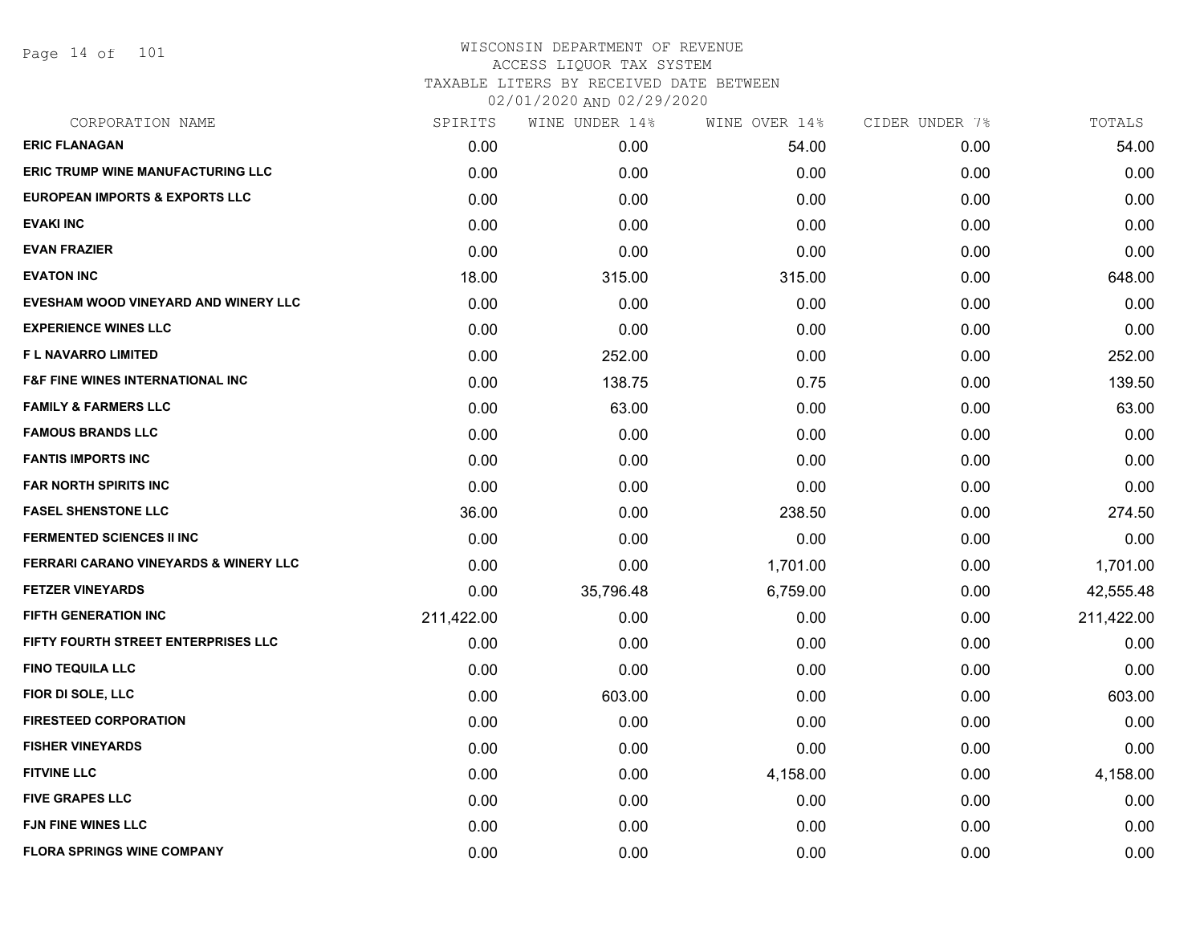# WISCONSIN DEPARTMENT OF REVENUE
## ACCESS LIQUOR TAX SYSTEM
### TAXABLE LITERS BY RECEIVED DATE BETWEEN 02/01/2020 AND 02/29/2020

| CORPORATION NAME | SPIRITS | WINE UNDER 14% | WINE OVER 14% | CIDER UNDER 7% | TOTALS |
|---|---|---|---|---|---|
| ERIC FLANAGAN | 0.00 | 0.00 | 54.00 | 0.00 | 54.00 |
| ERIC TRUMP WINE MANUFACTURING LLC | 0.00 | 0.00 | 0.00 | 0.00 | 0.00 |
| EUROPEAN IMPORTS & EXPORTS LLC | 0.00 | 0.00 | 0.00 | 0.00 | 0.00 |
| EVAKI INC | 0.00 | 0.00 | 0.00 | 0.00 | 0.00 |
| EVAN FRAZIER | 0.00 | 0.00 | 0.00 | 0.00 | 0.00 |
| EVATON INC | 18.00 | 315.00 | 315.00 | 0.00 | 648.00 |
| EVESHAM WOOD VINEYARD AND WINERY LLC | 0.00 | 0.00 | 0.00 | 0.00 | 0.00 |
| EXPERIENCE WINES LLC | 0.00 | 0.00 | 0.00 | 0.00 | 0.00 |
| F L NAVARRO LIMITED | 0.00 | 252.00 | 0.00 | 0.00 | 252.00 |
| F&F FINE WINES INTERNATIONAL INC | 0.00 | 138.75 | 0.75 | 0.00 | 139.50 |
| FAMILY & FARMERS LLC | 0.00 | 63.00 | 0.00 | 0.00 | 63.00 |
| FAMOUS BRANDS LLC | 0.00 | 0.00 | 0.00 | 0.00 | 0.00 |
| FANTIS IMPORTS INC | 0.00 | 0.00 | 0.00 | 0.00 | 0.00 |
| FAR NORTH SPIRITS INC | 0.00 | 0.00 | 0.00 | 0.00 | 0.00 |
| FASEL SHENSTONE LLC | 36.00 | 0.00 | 238.50 | 0.00 | 274.50 |
| FERMENTED SCIENCES II INC | 0.00 | 0.00 | 0.00 | 0.00 | 0.00 |
| FERRARI CARANO VINEYARDS & WINERY LLC | 0.00 | 0.00 | 1,701.00 | 0.00 | 1,701.00 |
| FETZER VINEYARDS | 0.00 | 35,796.48 | 6,759.00 | 0.00 | 42,555.48 |
| FIFTH GENERATION INC | 211,422.00 | 0.00 | 0.00 | 0.00 | 211,422.00 |
| FIFTY FOURTH STREET ENTERPRISES LLC | 0.00 | 0.00 | 0.00 | 0.00 | 0.00 |
| FINO TEQUILA LLC | 0.00 | 0.00 | 0.00 | 0.00 | 0.00 |
| FIOR DI SOLE, LLC | 0.00 | 603.00 | 0.00 | 0.00 | 603.00 |
| FIRESTEED CORPORATION | 0.00 | 0.00 | 0.00 | 0.00 | 0.00 |
| FISHER VINEYARDS | 0.00 | 0.00 | 0.00 | 0.00 | 0.00 |
| FITVINE LLC | 0.00 | 0.00 | 4,158.00 | 0.00 | 4,158.00 |
| FIVE GRAPES LLC | 0.00 | 0.00 | 0.00 | 0.00 | 0.00 |
| FJN FINE WINES LLC | 0.00 | 0.00 | 0.00 | 0.00 | 0.00 |
| FLORA SPRINGS WINE COMPANY | 0.00 | 0.00 | 0.00 | 0.00 | 0.00 |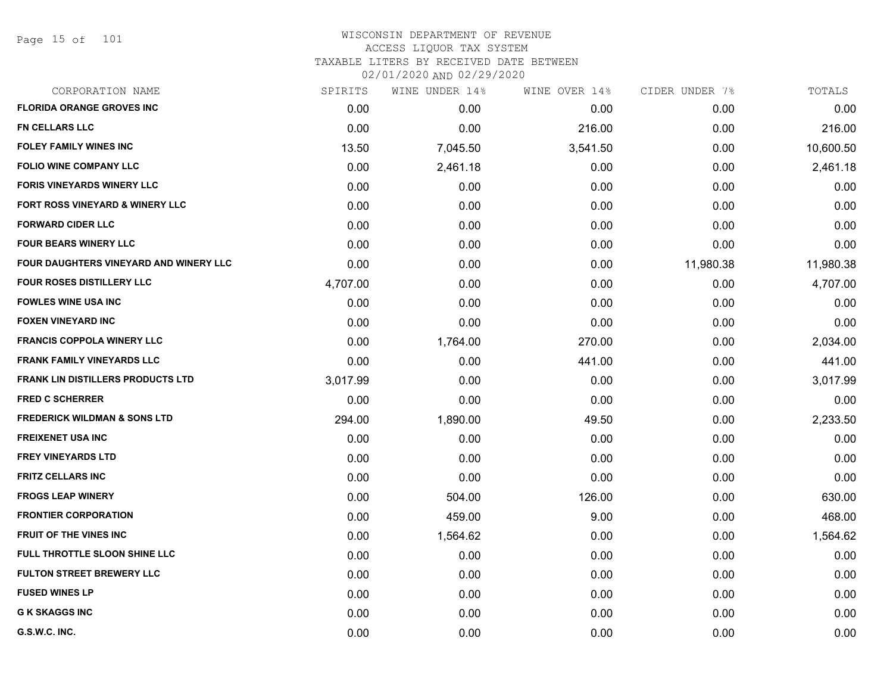WISCONSIN DEPARTMENT OF REVENUE
ACCESS LIQUOR TAX SYSTEM
TAXABLE LITERS BY RECEIVED DATE BETWEEN
02/01/2020 AND 02/29/2020

| CORPORATION NAME | SPIRITS | WINE UNDER 14% | WINE OVER 14% | CIDER UNDER 7% | TOTALS |
|---|---|---|---|---|---|
| FLORIDA ORANGE GROVES INC | 0.00 | 0.00 | 0.00 | 0.00 | 0.00 |
| FN CELLARS LLC | 0.00 | 0.00 | 216.00 | 0.00 | 216.00 |
| FOLEY FAMILY WINES INC | 13.50 | 7,045.50 | 3,541.50 | 0.00 | 10,600.50 |
| FOLIO WINE COMPANY LLC | 0.00 | 2,461.18 | 0.00 | 0.00 | 2,461.18 |
| FORIS VINEYARDS WINERY LLC | 0.00 | 0.00 | 0.00 | 0.00 | 0.00 |
| FORT ROSS VINEYARD & WINERY LLC | 0.00 | 0.00 | 0.00 | 0.00 | 0.00 |
| FORWARD CIDER LLC | 0.00 | 0.00 | 0.00 | 0.00 | 0.00 |
| FOUR BEARS WINERY LLC | 0.00 | 0.00 | 0.00 | 0.00 | 0.00 |
| FOUR DAUGHTERS VINEYARD AND WINERY LLC | 0.00 | 0.00 | 0.00 | 11,980.38 | 11,980.38 |
| FOUR ROSES DISTILLERY LLC | 4,707.00 | 0.00 | 0.00 | 0.00 | 4,707.00 |
| FOWLES WINE USA INC | 0.00 | 0.00 | 0.00 | 0.00 | 0.00 |
| FOXEN VINEYARD INC | 0.00 | 0.00 | 0.00 | 0.00 | 0.00 |
| FRANCIS COPPOLA WINERY LLC | 0.00 | 1,764.00 | 270.00 | 0.00 | 2,034.00 |
| FRANK FAMILY VINEYARDS LLC | 0.00 | 0.00 | 441.00 | 0.00 | 441.00 |
| FRANK LIN DISTILLERS PRODUCTS LTD | 3,017.99 | 0.00 | 0.00 | 0.00 | 3,017.99 |
| FRED C SCHERRER | 0.00 | 0.00 | 0.00 | 0.00 | 0.00 |
| FREDERICK WILDMAN & SONS LTD | 294.00 | 1,890.00 | 49.50 | 0.00 | 2,233.50 |
| FREIXENET USA INC | 0.00 | 0.00 | 0.00 | 0.00 | 0.00 |
| FREY VINEYARDS LTD | 0.00 | 0.00 | 0.00 | 0.00 | 0.00 |
| FRITZ CELLARS INC | 0.00 | 0.00 | 0.00 | 0.00 | 0.00 |
| FROGS LEAP WINERY | 0.00 | 504.00 | 126.00 | 0.00 | 630.00 |
| FRONTIER CORPORATION | 0.00 | 459.00 | 9.00 | 0.00 | 468.00 |
| FRUIT OF THE VINES INC | 0.00 | 1,564.62 | 0.00 | 0.00 | 1,564.62 |
| FULL THROTTLE SLOON SHINE LLC | 0.00 | 0.00 | 0.00 | 0.00 | 0.00 |
| FULTON STREET BREWERY LLC | 0.00 | 0.00 | 0.00 | 0.00 | 0.00 |
| FUSED WINES LP | 0.00 | 0.00 | 0.00 | 0.00 | 0.00 |
| G K SKAGGS INC | 0.00 | 0.00 | 0.00 | 0.00 | 0.00 |
| G.S.W.C. INC. | 0.00 | 0.00 | 0.00 | 0.00 | 0.00 |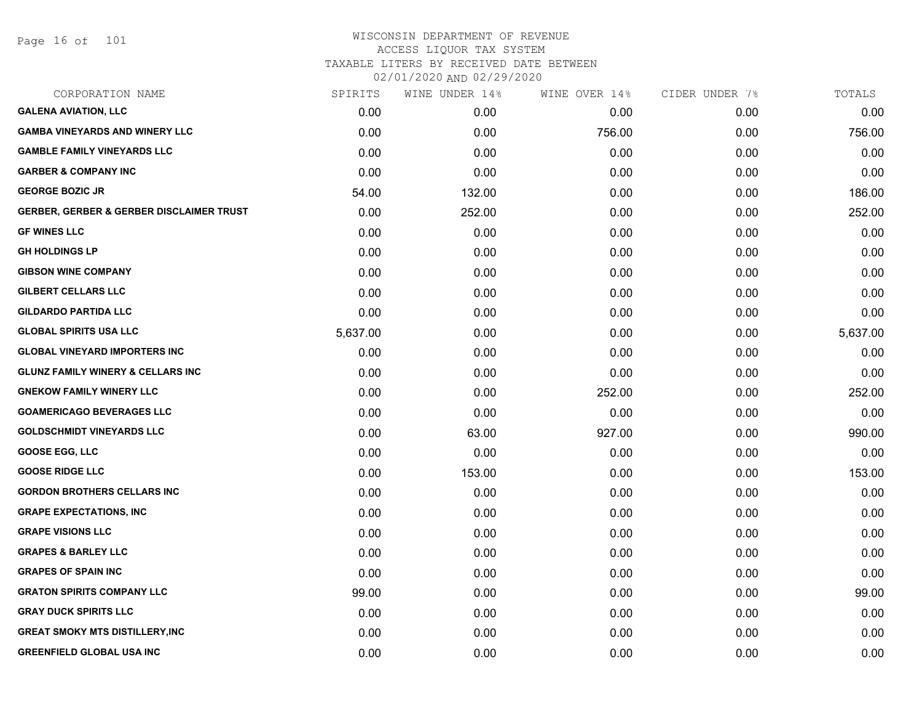# WISCONSIN DEPARTMENT OF REVENUE
## ACCESS LIQUOR TAX SYSTEM
## TAXABLE LITERS BY RECEIVED DATE BETWEEN 02/01/2020 AND 02/29/2020

| CORPORATION NAME | SPIRITS | WINE UNDER 14% | WINE OVER 14% | CIDER UNDER 7% | TOTALS |
|---|---|---|---|---|---|
| **GALENA AVIATION, LLC** | 0.00 | 0.00 | 0.00 | 0.00 | 0.00 |
| **GAMBA VINEYARDS AND WINERY LLC** | 0.00 | 0.00 | 756.00 | 0.00 | 756.00 |
| **GAMBLE FAMILY VINEYARDS LLC** | 0.00 | 0.00 | 0.00 | 0.00 | 0.00 |
| **GARBER & COMPANY INC** | 0.00 | 0.00 | 0.00 | 0.00 | 0.00 |
| **GEORGE BOZIC JR** | 54.00 | 132.00 | 0.00 | 0.00 | 186.00 |
| **GERBER, GERBER & GERBER DISCLAIMER TRUST** | 0.00 | 252.00 | 0.00 | 0.00 | 252.00 |
| **GF WINES LLC** | 0.00 | 0.00 | 0.00 | 0.00 | 0.00 |
| **GH HOLDINGS LP** | 0.00 | 0.00 | 0.00 | 0.00 | 0.00 |
| **GIBSON WINE COMPANY** | 0.00 | 0.00 | 0.00 | 0.00 | 0.00 |
| **GILBERT CELLARS LLC** | 0.00 | 0.00 | 0.00 | 0.00 | 0.00 |
| **GILDARDO PARTIDA LLC** | 0.00 | 0.00 | 0.00 | 0.00 | 0.00 |
| **GLOBAL SPIRITS USA LLC** | 5,637.00 | 0.00 | 0.00 | 0.00 | 5,637.00 |
| **GLOBAL VINEYARD IMPORTERS INC** | 0.00 | 0.00 | 0.00 | 0.00 | 0.00 |
| **GLUNZ FAMILY WINERY & CELLARS INC** | 0.00 | 0.00 | 0.00 | 0.00 | 0.00 |
| **GNEKOW FAMILY WINERY LLC** | 0.00 | 0.00 | 252.00 | 0.00 | 252.00 |
| **GOAMERICAGO BEVERAGES LLC** | 0.00 | 0.00 | 0.00 | 0.00 | 0.00 |
| **GOLDSCHMIDT VINEYARDS LLC** | 0.00 | 63.00 | 927.00 | 0.00 | 990.00 |
| **GOOSE EGG, LLC** | 0.00 | 0.00 | 0.00 | 0.00 | 0.00 |
| **GOOSE RIDGE LLC** | 0.00 | 153.00 | 0.00 | 0.00 | 153.00 |
| **GORDON BROTHERS CELLARS INC** | 0.00 | 0.00 | 0.00 | 0.00 | 0.00 |
| **GRAPE EXPECTATIONS, INC** | 0.00 | 0.00 | 0.00 | 0.00 | 0.00 |
| **GRAPE VISIONS LLC** | 0.00 | 0.00 | 0.00 | 0.00 | 0.00 |
| **GRAPES & BARLEY LLC** | 0.00 | 0.00 | 0.00 | 0.00 | 0.00 |
| **GRAPES OF SPAIN INC** | 0.00 | 0.00 | 0.00 | 0.00 | 0.00 |
| **GRATON SPIRITS COMPANY LLC** | 99.00 | 0.00 | 0.00 | 0.00 | 99.00 |
| **GRAY DUCK SPIRITS LLC** | 0.00 | 0.00 | 0.00 | 0.00 | 0.00 |
| **GREAT SMOKY MTS DISTILLERY,INC** | 0.00 | 0.00 | 0.00 | 0.00 | 0.00 |
| **GREENFIELD GLOBAL USA INC** | 0.00 | 0.00 | 0.00 | 0.00 | 0.00 |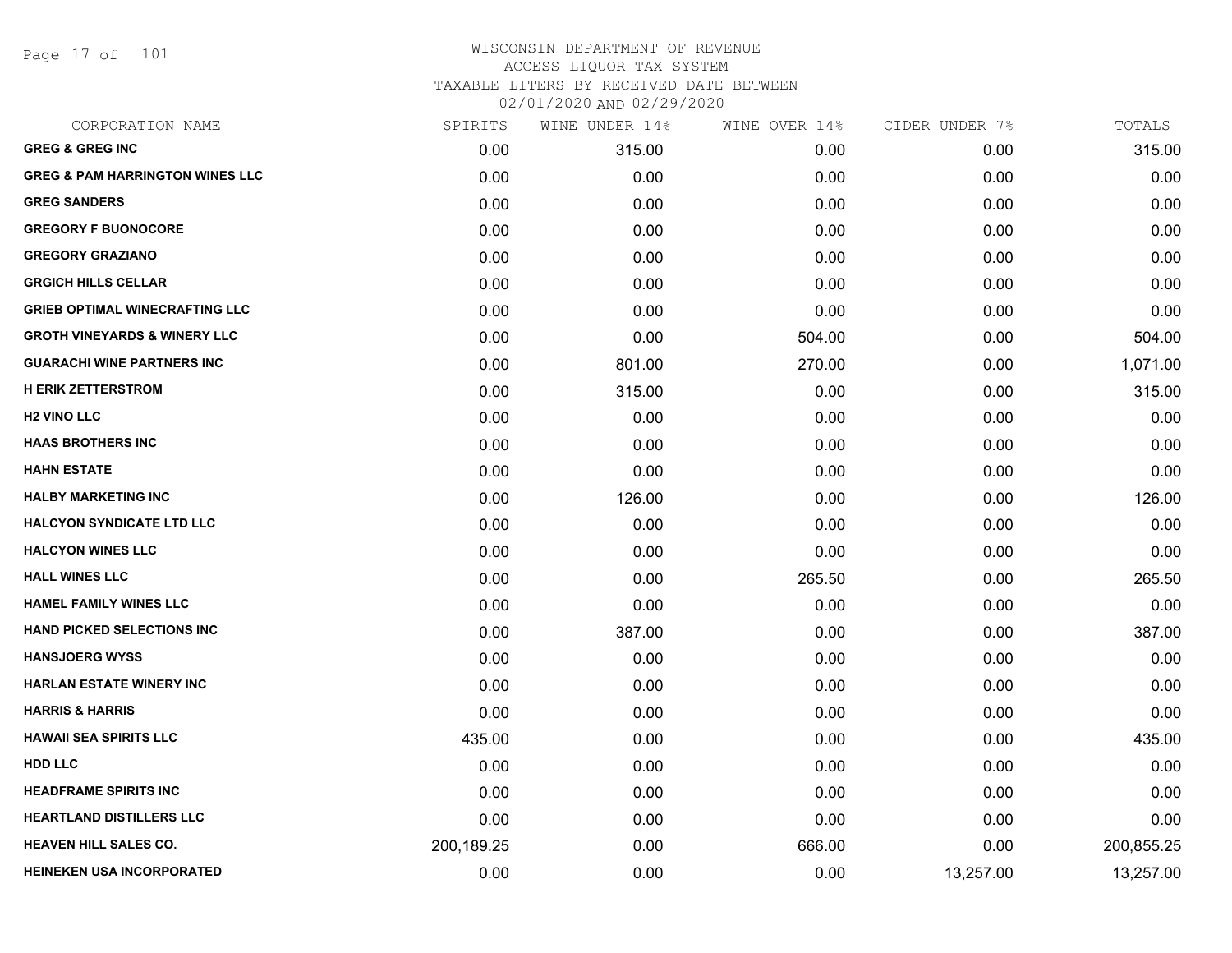WISCONSIN DEPARTMENT OF REVENUE
ACCESS LIQUOR TAX SYSTEM
TAXABLE LITERS BY RECEIVED DATE BETWEEN
02/01/2020 AND 02/29/2020

| CORPORATION NAME | SPIRITS | WINE UNDER 14% | WINE OVER 14% | CIDER UNDER 7% | TOTALS |
|---|---|---|---|---|---|
| GREG & GREG INC | 0.00 | 315.00 | 0.00 | 0.00 | 315.00 |
| GREG & PAM HARRINGTON WINES LLC | 0.00 | 0.00 | 0.00 | 0.00 | 0.00 |
| GREG SANDERS | 0.00 | 0.00 | 0.00 | 0.00 | 0.00 |
| GREGORY F BUONOCORE | 0.00 | 0.00 | 0.00 | 0.00 | 0.00 |
| GREGORY GRAZIANO | 0.00 | 0.00 | 0.00 | 0.00 | 0.00 |
| GRGICH HILLS CELLAR | 0.00 | 0.00 | 0.00 | 0.00 | 0.00 |
| GRIEB OPTIMAL WINECRAFTING LLC | 0.00 | 0.00 | 0.00 | 0.00 | 0.00 |
| GROTH VINEYARDS & WINERY LLC | 0.00 | 0.00 | 504.00 | 0.00 | 504.00 |
| GUARACHI WINE PARTNERS INC | 0.00 | 801.00 | 270.00 | 0.00 | 1,071.00 |
| H ERIK ZETTERSTROM | 0.00 | 315.00 | 0.00 | 0.00 | 315.00 |
| H2 VINO LLC | 0.00 | 0.00 | 0.00 | 0.00 | 0.00 |
| HAAS BROTHERS INC | 0.00 | 0.00 | 0.00 | 0.00 | 0.00 |
| HAHN ESTATE | 0.00 | 0.00 | 0.00 | 0.00 | 0.00 |
| HALBY MARKETING INC | 0.00 | 126.00 | 0.00 | 0.00 | 126.00 |
| HALCYON SYNDICATE LTD LLC | 0.00 | 0.00 | 0.00 | 0.00 | 0.00 |
| HALCYON WINES LLC | 0.00 | 0.00 | 0.00 | 0.00 | 0.00 |
| HALL WINES LLC | 0.00 | 0.00 | 265.50 | 0.00 | 265.50 |
| HAMEL FAMILY WINES LLC | 0.00 | 0.00 | 0.00 | 0.00 | 0.00 |
| HAND PICKED SELECTIONS INC | 0.00 | 387.00 | 0.00 | 0.00 | 387.00 |
| HANSJOERG WYSS | 0.00 | 0.00 | 0.00 | 0.00 | 0.00 |
| HARLAN ESTATE WINERY INC | 0.00 | 0.00 | 0.00 | 0.00 | 0.00 |
| HARRIS & HARRIS | 0.00 | 0.00 | 0.00 | 0.00 | 0.00 |
| HAWAII SEA SPIRITS LLC | 435.00 | 0.00 | 0.00 | 0.00 | 435.00 |
| HDD LLC | 0.00 | 0.00 | 0.00 | 0.00 | 0.00 |
| HEADFRAME SPIRITS INC | 0.00 | 0.00 | 0.00 | 0.00 | 0.00 |
| HEARTLAND DISTILLERS LLC | 0.00 | 0.00 | 0.00 | 0.00 | 0.00 |
| HEAVEN HILL SALES CO. | 200,189.25 | 0.00 | 666.00 | 0.00 | 200,855.25 |
| HEINEKEN USA INCORPORATED | 0.00 | 0.00 | 0.00 | 13,257.00 | 13,257.00 |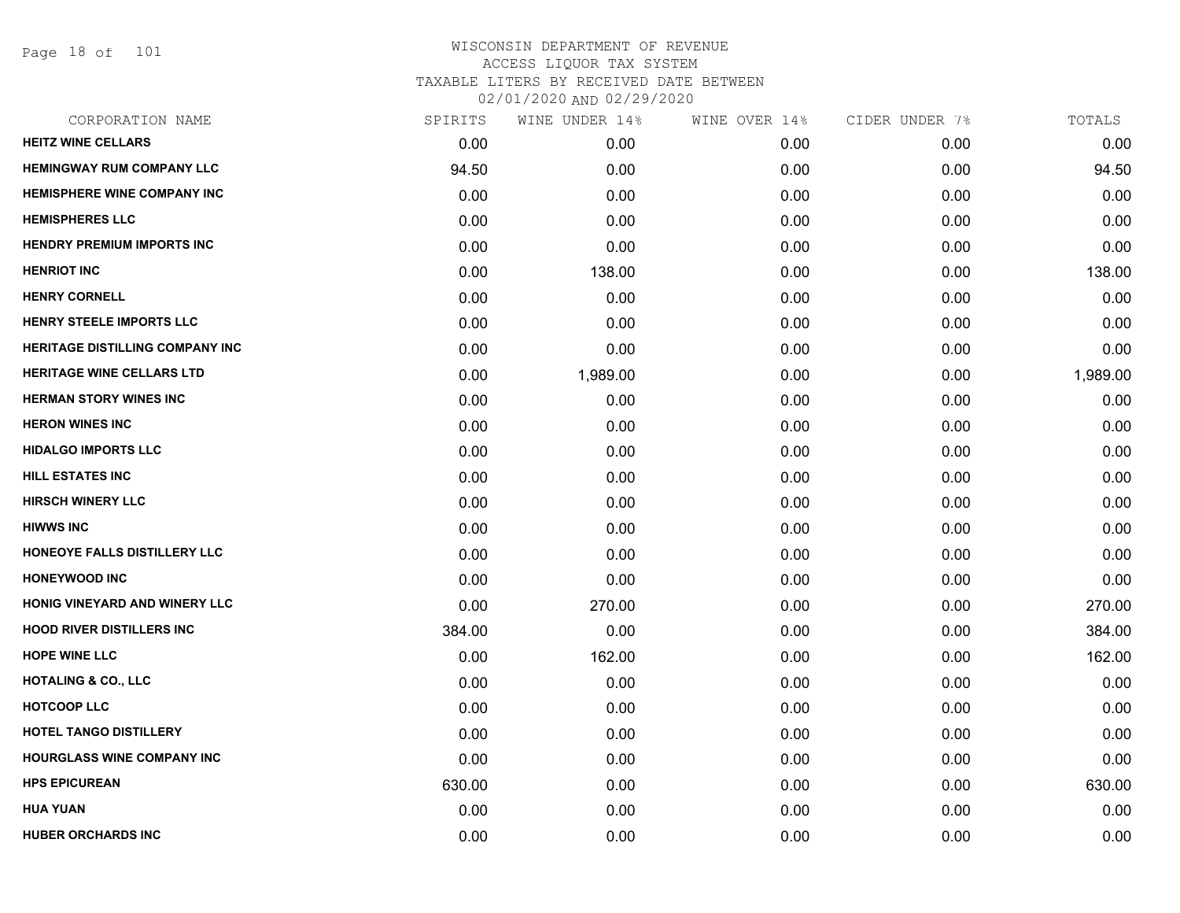WISCONSIN DEPARTMENT OF REVENUE
ACCESS LIQUOR TAX SYSTEM
TAXABLE LITERS BY RECEIVED DATE BETWEEN
02/01/2020 AND 02/29/2020

| CORPORATION NAME | SPIRITS | WINE UNDER 14% | WINE OVER 14% | CIDER UNDER 7% | TOTALS |
|---|---|---|---|---|---|
| HEITZ WINE CELLARS | 0.00 | 0.00 | 0.00 | 0.00 | 0.00 |
| HEMINGWAY RUM COMPANY LLC | 94.50 | 0.00 | 0.00 | 0.00 | 94.50 |
| HEMISPHERE WINE COMPANY INC | 0.00 | 0.00 | 0.00 | 0.00 | 0.00 |
| HEMISPHERES LLC | 0.00 | 0.00 | 0.00 | 0.00 | 0.00 |
| HENDRY PREMIUM IMPORTS INC | 0.00 | 0.00 | 0.00 | 0.00 | 0.00 |
| HENRIOT INC | 0.00 | 138.00 | 0.00 | 0.00 | 138.00 |
| HENRY CORNELL | 0.00 | 0.00 | 0.00 | 0.00 | 0.00 |
| HENRY STEELE IMPORTS LLC | 0.00 | 0.00 | 0.00 | 0.00 | 0.00 |
| HERITAGE DISTILLING COMPANY INC | 0.00 | 0.00 | 0.00 | 0.00 | 0.00 |
| HERITAGE WINE CELLARS LTD | 0.00 | 1,989.00 | 0.00 | 0.00 | 1,989.00 |
| HERMAN STORY WINES INC | 0.00 | 0.00 | 0.00 | 0.00 | 0.00 |
| HERON WINES INC | 0.00 | 0.00 | 0.00 | 0.00 | 0.00 |
| HIDALGO IMPORTS LLC | 0.00 | 0.00 | 0.00 | 0.00 | 0.00 |
| HILL ESTATES INC | 0.00 | 0.00 | 0.00 | 0.00 | 0.00 |
| HIRSCH WINERY LLC | 0.00 | 0.00 | 0.00 | 0.00 | 0.00 |
| HIWWS INC | 0.00 | 0.00 | 0.00 | 0.00 | 0.00 |
| HONEOYE FALLS DISTILLERY LLC | 0.00 | 0.00 | 0.00 | 0.00 | 0.00 |
| HONEYWOOD INC | 0.00 | 0.00 | 0.00 | 0.00 | 0.00 |
| HONIG VINEYARD AND WINERY LLC | 0.00 | 270.00 | 0.00 | 0.00 | 270.00 |
| HOOD RIVER DISTILLERS INC | 384.00 | 0.00 | 0.00 | 0.00 | 384.00 |
| HOPE WINE LLC | 0.00 | 162.00 | 0.00 | 0.00 | 162.00 |
| HOTALING & CO., LLC | 0.00 | 0.00 | 0.00 | 0.00 | 0.00 |
| HOTCOOP LLC | 0.00 | 0.00 | 0.00 | 0.00 | 0.00 |
| HOTEL TANGO DISTILLERY | 0.00 | 0.00 | 0.00 | 0.00 | 0.00 |
| HOURGLASS WINE COMPANY INC | 0.00 | 0.00 | 0.00 | 0.00 | 0.00 |
| HPS EPICUREAN | 630.00 | 0.00 | 0.00 | 0.00 | 630.00 |
| HUA YUAN | 0.00 | 0.00 | 0.00 | 0.00 | 0.00 |
| HUBER ORCHARDS INC | 0.00 | 0.00 | 0.00 | 0.00 | 0.00 |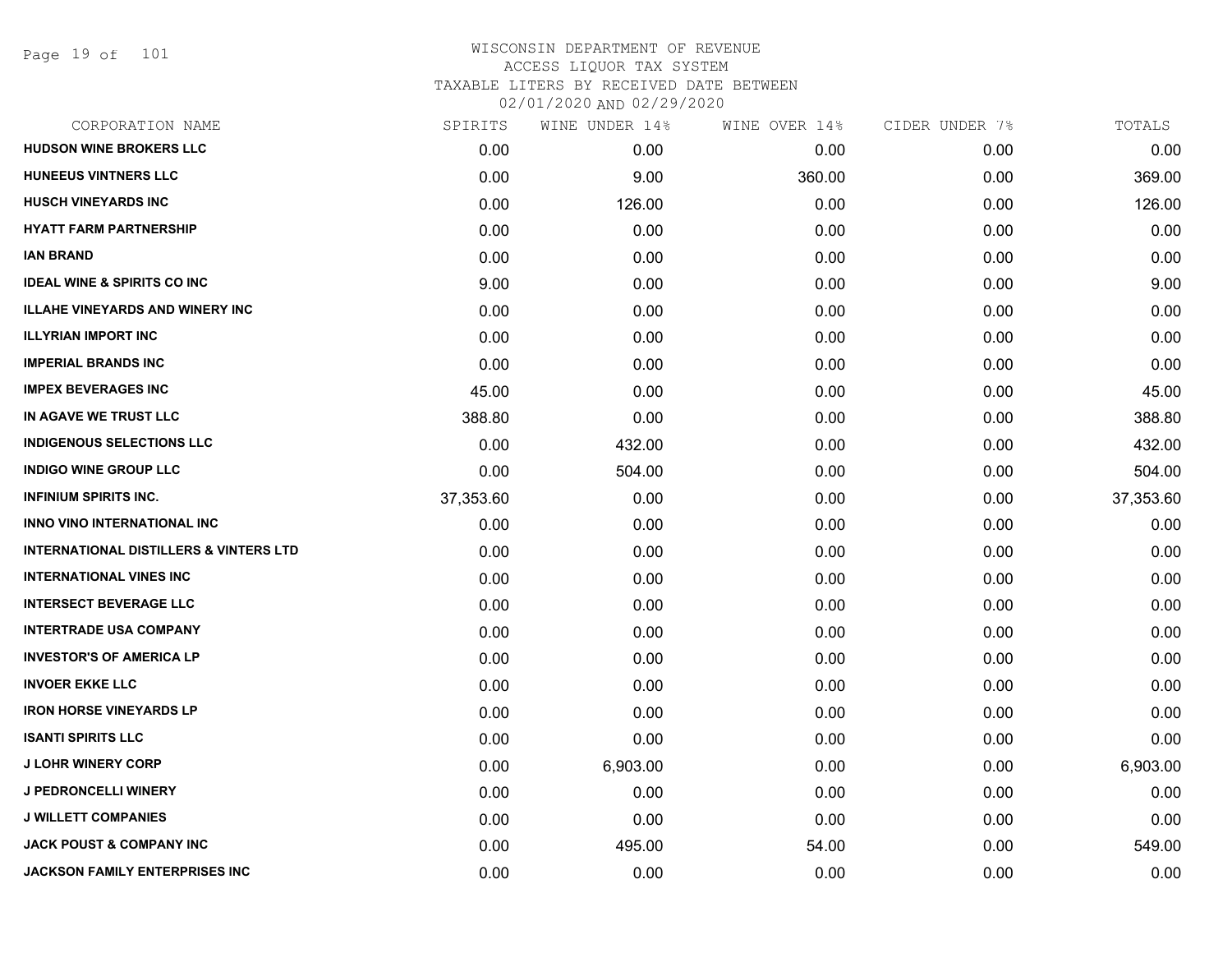# WISCONSIN DEPARTMENT OF REVENUE
## ACCESS LIQUOR TAX SYSTEM
## TAXABLE LITERS BY RECEIVED DATE BETWEEN 02/01/2020 AND 02/29/2020

| CORPORATION NAME | SPIRITS | WINE UNDER 14% | WINE OVER 14% | CIDER UNDER 7% | TOTALS |
|---|---|---|---|---|---|
| HUDSON WINE BROKERS LLC | 0.00 | 0.00 | 0.00 | 0.00 | 0.00 |
| HUNEEUS VINTNERS LLC | 0.00 | 9.00 | 360.00 | 0.00 | 369.00 |
| HUSCH VINEYARDS INC | 0.00 | 126.00 | 0.00 | 0.00 | 126.00 |
| HYATT FARM PARTNERSHIP | 0.00 | 0.00 | 0.00 | 0.00 | 0.00 |
| IAN BRAND | 0.00 | 0.00 | 0.00 | 0.00 | 0.00 |
| IDEAL WINE & SPIRITS CO INC | 9.00 | 0.00 | 0.00 | 0.00 | 9.00 |
| ILLAHE VINEYARDS AND WINERY INC | 0.00 | 0.00 | 0.00 | 0.00 | 0.00 |
| ILLYRIAN IMPORT INC | 0.00 | 0.00 | 0.00 | 0.00 | 0.00 |
| IMPERIAL BRANDS INC | 0.00 | 0.00 | 0.00 | 0.00 | 0.00 |
| IMPEX BEVERAGES INC | 45.00 | 0.00 | 0.00 | 0.00 | 45.00 |
| IN AGAVE WE TRUST LLC | 388.80 | 0.00 | 0.00 | 0.00 | 388.80 |
| INDIGENOUS SELECTIONS LLC | 0.00 | 432.00 | 0.00 | 0.00 | 432.00 |
| INDIGO WINE GROUP LLC | 0.00 | 504.00 | 0.00 | 0.00 | 504.00 |
| INFINIUM SPIRITS INC. | 37,353.60 | 0.00 | 0.00 | 0.00 | 37,353.60 |
| INNO VINO INTERNATIONAL INC | 0.00 | 0.00 | 0.00 | 0.00 | 0.00 |
| INTERNATIONAL DISTILLERS & VINTERS LTD | 0.00 | 0.00 | 0.00 | 0.00 | 0.00 |
| INTERNATIONAL VINES INC | 0.00 | 0.00 | 0.00 | 0.00 | 0.00 |
| INTERSECT BEVERAGE LLC | 0.00 | 0.00 | 0.00 | 0.00 | 0.00 |
| INTERTRADE USA COMPANY | 0.00 | 0.00 | 0.00 | 0.00 | 0.00 |
| INVESTOR'S OF AMERICA LP | 0.00 | 0.00 | 0.00 | 0.00 | 0.00 |
| INVOER EKKE LLC | 0.00 | 0.00 | 0.00 | 0.00 | 0.00 |
| IRON HORSE VINEYARDS LP | 0.00 | 0.00 | 0.00 | 0.00 | 0.00 |
| ISANTI SPIRITS LLC | 0.00 | 0.00 | 0.00 | 0.00 | 0.00 |
| J LOHR WINERY CORP | 0.00 | 6,903.00 | 0.00 | 0.00 | 6,903.00 |
| J PEDRONCELLI WINERY | 0.00 | 0.00 | 0.00 | 0.00 | 0.00 |
| J WILLETT COMPANIES | 0.00 | 0.00 | 0.00 | 0.00 | 0.00 |
| JACK POUST & COMPANY INC | 0.00 | 495.00 | 54.00 | 0.00 | 549.00 |
| JACKSON FAMILY ENTERPRISES INC | 0.00 | 0.00 | 0.00 | 0.00 | 0.00 |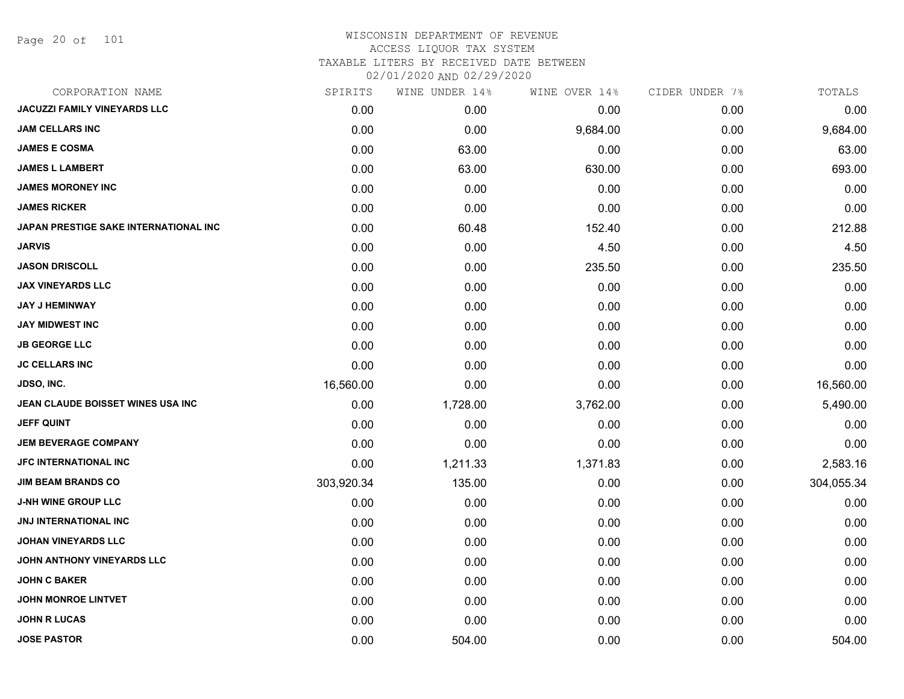# WISCONSIN DEPARTMENT OF REVENUE
## ACCESS LIQUOR TAX SYSTEM
### TAXABLE LITERS BY RECEIVED DATE BETWEEN 02/01/2020 AND 02/29/2020

| CORPORATION NAME | SPIRITS | WINE UNDER 14% | WINE OVER 14% | CIDER UNDER 7% | TOTALS |
|---|---|---|---|---|---|
| JACUZZI FAMILY VINEYARDS LLC | 0.00 | 0.00 | 0.00 | 0.00 | 0.00 |
| JAM CELLARS INC | 0.00 | 0.00 | 9,684.00 | 0.00 | 9,684.00 |
| JAMES E COSMA | 0.00 | 63.00 | 0.00 | 0.00 | 63.00 |
| JAMES L LAMBERT | 0.00 | 63.00 | 630.00 | 0.00 | 693.00 |
| JAMES MORONEY INC | 0.00 | 0.00 | 0.00 | 0.00 | 0.00 |
| JAMES RICKER | 0.00 | 0.00 | 0.00 | 0.00 | 0.00 |
| JAPAN PRESTIGE SAKE INTERNATIONAL INC | 0.00 | 60.48 | 152.40 | 0.00 | 212.88 |
| JARVIS | 0.00 | 0.00 | 4.50 | 0.00 | 4.50 |
| JASON DRISCOLL | 0.00 | 0.00 | 235.50 | 0.00 | 235.50 |
| JAX VINEYARDS LLC | 0.00 | 0.00 | 0.00 | 0.00 | 0.00 |
| JAY J HEMINWAY | 0.00 | 0.00 | 0.00 | 0.00 | 0.00 |
| JAY MIDWEST INC | 0.00 | 0.00 | 0.00 | 0.00 | 0.00 |
| JB GEORGE LLC | 0.00 | 0.00 | 0.00 | 0.00 | 0.00 |
| JC CELLARS INC | 0.00 | 0.00 | 0.00 | 0.00 | 0.00 |
| JDSO, INC. | 16,560.00 | 0.00 | 0.00 | 0.00 | 16,560.00 |
| JEAN CLAUDE BOISSET WINES USA INC | 0.00 | 1,728.00 | 3,762.00 | 0.00 | 5,490.00 |
| JEFF QUINT | 0.00 | 0.00 | 0.00 | 0.00 | 0.00 |
| JEM BEVERAGE COMPANY | 0.00 | 0.00 | 0.00 | 0.00 | 0.00 |
| JFC INTERNATIONAL INC | 0.00 | 1,211.33 | 1,371.83 | 0.00 | 2,583.16 |
| JIM BEAM BRANDS CO | 303,920.34 | 135.00 | 0.00 | 0.00 | 304,055.34 |
| J-NH WINE GROUP LLC | 0.00 | 0.00 | 0.00 | 0.00 | 0.00 |
| JNJ INTERNATIONAL INC | 0.00 | 0.00 | 0.00 | 0.00 | 0.00 |
| JOHAN VINEYARDS LLC | 0.00 | 0.00 | 0.00 | 0.00 | 0.00 |
| JOHN ANTHONY VINEYARDS LLC | 0.00 | 0.00 | 0.00 | 0.00 | 0.00 |
| JOHN C BAKER | 0.00 | 0.00 | 0.00 | 0.00 | 0.00 |
| JOHN MONROE LINTVET | 0.00 | 0.00 | 0.00 | 0.00 | 0.00 |
| JOHN R LUCAS | 0.00 | 0.00 | 0.00 | 0.00 | 0.00 |
| JOSE PASTOR | 0.00 | 504.00 | 0.00 | 0.00 | 504.00 |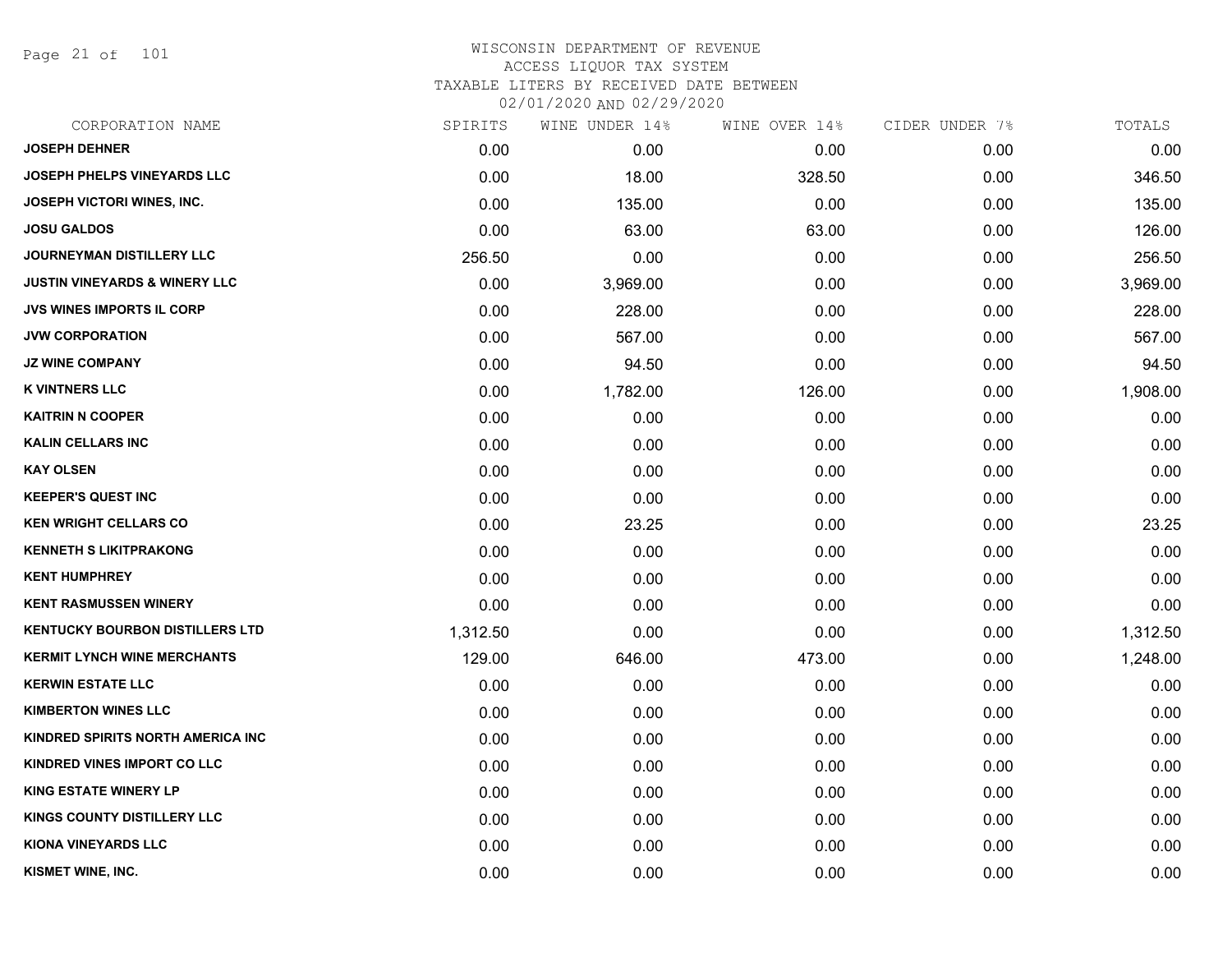WISCONSIN DEPARTMENT OF REVENUE
ACCESS LIQUOR TAX SYSTEM
TAXABLE LITERS BY RECEIVED DATE BETWEEN
02/01/2020 AND 02/29/2020

| CORPORATION NAME | SPIRITS | WINE UNDER 14% | WINE OVER 14% | CIDER UNDER 7% | TOTALS |
|---|---|---|---|---|---|
| JOSEPH DEHNER | 0.00 | 0.00 | 0.00 | 0.00 | 0.00 |
| JOSEPH PHELPS VINEYARDS LLC | 0.00 | 18.00 | 328.50 | 0.00 | 346.50 |
| JOSEPH VICTORI WINES, INC. | 0.00 | 135.00 | 0.00 | 0.00 | 135.00 |
| JOSU GALDOS | 0.00 | 63.00 | 63.00 | 0.00 | 126.00 |
| JOURNEYMAN DISTILLERY LLC | 256.50 | 0.00 | 0.00 | 0.00 | 256.50 |
| JUSTIN VINEYARDS & WINERY LLC | 0.00 | 3,969.00 | 0.00 | 0.00 | 3,969.00 |
| JVS WINES IMPORTS IL CORP | 0.00 | 228.00 | 0.00 | 0.00 | 228.00 |
| JVW CORPORATION | 0.00 | 567.00 | 0.00 | 0.00 | 567.00 |
| JZ WINE COMPANY | 0.00 | 94.50 | 0.00 | 0.00 | 94.50 |
| K VINTNERS LLC | 0.00 | 1,782.00 | 126.00 | 0.00 | 1,908.00 |
| KAITRIN N COOPER | 0.00 | 0.00 | 0.00 | 0.00 | 0.00 |
| KALIN CELLARS INC | 0.00 | 0.00 | 0.00 | 0.00 | 0.00 |
| KAY OLSEN | 0.00 | 0.00 | 0.00 | 0.00 | 0.00 |
| KEEPER'S QUEST INC | 0.00 | 0.00 | 0.00 | 0.00 | 0.00 |
| KEN WRIGHT CELLARS CO | 0.00 | 23.25 | 0.00 | 0.00 | 23.25 |
| KENNETH S LIKITPRAKONG | 0.00 | 0.00 | 0.00 | 0.00 | 0.00 |
| KENT HUMPHREY | 0.00 | 0.00 | 0.00 | 0.00 | 0.00 |
| KENT RASMUSSEN WINERY | 0.00 | 0.00 | 0.00 | 0.00 | 0.00 |
| KENTUCKY BOURBON DISTILLERS LTD | 1,312.50 | 0.00 | 0.00 | 0.00 | 1,312.50 |
| KERMIT LYNCH WINE MERCHANTS | 129.00 | 646.00 | 473.00 | 0.00 | 1,248.00 |
| KERWIN ESTATE LLC | 0.00 | 0.00 | 0.00 | 0.00 | 0.00 |
| KIMBERTON WINES LLC | 0.00 | 0.00 | 0.00 | 0.00 | 0.00 |
| KINDRED SPIRITS NORTH AMERICA INC | 0.00 | 0.00 | 0.00 | 0.00 | 0.00 |
| KINDRED VINES IMPORT CO LLC | 0.00 | 0.00 | 0.00 | 0.00 | 0.00 |
| KING ESTATE WINERY LP | 0.00 | 0.00 | 0.00 | 0.00 | 0.00 |
| KINGS COUNTY DISTILLERY LLC | 0.00 | 0.00 | 0.00 | 0.00 | 0.00 |
| KIONA VINEYARDS LLC | 0.00 | 0.00 | 0.00 | 0.00 | 0.00 |
| KISMET WINE, INC. | 0.00 | 0.00 | 0.00 | 0.00 | 0.00 |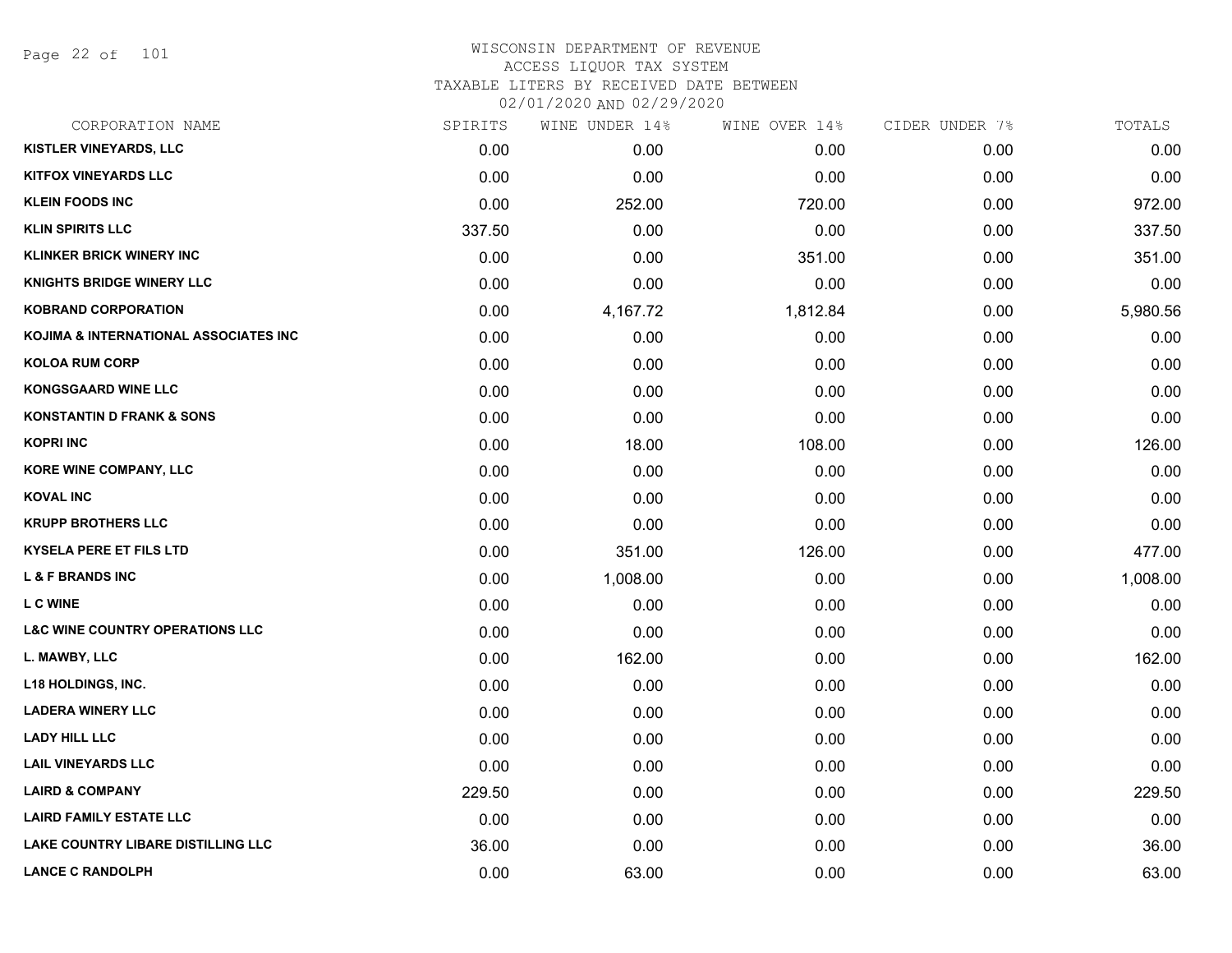# WISCONSIN DEPARTMENT OF REVENUE
## ACCESS LIQUOR TAX SYSTEM
## TAXABLE LITERS BY RECEIVED DATE BETWEEN 02/01/2020 AND 02/29/2020

| CORPORATION NAME | SPIRITS | WINE UNDER 14% | WINE OVER 14% | CIDER UNDER 7% | TOTALS |
|---|---|---|---|---|---|
| KISTLER VINEYARDS, LLC | 0.00 | 0.00 | 0.00 | 0.00 | 0.00 |
| KITFOX VINEYARDS LLC | 0.00 | 0.00 | 0.00 | 0.00 | 0.00 |
| KLEIN FOODS INC | 0.00 | 252.00 | 720.00 | 0.00 | 972.00 |
| KLIN SPIRITS LLC | 337.50 | 0.00 | 0.00 | 0.00 | 337.50 |
| KLINKER BRICK WINERY INC | 0.00 | 0.00 | 351.00 | 0.00 | 351.00 |
| KNIGHTS BRIDGE WINERY LLC | 0.00 | 0.00 | 0.00 | 0.00 | 0.00 |
| KOBRAND CORPORATION | 0.00 | 4,167.72 | 1,812.84 | 0.00 | 5,980.56 |
| KOJIMA & INTERNATIONAL ASSOCIATES INC | 0.00 | 0.00 | 0.00 | 0.00 | 0.00 |
| KOLOA RUM CORP | 0.00 | 0.00 | 0.00 | 0.00 | 0.00 |
| KONGSGAARD WINE LLC | 0.00 | 0.00 | 0.00 | 0.00 | 0.00 |
| KONSTANTIN D FRANK & SONS | 0.00 | 0.00 | 0.00 | 0.00 | 0.00 |
| KOPRI INC | 0.00 | 18.00 | 108.00 | 0.00 | 126.00 |
| KORE WINE COMPANY, LLC | 0.00 | 0.00 | 0.00 | 0.00 | 0.00 |
| KOVAL INC | 0.00 | 0.00 | 0.00 | 0.00 | 0.00 |
| KRUPP BROTHERS LLC | 0.00 | 0.00 | 0.00 | 0.00 | 0.00 |
| KYSELA PERE ET FILS LTD | 0.00 | 351.00 | 126.00 | 0.00 | 477.00 |
| L & F BRANDS INC | 0.00 | 1,008.00 | 0.00 | 0.00 | 1,008.00 |
| L C WINE | 0.00 | 0.00 | 0.00 | 0.00 | 0.00 |
| L&C WINE COUNTRY OPERATIONS LLC | 0.00 | 0.00 | 0.00 | 0.00 | 0.00 |
| L. MAWBY, LLC | 0.00 | 162.00 | 0.00 | 0.00 | 162.00 |
| L18 HOLDINGS, INC. | 0.00 | 0.00 | 0.00 | 0.00 | 0.00 |
| LADERA WINERY LLC | 0.00 | 0.00 | 0.00 | 0.00 | 0.00 |
| LADY HILL LLC | 0.00 | 0.00 | 0.00 | 0.00 | 0.00 |
| LAIL VINEYARDS LLC | 0.00 | 0.00 | 0.00 | 0.00 | 0.00 |
| LAIRD & COMPANY | 229.50 | 0.00 | 0.00 | 0.00 | 229.50 |
| LAIRD FAMILY ESTATE LLC | 0.00 | 0.00 | 0.00 | 0.00 | 0.00 |
| LAKE COUNTRY LIBARE DISTILLING LLC | 36.00 | 0.00 | 0.00 | 0.00 | 36.00 |
| LANCE C RANDOLPH | 0.00 | 63.00 | 0.00 | 0.00 | 63.00 |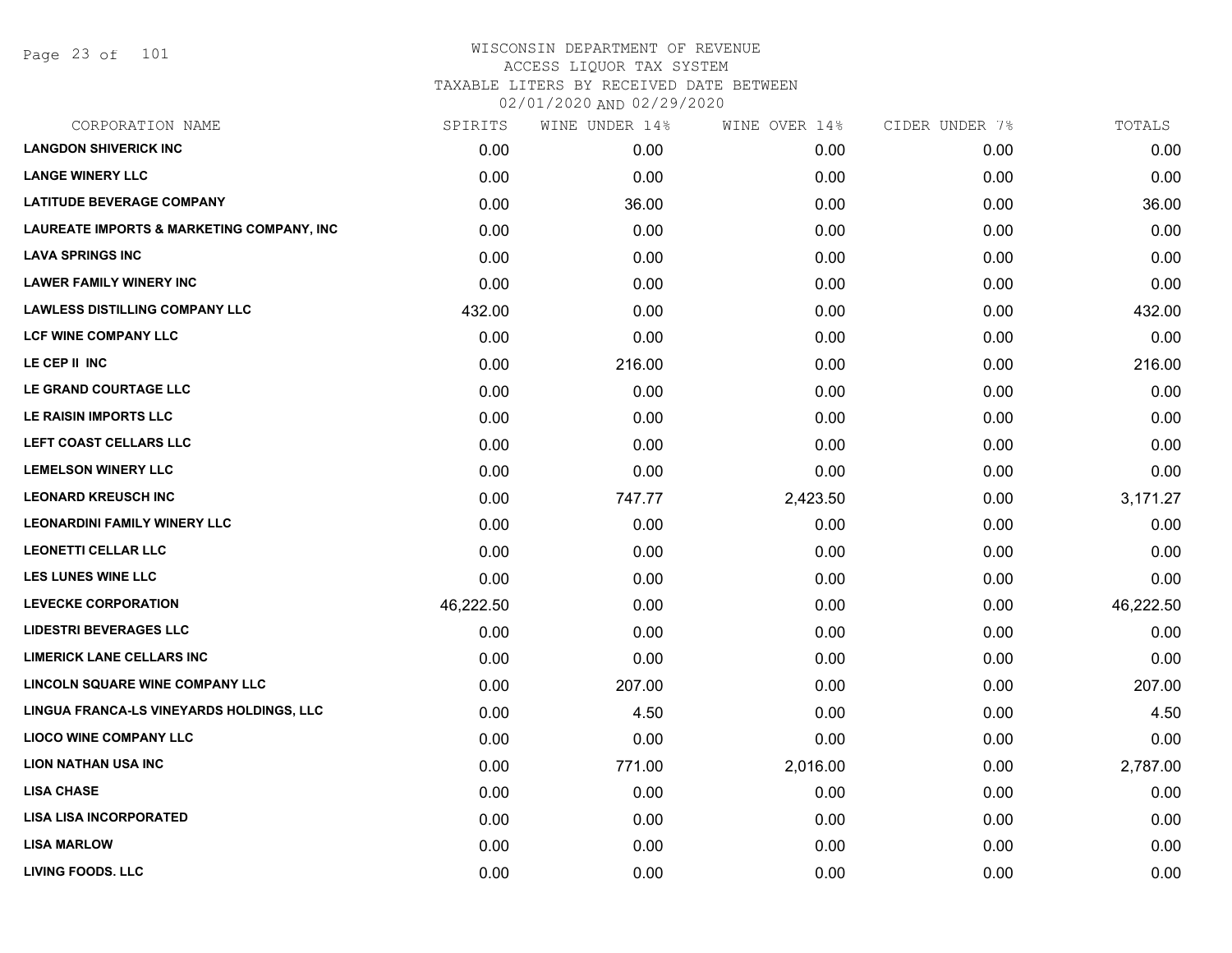# WISCONSIN DEPARTMENT OF REVENUE
## ACCESS LIQUOR TAX SYSTEM
### TAXABLE LITERS BY RECEIVED DATE BETWEEN 02/01/2020 AND 02/29/2020

| CORPORATION NAME | SPIRITS | WINE UNDER 14% | WINE OVER 14% | CIDER UNDER 7% | TOTALS |
|---|---|---|---|---|---|
| **LANGDON SHIVERICK INC** | 0.00 | 0.00 | 0.00 | 0.00 | 0.00 |
| **LANGE WINERY LLC** | 0.00 | 0.00 | 0.00 | 0.00 | 0.00 |
| **LATITUDE BEVERAGE COMPANY** | 0.00 | 36.00 | 0.00 | 0.00 | 36.00 |
| **LAUREATE IMPORTS & MARKETING COMPANY, INC** | 0.00 | 0.00 | 0.00 | 0.00 | 0.00 |
| **LAVA SPRINGS INC** | 0.00 | 0.00 | 0.00 | 0.00 | 0.00 |
| **LAWER FAMILY WINERY INC** | 0.00 | 0.00 | 0.00 | 0.00 | 0.00 |
| **LAWLESS DISTILLING COMPANY LLC** | 432.00 | 0.00 | 0.00 | 0.00 | 432.00 |
| **LCF WINE COMPANY LLC** | 0.00 | 0.00 | 0.00 | 0.00 | 0.00 |
| **LE CEP II INC** | 0.00 | 216.00 | 0.00 | 0.00 | 216.00 |
| **LE GRAND COURTAGE LLC** | 0.00 | 0.00 | 0.00 | 0.00 | 0.00 |
| **LE RAISIN IMPORTS LLC** | 0.00 | 0.00 | 0.00 | 0.00 | 0.00 |
| **LEFT COAST CELLARS LLC** | 0.00 | 0.00 | 0.00 | 0.00 | 0.00 |
| **LEMELSON WINERY LLC** | 0.00 | 0.00 | 0.00 | 0.00 | 0.00 |
| **LEONARD KREUSCH INC** | 0.00 | 747.77 | 2,423.50 | 0.00 | 3,171.27 |
| **LEONARDINI FAMILY WINERY LLC** | 0.00 | 0.00 | 0.00 | 0.00 | 0.00 |
| **LEONETTI CELLAR LLC** | 0.00 | 0.00 | 0.00 | 0.00 | 0.00 |
| **LES LUNES WINE LLC** | 0.00 | 0.00 | 0.00 | 0.00 | 0.00 |
| **LEVECKE CORPORATION** | 46,222.50 | 0.00 | 0.00 | 0.00 | 46,222.50 |
| **LIDESTRI BEVERAGES LLC** | 0.00 | 0.00 | 0.00 | 0.00 | 0.00 |
| **LIMERICK LANE CELLARS INC** | 0.00 | 0.00 | 0.00 | 0.00 | 0.00 |
| **LINCOLN SQUARE WINE COMPANY LLC** | 0.00 | 207.00 | 0.00 | 0.00 | 207.00 |
| **LINGUA FRANCA-LS VINEYARDS HOLDINGS, LLC** | 0.00 | 4.50 | 0.00 | 0.00 | 4.50 |
| **LIOCO WINE COMPANY LLC** | 0.00 | 0.00 | 0.00 | 0.00 | 0.00 |
| **LION NATHAN USA INC** | 0.00 | 771.00 | 2,016.00 | 0.00 | 2,787.00 |
| **LISA CHASE** | 0.00 | 0.00 | 0.00 | 0.00 | 0.00 |
| **LISA LISA INCORPORATED** | 0.00 | 0.00 | 0.00 | 0.00 | 0.00 |
| **LISA MARLOW** | 0.00 | 0.00 | 0.00 | 0.00 | 0.00 |
| **LIVING FOODS. LLC** | 0.00 | 0.00 | 0.00 | 0.00 | 0.00 |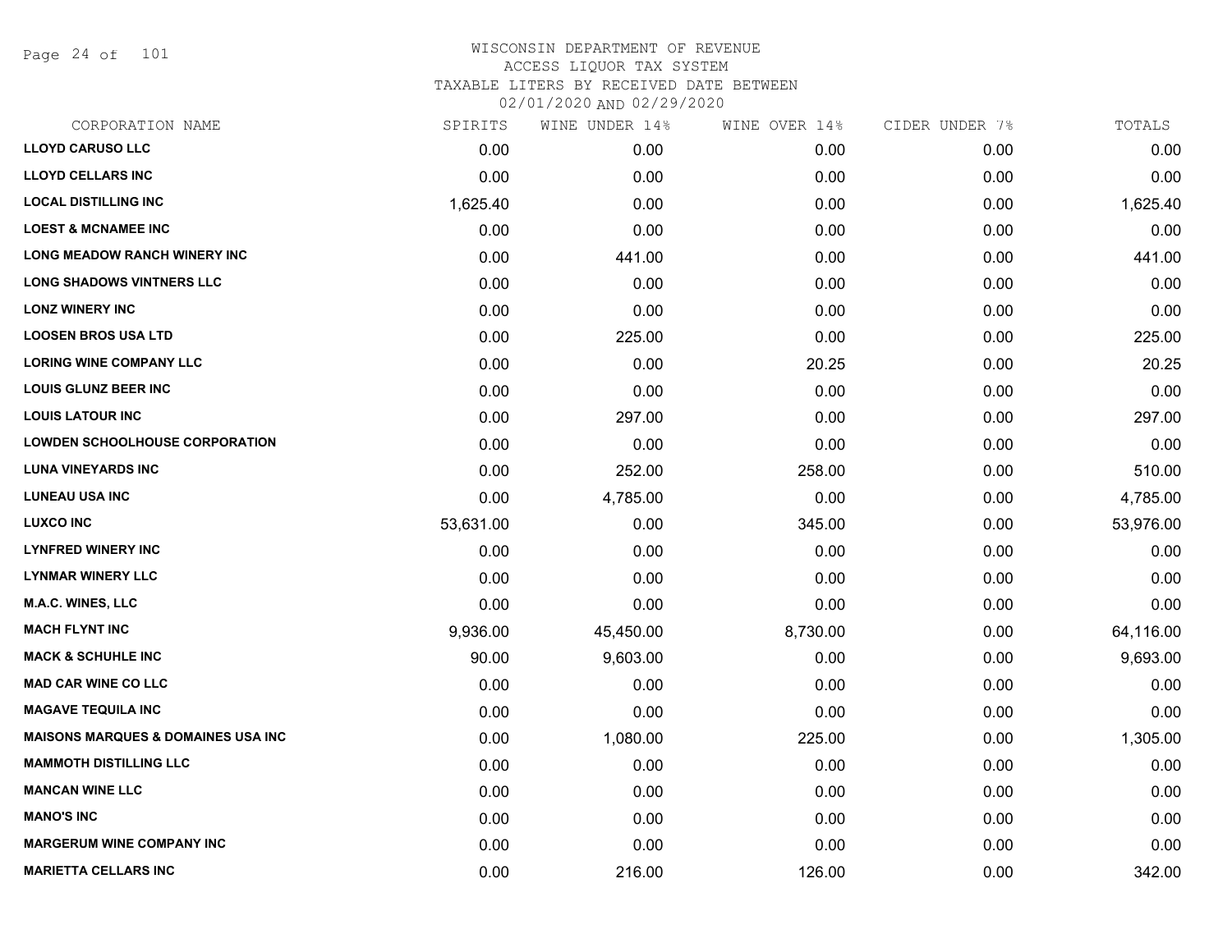# WISCONSIN DEPARTMENT OF REVENUE
ACCESS LIQUOR TAX SYSTEM
TAXABLE LITERS BY RECEIVED DATE BETWEEN
02/01/2020 AND 02/29/2020

| CORPORATION NAME | SPIRITS | WINE UNDER 14% | WINE OVER 14% | CIDER UNDER 7% | TOTALS |
|---|---|---|---|---|---|
| LLOYD CARUSO LLC | 0.00 | 0.00 | 0.00 | 0.00 | 0.00 |
| LLOYD CELLARS INC | 0.00 | 0.00 | 0.00 | 0.00 | 0.00 |
| LOCAL DISTILLING INC | 1,625.40 | 0.00 | 0.00 | 0.00 | 1,625.40 |
| LOEST & MCNAMEE INC | 0.00 | 0.00 | 0.00 | 0.00 | 0.00 |
| LONG MEADOW RANCH WINERY INC | 0.00 | 441.00 | 0.00 | 0.00 | 441.00 |
| LONG SHADOWS VINTNERS LLC | 0.00 | 0.00 | 0.00 | 0.00 | 0.00 |
| LONZ WINERY INC | 0.00 | 0.00 | 0.00 | 0.00 | 0.00 |
| LOOSEN BROS USA LTD | 0.00 | 225.00 | 0.00 | 0.00 | 225.00 |
| LORING WINE COMPANY LLC | 0.00 | 0.00 | 20.25 | 0.00 | 20.25 |
| LOUIS GLUNZ BEER INC | 0.00 | 0.00 | 0.00 | 0.00 | 0.00 |
| LOUIS LATOUR INC | 0.00 | 297.00 | 0.00 | 0.00 | 297.00 |
| LOWDEN SCHOOLHOUSE CORPORATION | 0.00 | 0.00 | 0.00 | 0.00 | 0.00 |
| LUNA VINEYARDS INC | 0.00 | 252.00 | 258.00 | 0.00 | 510.00 |
| LUNEAU USA INC | 0.00 | 4,785.00 | 0.00 | 0.00 | 4,785.00 |
| LUXCO INC | 53,631.00 | 0.00 | 345.00 | 0.00 | 53,976.00 |
| LYNFRED WINERY INC | 0.00 | 0.00 | 0.00 | 0.00 | 0.00 |
| LYNMAR WINERY LLC | 0.00 | 0.00 | 0.00 | 0.00 | 0.00 |
| M.A.C. WINES, LLC | 0.00 | 0.00 | 0.00 | 0.00 | 0.00 |
| MACH FLYNT INC | 9,936.00 | 45,450.00 | 8,730.00 | 0.00 | 64,116.00 |
| MACK & SCHUHLE INC | 90.00 | 9,603.00 | 0.00 | 0.00 | 9,693.00 |
| MAD CAR WINE CO LLC | 0.00 | 0.00 | 0.00 | 0.00 | 0.00 |
| MAGAVE TEQUILA INC | 0.00 | 0.00 | 0.00 | 0.00 | 0.00 |
| MAISONS MARQUES & DOMAINES USA INC | 0.00 | 1,080.00 | 225.00 | 0.00 | 1,305.00 |
| MAMMOTH DISTILLING LLC | 0.00 | 0.00 | 0.00 | 0.00 | 0.00 |
| MANCAN WINE LLC | 0.00 | 0.00 | 0.00 | 0.00 | 0.00 |
| MANO'S INC | 0.00 | 0.00 | 0.00 | 0.00 | 0.00 |
| MARGERUM WINE COMPANY INC | 0.00 | 0.00 | 0.00 | 0.00 | 0.00 |
| MARIETTA CELLARS INC | 0.00 | 216.00 | 126.00 | 0.00 | 342.00 |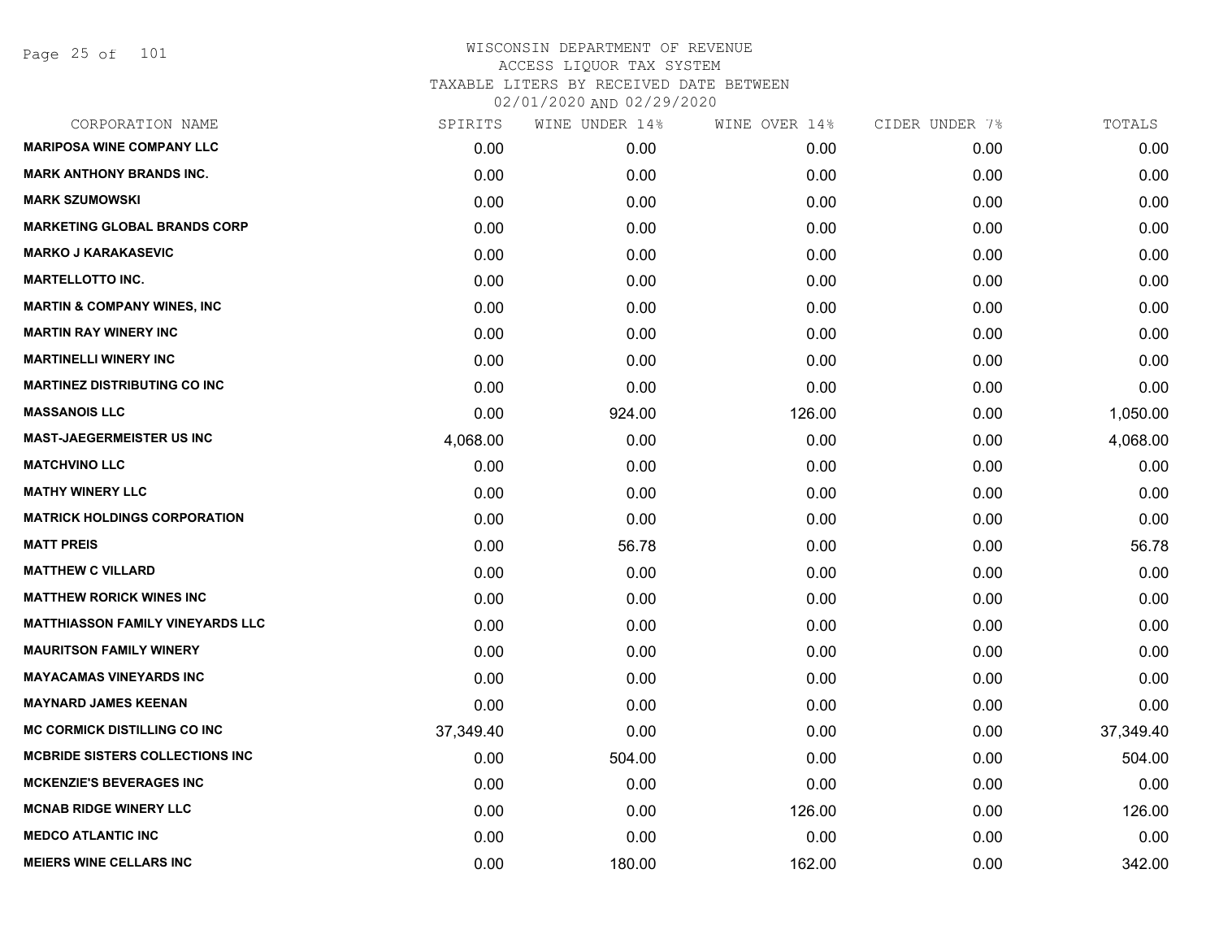# WISCONSIN DEPARTMENT OF REVENUE
## ACCESS LIQUOR TAX SYSTEM
### TAXABLE LITERS BY RECEIVED DATE BETWEEN 02/01/2020 AND 02/29/2020

| CORPORATION NAME | SPIRITS | WINE UNDER 14% | WINE OVER 14% | CIDER UNDER 7% | TOTALS |
|---|---|---|---|---|---|
| MARIPOSA WINE COMPANY LLC | 0.00 | 0.00 | 0.00 | 0.00 | 0.00 |
| MARK ANTHONY BRANDS INC. | 0.00 | 0.00 | 0.00 | 0.00 | 0.00 |
| MARK SZUMOWSKI | 0.00 | 0.00 | 0.00 | 0.00 | 0.00 |
| MARKETING GLOBAL BRANDS CORP | 0.00 | 0.00 | 0.00 | 0.00 | 0.00 |
| MARKO J KARAKASEVIC | 0.00 | 0.00 | 0.00 | 0.00 | 0.00 |
| MARTELLOTTO INC. | 0.00 | 0.00 | 0.00 | 0.00 | 0.00 |
| MARTIN & COMPANY WINES, INC | 0.00 | 0.00 | 0.00 | 0.00 | 0.00 |
| MARTIN RAY WINERY INC | 0.00 | 0.00 | 0.00 | 0.00 | 0.00 |
| MARTINELLI WINERY INC | 0.00 | 0.00 | 0.00 | 0.00 | 0.00 |
| MARTINEZ DISTRIBUTING CO INC | 0.00 | 0.00 | 0.00 | 0.00 | 0.00 |
| MASSANOIS LLC | 0.00 | 924.00 | 126.00 | 0.00 | 1,050.00 |
| MAST-JAEGERMEISTER US INC | 4,068.00 | 0.00 | 0.00 | 0.00 | 4,068.00 |
| MATCHVINO LLC | 0.00 | 0.00 | 0.00 | 0.00 | 0.00 |
| MATHY WINERY LLC | 0.00 | 0.00 | 0.00 | 0.00 | 0.00 |
| MATRICK HOLDINGS CORPORATION | 0.00 | 0.00 | 0.00 | 0.00 | 0.00 |
| MATT PREIS | 0.00 | 56.78 | 0.00 | 0.00 | 56.78 |
| MATTHEW C VILLARD | 0.00 | 0.00 | 0.00 | 0.00 | 0.00 |
| MATTHEW RORICK WINES INC | 0.00 | 0.00 | 0.00 | 0.00 | 0.00 |
| MATTHIASSON FAMILY VINEYARDS LLC | 0.00 | 0.00 | 0.00 | 0.00 | 0.00 |
| MAURITSON FAMILY WINERY | 0.00 | 0.00 | 0.00 | 0.00 | 0.00 |
| MAYACAMAS VINEYARDS INC | 0.00 | 0.00 | 0.00 | 0.00 | 0.00 |
| MAYNARD JAMES KEENAN | 0.00 | 0.00 | 0.00 | 0.00 | 0.00 |
| MC CORMICK DISTILLING CO INC | 37,349.40 | 0.00 | 0.00 | 0.00 | 37,349.40 |
| MCBRIDE SISTERS COLLECTIONS INC | 0.00 | 504.00 | 0.00 | 0.00 | 504.00 |
| MCKENZIE'S BEVERAGES INC | 0.00 | 0.00 | 0.00 | 0.00 | 0.00 |
| MCNAB RIDGE WINERY LLC | 0.00 | 0.00 | 126.00 | 0.00 | 126.00 |
| MEDCO ATLANTIC INC | 0.00 | 0.00 | 0.00 | 0.00 | 0.00 |
| MEIERS WINE CELLARS INC | 0.00 | 180.00 | 162.00 | 0.00 | 342.00 |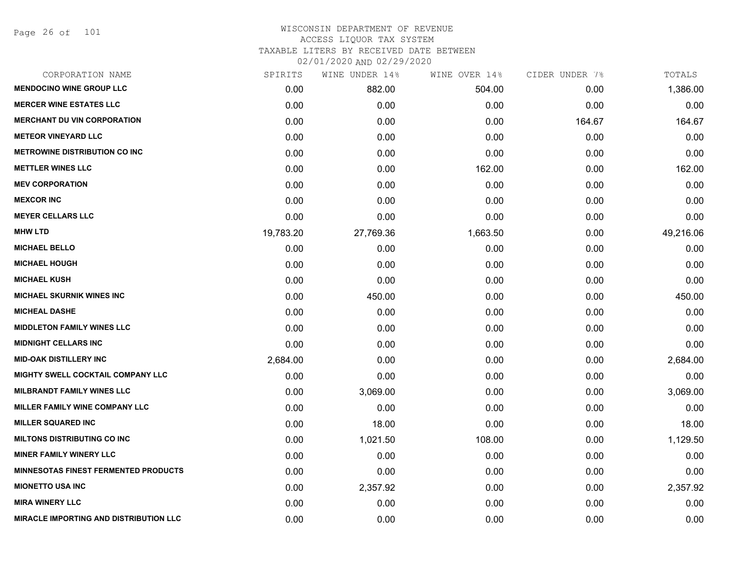# WISCONSIN DEPARTMENT OF REVENUE
## ACCESS LIQUOR TAX SYSTEM
## TAXABLE LITERS BY RECEIVED DATE BETWEEN 02/01/2020 AND 02/29/2020

| CORPORATION NAME | SPIRITS | WINE UNDER 14% | WINE OVER 14% | CIDER UNDER 7% | TOTALS |
|---|---|---|---|---|---|
| MENDOCINO WINE GROUP LLC | 0.00 | 882.00 | 504.00 | 0.00 | 1,386.00 |
| MERCER WINE ESTATES LLC | 0.00 | 0.00 | 0.00 | 0.00 | 0.00 |
| MERCHANT DU VIN CORPORATION | 0.00 | 0.00 | 0.00 | 164.67 | 164.67 |
| METEOR VINEYARD LLC | 0.00 | 0.00 | 0.00 | 0.00 | 0.00 |
| METROWINE DISTRIBUTION CO INC | 0.00 | 0.00 | 0.00 | 0.00 | 0.00 |
| METTLER WINES LLC | 0.00 | 0.00 | 162.00 | 0.00 | 162.00 |
| MEV CORPORATION | 0.00 | 0.00 | 0.00 | 0.00 | 0.00 |
| MEXCOR INC | 0.00 | 0.00 | 0.00 | 0.00 | 0.00 |
| MEYER CELLARS LLC | 0.00 | 0.00 | 0.00 | 0.00 | 0.00 |
| MHW LTD | 19,783.20 | 27,769.36 | 1,663.50 | 0.00 | 49,216.06 |
| MICHAEL BELLO | 0.00 | 0.00 | 0.00 | 0.00 | 0.00 |
| MICHAEL HOUGH | 0.00 | 0.00 | 0.00 | 0.00 | 0.00 |
| MICHAEL KUSH | 0.00 | 0.00 | 0.00 | 0.00 | 0.00 |
| MICHAEL SKURNIK WINES INC | 0.00 | 450.00 | 0.00 | 0.00 | 450.00 |
| MICHEAL DASHE | 0.00 | 0.00 | 0.00 | 0.00 | 0.00 |
| MIDDLETON FAMILY WINES LLC | 0.00 | 0.00 | 0.00 | 0.00 | 0.00 |
| MIDNIGHT CELLARS INC | 0.00 | 0.00 | 0.00 | 0.00 | 0.00 |
| MID-OAK DISTILLERY INC | 2,684.00 | 0.00 | 0.00 | 0.00 | 2,684.00 |
| MIGHTY SWELL COCKTAIL COMPANY LLC | 0.00 | 0.00 | 0.00 | 0.00 | 0.00 |
| MILBRANDT FAMILY WINES LLC | 0.00 | 3,069.00 | 0.00 | 0.00 | 3,069.00 |
| MILLER FAMILY WINE COMPANY LLC | 0.00 | 0.00 | 0.00 | 0.00 | 0.00 |
| MILLER SQUARED INC | 0.00 | 18.00 | 0.00 | 0.00 | 18.00 |
| MILTONS DISTRIBUTING CO INC | 0.00 | 1,021.50 | 108.00 | 0.00 | 1,129.50 |
| MINER FAMILY WINERY LLC | 0.00 | 0.00 | 0.00 | 0.00 | 0.00 |
| MINNESOTAS FINEST FERMENTED PRODUCTS | 0.00 | 0.00 | 0.00 | 0.00 | 0.00 |
| MIONETTO USA INC | 0.00 | 2,357.92 | 0.00 | 0.00 | 2,357.92 |
| MIRA WINERY LLC | 0.00 | 0.00 | 0.00 | 0.00 | 0.00 |
| MIRACLE IMPORTING AND DISTRIBUTION LLC | 0.00 | 0.00 | 0.00 | 0.00 | 0.00 |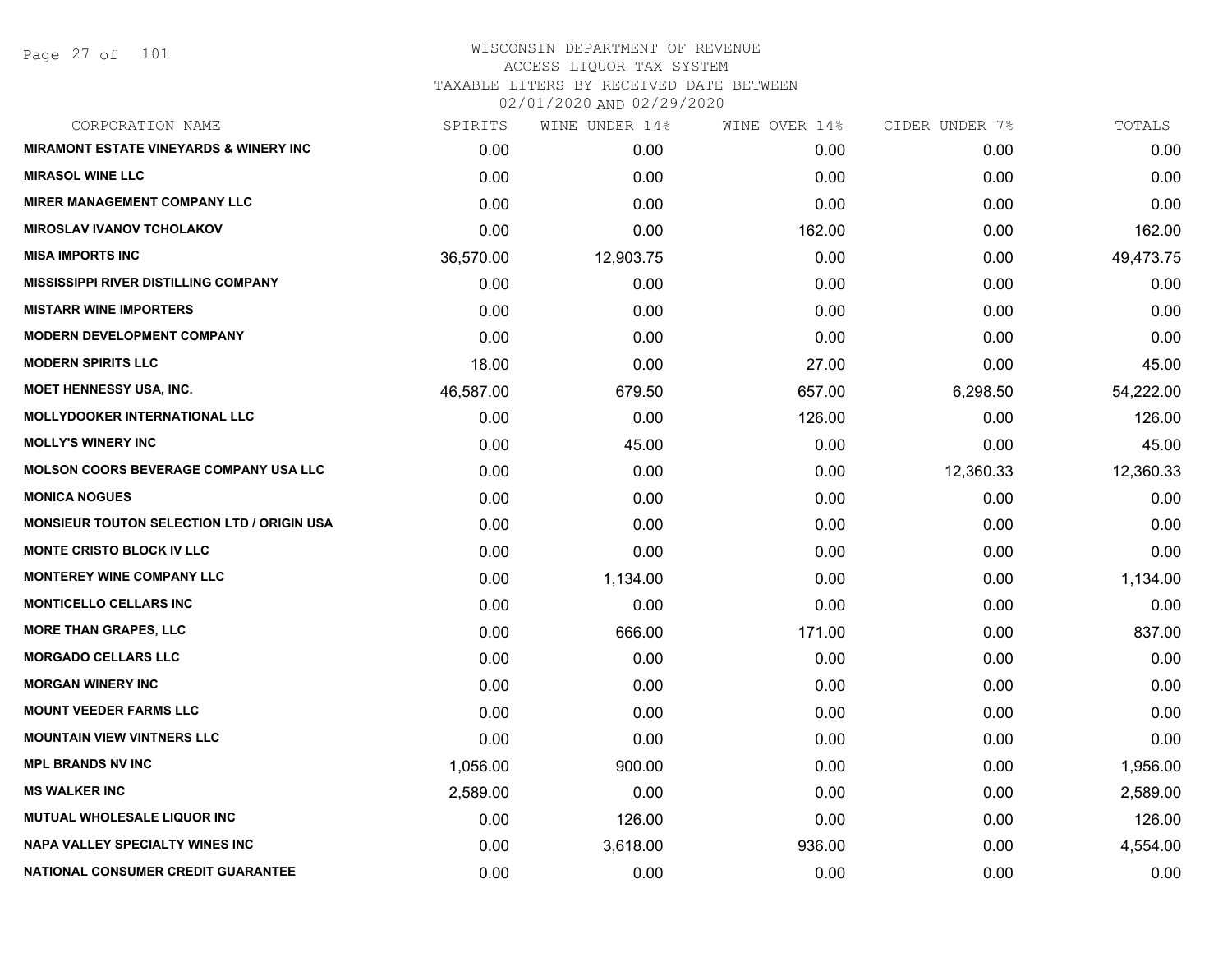WISCONSIN DEPARTMENT OF REVENUE
ACCESS LIQUOR TAX SYSTEM
TAXABLE LITERS BY RECEIVED DATE BETWEEN
02/01/2020 AND 02/29/2020

| CORPORATION NAME | SPIRITS | WINE UNDER 14% | WINE OVER 14% | CIDER UNDER 7% | TOTALS |
|---|---|---|---|---|---|
| MIRAMONT ESTATE VINEYARDS & WINERY INC | 0.00 | 0.00 | 0.00 | 0.00 | 0.00 |
| MIRASOL WINE LLC | 0.00 | 0.00 | 0.00 | 0.00 | 0.00 |
| MIRER MANAGEMENT COMPANY LLC | 0.00 | 0.00 | 0.00 | 0.00 | 0.00 |
| MIROSLAV IVANOV TCHOLAKOV | 0.00 | 0.00 | 162.00 | 0.00 | 162.00 |
| MISA IMPORTS INC | 36,570.00 | 12,903.75 | 0.00 | 0.00 | 49,473.75 |
| MISSISSIPPI RIVER DISTILLING COMPANY | 0.00 | 0.00 | 0.00 | 0.00 | 0.00 |
| MISTARR WINE IMPORTERS | 0.00 | 0.00 | 0.00 | 0.00 | 0.00 |
| MODERN DEVELOPMENT COMPANY | 0.00 | 0.00 | 0.00 | 0.00 | 0.00 |
| MODERN SPIRITS LLC | 18.00 | 0.00 | 27.00 | 0.00 | 45.00 |
| MOET HENNESSY USA, INC. | 46,587.00 | 679.50 | 657.00 | 6,298.50 | 54,222.00 |
| MOLLYDOOKER INTERNATIONAL LLC | 0.00 | 0.00 | 126.00 | 0.00 | 126.00 |
| MOLLY'S WINERY INC | 0.00 | 45.00 | 0.00 | 0.00 | 45.00 |
| MOLSON COORS BEVERAGE COMPANY USA LLC | 0.00 | 0.00 | 0.00 | 12,360.33 | 12,360.33 |
| MONICA NOGUES | 0.00 | 0.00 | 0.00 | 0.00 | 0.00 |
| MONSIEUR TOUTON SELECTION LTD / ORIGIN USA | 0.00 | 0.00 | 0.00 | 0.00 | 0.00 |
| MONTE CRISTO BLOCK IV LLC | 0.00 | 0.00 | 0.00 | 0.00 | 0.00 |
| MONTEREY WINE COMPANY LLC | 0.00 | 1,134.00 | 0.00 | 0.00 | 1,134.00 |
| MONTICELLO CELLARS INC | 0.00 | 0.00 | 0.00 | 0.00 | 0.00 |
| MORE THAN GRAPES, LLC | 0.00 | 666.00 | 171.00 | 0.00 | 837.00 |
| MORGADO CELLARS LLC | 0.00 | 0.00 | 0.00 | 0.00 | 0.00 |
| MORGAN WINERY INC | 0.00 | 0.00 | 0.00 | 0.00 | 0.00 |
| MOUNT VEEDER FARMS LLC | 0.00 | 0.00 | 0.00 | 0.00 | 0.00 |
| MOUNTAIN VIEW VINTNERS LLC | 0.00 | 0.00 | 0.00 | 0.00 | 0.00 |
| MPL BRANDS NV INC | 1,056.00 | 900.00 | 0.00 | 0.00 | 1,956.00 |
| MS WALKER INC | 2,589.00 | 0.00 | 0.00 | 0.00 | 2,589.00 |
| MUTUAL WHOLESALE LIQUOR INC | 0.00 | 126.00 | 0.00 | 0.00 | 126.00 |
| NAPA VALLEY SPECIALTY WINES INC | 0.00 | 3,618.00 | 936.00 | 0.00 | 4,554.00 |
| NATIONAL CONSUMER CREDIT GUARANTEE | 0.00 | 0.00 | 0.00 | 0.00 | 0.00 |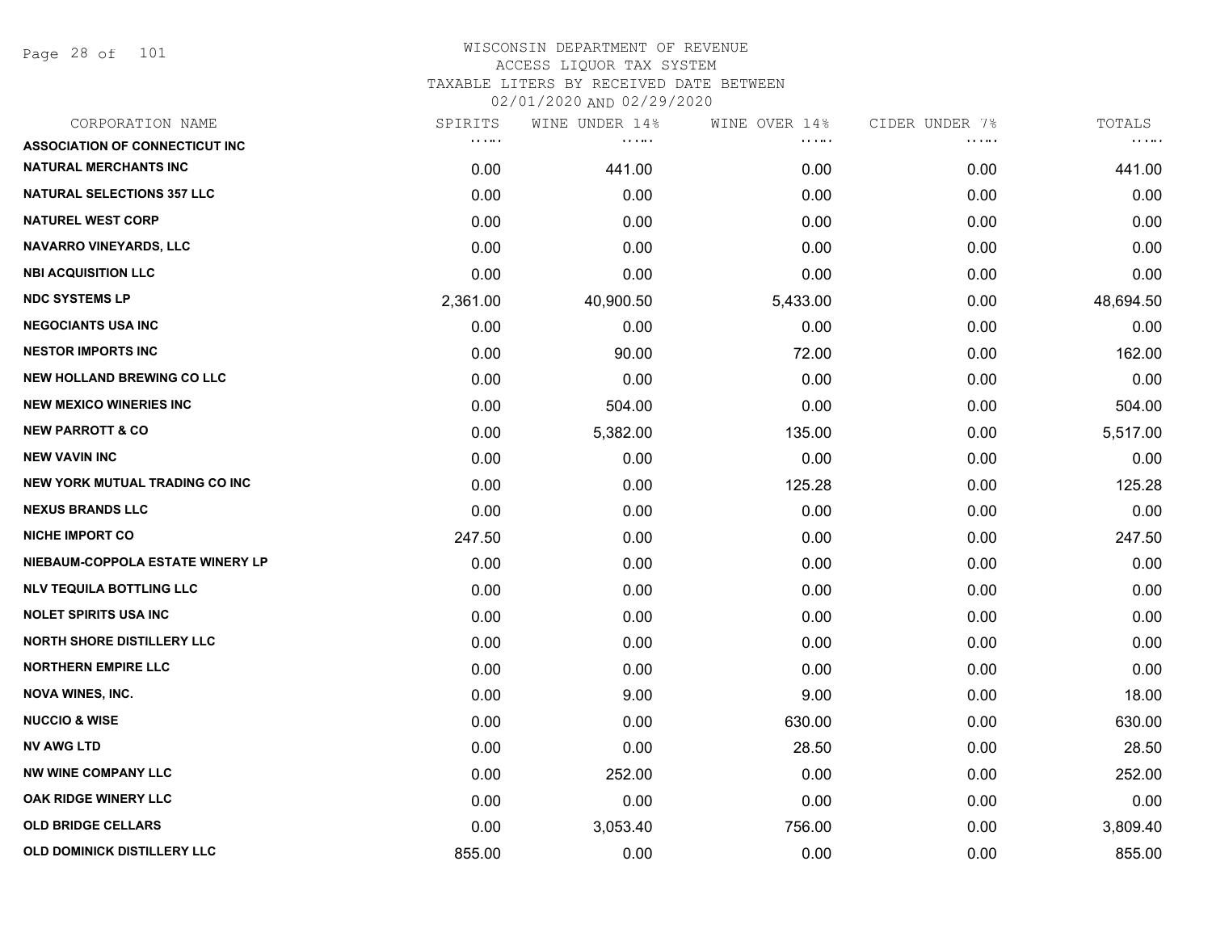WISCONSIN DEPARTMENT OF REVENUE
ACCESS LIQUOR TAX SYSTEM
TAXABLE LITERS BY RECEIVED DATE BETWEEN
02/01/2020 AND 02/29/2020

| CORPORATION NAME | SPIRITS | WINE UNDER 14% | WINE OVER 14% | CIDER UNDER 7% | TOTALS |
|---|---|---|---|---|---|
| ASSOCIATION OF CONNECTICUT INC | | | | | |
| NATURAL MERCHANTS INC | 0.00 | 441.00 | 0.00 | 0.00 | 441.00 |
| NATURAL SELECTIONS 357 LLC | 0.00 | 0.00 | 0.00 | 0.00 | 0.00 |
| NATUREL WEST CORP | 0.00 | 0.00 | 0.00 | 0.00 | 0.00 |
| NAVARRO VINEYARDS, LLC | 0.00 | 0.00 | 0.00 | 0.00 | 0.00 |
| NBI ACQUISITION LLC | 0.00 | 0.00 | 0.00 | 0.00 | 0.00 |
| NDC SYSTEMS LP | 2,361.00 | 40,900.50 | 5,433.00 | 0.00 | 48,694.50 |
| NEGOCIANTS USA INC | 0.00 | 0.00 | 0.00 | 0.00 | 0.00 |
| NESTOR IMPORTS INC | 0.00 | 90.00 | 72.00 | 0.00 | 162.00 |
| NEW HOLLAND BREWING CO LLC | 0.00 | 0.00 | 0.00 | 0.00 | 0.00 |
| NEW MEXICO WINERIES INC | 0.00 | 504.00 | 0.00 | 0.00 | 504.00 |
| NEW PARROTT & CO | 0.00 | 5,382.00 | 135.00 | 0.00 | 5,517.00 |
| NEW VAVIN INC | 0.00 | 0.00 | 0.00 | 0.00 | 0.00 |
| NEW YORK MUTUAL TRADING CO INC | 0.00 | 0.00 | 125.28 | 0.00 | 125.28 |
| NEXUS BRANDS LLC | 0.00 | 0.00 | 0.00 | 0.00 | 0.00 |
| NICHE IMPORT CO | 247.50 | 0.00 | 0.00 | 0.00 | 247.50 |
| NIEBAUM-COPPOLA ESTATE WINERY LP | 0.00 | 0.00 | 0.00 | 0.00 | 0.00 |
| NLV TEQUILA BOTTLING LLC | 0.00 | 0.00 | 0.00 | 0.00 | 0.00 |
| NOLET SPIRITS USA INC | 0.00 | 0.00 | 0.00 | 0.00 | 0.00 |
| NORTH SHORE DISTILLERY LLC | 0.00 | 0.00 | 0.00 | 0.00 | 0.00 |
| NORTHERN EMPIRE LLC | 0.00 | 0.00 | 0.00 | 0.00 | 0.00 |
| NOVA WINES, INC. | 0.00 | 9.00 | 9.00 | 0.00 | 18.00 |
| NUCCIO & WISE | 0.00 | 0.00 | 630.00 | 0.00 | 630.00 |
| NV AWG LTD | 0.00 | 0.00 | 28.50 | 0.00 | 28.50 |
| NW WINE COMPANY LLC | 0.00 | 252.00 | 0.00 | 0.00 | 252.00 |
| OAK RIDGE WINERY LLC | 0.00 | 0.00 | 0.00 | 0.00 | 0.00 |
| OLD BRIDGE CELLARS | 0.00 | 3,053.40 | 756.00 | 0.00 | 3,809.40 |
| OLD DOMINICK DISTILLERY LLC | 855.00 | 0.00 | 0.00 | 0.00 | 855.00 |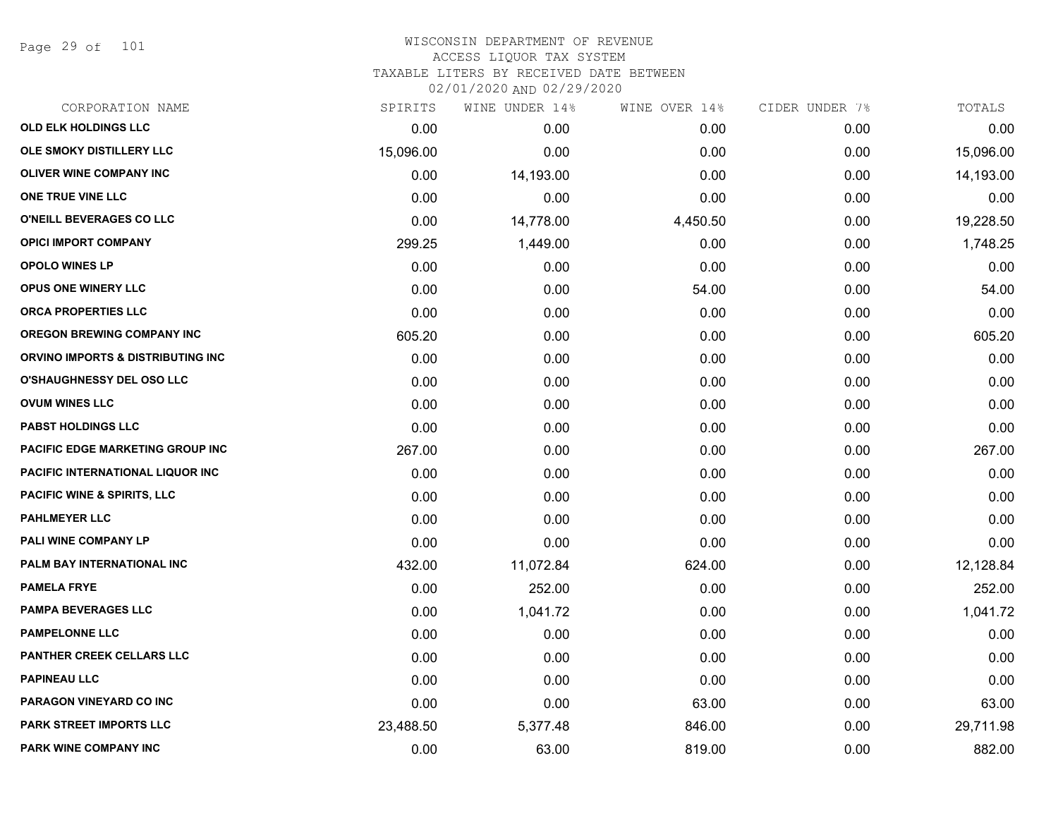# WISCONSIN DEPARTMENT OF REVENUE
## ACCESS LIQUOR TAX SYSTEM
### TAXABLE LITERS BY RECEIVED DATE BETWEEN 02/01/2020 AND 02/29/2020

| CORPORATION NAME | SPIRITS | WINE UNDER 14% | WINE OVER 14% | CIDER UNDER 7% | TOTALS |
|---|---|---|---|---|---|
| OLD ELK HOLDINGS LLC | 0.00 | 0.00 | 0.00 | 0.00 | 0.00 |
| OLE SMOKY DISTILLERY LLC | 15,096.00 | 0.00 | 0.00 | 0.00 | 15,096.00 |
| OLIVER WINE COMPANY INC | 0.00 | 14,193.00 | 0.00 | 0.00 | 14,193.00 |
| ONE TRUE VINE LLC | 0.00 | 0.00 | 0.00 | 0.00 | 0.00 |
| O'NEILL BEVERAGES CO LLC | 0.00 | 14,778.00 | 4,450.50 | 0.00 | 19,228.50 |
| OPICI IMPORT COMPANY | 299.25 | 1,449.00 | 0.00 | 0.00 | 1,748.25 |
| OPOLO WINES LP | 0.00 | 0.00 | 0.00 | 0.00 | 0.00 |
| OPUS ONE WINERY LLC | 0.00 | 0.00 | 54.00 | 0.00 | 54.00 |
| ORCA PROPERTIES LLC | 0.00 | 0.00 | 0.00 | 0.00 | 0.00 |
| OREGON BREWING COMPANY INC | 605.20 | 0.00 | 0.00 | 0.00 | 605.20 |
| ORVINO IMPORTS & DISTRIBUTING INC | 0.00 | 0.00 | 0.00 | 0.00 | 0.00 |
| O'SHAUGHNESSY DEL OSO LLC | 0.00 | 0.00 | 0.00 | 0.00 | 0.00 |
| OVUM WINES LLC | 0.00 | 0.00 | 0.00 | 0.00 | 0.00 |
| PABST HOLDINGS LLC | 0.00 | 0.00 | 0.00 | 0.00 | 0.00 |
| PACIFIC EDGE MARKETING GROUP INC | 267.00 | 0.00 | 0.00 | 0.00 | 267.00 |
| PACIFIC INTERNATIONAL LIQUOR INC | 0.00 | 0.00 | 0.00 | 0.00 | 0.00 |
| PACIFIC WINE & SPIRITS, LLC | 0.00 | 0.00 | 0.00 | 0.00 | 0.00 |
| PAHLMEYER LLC | 0.00 | 0.00 | 0.00 | 0.00 | 0.00 |
| PALI WINE COMPANY LP | 0.00 | 0.00 | 0.00 | 0.00 | 0.00 |
| PALM BAY INTERNATIONAL INC | 432.00 | 11,072.84 | 624.00 | 0.00 | 12,128.84 |
| PAMELA FRYE | 0.00 | 252.00 | 0.00 | 0.00 | 252.00 |
| PAMPA BEVERAGES LLC | 0.00 | 1,041.72 | 0.00 | 0.00 | 1,041.72 |
| PAMPELONNE LLC | 0.00 | 0.00 | 0.00 | 0.00 | 0.00 |
| PANTHER CREEK CELLARS LLC | 0.00 | 0.00 | 0.00 | 0.00 | 0.00 |
| PAPINEAU LLC | 0.00 | 0.00 | 0.00 | 0.00 | 0.00 |
| PARAGON VINEYARD CO INC | 0.00 | 0.00 | 63.00 | 0.00 | 63.00 |
| PARK STREET IMPORTS LLC | 23,488.50 | 5,377.48 | 846.00 | 0.00 | 29,711.98 |
| PARK WINE COMPANY INC | 0.00 | 63.00 | 819.00 | 0.00 | 882.00 |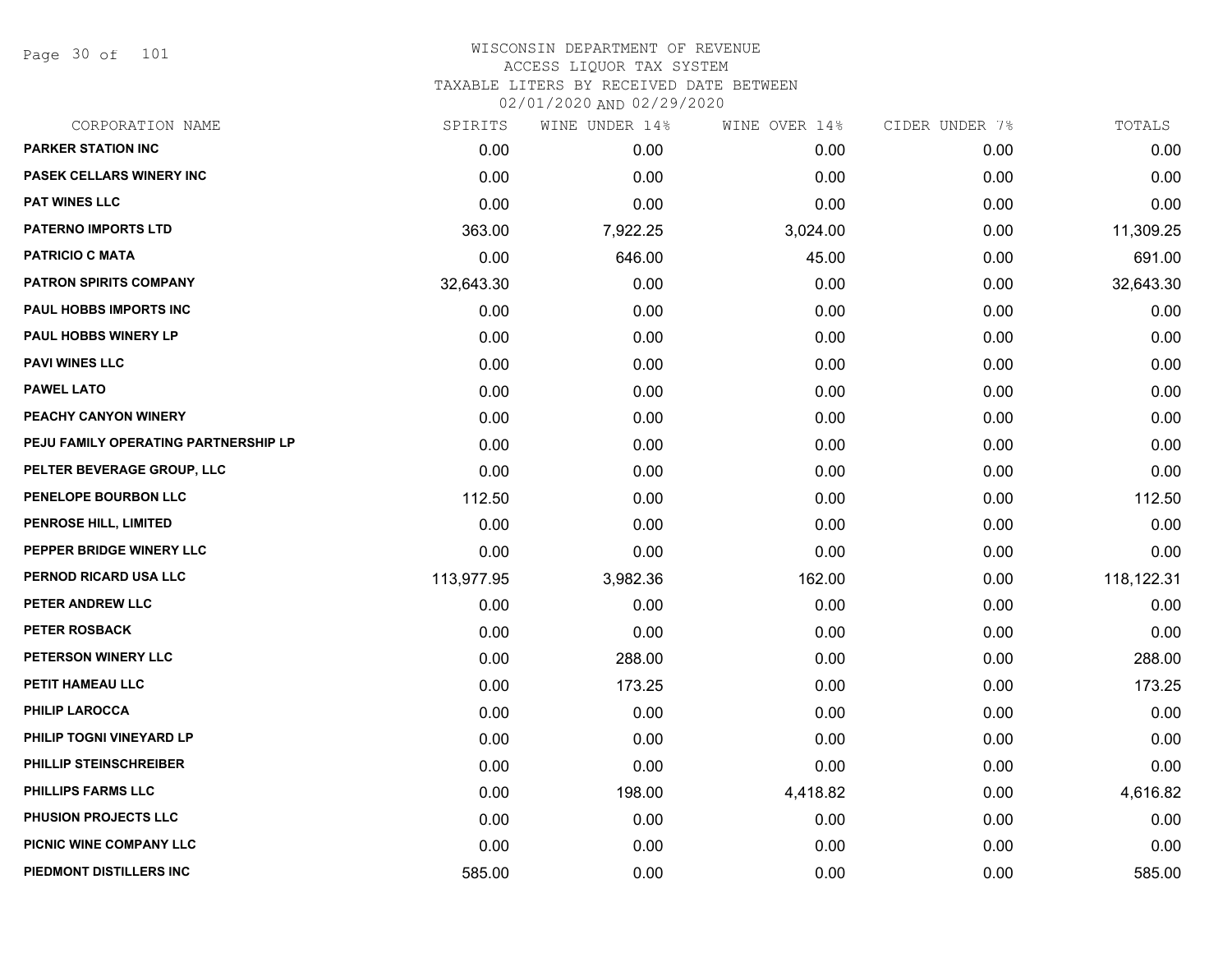# WISCONSIN DEPARTMENT OF REVENUE
## ACCESS LIQUOR TAX SYSTEM
### TAXABLE LITERS BY RECEIVED DATE BETWEEN 02/01/2020 AND 02/29/2020

| CORPORATION NAME | SPIRITS | WINE UNDER 14% | WINE OVER 14% | CIDER UNDER 7% | TOTALS |
|---|---|---|---|---|---|
| PARKER STATION INC | 0.00 | 0.00 | 0.00 | 0.00 | 0.00 |
| PASEK CELLARS WINERY INC | 0.00 | 0.00 | 0.00 | 0.00 | 0.00 |
| PAT WINES LLC | 0.00 | 0.00 | 0.00 | 0.00 | 0.00 |
| PATERNO IMPORTS LTD | 363.00 | 7,922.25 | 3,024.00 | 0.00 | 11,309.25 |
| PATRICIO C MATA | 0.00 | 646.00 | 45.00 | 0.00 | 691.00 |
| PATRON SPIRITS COMPANY | 32,643.30 | 0.00 | 0.00 | 0.00 | 32,643.30 |
| PAUL HOBBS IMPORTS INC | 0.00 | 0.00 | 0.00 | 0.00 | 0.00 |
| PAUL HOBBS WINERY LP | 0.00 | 0.00 | 0.00 | 0.00 | 0.00 |
| PAVI WINES LLC | 0.00 | 0.00 | 0.00 | 0.00 | 0.00 |
| PAWEL LATO | 0.00 | 0.00 | 0.00 | 0.00 | 0.00 |
| PEACHY CANYON WINERY | 0.00 | 0.00 | 0.00 | 0.00 | 0.00 |
| PEJU FAMILY OPERATING PARTNERSHIP LP | 0.00 | 0.00 | 0.00 | 0.00 | 0.00 |
| PELTER BEVERAGE GROUP, LLC | 0.00 | 0.00 | 0.00 | 0.00 | 0.00 |
| PENELOPE BOURBON LLC | 112.50 | 0.00 | 0.00 | 0.00 | 112.50 |
| PENROSE HILL, LIMITED | 0.00 | 0.00 | 0.00 | 0.00 | 0.00 |
| PEPPER BRIDGE WINERY LLC | 0.00 | 0.00 | 0.00 | 0.00 | 0.00 |
| PERNOD RICARD USA LLC | 113,977.95 | 3,982.36 | 162.00 | 0.00 | 118,122.31 |
| PETER ANDREW LLC | 0.00 | 0.00 | 0.00 | 0.00 | 0.00 |
| PETER ROSBACK | 0.00 | 0.00 | 0.00 | 0.00 | 0.00 |
| PETERSON WINERY LLC | 0.00 | 288.00 | 0.00 | 0.00 | 288.00 |
| PETIT HAMEAU LLC | 0.00 | 173.25 | 0.00 | 0.00 | 173.25 |
| PHILIP LAROCCA | 0.00 | 0.00 | 0.00 | 0.00 | 0.00 |
| PHILIP TOGNI VINEYARD LP | 0.00 | 0.00 | 0.00 | 0.00 | 0.00 |
| PHILLIP STEINSCHREIBER | 0.00 | 0.00 | 0.00 | 0.00 | 0.00 |
| PHILLIPS FARMS LLC | 0.00 | 198.00 | 4,418.82 | 0.00 | 4,616.82 |
| PHUSION PROJECTS LLC | 0.00 | 0.00 | 0.00 | 0.00 | 0.00 |
| PICNIC WINE COMPANY LLC | 0.00 | 0.00 | 0.00 | 0.00 | 0.00 |
| PIEDMONT DISTILLERS INC | 585.00 | 0.00 | 0.00 | 0.00 | 585.00 |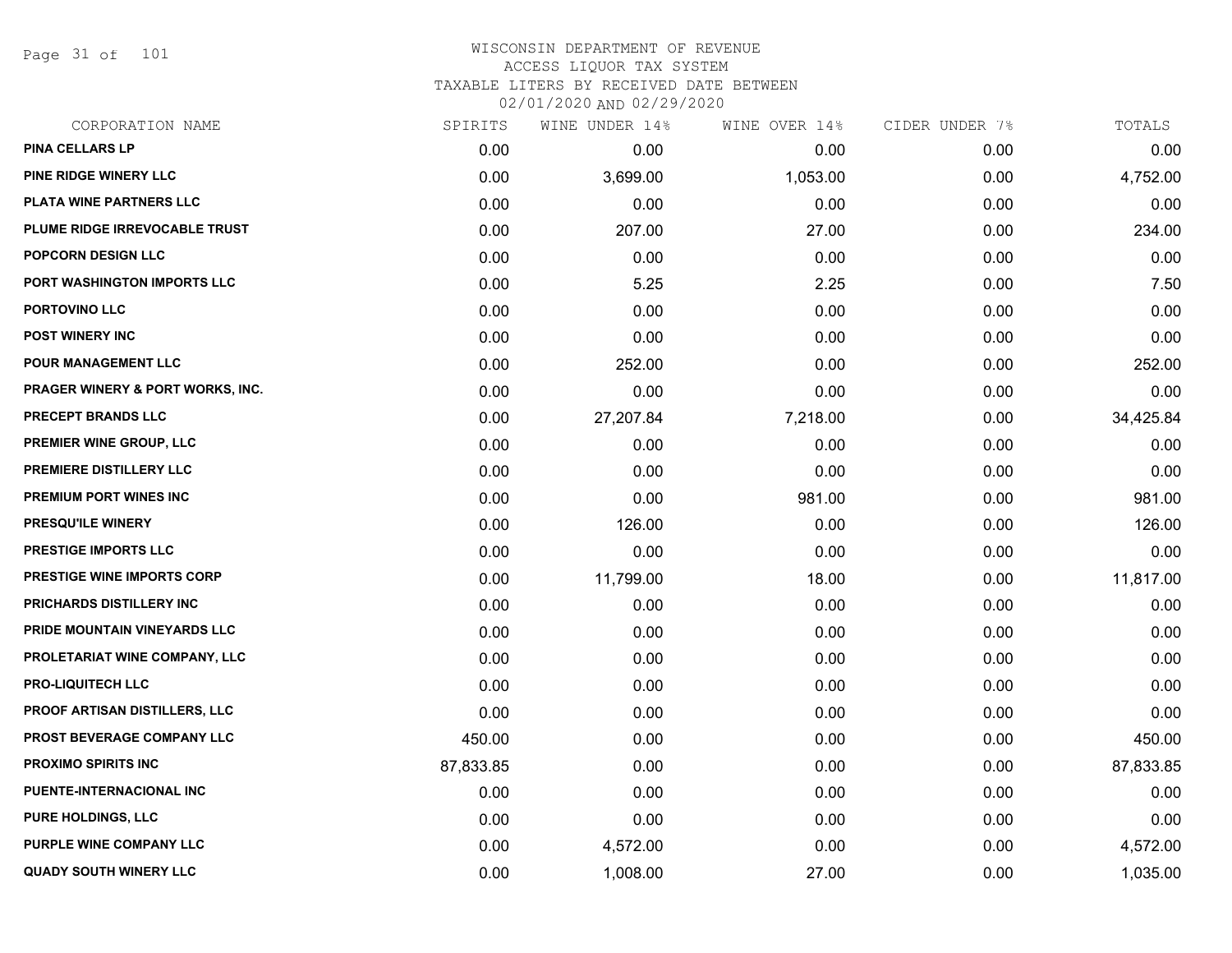# WISCONSIN DEPARTMENT OF REVENUE
## ACCESS LIQUOR TAX SYSTEM
### TAXABLE LITERS BY RECEIVED DATE BETWEEN 02/01/2020 AND 02/29/2020

| CORPORATION NAME | SPIRITS | WINE UNDER 14% | WINE OVER 14% | CIDER UNDER 7% | TOTALS |
|---|---|---|---|---|---|
| PINA CELLARS LP | 0.00 | 0.00 | 0.00 | 0.00 | 0.00 |
| PINE RIDGE WINERY LLC | 0.00 | 3,699.00 | 1,053.00 | 0.00 | 4,752.00 |
| PLATA WINE PARTNERS LLC | 0.00 | 0.00 | 0.00 | 0.00 | 0.00 |
| PLUME RIDGE IRREVOCABLE TRUST | 0.00 | 207.00 | 27.00 | 0.00 | 234.00 |
| POPCORN DESIGN LLC | 0.00 | 0.00 | 0.00 | 0.00 | 0.00 |
| PORT WASHINGTON IMPORTS LLC | 0.00 | 5.25 | 2.25 | 0.00 | 7.50 |
| PORTOVINO LLC | 0.00 | 0.00 | 0.00 | 0.00 | 0.00 |
| POST WINERY INC | 0.00 | 0.00 | 0.00 | 0.00 | 0.00 |
| POUR MANAGEMENT LLC | 0.00 | 252.00 | 0.00 | 0.00 | 252.00 |
| PRAGER WINERY & PORT WORKS, INC. | 0.00 | 0.00 | 0.00 | 0.00 | 0.00 |
| PRECEPT BRANDS LLC | 0.00 | 27,207.84 | 7,218.00 | 0.00 | 34,425.84 |
| PREMIER WINE GROUP, LLC | 0.00 | 0.00 | 0.00 | 0.00 | 0.00 |
| PREMIERE DISTILLERY LLC | 0.00 | 0.00 | 0.00 | 0.00 | 0.00 |
| PREMIUM PORT WINES INC | 0.00 | 0.00 | 981.00 | 0.00 | 981.00 |
| PRESQU'ILE WINERY | 0.00 | 126.00 | 0.00 | 0.00 | 126.00 |
| PRESTIGE IMPORTS LLC | 0.00 | 0.00 | 0.00 | 0.00 | 0.00 |
| PRESTIGE WINE IMPORTS CORP | 0.00 | 11,799.00 | 18.00 | 0.00 | 11,817.00 |
| PRICHARDS DISTILLERY INC | 0.00 | 0.00 | 0.00 | 0.00 | 0.00 |
| PRIDE MOUNTAIN VINEYARDS LLC | 0.00 | 0.00 | 0.00 | 0.00 | 0.00 |
| PROLETARIAT WINE COMPANY, LLC | 0.00 | 0.00 | 0.00 | 0.00 | 0.00 |
| PRO-LIQUITECH LLC | 0.00 | 0.00 | 0.00 | 0.00 | 0.00 |
| PROOF ARTISAN DISTILLERS, LLC | 0.00 | 0.00 | 0.00 | 0.00 | 0.00 |
| PROST BEVERAGE COMPANY LLC | 450.00 | 0.00 | 0.00 | 0.00 | 450.00 |
| PROXIMO SPIRITS INC | 87,833.85 | 0.00 | 0.00 | 0.00 | 87,833.85 |
| PUENTE-INTERNACIONAL INC | 0.00 | 0.00 | 0.00 | 0.00 | 0.00 |
| PURE HOLDINGS, LLC | 0.00 | 0.00 | 0.00 | 0.00 | 0.00 |
| PURPLE WINE COMPANY LLC | 0.00 | 4,572.00 | 0.00 | 0.00 | 4,572.00 |
| QUADY SOUTH WINERY LLC | 0.00 | 1,008.00 | 27.00 | 0.00 | 1,035.00 |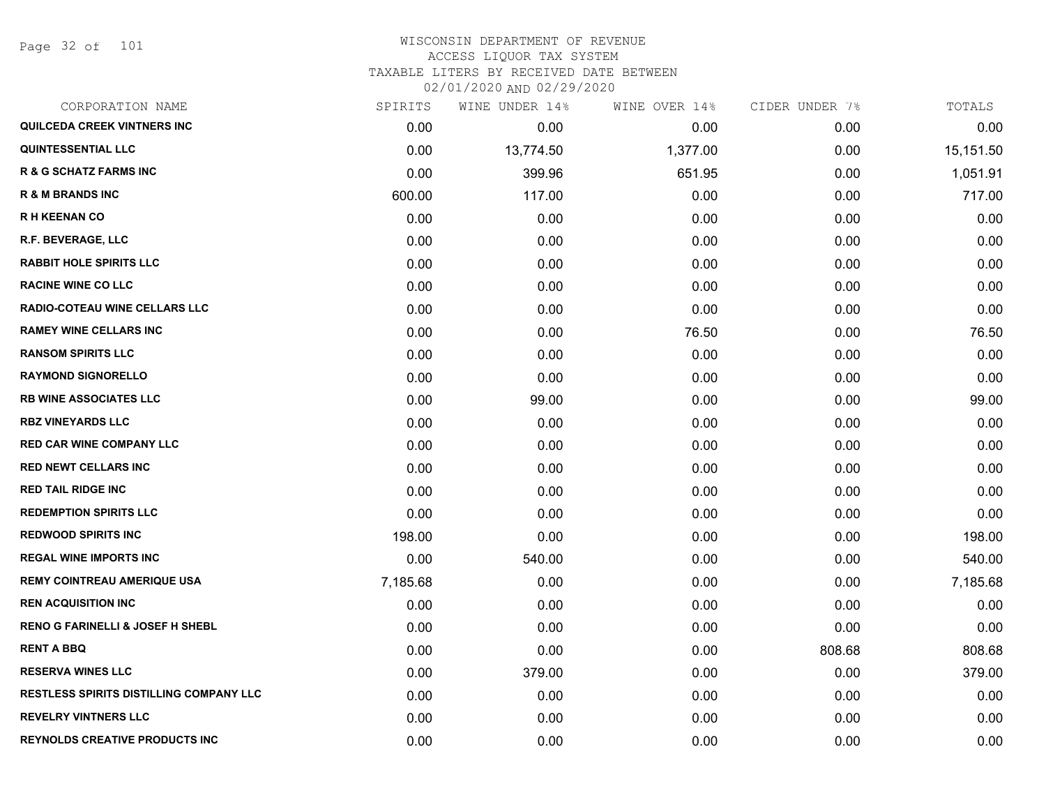# WISCONSIN DEPARTMENT OF REVENUE
ACCESS LIQUOR TAX SYSTEM
TAXABLE LITERS BY RECEIVED DATE BETWEEN
02/01/2020 AND 02/29/2020

| CORPORATION NAME | SPIRITS | WINE UNDER 14% | WINE OVER 14% | CIDER UNDER 7% | TOTALS |
|---|---|---|---|---|---|
| QUILCEDA CREEK VINTNERS INC | 0.00 | 0.00 | 0.00 | 0.00 | 0.00 |
| QUINTESSENTIAL LLC | 0.00 | 13,774.50 | 1,377.00 | 0.00 | 15,151.50 |
| R & G SCHATZ FARMS INC | 0.00 | 399.96 | 651.95 | 0.00 | 1,051.91 |
| R & M BRANDS INC | 600.00 | 117.00 | 0.00 | 0.00 | 717.00 |
| R H KEENAN CO | 0.00 | 0.00 | 0.00 | 0.00 | 0.00 |
| R.F. BEVERAGE, LLC | 0.00 | 0.00 | 0.00 | 0.00 | 0.00 |
| RABBIT HOLE SPIRITS LLC | 0.00 | 0.00 | 0.00 | 0.00 | 0.00 |
| RACINE WINE CO LLC | 0.00 | 0.00 | 0.00 | 0.00 | 0.00 |
| RADIO-COTEAU WINE CELLARS LLC | 0.00 | 0.00 | 0.00 | 0.00 | 0.00 |
| RAMEY WINE CELLARS INC | 0.00 | 0.00 | 76.50 | 0.00 | 76.50 |
| RANSOM SPIRITS LLC | 0.00 | 0.00 | 0.00 | 0.00 | 0.00 |
| RAYMOND SIGNORELLO | 0.00 | 0.00 | 0.00 | 0.00 | 0.00 |
| RB WINE ASSOCIATES LLC | 0.00 | 99.00 | 0.00 | 0.00 | 99.00 |
| RBZ VINEYARDS LLC | 0.00 | 0.00 | 0.00 | 0.00 | 0.00 |
| RED CAR WINE COMPANY LLC | 0.00 | 0.00 | 0.00 | 0.00 | 0.00 |
| RED NEWT CELLARS INC | 0.00 | 0.00 | 0.00 | 0.00 | 0.00 |
| RED TAIL RIDGE INC | 0.00 | 0.00 | 0.00 | 0.00 | 0.00 |
| REDEMPTION SPIRITS LLC | 0.00 | 0.00 | 0.00 | 0.00 | 0.00 |
| REDWOOD SPIRITS INC | 198.00 | 0.00 | 0.00 | 0.00 | 198.00 |
| REGAL WINE IMPORTS INC | 0.00 | 540.00 | 0.00 | 0.00 | 540.00 |
| REMY COINTREAU AMERIQUE USA | 7,185.68 | 0.00 | 0.00 | 0.00 | 7,185.68 |
| REN ACQUISITION INC | 0.00 | 0.00 | 0.00 | 0.00 | 0.00 |
| RENO G FARINELLI & JOSEF H SHEBL | 0.00 | 0.00 | 0.00 | 0.00 | 0.00 |
| RENT A BBQ | 0.00 | 0.00 | 0.00 | 808.68 | 808.68 |
| RESERVA WINES LLC | 0.00 | 379.00 | 0.00 | 0.00 | 379.00 |
| RESTLESS SPIRITS DISTILLING COMPANY LLC | 0.00 | 0.00 | 0.00 | 0.00 | 0.00 |
| REVELRY VINTNERS LLC | 0.00 | 0.00 | 0.00 | 0.00 | 0.00 |
| REYNOLDS CREATIVE PRODUCTS INC | 0.00 | 0.00 | 0.00 | 0.00 | 0.00 |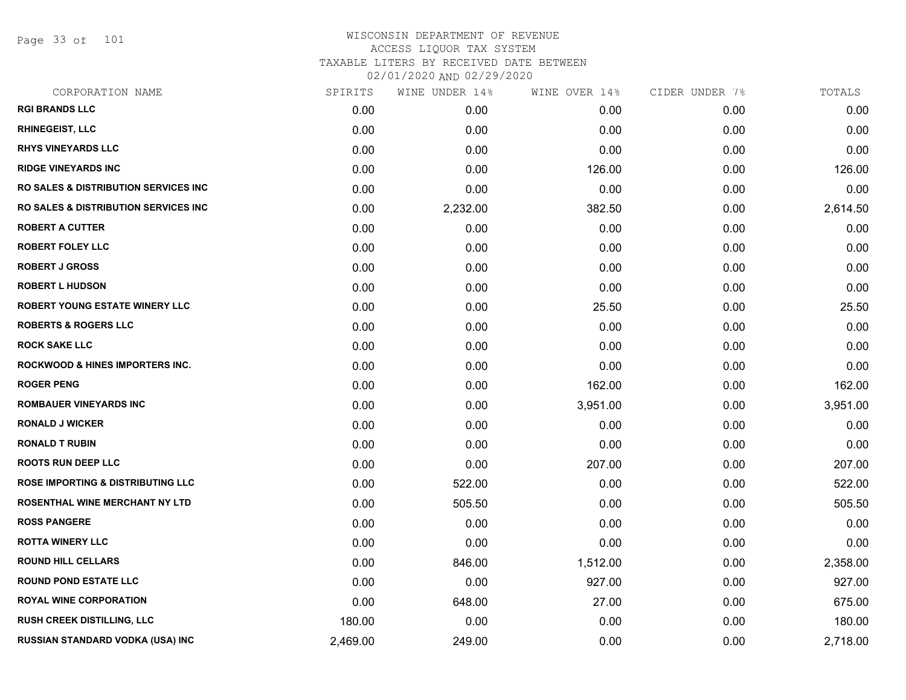WISCONSIN DEPARTMENT OF REVENUE
ACCESS LIQUOR TAX SYSTEM
TAXABLE LITERS BY RECEIVED DATE BETWEEN
02/01/2020 AND 02/29/2020

| CORPORATION NAME | SPIRITS | WINE UNDER 14% | WINE OVER 14% | CIDER UNDER 7% | TOTALS |
|---|---|---|---|---|---|
| RGI BRANDS LLC | 0.00 | 0.00 | 0.00 | 0.00 | 0.00 |
| RHINEGEIST, LLC | 0.00 | 0.00 | 0.00 | 0.00 | 0.00 |
| RHYS VINEYARDS LLC | 0.00 | 0.00 | 0.00 | 0.00 | 0.00 |
| RIDGE VINEYARDS INC | 0.00 | 0.00 | 126.00 | 0.00 | 126.00 |
| RO SALES & DISTRIBUTION SERVICES INC | 0.00 | 0.00 | 0.00 | 0.00 | 0.00 |
| RO SALES & DISTRIBUTION SERVICES INC | 0.00 | 2,232.00 | 382.50 | 0.00 | 2,614.50 |
| ROBERT A CUTTER | 0.00 | 0.00 | 0.00 | 0.00 | 0.00 |
| ROBERT FOLEY LLC | 0.00 | 0.00 | 0.00 | 0.00 | 0.00 |
| ROBERT J GROSS | 0.00 | 0.00 | 0.00 | 0.00 | 0.00 |
| ROBERT L HUDSON | 0.00 | 0.00 | 0.00 | 0.00 | 0.00 |
| ROBERT YOUNG ESTATE WINERY LLC | 0.00 | 0.00 | 25.50 | 0.00 | 25.50 |
| ROBERTS & ROGERS LLC | 0.00 | 0.00 | 0.00 | 0.00 | 0.00 |
| ROCK SAKE LLC | 0.00 | 0.00 | 0.00 | 0.00 | 0.00 |
| ROCKWOOD & HINES IMPORTERS INC. | 0.00 | 0.00 | 0.00 | 0.00 | 0.00 |
| ROGER PENG | 0.00 | 0.00 | 162.00 | 0.00 | 162.00 |
| ROMBAUER VINEYARDS INC | 0.00 | 0.00 | 3,951.00 | 0.00 | 3,951.00 |
| RONALD J WICKER | 0.00 | 0.00 | 0.00 | 0.00 | 0.00 |
| RONALD T RUBIN | 0.00 | 0.00 | 0.00 | 0.00 | 0.00 |
| ROOTS RUN DEEP LLC | 0.00 | 0.00 | 207.00 | 0.00 | 207.00 |
| ROSE IMPORTING & DISTRIBUTING LLC | 0.00 | 522.00 | 0.00 | 0.00 | 522.00 |
| ROSENTHAL WINE MERCHANT NY LTD | 0.00 | 505.50 | 0.00 | 0.00 | 505.50 |
| ROSS PANGERE | 0.00 | 0.00 | 0.00 | 0.00 | 0.00 |
| ROTTA WINERY LLC | 0.00 | 0.00 | 0.00 | 0.00 | 0.00 |
| ROUND HILL CELLARS | 0.00 | 846.00 | 1,512.00 | 0.00 | 2,358.00 |
| ROUND POND ESTATE LLC | 0.00 | 0.00 | 927.00 | 0.00 | 927.00 |
| ROYAL WINE CORPORATION | 0.00 | 648.00 | 27.00 | 0.00 | 675.00 |
| RUSH CREEK DISTILLING, LLC | 180.00 | 0.00 | 0.00 | 0.00 | 180.00 |
| RUSSIAN STANDARD VODKA (USA) INC | 2,469.00 | 249.00 | 0.00 | 0.00 | 2,718.00 |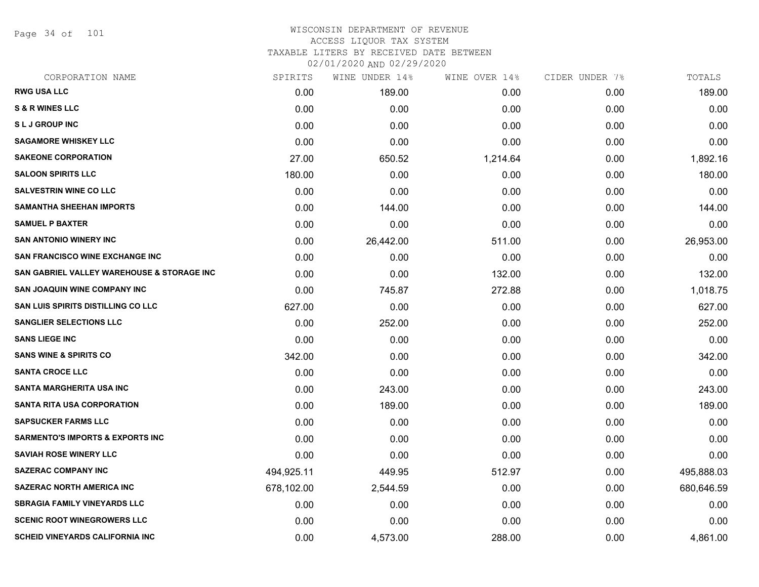# WISCONSIN DEPARTMENT OF REVENUE
## ACCESS LIQUOR TAX SYSTEM
### TAXABLE LITERS BY RECEIVED DATE BETWEEN 02/01/2020 AND 02/29/2020

| CORPORATION NAME | SPIRITS | WINE UNDER 14% | WINE OVER 14% | CIDER UNDER 7% | TOTALS |
|---|---|---|---|---|---|
| RWG USA LLC | 0.00 | 189.00 | 0.00 | 0.00 | 189.00 |
| S & R WINES LLC | 0.00 | 0.00 | 0.00 | 0.00 | 0.00 |
| S L J GROUP INC | 0.00 | 0.00 | 0.00 | 0.00 | 0.00 |
| SAGAMORE WHISKEY LLC | 0.00 | 0.00 | 0.00 | 0.00 | 0.00 |
| SAKEONE CORPORATION | 27.00 | 650.52 | 1,214.64 | 0.00 | 1,892.16 |
| SALOON SPIRITS LLC | 180.00 | 0.00 | 0.00 | 0.00 | 180.00 |
| SALVESTRIN WINE CO LLC | 0.00 | 0.00 | 0.00 | 0.00 | 0.00 |
| SAMANTHA SHEEHAN IMPORTS | 0.00 | 144.00 | 0.00 | 0.00 | 144.00 |
| SAMUEL P BAXTER | 0.00 | 0.00 | 0.00 | 0.00 | 0.00 |
| SAN ANTONIO WINERY INC | 0.00 | 26,442.00 | 511.00 | 0.00 | 26,953.00 |
| SAN FRANCISCO WINE EXCHANGE INC | 0.00 | 0.00 | 0.00 | 0.00 | 0.00 |
| SAN GABRIEL VALLEY WAREHOUSE & STORAGE INC | 0.00 | 0.00 | 132.00 | 0.00 | 132.00 |
| SAN JOAQUIN WINE COMPANY INC | 0.00 | 745.87 | 272.88 | 0.00 | 1,018.75 |
| SAN LUIS SPIRITS DISTILLING CO LLC | 627.00 | 0.00 | 0.00 | 0.00 | 627.00 |
| SANGLIER SELECTIONS LLC | 0.00 | 252.00 | 0.00 | 0.00 | 252.00 |
| SANS LIEGE INC | 0.00 | 0.00 | 0.00 | 0.00 | 0.00 |
| SANS WINE & SPIRITS CO | 342.00 | 0.00 | 0.00 | 0.00 | 342.00 |
| SANTA CROCE LLC | 0.00 | 0.00 | 0.00 | 0.00 | 0.00 |
| SANTA MARGHERITA USA INC | 0.00 | 243.00 | 0.00 | 0.00 | 243.00 |
| SANTA RITA USA CORPORATION | 0.00 | 189.00 | 0.00 | 0.00 | 189.00 |
| SAPSUCKER FARMS LLC | 0.00 | 0.00 | 0.00 | 0.00 | 0.00 |
| SARMENTO'S IMPORTS & EXPORTS INC | 0.00 | 0.00 | 0.00 | 0.00 | 0.00 |
| SAVIAH ROSE WINERY LLC | 0.00 | 0.00 | 0.00 | 0.00 | 0.00 |
| SAZERAC COMPANY INC | 494,925.11 | 449.95 | 512.97 | 0.00 | 495,888.03 |
| SAZERAC NORTH AMERICA INC | 678,102.00 | 2,544.59 | 0.00 | 0.00 | 680,646.59 |
| SBRAGIA FAMILY VINEYARDS LLC | 0.00 | 0.00 | 0.00 | 0.00 | 0.00 |
| SCENIC ROOT WINEGROWERS LLC | 0.00 | 0.00 | 0.00 | 0.00 | 0.00 |
| SCHEID VINEYARDS CALIFORNIA INC | 0.00 | 4,573.00 | 288.00 | 0.00 | 4,861.00 |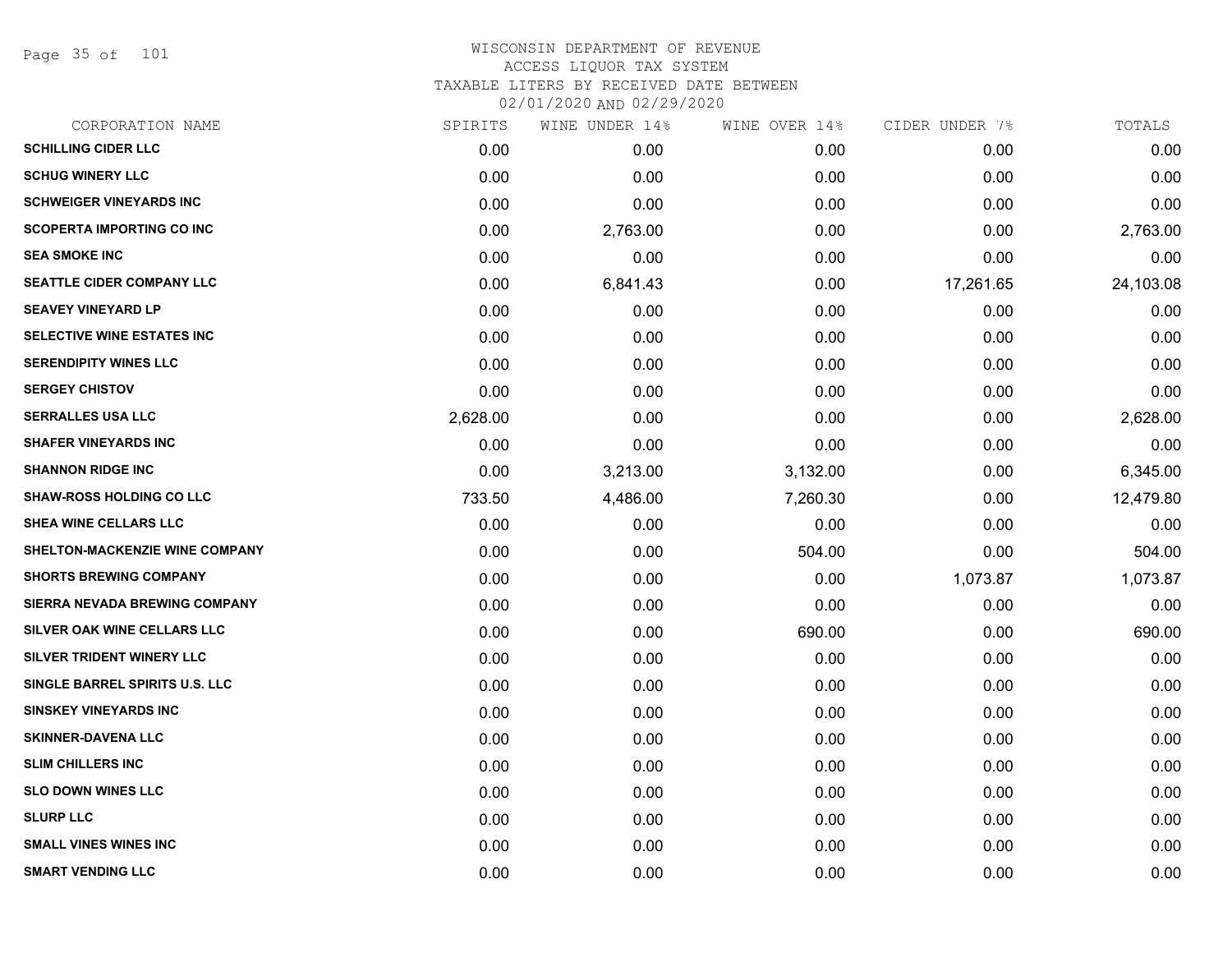# WISCONSIN DEPARTMENT OF REVENUE
## ACCESS LIQUOR TAX SYSTEM
### TAXABLE LITERS BY RECEIVED DATE BETWEEN 02/01/2020 AND 02/29/2020

| CORPORATION NAME | SPIRITS | WINE UNDER 14% | WINE OVER 14% | CIDER UNDER 7% | TOTALS |
|---|---|---|---|---|---|
| SCHILLING CIDER LLC | 0.00 | 0.00 | 0.00 | 0.00 | 0.00 |
| SCHUG WINERY LLC | 0.00 | 0.00 | 0.00 | 0.00 | 0.00 |
| SCHWEIGER VINEYARDS INC | 0.00 | 0.00 | 0.00 | 0.00 | 0.00 |
| SCOPERTA IMPORTING CO INC | 0.00 | 2,763.00 | 0.00 | 0.00 | 2,763.00 |
| SEA SMOKE INC | 0.00 | 0.00 | 0.00 | 0.00 | 0.00 |
| SEATTLE CIDER COMPANY LLC | 0.00 | 6,841.43 | 0.00 | 17,261.65 | 24,103.08 |
| SEAVEY VINEYARD LP | 0.00 | 0.00 | 0.00 | 0.00 | 0.00 |
| SELECTIVE WINE ESTATES INC | 0.00 | 0.00 | 0.00 | 0.00 | 0.00 |
| SERENDIPITY WINES LLC | 0.00 | 0.00 | 0.00 | 0.00 | 0.00 |
| SERGEY CHISTOV | 0.00 | 0.00 | 0.00 | 0.00 | 0.00 |
| SERRALLES USA LLC | 2,628.00 | 0.00 | 0.00 | 0.00 | 2,628.00 |
| SHAFER VINEYARDS INC | 0.00 | 0.00 | 0.00 | 0.00 | 0.00 |
| SHANNON RIDGE INC | 0.00 | 3,213.00 | 3,132.00 | 0.00 | 6,345.00 |
| SHAW-ROSS HOLDING CO LLC | 733.50 | 4,486.00 | 7,260.30 | 0.00 | 12,479.80 |
| SHEA WINE CELLARS LLC | 0.00 | 0.00 | 0.00 | 0.00 | 0.00 |
| SHELTON-MACKENZIE WINE COMPANY | 0.00 | 0.00 | 504.00 | 0.00 | 504.00 |
| SHORTS BREWING COMPANY | 0.00 | 0.00 | 0.00 | 1,073.87 | 1,073.87 |
| SIERRA NEVADA BREWING COMPANY | 0.00 | 0.00 | 0.00 | 0.00 | 0.00 |
| SILVER OAK WINE CELLARS LLC | 0.00 | 0.00 | 690.00 | 0.00 | 690.00 |
| SILVER TRIDENT WINERY LLC | 0.00 | 0.00 | 0.00 | 0.00 | 0.00 |
| SINGLE BARREL SPIRITS U.S. LLC | 0.00 | 0.00 | 0.00 | 0.00 | 0.00 |
| SINSKEY VINEYARDS INC | 0.00 | 0.00 | 0.00 | 0.00 | 0.00 |
| SKINNER-DAVENA LLC | 0.00 | 0.00 | 0.00 | 0.00 | 0.00 |
| SLIM CHILLERS INC | 0.00 | 0.00 | 0.00 | 0.00 | 0.00 |
| SLO DOWN WINES LLC | 0.00 | 0.00 | 0.00 | 0.00 | 0.00 |
| SLURP LLC | 0.00 | 0.00 | 0.00 | 0.00 | 0.00 |
| SMALL VINES WINES INC | 0.00 | 0.00 | 0.00 | 0.00 | 0.00 |
| SMART VENDING LLC | 0.00 | 0.00 | 0.00 | 0.00 | 0.00 |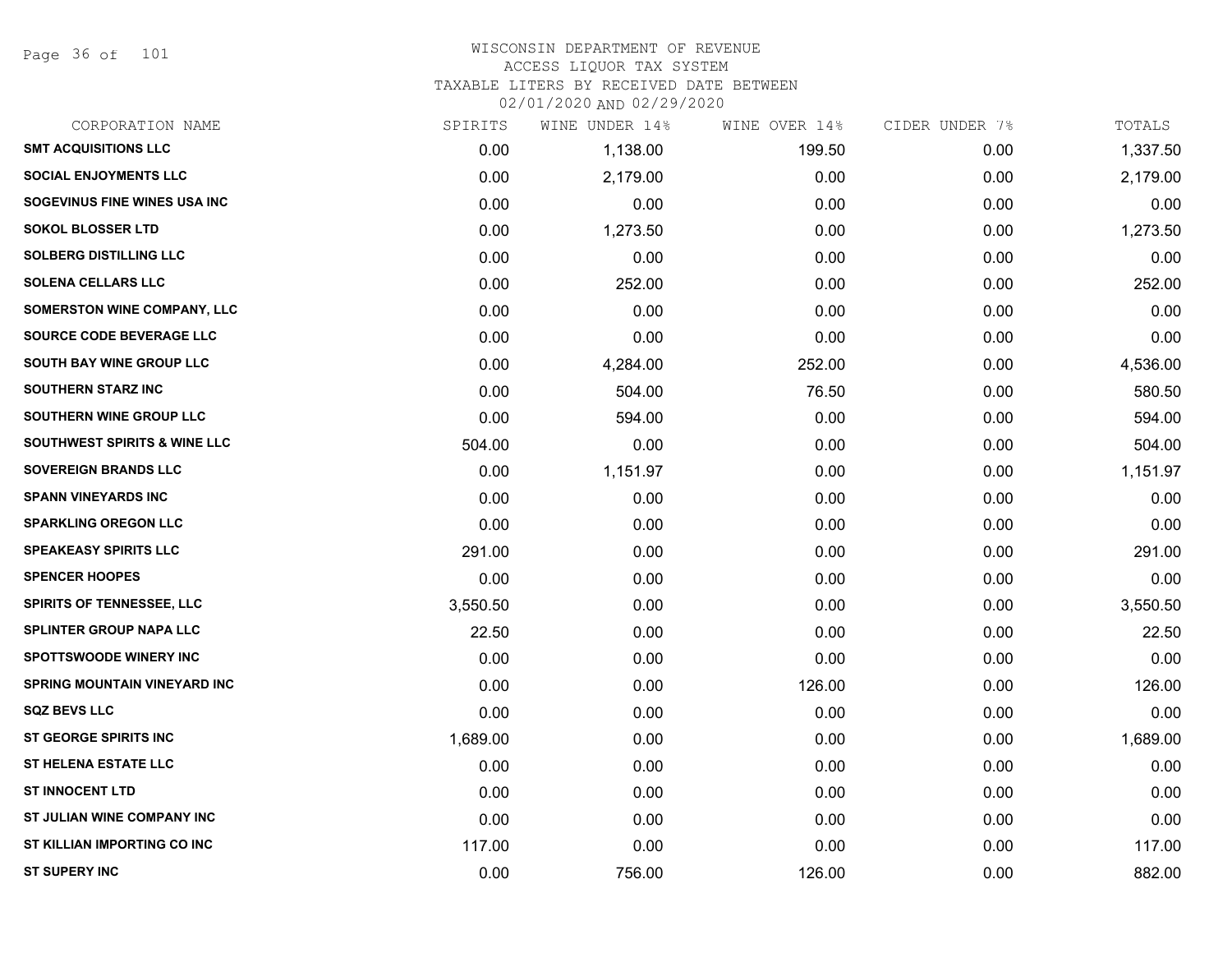# WISCONSIN DEPARTMENT OF REVENUE
## ACCESS LIQUOR TAX SYSTEM
### TAXABLE LITERS BY RECEIVED DATE BETWEEN 02/01/2020 AND 02/29/2020

| CORPORATION NAME | SPIRITS | WINE UNDER 14% | WINE OVER 14% | CIDER UNDER 7% | TOTALS |
|---|---|---|---|---|---|
| SMT ACQUISITIONS LLC | 0.00 | 1,138.00 | 199.50 | 0.00 | 1,337.50 |
| SOCIAL ENJOYMENTS LLC | 0.00 | 2,179.00 | 0.00 | 0.00 | 2,179.00 |
| SOGEVINUS FINE WINES USA INC | 0.00 | 0.00 | 0.00 | 0.00 | 0.00 |
| SOKOL BLOSSER LTD | 0.00 | 1,273.50 | 0.00 | 0.00 | 1,273.50 |
| SOLBERG DISTILLING LLC | 0.00 | 0.00 | 0.00 | 0.00 | 0.00 |
| SOLENA CELLARS LLC | 0.00 | 252.00 | 0.00 | 0.00 | 252.00 |
| SOMERSTON WINE COMPANY, LLC | 0.00 | 0.00 | 0.00 | 0.00 | 0.00 |
| SOURCE CODE BEVERAGE LLC | 0.00 | 0.00 | 0.00 | 0.00 | 0.00 |
| SOUTH BAY WINE GROUP LLC | 0.00 | 4,284.00 | 252.00 | 0.00 | 4,536.00 |
| SOUTHERN STARZ INC | 0.00 | 504.00 | 76.50 | 0.00 | 580.50 |
| SOUTHERN WINE GROUP LLC | 0.00 | 594.00 | 0.00 | 0.00 | 594.00 |
| SOUTHWEST SPIRITS & WINE LLC | 504.00 | 0.00 | 0.00 | 0.00 | 504.00 |
| SOVEREIGN BRANDS LLC | 0.00 | 1,151.97 | 0.00 | 0.00 | 1,151.97 |
| SPANN VINEYARDS INC | 0.00 | 0.00 | 0.00 | 0.00 | 0.00 |
| SPARKLING OREGON LLC | 0.00 | 0.00 | 0.00 | 0.00 | 0.00 |
| SPEAKEASY SPIRITS LLC | 291.00 | 0.00 | 0.00 | 0.00 | 291.00 |
| SPENCER HOOPES | 0.00 | 0.00 | 0.00 | 0.00 | 0.00 |
| SPIRITS OF TENNESSEE, LLC | 3,550.50 | 0.00 | 0.00 | 0.00 | 3,550.50 |
| SPLINTER GROUP NAPA LLC | 22.50 | 0.00 | 0.00 | 0.00 | 22.50 |
| SPOTTSWOODE WINERY INC | 0.00 | 0.00 | 0.00 | 0.00 | 0.00 |
| SPRING MOUNTAIN VINEYARD INC | 0.00 | 0.00 | 126.00 | 0.00 | 126.00 |
| SQZ BEVS LLC | 0.00 | 0.00 | 0.00 | 0.00 | 0.00 |
| ST GEORGE SPIRITS INC | 1,689.00 | 0.00 | 0.00 | 0.00 | 1,689.00 |
| ST HELENA ESTATE LLC | 0.00 | 0.00 | 0.00 | 0.00 | 0.00 |
| ST INNOCENT LTD | 0.00 | 0.00 | 0.00 | 0.00 | 0.00 |
| ST JULIAN WINE COMPANY INC | 0.00 | 0.00 | 0.00 | 0.00 | 0.00 |
| ST KILLIAN IMPORTING CO INC | 117.00 | 0.00 | 0.00 | 0.00 | 117.00 |
| ST SUPERY INC | 0.00 | 756.00 | 126.00 | 0.00 | 882.00 |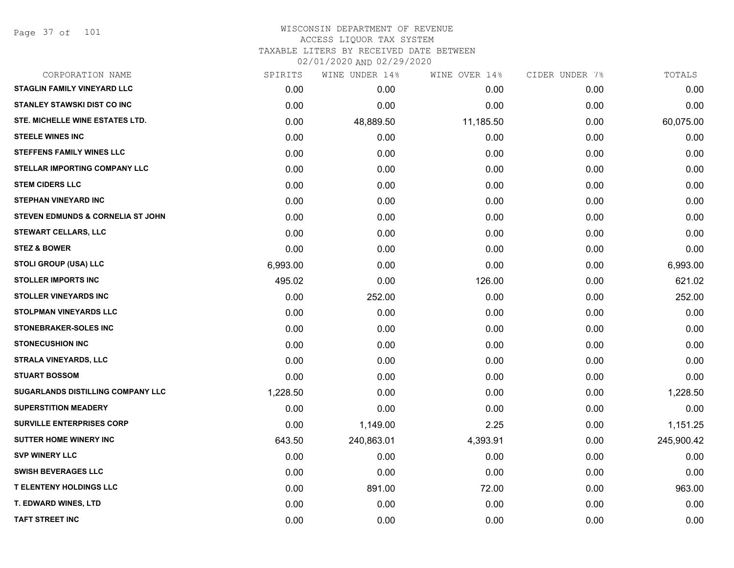# WISCONSIN DEPARTMENT OF REVENUE
## ACCESS LIQUOR TAX SYSTEM
### TAXABLE LITERS BY RECEIVED DATE BETWEEN 02/01/2020 AND 02/29/2020

| CORPORATION NAME | SPIRITS | WINE UNDER 14% | WINE OVER 14% | CIDER UNDER 7% | TOTALS |
|---|---|---|---|---|---|
| STAGLIN FAMILY VINEYARD LLC | 0.00 | 0.00 | 0.00 | 0.00 | 0.00 |
| STANLEY STAWSKI DIST CO INC | 0.00 | 0.00 | 0.00 | 0.00 | 0.00 |
| STE. MICHELLE WINE ESTATES LTD. | 0.00 | 48,889.50 | 11,185.50 | 0.00 | 60,075.00 |
| STEELE WINES INC | 0.00 | 0.00 | 0.00 | 0.00 | 0.00 |
| STEFFENS FAMILY WINES LLC | 0.00 | 0.00 | 0.00 | 0.00 | 0.00 |
| STELLAR IMPORTING COMPANY LLC | 0.00 | 0.00 | 0.00 | 0.00 | 0.00 |
| STEM CIDERS LLC | 0.00 | 0.00 | 0.00 | 0.00 | 0.00 |
| STEPHAN VINEYARD INC | 0.00 | 0.00 | 0.00 | 0.00 | 0.00 |
| STEVEN EDMUNDS & CORNELIA ST JOHN | 0.00 | 0.00 | 0.00 | 0.00 | 0.00 |
| STEWART CELLARS, LLC | 0.00 | 0.00 | 0.00 | 0.00 | 0.00 |
| STEZ & BOWER | 0.00 | 0.00 | 0.00 | 0.00 | 0.00 |
| STOLI GROUP (USA) LLC | 6,993.00 | 0.00 | 0.00 | 0.00 | 6,993.00 |
| STOLLER IMPORTS INC | 495.02 | 0.00 | 126.00 | 0.00 | 621.02 |
| STOLLER VINEYARDS INC | 0.00 | 252.00 | 0.00 | 0.00 | 252.00 |
| STOLPMAN VINEYARDS LLC | 0.00 | 0.00 | 0.00 | 0.00 | 0.00 |
| STONEBRAKER-SOLES INC | 0.00 | 0.00 | 0.00 | 0.00 | 0.00 |
| STONECUSHION INC | 0.00 | 0.00 | 0.00 | 0.00 | 0.00 |
| STRALA VINEYARDS, LLC | 0.00 | 0.00 | 0.00 | 0.00 | 0.00 |
| STUART BOSSOM | 0.00 | 0.00 | 0.00 | 0.00 | 0.00 |
| SUGARLANDS DISTILLING COMPANY LLC | 1,228.50 | 0.00 | 0.00 | 0.00 | 1,228.50 |
| SUPERSTITION MEADERY | 0.00 | 0.00 | 0.00 | 0.00 | 0.00 |
| SURVILLE ENTERPRISES CORP | 0.00 | 1,149.00 | 2.25 | 0.00 | 1,151.25 |
| SUTTER HOME WINERY INC | 643.50 | 240,863.01 | 4,393.91 | 0.00 | 245,900.42 |
| SVP WINERY LLC | 0.00 | 0.00 | 0.00 | 0.00 | 0.00 |
| SWISH BEVERAGES LLC | 0.00 | 0.00 | 0.00 | 0.00 | 0.00 |
| T ELENTENY HOLDINGS LLC | 0.00 | 891.00 | 72.00 | 0.00 | 963.00 |
| T. EDWARD WINES, LTD | 0.00 | 0.00 | 0.00 | 0.00 | 0.00 |
| TAFT STREET INC | 0.00 | 0.00 | 0.00 | 0.00 | 0.00 |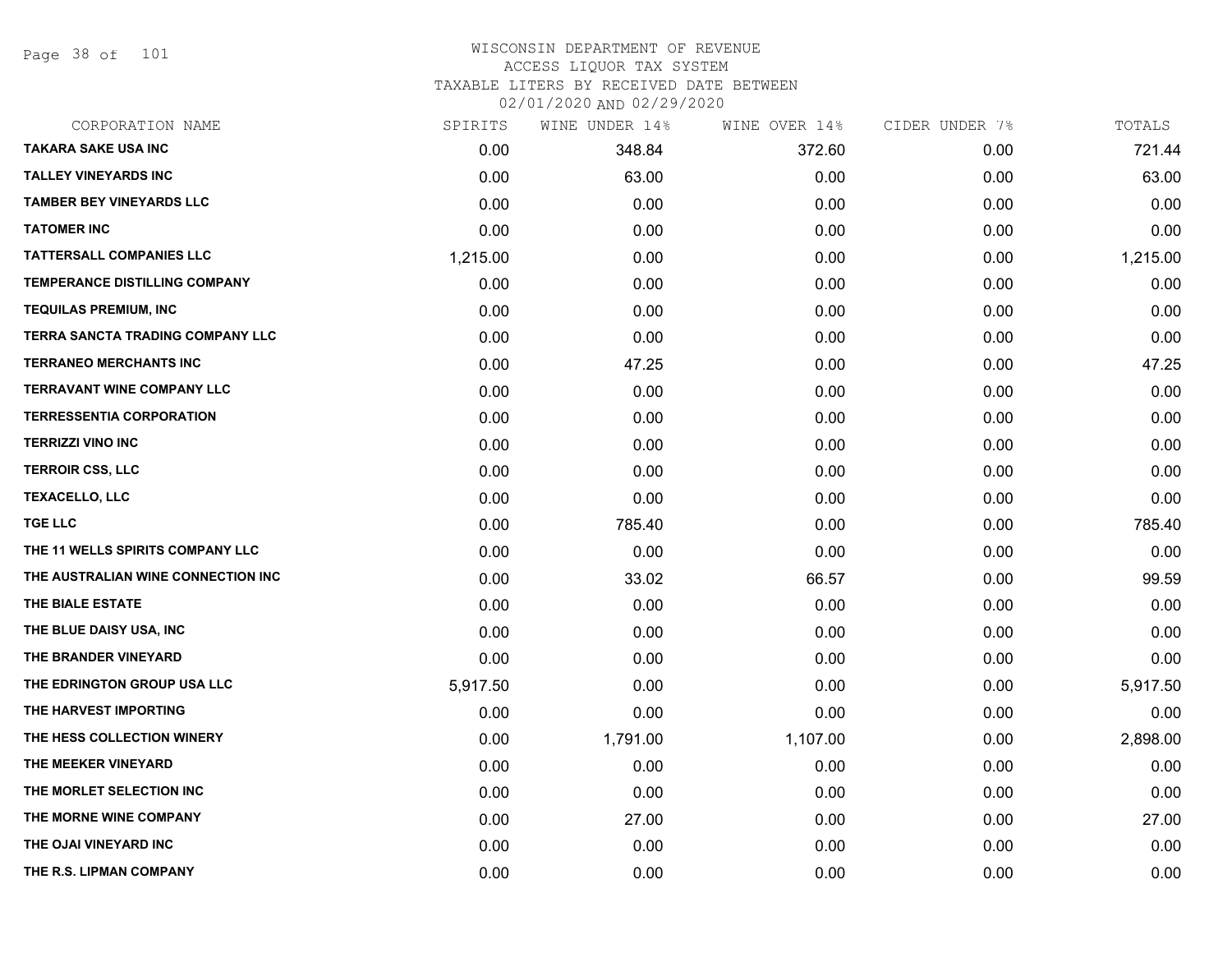# WISCONSIN DEPARTMENT OF REVENUE
## ACCESS LIQUOR TAX SYSTEM
### TAXABLE LITERS BY RECEIVED DATE BETWEEN 02/01/2020 AND 02/29/2020

| CORPORATION NAME | SPIRITS | WINE UNDER 14% | WINE OVER 14% | CIDER UNDER 7% | TOTALS |
|---|---|---|---|---|---|
| TAKARA SAKE USA INC | 0.00 | 348.84 | 372.60 | 0.00 | 721.44 |
| TALLEY VINEYARDS INC | 0.00 | 63.00 | 0.00 | 0.00 | 63.00 |
| TAMBER BEY VINEYARDS LLC | 0.00 | 0.00 | 0.00 | 0.00 | 0.00 |
| TATOMER INC | 0.00 | 0.00 | 0.00 | 0.00 | 0.00 |
| TATTERSALL COMPANIES LLC | 1,215.00 | 0.00 | 0.00 | 0.00 | 1,215.00 |
| TEMPERANCE DISTILLING COMPANY | 0.00 | 0.00 | 0.00 | 0.00 | 0.00 |
| TEQUILAS PREMIUM, INC | 0.00 | 0.00 | 0.00 | 0.00 | 0.00 |
| TERRA SANCTA TRADING COMPANY LLC | 0.00 | 0.00 | 0.00 | 0.00 | 0.00 |
| TERRANEO MERCHANTS INC | 0.00 | 47.25 | 0.00 | 0.00 | 47.25 |
| TERRAVANT WINE COMPANY LLC | 0.00 | 0.00 | 0.00 | 0.00 | 0.00 |
| TERRESSENTIA CORPORATION | 0.00 | 0.00 | 0.00 | 0.00 | 0.00 |
| TERRIZZI VINO INC | 0.00 | 0.00 | 0.00 | 0.00 | 0.00 |
| TERROIR CSS, LLC | 0.00 | 0.00 | 0.00 | 0.00 | 0.00 |
| TEXACELLO, LLC | 0.00 | 0.00 | 0.00 | 0.00 | 0.00 |
| TGE LLC | 0.00 | 785.40 | 0.00 | 0.00 | 785.40 |
| THE 11 WELLS SPIRITS COMPANY LLC | 0.00 | 0.00 | 0.00 | 0.00 | 0.00 |
| THE AUSTRALIAN WINE CONNECTION INC | 0.00 | 33.02 | 66.57 | 0.00 | 99.59 |
| THE BIALE ESTATE | 0.00 | 0.00 | 0.00 | 0.00 | 0.00 |
| THE BLUE DAISY USA, INC | 0.00 | 0.00 | 0.00 | 0.00 | 0.00 |
| THE BRANDER VINEYARD | 0.00 | 0.00 | 0.00 | 0.00 | 0.00 |
| THE EDRINGTON GROUP USA LLC | 5,917.50 | 0.00 | 0.00 | 0.00 | 5,917.50 |
| THE HARVEST IMPORTING | 0.00 | 0.00 | 0.00 | 0.00 | 0.00 |
| THE HESS COLLECTION WINERY | 0.00 | 1,791.00 | 1,107.00 | 0.00 | 2,898.00 |
| THE MEEKER VINEYARD | 0.00 | 0.00 | 0.00 | 0.00 | 0.00 |
| THE MORLET SELECTION INC | 0.00 | 0.00 | 0.00 | 0.00 | 0.00 |
| THE MORNE WINE COMPANY | 0.00 | 27.00 | 0.00 | 0.00 | 27.00 |
| THE OJAI VINEYARD INC | 0.00 | 0.00 | 0.00 | 0.00 | 0.00 |
| THE R.S. LIPMAN COMPANY | 0.00 | 0.00 | 0.00 | 0.00 | 0.00 |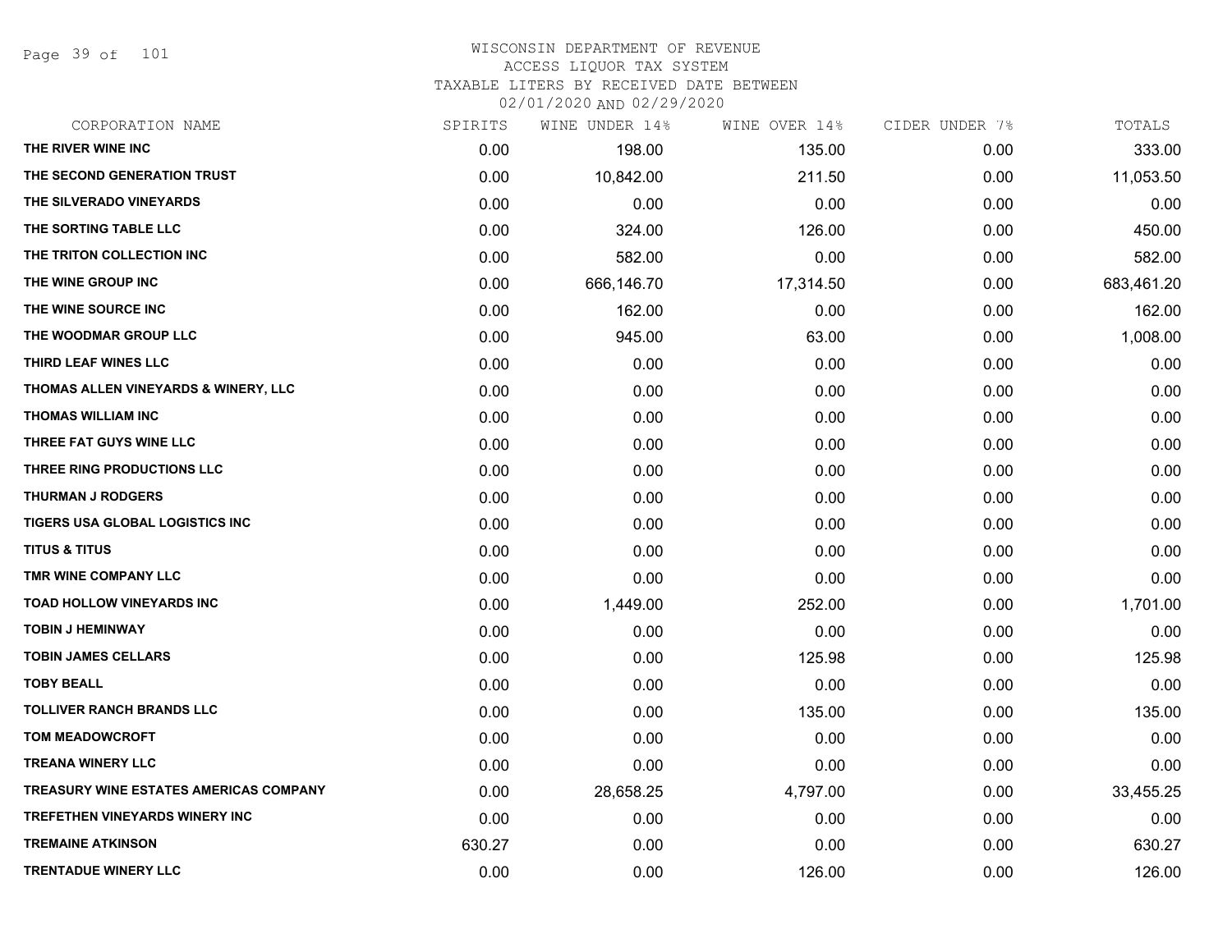WISCONSIN DEPARTMENT OF REVENUE
ACCESS LIQUOR TAX SYSTEM
TAXABLE LITERS BY RECEIVED DATE BETWEEN
02/01/2020 AND 02/29/2020

| CORPORATION NAME | SPIRITS | WINE UNDER 14% | WINE OVER 14% | CIDER UNDER 7% | TOTALS |
|---|---|---|---|---|---|
| THE RIVER WINE INC | 0.00 | 198.00 | 135.00 | 0.00 | 333.00 |
| THE SECOND GENERATION TRUST | 0.00 | 10,842.00 | 211.50 | 0.00 | 11,053.50 |
| THE SILVERADO VINEYARDS | 0.00 | 0.00 | 0.00 | 0.00 | 0.00 |
| THE SORTING TABLE LLC | 0.00 | 324.00 | 126.00 | 0.00 | 450.00 |
| THE TRITON COLLECTION INC | 0.00 | 582.00 | 0.00 | 0.00 | 582.00 |
| THE WINE GROUP INC | 0.00 | 666,146.70 | 17,314.50 | 0.00 | 683,461.20 |
| THE WINE SOURCE INC | 0.00 | 162.00 | 0.00 | 0.00 | 162.00 |
| THE WOODMAR GROUP LLC | 0.00 | 945.00 | 63.00 | 0.00 | 1,008.00 |
| THIRD LEAF WINES LLC | 0.00 | 0.00 | 0.00 | 0.00 | 0.00 |
| THOMAS ALLEN VINEYARDS & WINERY, LLC | 0.00 | 0.00 | 0.00 | 0.00 | 0.00 |
| THOMAS WILLIAM INC | 0.00 | 0.00 | 0.00 | 0.00 | 0.00 |
| THREE FAT GUYS WINE LLC | 0.00 | 0.00 | 0.00 | 0.00 | 0.00 |
| THREE RING PRODUCTIONS LLC | 0.00 | 0.00 | 0.00 | 0.00 | 0.00 |
| THURMAN J RODGERS | 0.00 | 0.00 | 0.00 | 0.00 | 0.00 |
| TIGERS USA GLOBAL LOGISTICS INC | 0.00 | 0.00 | 0.00 | 0.00 | 0.00 |
| TITUS & TITUS | 0.00 | 0.00 | 0.00 | 0.00 | 0.00 |
| TMR WINE COMPANY LLC | 0.00 | 0.00 | 0.00 | 0.00 | 0.00 |
| TOAD HOLLOW VINEYARDS INC | 0.00 | 1,449.00 | 252.00 | 0.00 | 1,701.00 |
| TOBIN J HEMINWAY | 0.00 | 0.00 | 0.00 | 0.00 | 0.00 |
| TOBIN JAMES CELLARS | 0.00 | 0.00 | 125.98 | 0.00 | 125.98 |
| TOBY BEALL | 0.00 | 0.00 | 0.00 | 0.00 | 0.00 |
| TOLLIVER RANCH BRANDS LLC | 0.00 | 0.00 | 135.00 | 0.00 | 135.00 |
| TOM MEADOWCROFT | 0.00 | 0.00 | 0.00 | 0.00 | 0.00 |
| TREANA WINERY LLC | 0.00 | 0.00 | 0.00 | 0.00 | 0.00 |
| TREASURY WINE ESTATES AMERICAS COMPANY | 0.00 | 28,658.25 | 4,797.00 | 0.00 | 33,455.25 |
| TREFETHEN VINEYARDS WINERY INC | 0.00 | 0.00 | 0.00 | 0.00 | 0.00 |
| TREMAINE ATKINSON | 630.27 | 0.00 | 0.00 | 0.00 | 630.27 |
| TRENTADUE WINERY LLC | 0.00 | 0.00 | 126.00 | 0.00 | 126.00 |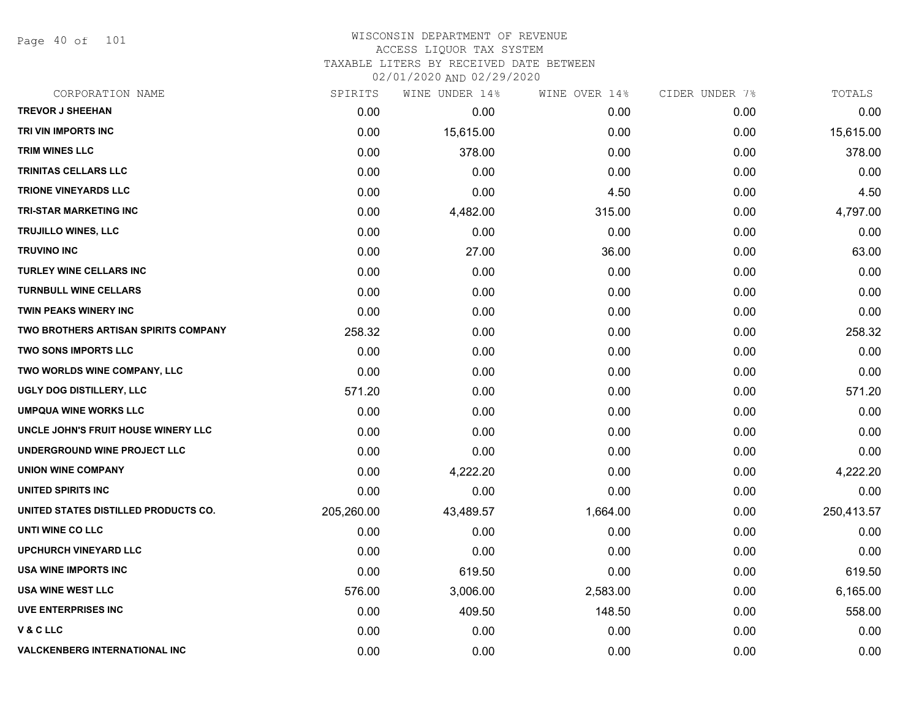# WISCONSIN DEPARTMENT OF REVENUE
## ACCESS LIQUOR TAX SYSTEM
### TAXABLE LITERS BY RECEIVED DATE BETWEEN 02/01/2020 AND 02/29/2020

| CORPORATION NAME | SPIRITS | WINE UNDER 14% | WINE OVER 14% | CIDER UNDER 7% | TOTALS |
|---|---|---|---|---|---|
| TREVOR J SHEEHAN | 0.00 | 0.00 | 0.00 | 0.00 | 0.00 |
| TRI VIN IMPORTS INC | 0.00 | 15,615.00 | 0.00 | 0.00 | 15,615.00 |
| TRIM WINES LLC | 0.00 | 378.00 | 0.00 | 0.00 | 378.00 |
| TRINITAS CELLARS LLC | 0.00 | 0.00 | 0.00 | 0.00 | 0.00 |
| TRIONE VINEYARDS LLC | 0.00 | 0.00 | 4.50 | 0.00 | 4.50 |
| TRI-STAR MARKETING INC | 0.00 | 4,482.00 | 315.00 | 0.00 | 4,797.00 |
| TRUJILLO WINES, LLC | 0.00 | 0.00 | 0.00 | 0.00 | 0.00 |
| TRUVINO INC | 0.00 | 27.00 | 36.00 | 0.00 | 63.00 |
| TURLEY WINE CELLARS INC | 0.00 | 0.00 | 0.00 | 0.00 | 0.00 |
| TURNBULL WINE CELLARS | 0.00 | 0.00 | 0.00 | 0.00 | 0.00 |
| TWIN PEAKS WINERY INC | 0.00 | 0.00 | 0.00 | 0.00 | 0.00 |
| TWO BROTHERS ARTISAN SPIRITS COMPANY | 258.32 | 0.00 | 0.00 | 0.00 | 258.32 |
| TWO SONS IMPORTS LLC | 0.00 | 0.00 | 0.00 | 0.00 | 0.00 |
| TWO WORLDS WINE COMPANY, LLC | 0.00 | 0.00 | 0.00 | 0.00 | 0.00 |
| UGLY DOG DISTILLERY, LLC | 571.20 | 0.00 | 0.00 | 0.00 | 571.20 |
| UMPQUA WINE WORKS LLC | 0.00 | 0.00 | 0.00 | 0.00 | 0.00 |
| UNCLE JOHN'S FRUIT HOUSE WINERY LLC | 0.00 | 0.00 | 0.00 | 0.00 | 0.00 |
| UNDERGROUND WINE PROJECT LLC | 0.00 | 0.00 | 0.00 | 0.00 | 0.00 |
| UNION WINE COMPANY | 0.00 | 4,222.20 | 0.00 | 0.00 | 4,222.20 |
| UNITED SPIRITS INC | 0.00 | 0.00 | 0.00 | 0.00 | 0.00 |
| UNITED STATES DISTILLED PRODUCTS CO. | 205,260.00 | 43,489.57 | 1,664.00 | 0.00 | 250,413.57 |
| UNTI WINE CO LLC | 0.00 | 0.00 | 0.00 | 0.00 | 0.00 |
| UPCHURCH VINEYARD LLC | 0.00 | 0.00 | 0.00 | 0.00 | 0.00 |
| USA WINE IMPORTS INC | 0.00 | 619.50 | 0.00 | 0.00 | 619.50 |
| USA WINE WEST LLC | 576.00 | 3,006.00 | 2,583.00 | 0.00 | 6,165.00 |
| UVE ENTERPRISES INC | 0.00 | 409.50 | 148.50 | 0.00 | 558.00 |
| V & C LLC | 0.00 | 0.00 | 0.00 | 0.00 | 0.00 |
| VALCKENBERG INTERNATIONAL INC | 0.00 | 0.00 | 0.00 | 0.00 | 0.00 |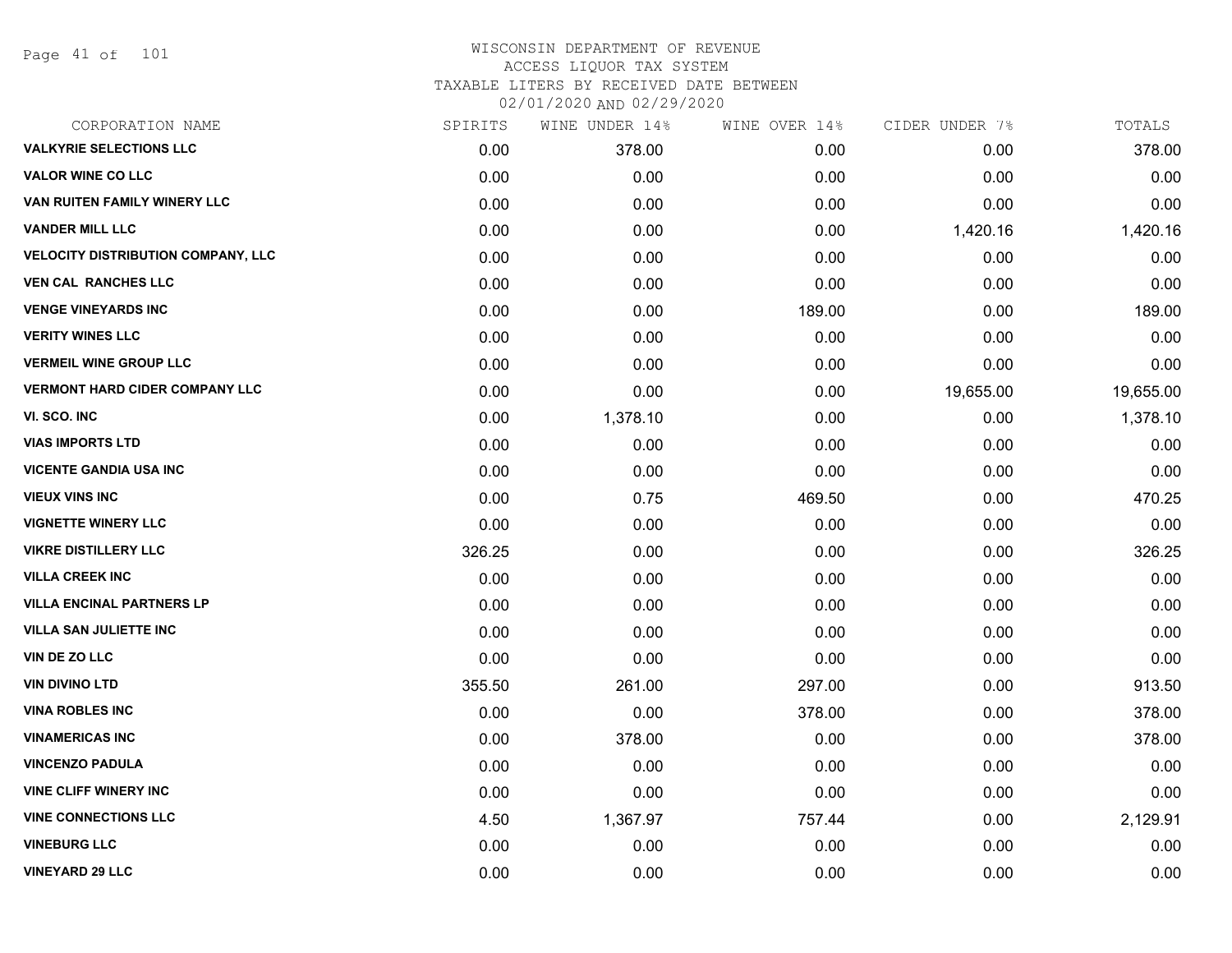# WISCONSIN DEPARTMENT OF REVENUE
## ACCESS LIQUOR TAX SYSTEM
### TAXABLE LITERS BY RECEIVED DATE BETWEEN 02/01/2020 AND 02/29/2020

| CORPORATION NAME | SPIRITS | WINE UNDER 14% | WINE OVER 14% | CIDER UNDER 7% | TOTALS |
|---|---|---|---|---|---|
| VALKYRIE SELECTIONS LLC | 0.00 | 378.00 | 0.00 | 0.00 | 378.00 |
| VALOR WINE CO LLC | 0.00 | 0.00 | 0.00 | 0.00 | 0.00 |
| VAN RUITEN FAMILY WINERY LLC | 0.00 | 0.00 | 0.00 | 0.00 | 0.00 |
| VANDER MILL LLC | 0.00 | 0.00 | 0.00 | 1,420.16 | 1,420.16 |
| VELOCITY DISTRIBUTION COMPANY, LLC | 0.00 | 0.00 | 0.00 | 0.00 | 0.00 |
| VEN CAL RANCHES LLC | 0.00 | 0.00 | 0.00 | 0.00 | 0.00 |
| VENGE VINEYARDS INC | 0.00 | 0.00 | 189.00 | 0.00 | 189.00 |
| VERITY WINES LLC | 0.00 | 0.00 | 0.00 | 0.00 | 0.00 |
| VERMEIL WINE GROUP LLC | 0.00 | 0.00 | 0.00 | 0.00 | 0.00 |
| VERMONT HARD CIDER COMPANY LLC | 0.00 | 0.00 | 0.00 | 19,655.00 | 19,655.00 |
| VI. SCO. INC | 0.00 | 1,378.10 | 0.00 | 0.00 | 1,378.10 |
| VIAS IMPORTS LTD | 0.00 | 0.00 | 0.00 | 0.00 | 0.00 |
| VICENTE GANDIA USA INC | 0.00 | 0.00 | 0.00 | 0.00 | 0.00 |
| VIEUX VINS INC | 0.00 | 0.75 | 469.50 | 0.00 | 470.25 |
| VIGNETTE WINERY LLC | 0.00 | 0.00 | 0.00 | 0.00 | 0.00 |
| VIKRE DISTILLERY LLC | 326.25 | 0.00 | 0.00 | 0.00 | 326.25 |
| VILLA CREEK INC | 0.00 | 0.00 | 0.00 | 0.00 | 0.00 |
| VILLA ENCINAL PARTNERS LP | 0.00 | 0.00 | 0.00 | 0.00 | 0.00 |
| VILLA SAN JULIETTE INC | 0.00 | 0.00 | 0.00 | 0.00 | 0.00 |
| VIN DE ZO LLC | 0.00 | 0.00 | 0.00 | 0.00 | 0.00 |
| VIN DIVINO LTD | 355.50 | 261.00 | 297.00 | 0.00 | 913.50 |
| VINA ROBLES INC | 0.00 | 0.00 | 378.00 | 0.00 | 378.00 |
| VINAMERICAS INC | 0.00 | 378.00 | 0.00 | 0.00 | 378.00 |
| VINCENZO PADULA | 0.00 | 0.00 | 0.00 | 0.00 | 0.00 |
| VINE CLIFF WINERY INC | 0.00 | 0.00 | 0.00 | 0.00 | 0.00 |
| VINE CONNECTIONS LLC | 4.50 | 1,367.97 | 757.44 | 0.00 | 2,129.91 |
| VINEBURG LLC | 0.00 | 0.00 | 0.00 | 0.00 | 0.00 |
| VINEYARD 29 LLC | 0.00 | 0.00 | 0.00 | 0.00 | 0.00 |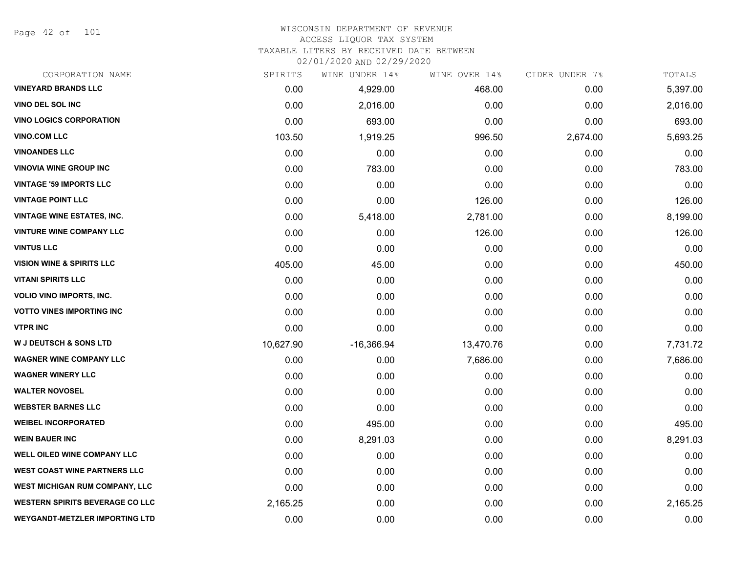# WISCONSIN DEPARTMENT OF REVENUE
## ACCESS LIQUOR TAX SYSTEM
### TAXABLE LITERS BY RECEIVED DATE BETWEEN 02/01/2020 AND 02/29/2020

| CORPORATION NAME | SPIRITS | WINE UNDER 14% | WINE OVER 14% | CIDER UNDER 7% | TOTALS |
|---|---|---|---|---|---|
| VINEYARD BRANDS LLC | 0.00 | 4,929.00 | 468.00 | 0.00 | 5,397.00 |
| VINO DEL SOL INC | 0.00 | 2,016.00 | 0.00 | 0.00 | 2,016.00 |
| VINO LOGICS CORPORATION | 0.00 | 693.00 | 0.00 | 0.00 | 693.00 |
| VINO.COM LLC | 103.50 | 1,919.25 | 996.50 | 2,674.00 | 5,693.25 |
| VINOANDES LLC | 0.00 | 0.00 | 0.00 | 0.00 | 0.00 |
| VINOVIA WINE GROUP INC | 0.00 | 783.00 | 0.00 | 0.00 | 783.00 |
| VINTAGE '59 IMPORTS LLC | 0.00 | 0.00 | 0.00 | 0.00 | 0.00 |
| VINTAGE POINT LLC | 0.00 | 0.00 | 126.00 | 0.00 | 126.00 |
| VINTAGE WINE ESTATES, INC. | 0.00 | 5,418.00 | 2,781.00 | 0.00 | 8,199.00 |
| VINTURE WINE COMPANY LLC | 0.00 | 0.00 | 126.00 | 0.00 | 126.00 |
| VINTUS LLC | 0.00 | 0.00 | 0.00 | 0.00 | 0.00 |
| VISION WINE & SPIRITS LLC | 405.00 | 45.00 | 0.00 | 0.00 | 450.00 |
| VITANI SPIRITS LLC | 0.00 | 0.00 | 0.00 | 0.00 | 0.00 |
| VOLIO VINO IMPORTS, INC. | 0.00 | 0.00 | 0.00 | 0.00 | 0.00 |
| VOTTO VINES IMPORTING INC | 0.00 | 0.00 | 0.00 | 0.00 | 0.00 |
| VTPR INC | 0.00 | 0.00 | 0.00 | 0.00 | 0.00 |
| W J DEUTSCH & SONS LTD | 10,627.90 | -16,366.94 | 13,470.76 | 0.00 | 7,731.72 |
| WAGNER WINE COMPANY LLC | 0.00 | 0.00 | 7,686.00 | 0.00 | 7,686.00 |
| WAGNER WINERY LLC | 0.00 | 0.00 | 0.00 | 0.00 | 0.00 |
| WALTER NOVOSEL | 0.00 | 0.00 | 0.00 | 0.00 | 0.00 |
| WEBSTER BARNES LLC | 0.00 | 0.00 | 0.00 | 0.00 | 0.00 |
| WEIBEL INCORPORATED | 0.00 | 495.00 | 0.00 | 0.00 | 495.00 |
| WEIN BAUER INC | 0.00 | 8,291.03 | 0.00 | 0.00 | 8,291.03 |
| WELL OILED WINE COMPANY LLC | 0.00 | 0.00 | 0.00 | 0.00 | 0.00 |
| WEST COAST WINE PARTNERS LLC | 0.00 | 0.00 | 0.00 | 0.00 | 0.00 |
| WEST MICHIGAN RUM COMPANY, LLC | 0.00 | 0.00 | 0.00 | 0.00 | 0.00 |
| WESTERN SPIRITS BEVERAGE CO LLC | 2,165.25 | 0.00 | 0.00 | 0.00 | 2,165.25 |
| WEYGANDT-METZLER IMPORTING LTD | 0.00 | 0.00 | 0.00 | 0.00 | 0.00 |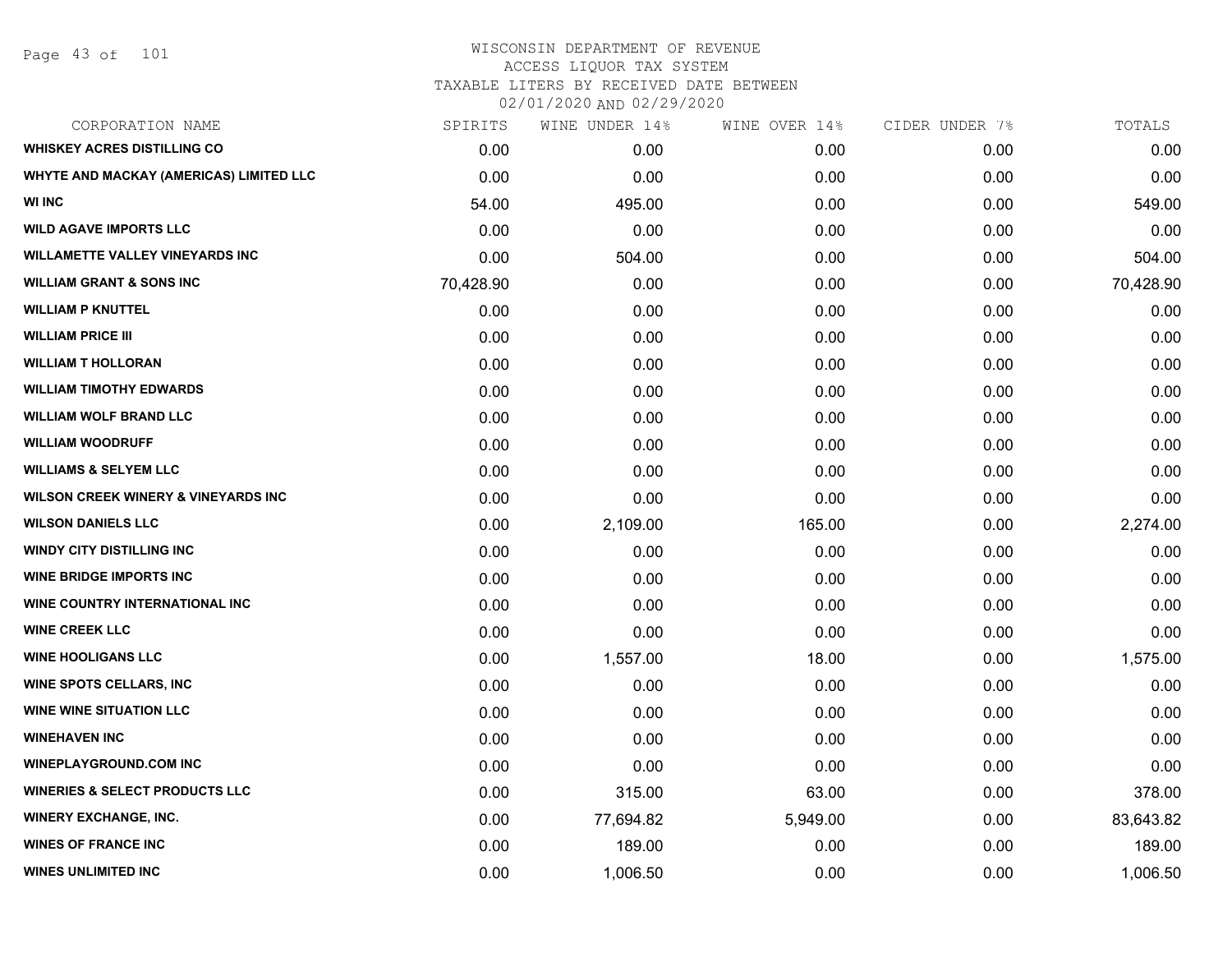# WISCONSIN DEPARTMENT OF REVENUE
ACCESS LIQUOR TAX SYSTEM
TAXABLE LITERS BY RECEIVED DATE BETWEEN
02/01/2020 AND 02/29/2020

| CORPORATION NAME | SPIRITS | WINE UNDER 14% | WINE OVER 14% | CIDER UNDER 7% | TOTALS |
|---|---|---|---|---|---|
| WHISKEY ACRES DISTILLING CO | 0.00 | 0.00 | 0.00 | 0.00 | 0.00 |
| WHYTE AND MACKAY (AMERICAS) LIMITED LLC | 0.00 | 0.00 | 0.00 | 0.00 | 0.00 |
| WI INC | 54.00 | 495.00 | 0.00 | 0.00 | 549.00 |
| WILD AGAVE IMPORTS LLC | 0.00 | 0.00 | 0.00 | 0.00 | 0.00 |
| WILLAMETTE VALLEY VINEYARDS INC | 0.00 | 504.00 | 0.00 | 0.00 | 504.00 |
| WILLIAM GRANT & SONS INC | 70,428.90 | 0.00 | 0.00 | 0.00 | 70,428.90 |
| WILLIAM P KNUTTEL | 0.00 | 0.00 | 0.00 | 0.00 | 0.00 |
| WILLIAM PRICE III | 0.00 | 0.00 | 0.00 | 0.00 | 0.00 |
| WILLIAM T HOLLORAN | 0.00 | 0.00 | 0.00 | 0.00 | 0.00 |
| WILLIAM TIMOTHY EDWARDS | 0.00 | 0.00 | 0.00 | 0.00 | 0.00 |
| WILLIAM WOLF BRAND LLC | 0.00 | 0.00 | 0.00 | 0.00 | 0.00 |
| WILLIAM WOODRUFF | 0.00 | 0.00 | 0.00 | 0.00 | 0.00 |
| WILLIAMS & SELYEM LLC | 0.00 | 0.00 | 0.00 | 0.00 | 0.00 |
| WILSON CREEK WINERY & VINEYARDS INC | 0.00 | 0.00 | 0.00 | 0.00 | 0.00 |
| WILSON DANIELS LLC | 0.00 | 2,109.00 | 165.00 | 0.00 | 2,274.00 |
| WINDY CITY DISTILLING INC | 0.00 | 0.00 | 0.00 | 0.00 | 0.00 |
| WINE BRIDGE IMPORTS INC | 0.00 | 0.00 | 0.00 | 0.00 | 0.00 |
| WINE COUNTRY INTERNATIONAL INC | 0.00 | 0.00 | 0.00 | 0.00 | 0.00 |
| WINE CREEK LLC | 0.00 | 0.00 | 0.00 | 0.00 | 0.00 |
| WINE HOOLIGANS LLC | 0.00 | 1,557.00 | 18.00 | 0.00 | 1,575.00 |
| WINE SPOTS CELLARS, INC | 0.00 | 0.00 | 0.00 | 0.00 | 0.00 |
| WINE WINE SITUATION LLC | 0.00 | 0.00 | 0.00 | 0.00 | 0.00 |
| WINEHAVEN INC | 0.00 | 0.00 | 0.00 | 0.00 | 0.00 |
| WINEPLAYGROUND.COM INC | 0.00 | 0.00 | 0.00 | 0.00 | 0.00 |
| WINERIES & SELECT PRODUCTS LLC | 0.00 | 315.00 | 63.00 | 0.00 | 378.00 |
| WINERY EXCHANGE, INC. | 0.00 | 77,694.82 | 5,949.00 | 0.00 | 83,643.82 |
| WINES OF FRANCE INC | 0.00 | 189.00 | 0.00 | 0.00 | 189.00 |
| WINES UNLIMITED INC | 0.00 | 1,006.50 | 0.00 | 0.00 | 1,006.50 |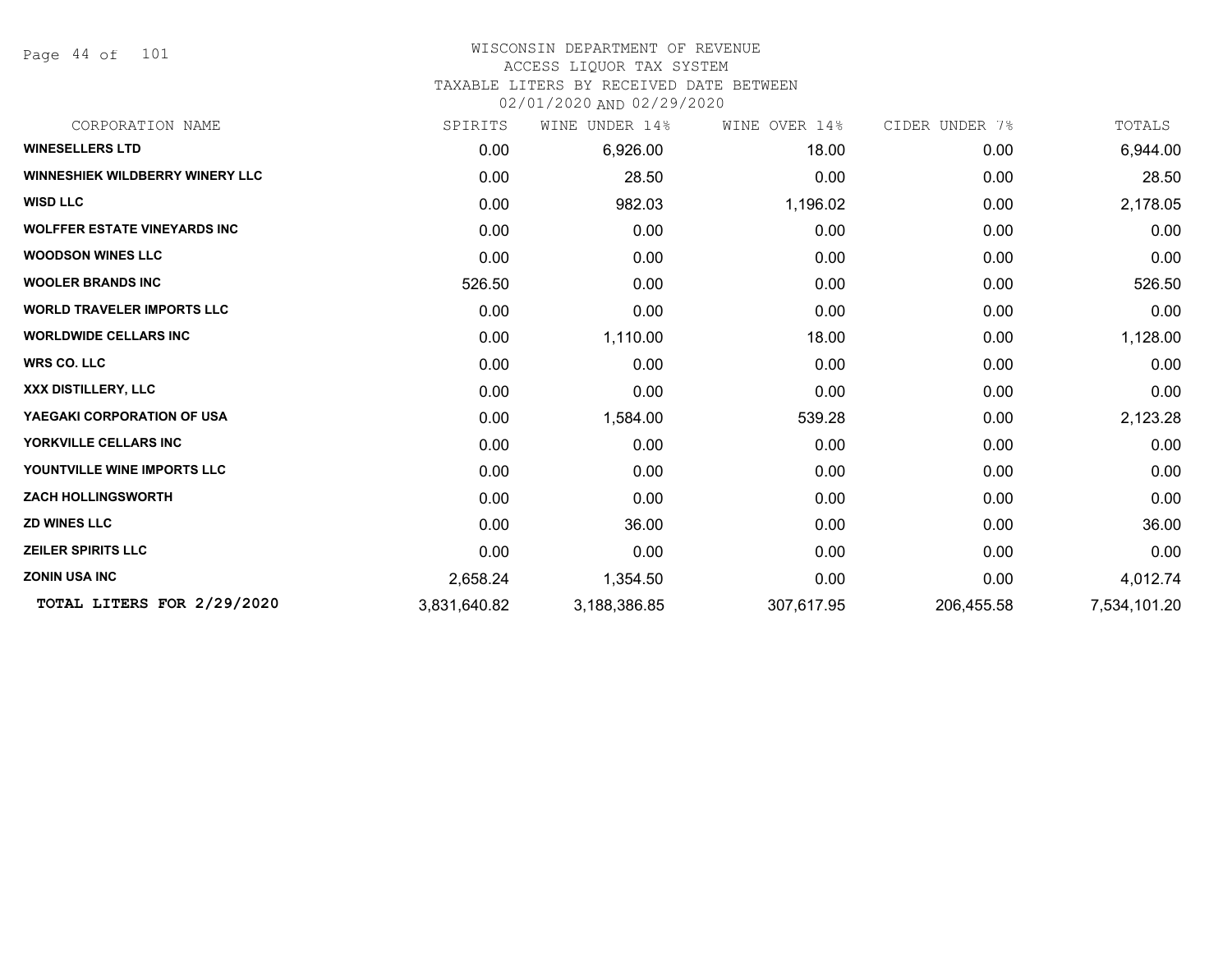# WISCONSIN DEPARTMENT OF REVENUE
## ACCESS LIQUOR TAX SYSTEM
### TAXABLE LITERS BY RECEIVED DATE BETWEEN 02/01/2020 AND 02/29/2020

| CORPORATION NAME | SPIRITS | WINE UNDER 14% | WINE OVER 14% | CIDER UNDER 7% | TOTALS |
|---|---|---|---|---|---|
| **WINESELLERS LTD** | 0.00 | 6,926.00 | 18.00 | 0.00 | 6,944.00 |
| **WINNESHIEK WILDBERRY WINERY LLC** | 0.00 | 28.50 | 0.00 | 0.00 | 28.50 |
| **WISD LLC** | 0.00 | 982.03 | 1,196.02 | 0.00 | 2,178.05 |
| **WOLFFER ESTATE VINEYARDS INC** | 0.00 | 0.00 | 0.00 | 0.00 | 0.00 |
| **WOODSON WINES LLC** | 0.00 | 0.00 | 0.00 | 0.00 | 0.00 |
| **WOOLER BRANDS INC** | 526.50 | 0.00 | 0.00 | 0.00 | 526.50 |
| **WORLD TRAVELER IMPORTS LLC** | 0.00 | 0.00 | 0.00 | 0.00 | 0.00 |
| **WORLDWIDE CELLARS INC** | 0.00 | 1,110.00 | 18.00 | 0.00 | 1,128.00 |
| **WRS CO. LLC** | 0.00 | 0.00 | 0.00 | 0.00 | 0.00 |
| **XXX DISTILLERY, LLC** | 0.00 | 0.00 | 0.00 | 0.00 | 0.00 |
| **YAEGAKI CORPORATION OF USA** | 0.00 | 1,584.00 | 539.28 | 0.00 | 2,123.28 |
| **YORKVILLE CELLARS INC** | 0.00 | 0.00 | 0.00 | 0.00 | 0.00 |
| **YOUNTVILLE WINE IMPORTS LLC** | 0.00 | 0.00 | 0.00 | 0.00 | 0.00 |
| **ZACH HOLLINGSWORTH** | 0.00 | 0.00 | 0.00 | 0.00 | 0.00 |
| **ZD WINES LLC** | 0.00 | 36.00 | 0.00 | 0.00 | 36.00 |
| **ZEILER SPIRITS LLC** | 0.00 | 0.00 | 0.00 | 0.00 | 0.00 |
| **ZONIN USA INC** | 2,658.24 | 1,354.50 | 0.00 | 0.00 | 4,012.74 |
| **TOTAL LITERS FOR 2/29/2020** | 3,831,640.82 | 3,188,386.85 | 307,617.95 | 206,455.58 | 7,534,101.20 |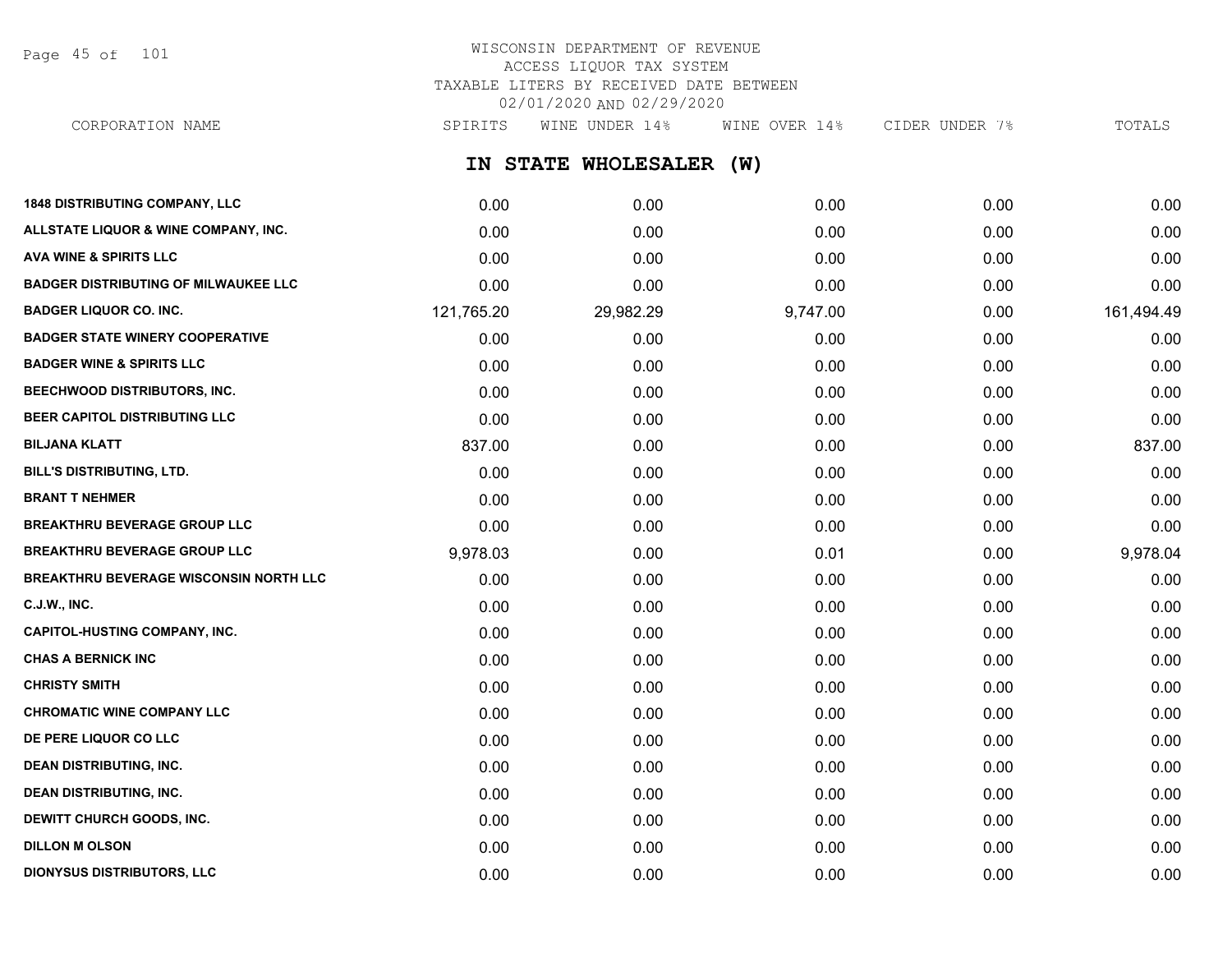# WISCONSIN DEPARTMENT OF REVENUE
## ACCESS LIQUOR TAX SYSTEM
### TAXABLE LITERS BY RECEIVED DATE BETWEEN 02/01/2020 AND 02/29/2020

## IN STATE WHOLESALER (W)

| CORPORATION NAME | SPIRITS | WINE UNDER 14% | WINE OVER 14% | CIDER UNDER 7% | TOTALS |
|---|---|---|---|---|---|
| 1848 DISTRIBUTING COMPANY, LLC | 0.00 | 0.00 | 0.00 | 0.00 | 0.00 |
| ALLSTATE LIQUOR & WINE COMPANY, INC. | 0.00 | 0.00 | 0.00 | 0.00 | 0.00 |
| AVA WINE & SPIRITS LLC | 0.00 | 0.00 | 0.00 | 0.00 | 0.00 |
| BADGER DISTRIBUTING OF MILWAUKEE LLC | 0.00 | 0.00 | 0.00 | 0.00 | 0.00 |
| BADGER LIQUOR CO. INC. | 121,765.20 | 29,982.29 | 9,747.00 | 0.00 | 161,494.49 |
| BADGER STATE WINERY COOPERATIVE | 0.00 | 0.00 | 0.00 | 0.00 | 0.00 |
| BADGER WINE & SPIRITS LLC | 0.00 | 0.00 | 0.00 | 0.00 | 0.00 |
| BEECHWOOD DISTRIBUTORS, INC. | 0.00 | 0.00 | 0.00 | 0.00 | 0.00 |
| BEER CAPITOL DISTRIBUTING LLC | 0.00 | 0.00 | 0.00 | 0.00 | 0.00 |
| BILJANA KLATT | 837.00 | 0.00 | 0.00 | 0.00 | 837.00 |
| BILL'S DISTRIBUTING, LTD. | 0.00 | 0.00 | 0.00 | 0.00 | 0.00 |
| BRANT T NEHMER | 0.00 | 0.00 | 0.00 | 0.00 | 0.00 |
| BREAKTHRU BEVERAGE GROUP LLC | 0.00 | 0.00 | 0.00 | 0.00 | 0.00 |
| BREAKTHRU BEVERAGE GROUP LLC | 9,978.03 | 0.00 | 0.01 | 0.00 | 9,978.04 |
| BREAKTHRU BEVERAGE WISCONSIN NORTH LLC | 0.00 | 0.00 | 0.00 | 0.00 | 0.00 |
| C.J.W., INC. | 0.00 | 0.00 | 0.00 | 0.00 | 0.00 |
| CAPITOL-HUSTING COMPANY, INC. | 0.00 | 0.00 | 0.00 | 0.00 | 0.00 |
| CHAS A BERNICK INC | 0.00 | 0.00 | 0.00 | 0.00 | 0.00 |
| CHRISTY SMITH | 0.00 | 0.00 | 0.00 | 0.00 | 0.00 |
| CHROMATIC WINE COMPANY LLC | 0.00 | 0.00 | 0.00 | 0.00 | 0.00 |
| DE PERE LIQUOR CO LLC | 0.00 | 0.00 | 0.00 | 0.00 | 0.00 |
| DEAN DISTRIBUTING, INC. | 0.00 | 0.00 | 0.00 | 0.00 | 0.00 |
| DEAN DISTRIBUTING, INC. | 0.00 | 0.00 | 0.00 | 0.00 | 0.00 |
| DEWITT CHURCH GOODS, INC. | 0.00 | 0.00 | 0.00 | 0.00 | 0.00 |
| DILLON M OLSON | 0.00 | 0.00 | 0.00 | 0.00 | 0.00 |
| DIONYSUS DISTRIBUTORS, LLC | 0.00 | 0.00 | 0.00 | 0.00 | 0.00 |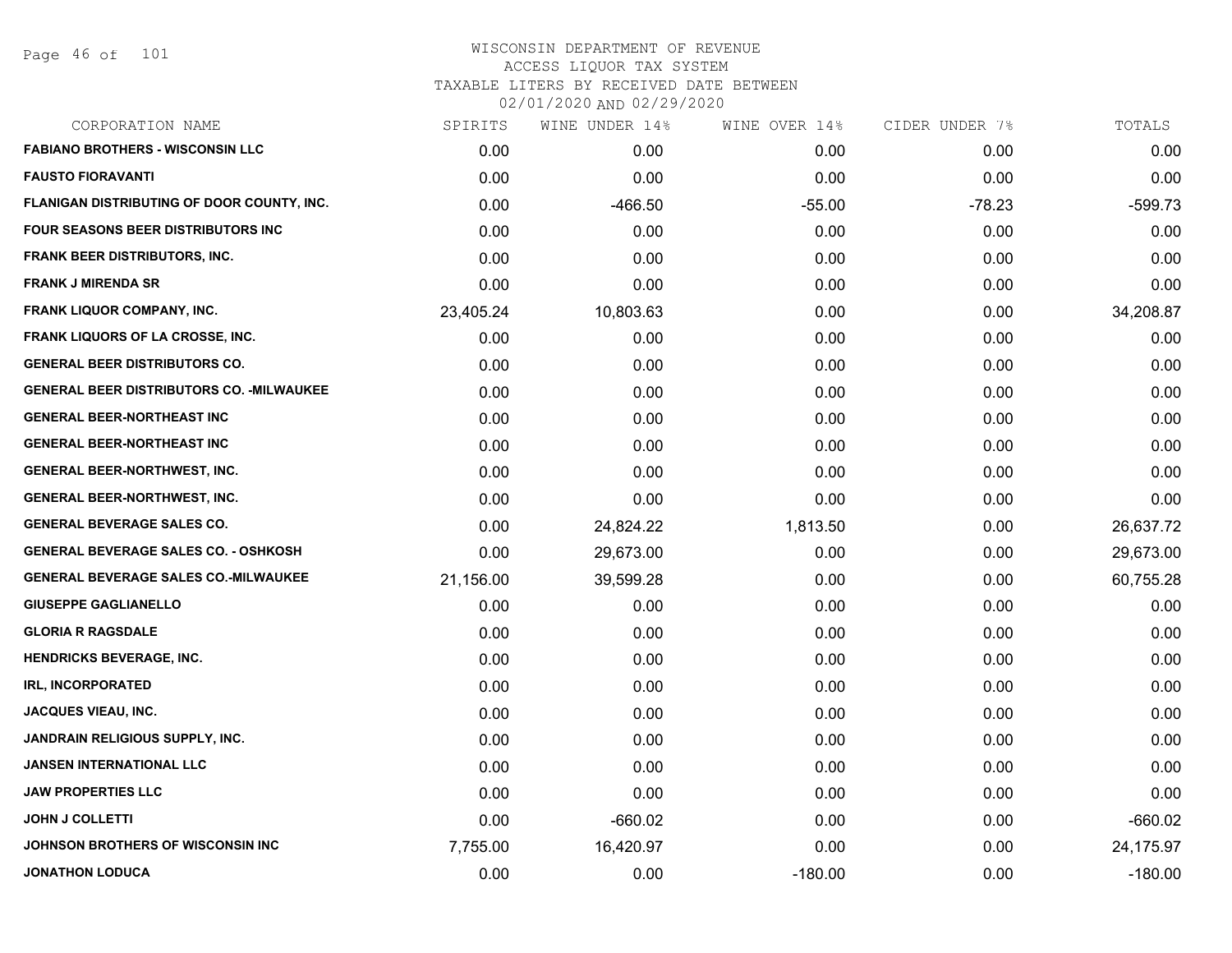# WISCONSIN DEPARTMENT OF REVENUE
## ACCESS LIQUOR TAX SYSTEM
### TAXABLE LITERS BY RECEIVED DATE BETWEEN 02/01/2020 AND 02/29/2020

| CORPORATION NAME | SPIRITS | WINE UNDER 14% | WINE OVER 14% | CIDER UNDER 7% | TOTALS |
|---|---|---|---|---|---|
| FABIANO BROTHERS - WISCONSIN LLC | 0.00 | 0.00 | 0.00 | 0.00 | 0.00 |
| FAUSTO FIORAVANTI | 0.00 | 0.00 | 0.00 | 0.00 | 0.00 |
| FLANIGAN DISTRIBUTING OF DOOR COUNTY, INC. | 0.00 | -466.50 | -55.00 | -78.23 | -599.73 |
| FOUR SEASONS BEER DISTRIBUTORS INC | 0.00 | 0.00 | 0.00 | 0.00 | 0.00 |
| FRANK BEER DISTRIBUTORS, INC. | 0.00 | 0.00 | 0.00 | 0.00 | 0.00 |
| FRANK J MIRENDA SR | 0.00 | 0.00 | 0.00 | 0.00 | 0.00 |
| FRANK LIQUOR COMPANY, INC. | 23,405.24 | 10,803.63 | 0.00 | 0.00 | 34,208.87 |
| FRANK LIQUORS OF LA CROSSE, INC. | 0.00 | 0.00 | 0.00 | 0.00 | 0.00 |
| GENERAL BEER DISTRIBUTORS CO. | 0.00 | 0.00 | 0.00 | 0.00 | 0.00 |
| GENERAL BEER DISTRIBUTORS CO. -MILWAUKEE | 0.00 | 0.00 | 0.00 | 0.00 | 0.00 |
| GENERAL BEER-NORTHEAST INC | 0.00 | 0.00 | 0.00 | 0.00 | 0.00 |
| GENERAL BEER-NORTHEAST INC | 0.00 | 0.00 | 0.00 | 0.00 | 0.00 |
| GENERAL BEER-NORTHWEST, INC. | 0.00 | 0.00 | 0.00 | 0.00 | 0.00 |
| GENERAL BEER-NORTHWEST, INC. | 0.00 | 0.00 | 0.00 | 0.00 | 0.00 |
| GENERAL BEVERAGE SALES CO. | 0.00 | 24,824.22 | 1,813.50 | 0.00 | 26,637.72 |
| GENERAL BEVERAGE SALES CO. - OSHKOSH | 0.00 | 29,673.00 | 0.00 | 0.00 | 29,673.00 |
| GENERAL BEVERAGE SALES CO.-MILWAUKEE | 21,156.00 | 39,599.28 | 0.00 | 0.00 | 60,755.28 |
| GIUSEPPE GAGLIANELLO | 0.00 | 0.00 | 0.00 | 0.00 | 0.00 |
| GLORIA R RAGSDALE | 0.00 | 0.00 | 0.00 | 0.00 | 0.00 |
| HENDRICKS BEVERAGE, INC. | 0.00 | 0.00 | 0.00 | 0.00 | 0.00 |
| IRL, INCORPORATED | 0.00 | 0.00 | 0.00 | 0.00 | 0.00 |
| JACQUES VIEAU, INC. | 0.00 | 0.00 | 0.00 | 0.00 | 0.00 |
| JANDRAIN RELIGIOUS SUPPLY, INC. | 0.00 | 0.00 | 0.00 | 0.00 | 0.00 |
| JANSEN INTERNATIONAL LLC | 0.00 | 0.00 | 0.00 | 0.00 | 0.00 |
| JAW PROPERTIES LLC | 0.00 | 0.00 | 0.00 | 0.00 | 0.00 |
| JOHN J COLLETTI | 0.00 | -660.02 | 0.00 | 0.00 | -660.02 |
| JOHNSON BROTHERS OF WISCONSIN INC | 7,755.00 | 16,420.97 | 0.00 | 0.00 | 24,175.97 |
| JONATHON LODUCA | 0.00 | 0.00 | -180.00 | 0.00 | -180.00 |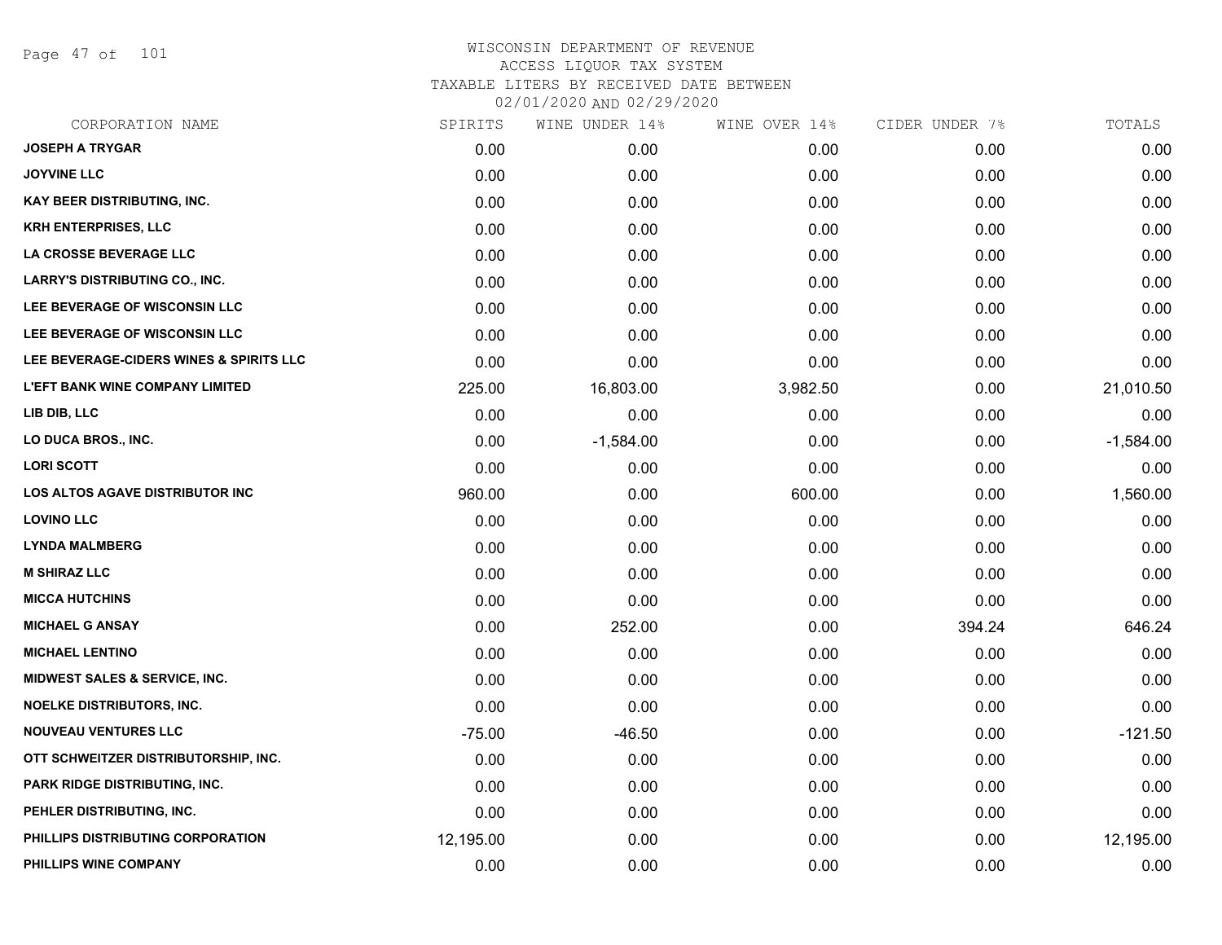# WISCONSIN DEPARTMENT OF REVENUE
ACCESS LIQUOR TAX SYSTEM
TAXABLE LITERS BY RECEIVED DATE BETWEEN
02/01/2020 AND 02/29/2020

| CORPORATION NAME | SPIRITS | WINE UNDER 14% | WINE OVER 14% | CIDER UNDER 7% | TOTALS |
|---|---|---|---|---|---|
| JOSEPH A TRYGAR | 0.00 | 0.00 | 0.00 | 0.00 | 0.00 |
| JOYVINE LLC | 0.00 | 0.00 | 0.00 | 0.00 | 0.00 |
| KAY BEER DISTRIBUTING, INC. | 0.00 | 0.00 | 0.00 | 0.00 | 0.00 |
| KRH ENTERPRISES, LLC | 0.00 | 0.00 | 0.00 | 0.00 | 0.00 |
| LA CROSSE BEVERAGE LLC | 0.00 | 0.00 | 0.00 | 0.00 | 0.00 |
| LARRY'S DISTRIBUTING CO., INC. | 0.00 | 0.00 | 0.00 | 0.00 | 0.00 |
| LEE BEVERAGE OF WISCONSIN LLC | 0.00 | 0.00 | 0.00 | 0.00 | 0.00 |
| LEE BEVERAGE OF WISCONSIN LLC | 0.00 | 0.00 | 0.00 | 0.00 | 0.00 |
| LEE BEVERAGE-CIDERS WINES & SPIRITS LLC | 0.00 | 0.00 | 0.00 | 0.00 | 0.00 |
| L'EFT BANK WINE COMPANY LIMITED | 225.00 | 16,803.00 | 3,982.50 | 0.00 | 21,010.50 |
| LIB DIB, LLC | 0.00 | 0.00 | 0.00 | 0.00 | 0.00 |
| LO DUCA BROS., INC. | 0.00 | -1,584.00 | 0.00 | 0.00 | -1,584.00 |
| LORI SCOTT | 0.00 | 0.00 | 0.00 | 0.00 | 0.00 |
| LOS ALTOS AGAVE DISTRIBUTOR INC | 960.00 | 0.00 | 600.00 | 0.00 | 1,560.00 |
| LOVINO LLC | 0.00 | 0.00 | 0.00 | 0.00 | 0.00 |
| LYNDA MALMBERG | 0.00 | 0.00 | 0.00 | 0.00 | 0.00 |
| M SHIRAZ LLC | 0.00 | 0.00 | 0.00 | 0.00 | 0.00 |
| MICCA HUTCHINS | 0.00 | 0.00 | 0.00 | 0.00 | 0.00 |
| MICHAEL G ANSAY | 0.00 | 252.00 | 0.00 | 394.24 | 646.24 |
| MICHAEL LENTINO | 0.00 | 0.00 | 0.00 | 0.00 | 0.00 |
| MIDWEST SALES & SERVICE, INC. | 0.00 | 0.00 | 0.00 | 0.00 | 0.00 |
| NOELKE DISTRIBUTORS, INC. | 0.00 | 0.00 | 0.00 | 0.00 | 0.00 |
| NOUVEAU VENTURES LLC | -75.00 | -46.50 | 0.00 | 0.00 | -121.50 |
| OTT SCHWEITZER DISTRIBUTORSHIP, INC. | 0.00 | 0.00 | 0.00 | 0.00 | 0.00 |
| PARK RIDGE DISTRIBUTING, INC. | 0.00 | 0.00 | 0.00 | 0.00 | 0.00 |
| PEHLER DISTRIBUTING, INC. | 0.00 | 0.00 | 0.00 | 0.00 | 0.00 |
| PHILLIPS DISTRIBUTING CORPORATION | 12,195.00 | 0.00 | 0.00 | 0.00 | 12,195.00 |
| PHILLIPS WINE COMPANY | 0.00 | 0.00 | 0.00 | 0.00 | 0.00 |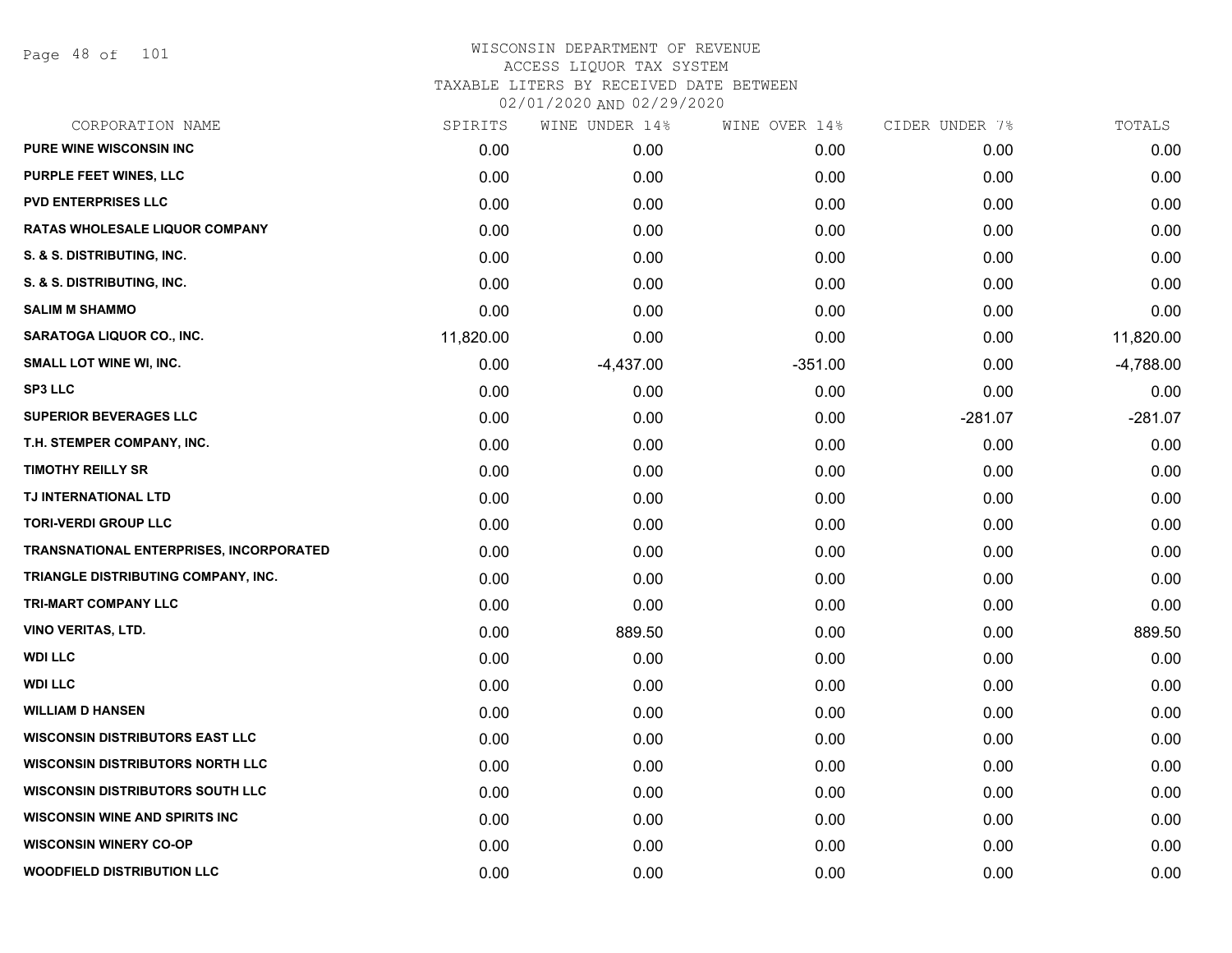# WISCONSIN DEPARTMENT OF REVENUE
## ACCESS LIQUOR TAX SYSTEM
## TAXABLE LITERS BY RECEIVED DATE BETWEEN 02/01/2020 AND 02/29/2020

| CORPORATION NAME | SPIRITS | WINE UNDER 14% | WINE OVER 14% | CIDER UNDER 7% | TOTALS |
|---|---|---|---|---|---|
| PURE WINE WISCONSIN INC | 0.00 | 0.00 | 0.00 | 0.00 | 0.00 |
| PURPLE FEET WINES, LLC | 0.00 | 0.00 | 0.00 | 0.00 | 0.00 |
| PVD ENTERPRISES LLC | 0.00 | 0.00 | 0.00 | 0.00 | 0.00 |
| RATAS WHOLESALE LIQUOR COMPANY | 0.00 | 0.00 | 0.00 | 0.00 | 0.00 |
| S. & S. DISTRIBUTING, INC. | 0.00 | 0.00 | 0.00 | 0.00 | 0.00 |
| S. & S. DISTRIBUTING, INC. | 0.00 | 0.00 | 0.00 | 0.00 | 0.00 |
| SALIM M SHAMMO | 0.00 | 0.00 | 0.00 | 0.00 | 0.00 |
| SARATOGA LIQUOR CO., INC. | 11,820.00 | 0.00 | 0.00 | 0.00 | 11,820.00 |
| SMALL LOT WINE WI, INC. | 0.00 | -4,437.00 | -351.00 | 0.00 | -4,788.00 |
| SP3 LLC | 0.00 | 0.00 | 0.00 | 0.00 | 0.00 |
| SUPERIOR BEVERAGES LLC | 0.00 | 0.00 | 0.00 | -281.07 | -281.07 |
| T.H. STEMPER COMPANY, INC. | 0.00 | 0.00 | 0.00 | 0.00 | 0.00 |
| TIMOTHY REILLY SR | 0.00 | 0.00 | 0.00 | 0.00 | 0.00 |
| TJ INTERNATIONAL LTD | 0.00 | 0.00 | 0.00 | 0.00 | 0.00 |
| TORI-VERDI GROUP LLC | 0.00 | 0.00 | 0.00 | 0.00 | 0.00 |
| TRANSNATIONAL ENTERPRISES, INCORPORATED | 0.00 | 0.00 | 0.00 | 0.00 | 0.00 |
| TRIANGLE DISTRIBUTING COMPANY, INC. | 0.00 | 0.00 | 0.00 | 0.00 | 0.00 |
| TRI-MART COMPANY LLC | 0.00 | 0.00 | 0.00 | 0.00 | 0.00 |
| VINO VERITAS, LTD. | 0.00 | 889.50 | 0.00 | 0.00 | 889.50 |
| WDI LLC | 0.00 | 0.00 | 0.00 | 0.00 | 0.00 |
| WDI LLC | 0.00 | 0.00 | 0.00 | 0.00 | 0.00 |
| WILLIAM D HANSEN | 0.00 | 0.00 | 0.00 | 0.00 | 0.00 |
| WISCONSIN DISTRIBUTORS EAST LLC | 0.00 | 0.00 | 0.00 | 0.00 | 0.00 |
| WISCONSIN DISTRIBUTORS NORTH LLC | 0.00 | 0.00 | 0.00 | 0.00 | 0.00 |
| WISCONSIN DISTRIBUTORS SOUTH LLC | 0.00 | 0.00 | 0.00 | 0.00 | 0.00 |
| WISCONSIN WINE AND SPIRITS INC | 0.00 | 0.00 | 0.00 | 0.00 | 0.00 |
| WISCONSIN WINERY CO-OP | 0.00 | 0.00 | 0.00 | 0.00 | 0.00 |
| WOODFIELD DISTRIBUTION LLC | 0.00 | 0.00 | 0.00 | 0.00 | 0.00 |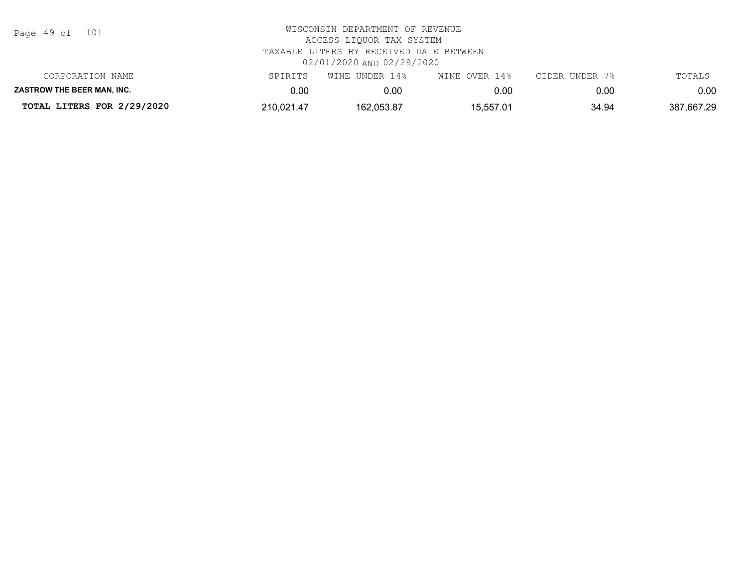WISCONSIN DEPARTMENT OF REVENUE
ACCESS LIQUOR TAX SYSTEM
TAXABLE LITERS BY RECEIVED DATE BETWEEN
02/01/2020 AND 02/29/2020

| CORPORATION NAME | SPIRITS | WINE UNDER 14% | WINE OVER 14% | CIDER UNDER 7% | TOTALS |
|---|---|---|---|---|---|
| **ZASTROW THE BEER MAN, INC.** | 0.00 | 0.00 | 0.00 | 0.00 | 0.00 |
| **TOTAL LITERS FOR 2/29/2020** | 210,021.47 | 162,053.87 | 15,557.01 | 34.94 | 387,667.29 |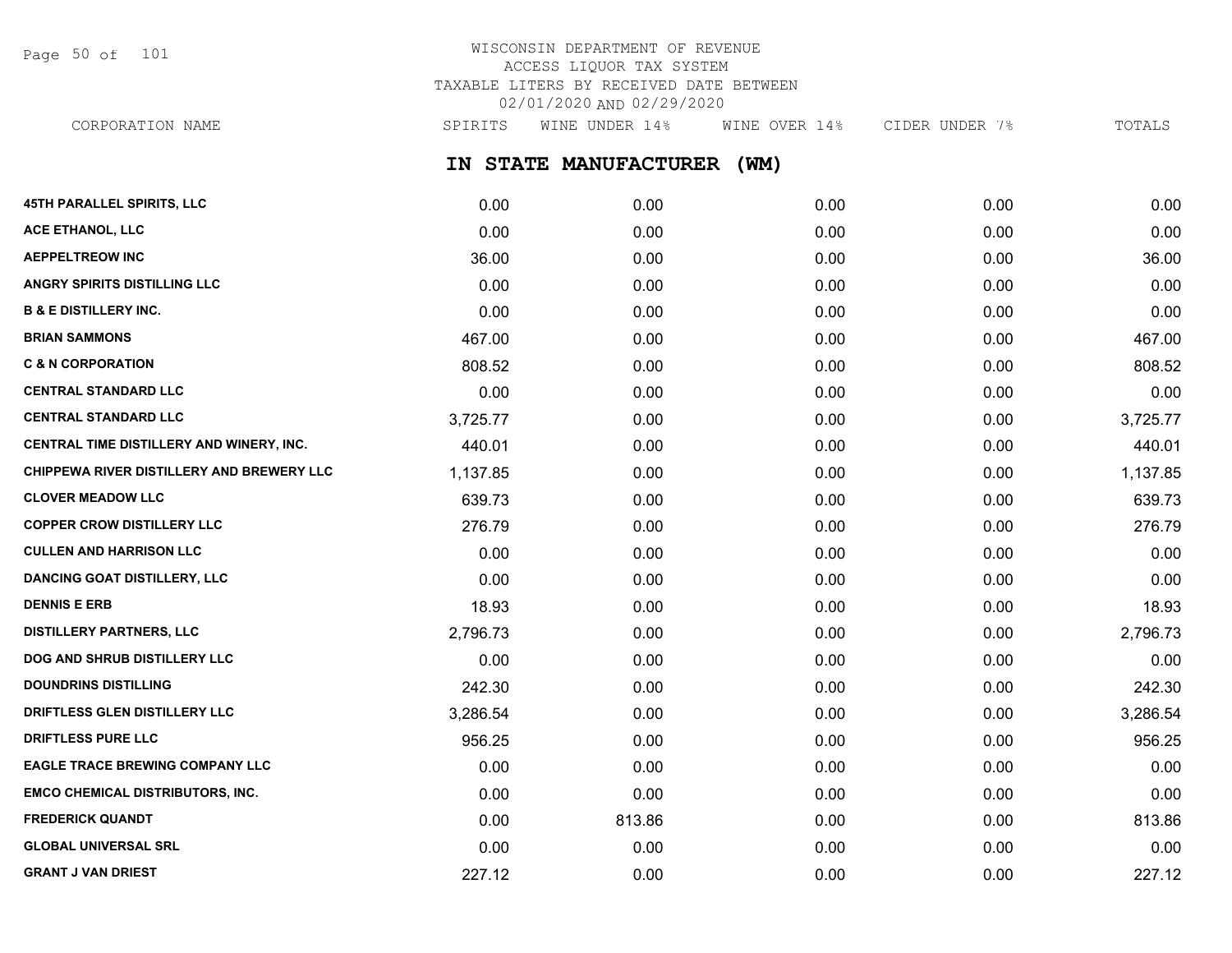WISCONSIN DEPARTMENT OF REVENUE
ACCESS LIQUOR TAX SYSTEM
TAXABLE LITERS BY RECEIVED DATE BETWEEN
02/01/2020 AND 02/29/2020

## IN STATE MANUFACTURER (WM)

| CORPORATION NAME | SPIRITS | WINE UNDER 14% | WINE OVER 14% | CIDER UNDER 7% | TOTALS |
|---|---|---|---|---|---|
| 45TH PARALLEL SPIRITS, LLC | 0.00 | 0.00 | 0.00 | 0.00 | 0.00 |
| ACE ETHANOL, LLC | 0.00 | 0.00 | 0.00 | 0.00 | 0.00 |
| AEPPELTREOW INC | 36.00 | 0.00 | 0.00 | 0.00 | 36.00 |
| ANGRY SPIRITS DISTILLING LLC | 0.00 | 0.00 | 0.00 | 0.00 | 0.00 |
| B & E DISTILLERY INC. | 0.00 | 0.00 | 0.00 | 0.00 | 0.00 |
| BRIAN SAMMONS | 467.00 | 0.00 | 0.00 | 0.00 | 467.00 |
| C & N CORPORATION | 808.52 | 0.00 | 0.00 | 0.00 | 808.52 |
| CENTRAL STANDARD LLC | 0.00 | 0.00 | 0.00 | 0.00 | 0.00 |
| CENTRAL STANDARD LLC | 3,725.77 | 0.00 | 0.00 | 0.00 | 3,725.77 |
| CENTRAL TIME DISTILLERY AND WINERY, INC. | 440.01 | 0.00 | 0.00 | 0.00 | 440.01 |
| CHIPPEWA RIVER DISTILLERY AND BREWERY LLC | 1,137.85 | 0.00 | 0.00 | 0.00 | 1,137.85 |
| CLOVER MEADOW LLC | 639.73 | 0.00 | 0.00 | 0.00 | 639.73 |
| COPPER CROW DISTILLERY LLC | 276.79 | 0.00 | 0.00 | 0.00 | 276.79 |
| CULLEN AND HARRISON LLC | 0.00 | 0.00 | 0.00 | 0.00 | 0.00 |
| DANCING GOAT DISTILLERY, LLC | 0.00 | 0.00 | 0.00 | 0.00 | 0.00 |
| DENNIS E ERB | 18.93 | 0.00 | 0.00 | 0.00 | 18.93 |
| DISTILLERY PARTNERS, LLC | 2,796.73 | 0.00 | 0.00 | 0.00 | 2,796.73 |
| DOG AND SHRUB DISTILLERY LLC | 0.00 | 0.00 | 0.00 | 0.00 | 0.00 |
| DOUNDRINS DISTILLING | 242.30 | 0.00 | 0.00 | 0.00 | 242.30 |
| DRIFTLESS GLEN DISTILLERY LLC | 3,286.54 | 0.00 | 0.00 | 0.00 | 3,286.54 |
| DRIFTLESS PURE LLC | 956.25 | 0.00 | 0.00 | 0.00 | 956.25 |
| EAGLE TRACE BREWING COMPANY LLC | 0.00 | 0.00 | 0.00 | 0.00 | 0.00 |
| EMCO CHEMICAL DISTRIBUTORS, INC. | 0.00 | 0.00 | 0.00 | 0.00 | 0.00 |
| FREDERICK QUANDT | 0.00 | 813.86 | 0.00 | 0.00 | 813.86 |
| GLOBAL UNIVERSAL SRL | 0.00 | 0.00 | 0.00 | 0.00 | 0.00 |
| GRANT J VAN DRIEST | 227.12 | 0.00 | 0.00 | 0.00 | 227.12 |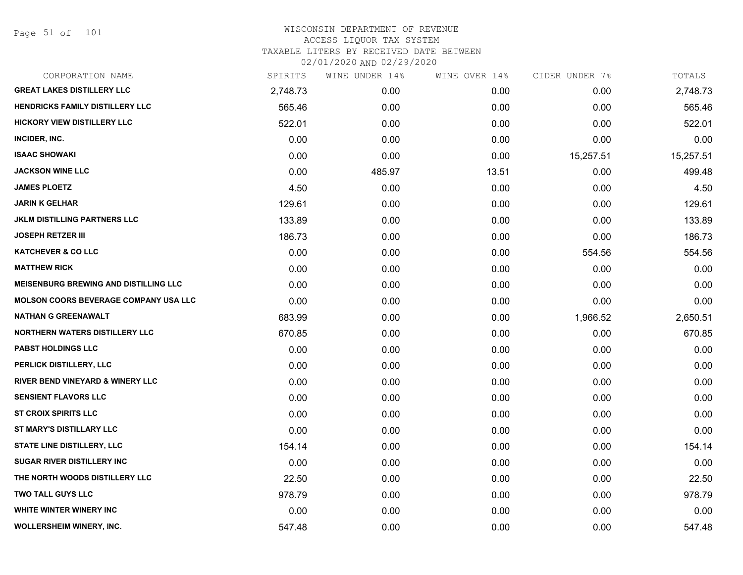# WISCONSIN DEPARTMENT OF REVENUE
## ACCESS LIQUOR TAX SYSTEM
### TAXABLE LITERS BY RECEIVED DATE BETWEEN 02/01/2020 AND 02/29/2020

| CORPORATION NAME | SPIRITS | WINE UNDER 14% | WINE OVER 14% | CIDER UNDER 7% | TOTALS |
|---|---|---|---|---|---|
| GREAT LAKES DISTILLERY LLC | 2,748.73 | 0.00 | 0.00 | 0.00 | 2,748.73 |
| HENDRICKS FAMILY DISTILLERY LLC | 565.46 | 0.00 | 0.00 | 0.00 | 565.46 |
| HICKORY VIEW DISTILLERY LLC | 522.01 | 0.00 | 0.00 | 0.00 | 522.01 |
| INCIDER, INC. | 0.00 | 0.00 | 0.00 | 0.00 | 0.00 |
| ISAAC SHOWAKI | 0.00 | 0.00 | 0.00 | 15,257.51 | 15,257.51 |
| JACKSON WINE LLC | 0.00 | 485.97 | 13.51 | 0.00 | 499.48 |
| JAMES PLOETZ | 4.50 | 0.00 | 0.00 | 0.00 | 4.50 |
| JARIN K GELHAR | 129.61 | 0.00 | 0.00 | 0.00 | 129.61 |
| JKLM DISTILLING PARTNERS LLC | 133.89 | 0.00 | 0.00 | 0.00 | 133.89 |
| JOSEPH RETZER III | 186.73 | 0.00 | 0.00 | 0.00 | 186.73 |
| KATCHEVER & CO LLC | 0.00 | 0.00 | 0.00 | 554.56 | 554.56 |
| MATTHEW RICK | 0.00 | 0.00 | 0.00 | 0.00 | 0.00 |
| MEISENBURG BREWING AND DISTILLING LLC | 0.00 | 0.00 | 0.00 | 0.00 | 0.00 |
| MOLSON COORS BEVERAGE COMPANY USA LLC | 0.00 | 0.00 | 0.00 | 0.00 | 0.00 |
| NATHAN G GREENAWALT | 683.99 | 0.00 | 0.00 | 1,966.52 | 2,650.51 |
| NORTHERN WATERS DISTILLERY LLC | 670.85 | 0.00 | 0.00 | 0.00 | 670.85 |
| PABST HOLDINGS LLC | 0.00 | 0.00 | 0.00 | 0.00 | 0.00 |
| PERLICK DISTILLERY, LLC | 0.00 | 0.00 | 0.00 | 0.00 | 0.00 |
| RIVER BEND VINEYARD & WINERY LLC | 0.00 | 0.00 | 0.00 | 0.00 | 0.00 |
| SENSIENT FLAVORS LLC | 0.00 | 0.00 | 0.00 | 0.00 | 0.00 |
| ST CROIX SPIRITS LLC | 0.00 | 0.00 | 0.00 | 0.00 | 0.00 |
| ST MARY'S DISTILLARY LLC | 0.00 | 0.00 | 0.00 | 0.00 | 0.00 |
| STATE LINE DISTILLERY, LLC | 154.14 | 0.00 | 0.00 | 0.00 | 154.14 |
| SUGAR RIVER DISTILLERY INC | 0.00 | 0.00 | 0.00 | 0.00 | 0.00 |
| THE NORTH WOODS DISTILLERY LLC | 22.50 | 0.00 | 0.00 | 0.00 | 22.50 |
| TWO TALL GUYS LLC | 978.79 | 0.00 | 0.00 | 0.00 | 978.79 |
| WHITE WINTER WINERY INC | 0.00 | 0.00 | 0.00 | 0.00 | 0.00 |
| WOLLERSHEIM WINERY, INC. | 547.48 | 0.00 | 0.00 | 0.00 | 547.48 |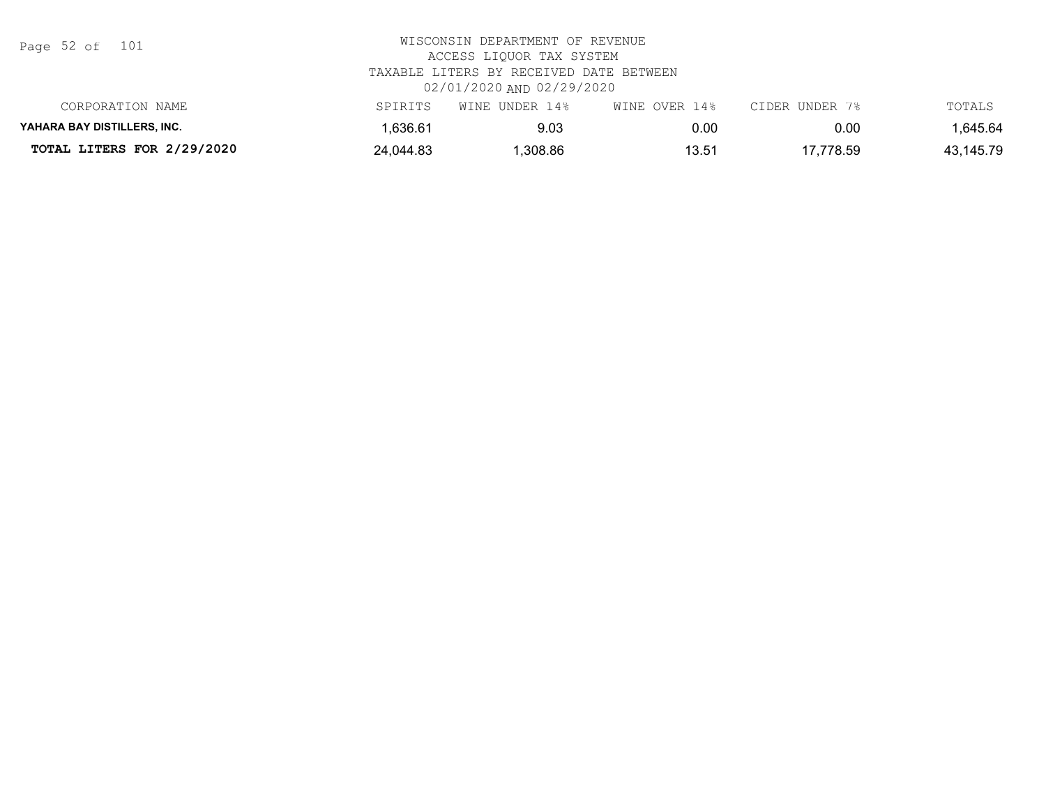WISCONSIN DEPARTMENT OF REVENUE
ACCESS LIQUOR TAX SYSTEM
TAXABLE LITERS BY RECEIVED DATE BETWEEN
02/01/2020 AND 02/29/2020

| CORPORATION NAME | SPIRITS | WINE UNDER 14% | WINE OVER 14% | CIDER UNDER 7% | TOTALS |
| --- | --- | --- | --- | --- | --- |
| **YAHARA BAY DISTILLERS, INC.** | 1,636.61 | 9.03 | 0.00 | 0.00 | 1,645.64 |
| **TOTAL LITERS FOR 2/29/2020** | 24,044.83 | 1,308.86 | 13.51 | 17,778.59 | 43,145.79 |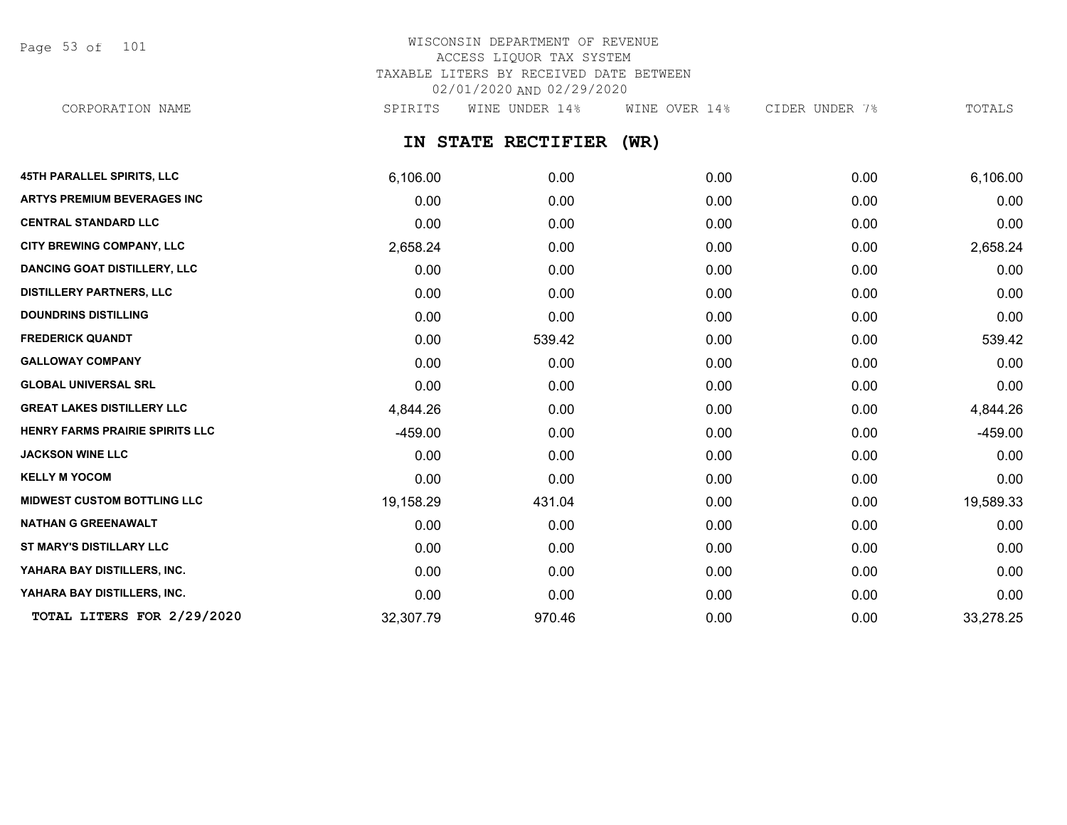# WISCONSIN DEPARTMENT OF REVENUE
## ACCESS LIQUOR TAX SYSTEM
## TAXABLE LITERS BY RECEIVED DATE BETWEEN 02/01/2020 AND 02/29/2020

### IN STATE RECTIFIER (WR)

| CORPORATION NAME | SPIRITS | WINE UNDER 14% | WINE OVER 14% | CIDER UNDER 7% | TOTALS |
|---|---|---|---|---|---|
| 45TH PARALLEL SPIRITS, LLC | 6,106.00 | 0.00 | 0.00 | 0.00 | 6,106.00 |
| ARTYS PREMIUM BEVERAGES INC | 0.00 | 0.00 | 0.00 | 0.00 | 0.00 |
| CENTRAL STANDARD LLC | 0.00 | 0.00 | 0.00 | 0.00 | 0.00 |
| CITY BREWING COMPANY, LLC | 2,658.24 | 0.00 | 0.00 | 0.00 | 2,658.24 |
| DANCING GOAT DISTILLERY, LLC | 0.00 | 0.00 | 0.00 | 0.00 | 0.00 |
| DISTILLERY PARTNERS, LLC | 0.00 | 0.00 | 0.00 | 0.00 | 0.00 |
| DOUNDRINS DISTILLING | 0.00 | 0.00 | 0.00 | 0.00 | 0.00 |
| FREDERICK QUANDT | 0.00 | 539.42 | 0.00 | 0.00 | 539.42 |
| GALLOWAY COMPANY | 0.00 | 0.00 | 0.00 | 0.00 | 0.00 |
| GLOBAL UNIVERSAL SRL | 0.00 | 0.00 | 0.00 | 0.00 | 0.00 |
| GREAT LAKES DISTILLERY LLC | 4,844.26 | 0.00 | 0.00 | 0.00 | 4,844.26 |
| HENRY FARMS PRAIRIE SPIRITS LLC | -459.00 | 0.00 | 0.00 | 0.00 | -459.00 |
| JACKSON WINE LLC | 0.00 | 0.00 | 0.00 | 0.00 | 0.00 |
| KELLY M YOCOM | 0.00 | 0.00 | 0.00 | 0.00 | 0.00 |
| MIDWEST CUSTOM BOTTLING LLC | 19,158.29 | 431.04 | 0.00 | 0.00 | 19,589.33 |
| NATHAN G GREENAWALT | 0.00 | 0.00 | 0.00 | 0.00 | 0.00 |
| ST MARY'S DISTILLARY LLC | 0.00 | 0.00 | 0.00 | 0.00 | 0.00 |
| YAHARA BAY DISTILLERS, INC. | 0.00 | 0.00 | 0.00 | 0.00 | 0.00 |
| YAHARA BAY DISTILLERS, INC. | 0.00 | 0.00 | 0.00 | 0.00 | 0.00 |
| **TOTAL LITERS FOR 2/29/2020** | 32,307.79 | 970.46 | 0.00 | 0.00 | 33,278.25 |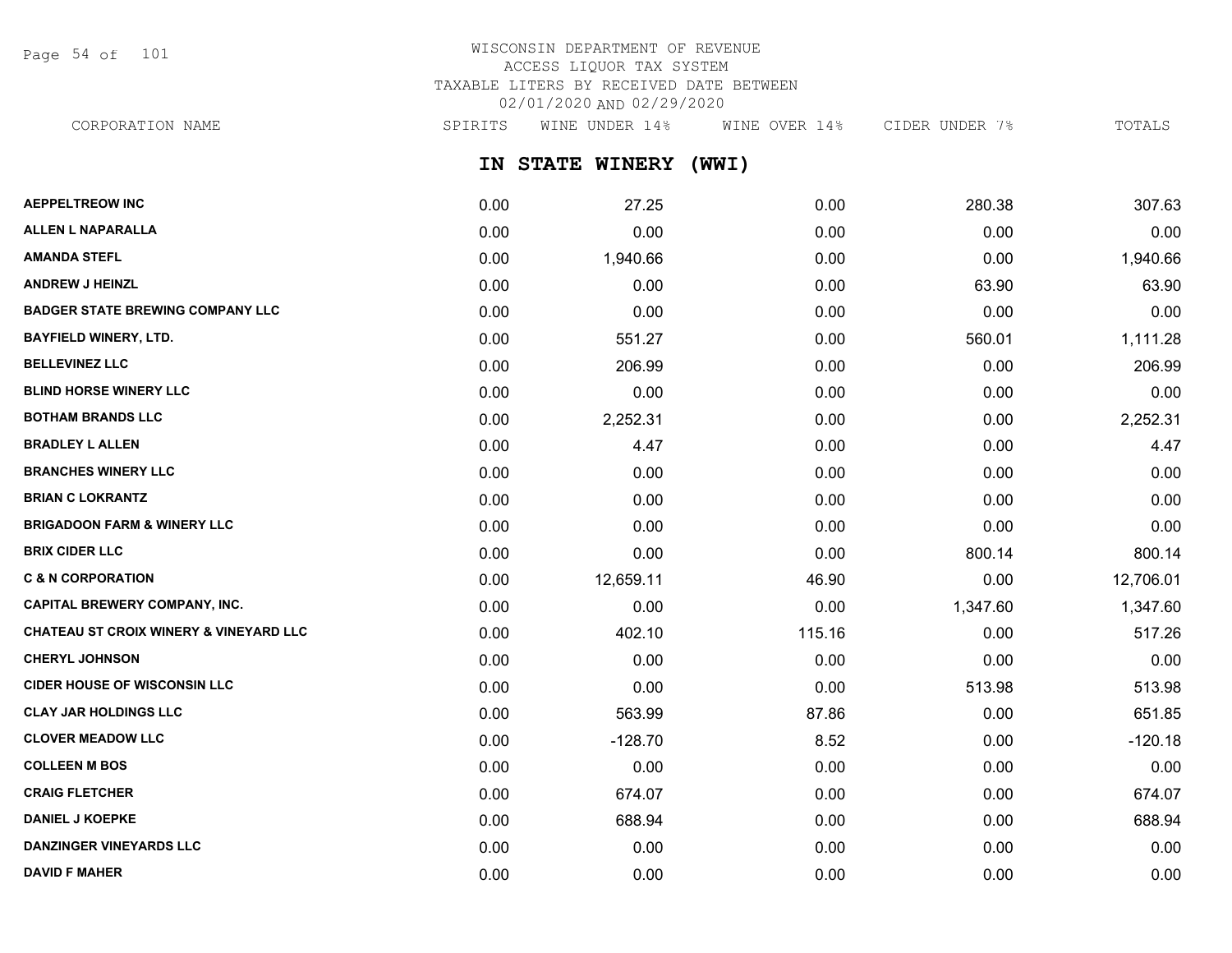# WISCONSIN DEPARTMENT OF REVENUE
ACCESS LIQUOR TAX SYSTEM
TAXABLE LITERS BY RECEIVED DATE BETWEEN
02/01/2020 AND 02/29/2020

## IN STATE WINERY (WWI)

| CORPORATION NAME | SPIRITS | WINE UNDER 14% | WINE OVER 14% | CIDER UNDER 7% | TOTALS |
|---|---|---|---|---|---|
| **AEPPELTREOW INC** | 0.00 | 27.25 | 0.00 | 280.38 | 307.63 |
| **ALLEN L NAPARALLA** | 0.00 | 0.00 | 0.00 | 0.00 | 0.00 |
| **AMANDA STEFL** | 0.00 | 1,940.66 | 0.00 | 0.00 | 1,940.66 |
| **ANDREW J HEINZL** | 0.00 | 0.00 | 0.00 | 63.90 | 63.90 |
| **BADGER STATE BREWING COMPANY LLC** | 0.00 | 0.00 | 0.00 | 0.00 | 0.00 |
| **BAYFIELD WINERY, LTD.** | 0.00 | 551.27 | 0.00 | 560.01 | 1,111.28 |
| **BELLEVINEZ LLC** | 0.00 | 206.99 | 0.00 | 0.00 | 206.99 |
| **BLIND HORSE WINERY LLC** | 0.00 | 0.00 | 0.00 | 0.00 | 0.00 |
| **BOTHAM BRANDS LLC** | 0.00 | 2,252.31 | 0.00 | 0.00 | 2,252.31 |
| **BRADLEY L ALLEN** | 0.00 | 4.47 | 0.00 | 0.00 | 4.47 |
| **BRANCHES WINERY LLC** | 0.00 | 0.00 | 0.00 | 0.00 | 0.00 |
| **BRIAN C LOKRANTZ** | 0.00 | 0.00 | 0.00 | 0.00 | 0.00 |
| **BRIGADOON FARM & WINERY LLC** | 0.00 | 0.00 | 0.00 | 0.00 | 0.00 |
| **BRIX CIDER LLC** | 0.00 | 0.00 | 0.00 | 800.14 | 800.14 |
| **C & N CORPORATION** | 0.00 | 12,659.11 | 46.90 | 0.00 | 12,706.01 |
| **CAPITAL BREWERY COMPANY, INC.** | 0.00 | 0.00 | 0.00 | 1,347.60 | 1,347.60 |
| **CHATEAU ST CROIX WINERY & VINEYARD LLC** | 0.00 | 402.10 | 115.16 | 0.00 | 517.26 |
| **CHERYL JOHNSON** | 0.00 | 0.00 | 0.00 | 0.00 | 0.00 |
| **CIDER HOUSE OF WISCONSIN LLC** | 0.00 | 0.00 | 0.00 | 513.98 | 513.98 |
| **CLAY JAR HOLDINGS LLC** | 0.00 | 563.99 | 87.86 | 0.00 | 651.85 |
| **CLOVER MEADOW LLC** | 0.00 | -128.70 | 8.52 | 0.00 | -120.18 |
| **COLLEEN M BOS** | 0.00 | 0.00 | 0.00 | 0.00 | 0.00 |
| **CRAIG FLETCHER** | 0.00 | 674.07 | 0.00 | 0.00 | 674.07 |
| **DANIEL J KOEPKE** | 0.00 | 688.94 | 0.00 | 0.00 | 688.94 |
| **DANZINGER VINEYARDS LLC** | 0.00 | 0.00 | 0.00 | 0.00 | 0.00 |
| **DAVID F MAHER** | 0.00 | 0.00 | 0.00 | 0.00 | 0.00 |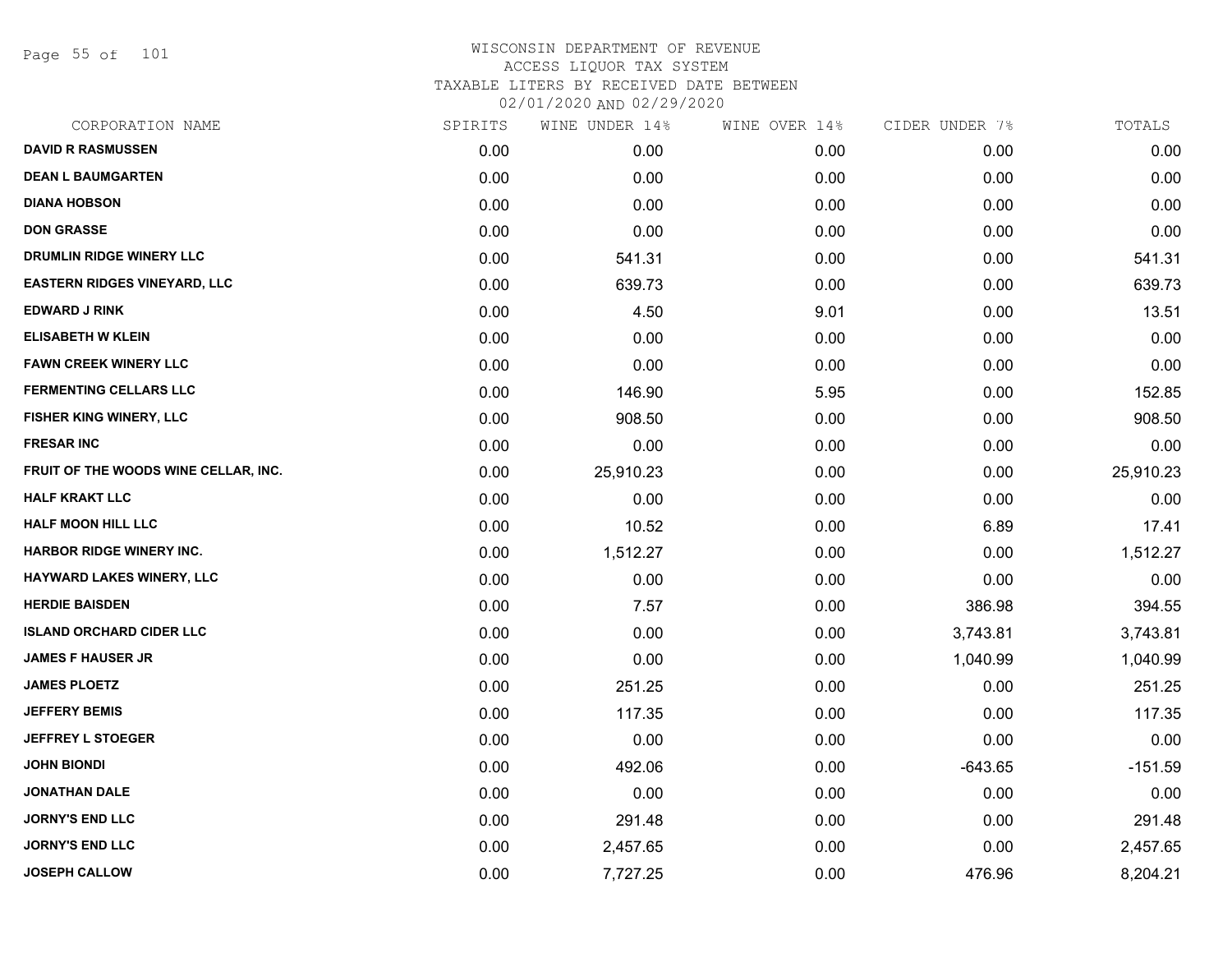# WISCONSIN DEPARTMENT OF REVENUE
## ACCESS LIQUOR TAX SYSTEM
### TAXABLE LITERS BY RECEIVED DATE BETWEEN 02/01/2020 AND 02/29/2020

| CORPORATION NAME | SPIRITS | WINE UNDER 14% | WINE OVER 14% | CIDER UNDER 7% | TOTALS |
|---|---|---|---|---|---|
| DAVID R RASMUSSEN | 0.00 | 0.00 | 0.00 | 0.00 | 0.00 |
| DEAN L BAUMGARTEN | 0.00 | 0.00 | 0.00 | 0.00 | 0.00 |
| DIANA HOBSON | 0.00 | 0.00 | 0.00 | 0.00 | 0.00 |
| DON GRASSE | 0.00 | 0.00 | 0.00 | 0.00 | 0.00 |
| DRUMLIN RIDGE WINERY LLC | 0.00 | 541.31 | 0.00 | 0.00 | 541.31 |
| EASTERN RIDGES VINEYARD, LLC | 0.00 | 639.73 | 0.00 | 0.00 | 639.73 |
| EDWARD J RINK | 0.00 | 4.50 | 9.01 | 0.00 | 13.51 |
| ELISABETH W KLEIN | 0.00 | 0.00 | 0.00 | 0.00 | 0.00 |
| FAWN CREEK WINERY LLC | 0.00 | 0.00 | 0.00 | 0.00 | 0.00 |
| FERMENTING CELLARS LLC | 0.00 | 146.90 | 5.95 | 0.00 | 152.85 |
| FISHER KING WINERY, LLC | 0.00 | 908.50 | 0.00 | 0.00 | 908.50 |
| FRESAR INC | 0.00 | 0.00 | 0.00 | 0.00 | 0.00 |
| FRUIT OF THE WOODS WINE CELLAR, INC. | 0.00 | 25,910.23 | 0.00 | 0.00 | 25,910.23 |
| HALF KRAKT LLC | 0.00 | 0.00 | 0.00 | 0.00 | 0.00 |
| HALF MOON HILL LLC | 0.00 | 10.52 | 0.00 | 6.89 | 17.41 |
| HARBOR RIDGE WINERY INC. | 0.00 | 1,512.27 | 0.00 | 0.00 | 1,512.27 |
| HAYWARD LAKES WINERY, LLC | 0.00 | 0.00 | 0.00 | 0.00 | 0.00 |
| HERDIE BAISDEN | 0.00 | 7.57 | 0.00 | 386.98 | 394.55 |
| ISLAND ORCHARD CIDER LLC | 0.00 | 0.00 | 0.00 | 3,743.81 | 3,743.81 |
| JAMES F HAUSER JR | 0.00 | 0.00 | 0.00 | 1,040.99 | 1,040.99 |
| JAMES PLOETZ | 0.00 | 251.25 | 0.00 | 0.00 | 251.25 |
| JEFFERY BEMIS | 0.00 | 117.35 | 0.00 | 0.00 | 117.35 |
| JEFFREY L STOEGER | 0.00 | 0.00 | 0.00 | 0.00 | 0.00 |
| JOHN BIONDI | 0.00 | 492.06 | 0.00 | -643.65 | -151.59 |
| JONATHAN DALE | 0.00 | 0.00 | 0.00 | 0.00 | 0.00 |
| JORNY'S END LLC | 0.00 | 291.48 | 0.00 | 0.00 | 291.48 |
| JORNY'S END LLC | 0.00 | 2,457.65 | 0.00 | 0.00 | 2,457.65 |
| JOSEPH CALLOW | 0.00 | 7,727.25 | 0.00 | 476.96 | 8,204.21 |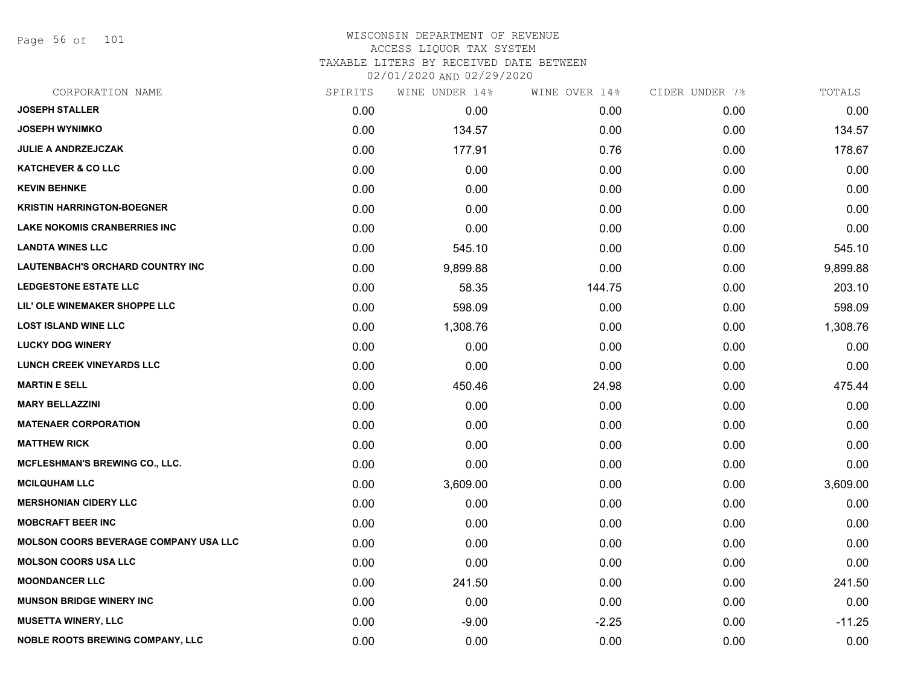WISCONSIN DEPARTMENT OF REVENUE
ACCESS LIQUOR TAX SYSTEM
TAXABLE LITERS BY RECEIVED DATE BETWEEN
02/01/2020 AND 02/29/2020

| CORPORATION NAME | SPIRITS | WINE UNDER 14% | WINE OVER 14% | CIDER UNDER 7% | TOTALS |
|---|---|---|---|---|---|
| JOSEPH STALLER | 0.00 | 0.00 | 0.00 | 0.00 | 0.00 |
| JOSEPH WYNIMKO | 0.00 | 134.57 | 0.00 | 0.00 | 134.57 |
| JULIE A ANDRZEJCZAK | 0.00 | 177.91 | 0.76 | 0.00 | 178.67 |
| KATCHEVER & CO LLC | 0.00 | 0.00 | 0.00 | 0.00 | 0.00 |
| KEVIN BEHNKE | 0.00 | 0.00 | 0.00 | 0.00 | 0.00 |
| KRISTIN HARRINGTON-BOEGNER | 0.00 | 0.00 | 0.00 | 0.00 | 0.00 |
| LAKE NOKOMIS CRANBERRIES INC | 0.00 | 0.00 | 0.00 | 0.00 | 0.00 |
| LANDTA WINES LLC | 0.00 | 545.10 | 0.00 | 0.00 | 545.10 |
| LAUTENBACH'S ORCHARD COUNTRY INC | 0.00 | 9,899.88 | 0.00 | 0.00 | 9,899.88 |
| LEDGESTONE ESTATE LLC | 0.00 | 58.35 | 144.75 | 0.00 | 203.10 |
| LIL' OLE WINEMAKER SHOPPE LLC | 0.00 | 598.09 | 0.00 | 0.00 | 598.09 |
| LOST ISLAND WINE LLC | 0.00 | 1,308.76 | 0.00 | 0.00 | 1,308.76 |
| LUCKY DOG WINERY | 0.00 | 0.00 | 0.00 | 0.00 | 0.00 |
| LUNCH CREEK VINEYARDS LLC | 0.00 | 0.00 | 0.00 | 0.00 | 0.00 |
| MARTIN E SELL | 0.00 | 450.46 | 24.98 | 0.00 | 475.44 |
| MARY BELLAZZINI | 0.00 | 0.00 | 0.00 | 0.00 | 0.00 |
| MATENAER CORPORATION | 0.00 | 0.00 | 0.00 | 0.00 | 0.00 |
| MATTHEW RICK | 0.00 | 0.00 | 0.00 | 0.00 | 0.00 |
| MCFLESHMAN'S BREWING CO., LLC. | 0.00 | 0.00 | 0.00 | 0.00 | 0.00 |
| MCILQUHAM LLC | 0.00 | 3,609.00 | 0.00 | 0.00 | 3,609.00 |
| MERSHONIAN CIDERY LLC | 0.00 | 0.00 | 0.00 | 0.00 | 0.00 |
| MOBCRAFT BEER INC | 0.00 | 0.00 | 0.00 | 0.00 | 0.00 |
| MOLSON COORS BEVERAGE COMPANY USA LLC | 0.00 | 0.00 | 0.00 | 0.00 | 0.00 |
| MOLSON COORS USA LLC | 0.00 | 0.00 | 0.00 | 0.00 | 0.00 |
| MOONDANCER LLC | 0.00 | 241.50 | 0.00 | 0.00 | 241.50 |
| MUNSON BRIDGE WINERY INC | 0.00 | 0.00 | 0.00 | 0.00 | 0.00 |
| MUSETTA WINERY, LLC | 0.00 | -9.00 | -2.25 | 0.00 | -11.25 |
| NOBLE ROOTS BREWING COMPANY, LLC | 0.00 | 0.00 | 0.00 | 0.00 | 0.00 |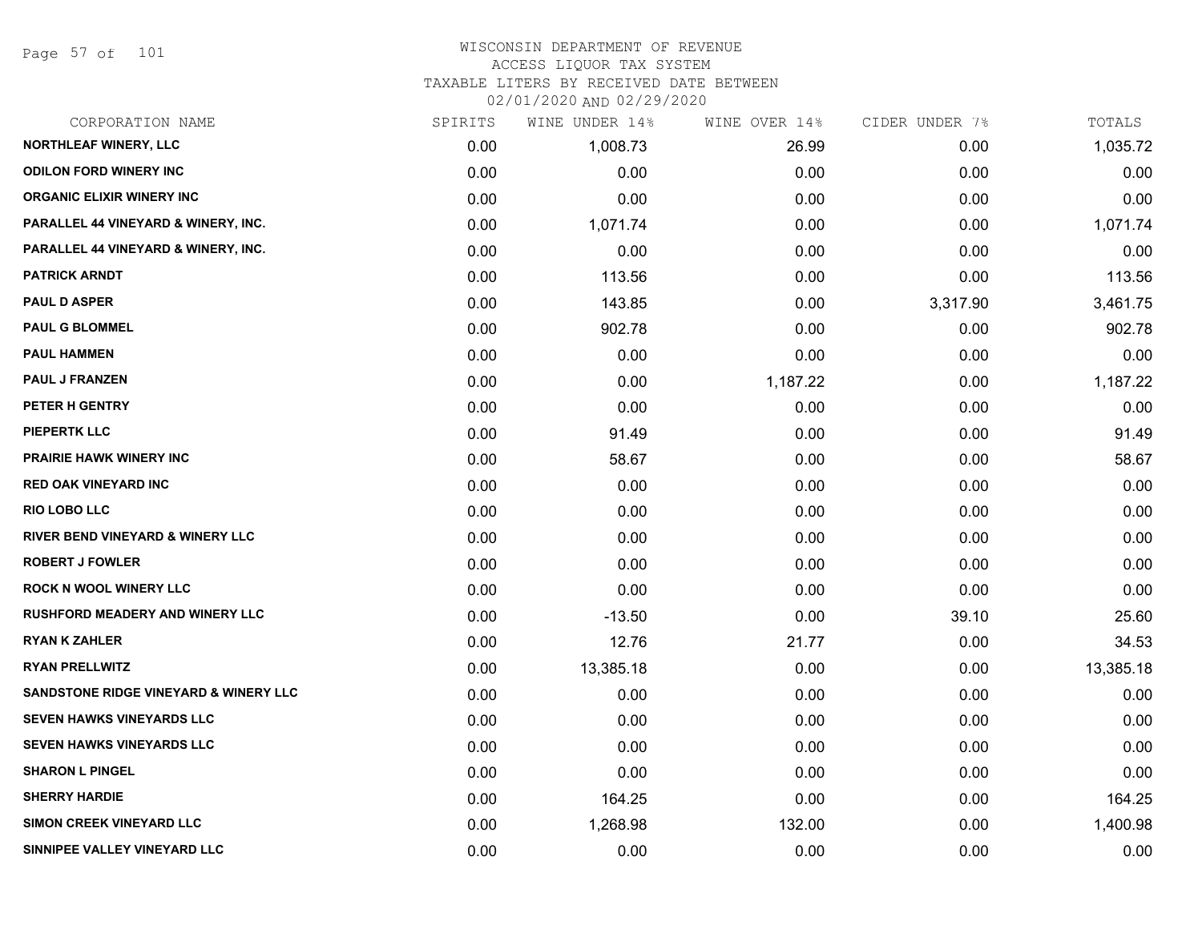WISCONSIN DEPARTMENT OF REVENUE
ACCESS LIQUOR TAX SYSTEM
TAXABLE LITERS BY RECEIVED DATE BETWEEN
02/01/2020 AND 02/29/2020

| CORPORATION NAME | SPIRITS | WINE UNDER 14% | WINE OVER 14% | CIDER UNDER 7% | TOTALS |
|---|---|---|---|---|---|
| NORTHLEAF WINERY, LLC | 0.00 | 1,008.73 | 26.99 | 0.00 | 1,035.72 |
| ODILON FORD WINERY INC | 0.00 | 0.00 | 0.00 | 0.00 | 0.00 |
| ORGANIC ELIXIR WINERY INC | 0.00 | 0.00 | 0.00 | 0.00 | 0.00 |
| PARALLEL 44 VINEYARD & WINERY, INC. | 0.00 | 1,071.74 | 0.00 | 0.00 | 1,071.74 |
| PARALLEL 44 VINEYARD & WINERY, INC. | 0.00 | 0.00 | 0.00 | 0.00 | 0.00 |
| PATRICK ARNDT | 0.00 | 113.56 | 0.00 | 0.00 | 113.56 |
| PAUL D ASPER | 0.00 | 143.85 | 0.00 | 3,317.90 | 3,461.75 |
| PAUL G BLOMMEL | 0.00 | 902.78 | 0.00 | 0.00 | 902.78 |
| PAUL HAMMEN | 0.00 | 0.00 | 0.00 | 0.00 | 0.00 |
| PAUL J FRANZEN | 0.00 | 0.00 | 1,187.22 | 0.00 | 1,187.22 |
| PETER H GENTRY | 0.00 | 0.00 | 0.00 | 0.00 | 0.00 |
| PIEPERTK LLC | 0.00 | 91.49 | 0.00 | 0.00 | 91.49 |
| PRAIRIE HAWK WINERY INC | 0.00 | 58.67 | 0.00 | 0.00 | 58.67 |
| RED OAK VINEYARD INC | 0.00 | 0.00 | 0.00 | 0.00 | 0.00 |
| RIO LOBO LLC | 0.00 | 0.00 | 0.00 | 0.00 | 0.00 |
| RIVER BEND VINEYARD & WINERY LLC | 0.00 | 0.00 | 0.00 | 0.00 | 0.00 |
| ROBERT J FOWLER | 0.00 | 0.00 | 0.00 | 0.00 | 0.00 |
| ROCK N WOOL WINERY LLC | 0.00 | 0.00 | 0.00 | 0.00 | 0.00 |
| RUSHFORD MEADERY AND WINERY LLC | 0.00 | -13.50 | 0.00 | 39.10 | 25.60 |
| RYAN K ZAHLER | 0.00 | 12.76 | 21.77 | 0.00 | 34.53 |
| RYAN PRELLWITZ | 0.00 | 13,385.18 | 0.00 | 0.00 | 13,385.18 |
| SANDSTONE RIDGE VINEYARD & WINERY LLC | 0.00 | 0.00 | 0.00 | 0.00 | 0.00 |
| SEVEN HAWKS VINEYARDS LLC | 0.00 | 0.00 | 0.00 | 0.00 | 0.00 |
| SEVEN HAWKS VINEYARDS LLC | 0.00 | 0.00 | 0.00 | 0.00 | 0.00 |
| SHARON L PINGEL | 0.00 | 0.00 | 0.00 | 0.00 | 0.00 |
| SHERRY HARDIE | 0.00 | 164.25 | 0.00 | 0.00 | 164.25 |
| SIMON CREEK VINEYARD LLC | 0.00 | 1,268.98 | 132.00 | 0.00 | 1,400.98 |
| SINNIPEE VALLEY VINEYARD LLC | 0.00 | 0.00 | 0.00 | 0.00 | 0.00 |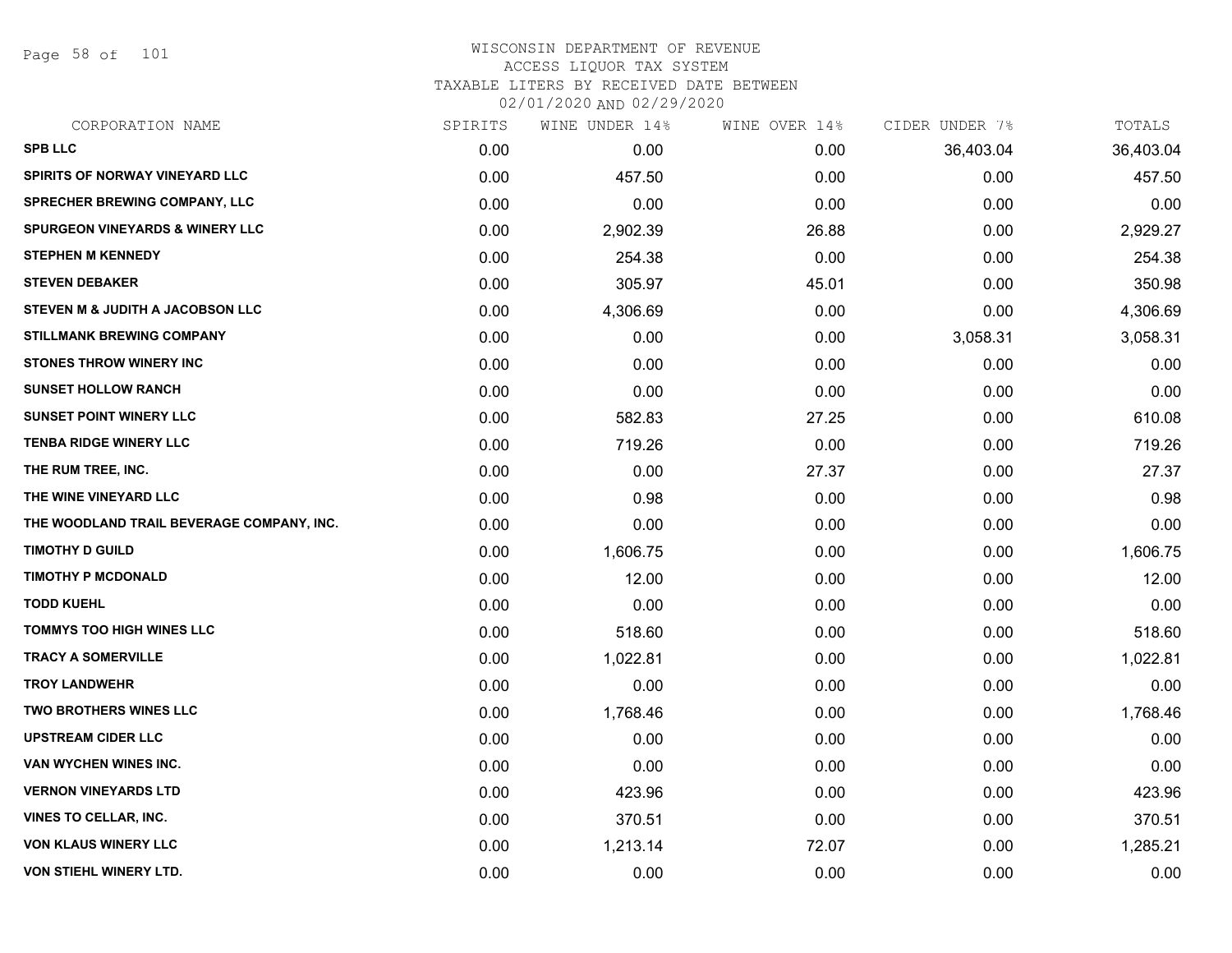# WISCONSIN DEPARTMENT OF REVENUE
## ACCESS LIQUOR TAX SYSTEM
### TAXABLE LITERS BY RECEIVED DATE BETWEEN 02/01/2020 AND 02/29/2020

| CORPORATION NAME | SPIRITS | WINE UNDER 14% | WINE OVER 14% | CIDER UNDER 7% | TOTALS |
|---|---|---|---|---|---|
| SPB LLC | 0.00 | 0.00 | 0.00 | 36,403.04 | 36,403.04 |
| SPIRITS OF NORWAY VINEYARD LLC | 0.00 | 457.50 | 0.00 | 0.00 | 457.50 |
| SPRECHER BREWING COMPANY, LLC | 0.00 | 0.00 | 0.00 | 0.00 | 0.00 |
| SPURGEON VINEYARDS & WINERY LLC | 0.00 | 2,902.39 | 26.88 | 0.00 | 2,929.27 |
| STEPHEN M KENNEDY | 0.00 | 254.38 | 0.00 | 0.00 | 254.38 |
| STEVEN DEBAKER | 0.00 | 305.97 | 45.01 | 0.00 | 350.98 |
| STEVEN M & JUDITH A JACOBSON LLC | 0.00 | 4,306.69 | 0.00 | 0.00 | 4,306.69 |
| STILLMANK BREWING COMPANY | 0.00 | 0.00 | 0.00 | 3,058.31 | 3,058.31 |
| STONES THROW WINERY INC | 0.00 | 0.00 | 0.00 | 0.00 | 0.00 |
| SUNSET HOLLOW RANCH | 0.00 | 0.00 | 0.00 | 0.00 | 0.00 |
| SUNSET POINT WINERY LLC | 0.00 | 582.83 | 27.25 | 0.00 | 610.08 |
| TENBA RIDGE WINERY LLC | 0.00 | 719.26 | 0.00 | 0.00 | 719.26 |
| THE RUM TREE, INC. | 0.00 | 0.00 | 27.37 | 0.00 | 27.37 |
| THE WINE VINEYARD LLC | 0.00 | 0.98 | 0.00 | 0.00 | 0.98 |
| THE WOODLAND TRAIL BEVERAGE COMPANY, INC. | 0.00 | 0.00 | 0.00 | 0.00 | 0.00 |
| TIMOTHY D GUILD | 0.00 | 1,606.75 | 0.00 | 0.00 | 1,606.75 |
| TIMOTHY P MCDONALD | 0.00 | 12.00 | 0.00 | 0.00 | 12.00 |
| TODD KUEHL | 0.00 | 0.00 | 0.00 | 0.00 | 0.00 |
| TOMMYS TOO HIGH WINES LLC | 0.00 | 518.60 | 0.00 | 0.00 | 518.60 |
| TRACY A SOMERVILLE | 0.00 | 1,022.81 | 0.00 | 0.00 | 1,022.81 |
| TROY LANDWEHR | 0.00 | 0.00 | 0.00 | 0.00 | 0.00 |
| TWO BROTHERS WINES LLC | 0.00 | 1,768.46 | 0.00 | 0.00 | 1,768.46 |
| UPSTREAM CIDER LLC | 0.00 | 0.00 | 0.00 | 0.00 | 0.00 |
| VAN WYCHEN WINES INC. | 0.00 | 0.00 | 0.00 | 0.00 | 0.00 |
| VERNON VINEYARDS LTD | 0.00 | 423.96 | 0.00 | 0.00 | 423.96 |
| VINES TO CELLAR, INC. | 0.00 | 370.51 | 0.00 | 0.00 | 370.51 |
| VON KLAUS WINERY LLC | 0.00 | 1,213.14 | 72.07 | 0.00 | 1,285.21 |
| VON STIEHL WINERY LTD. | 0.00 | 0.00 | 0.00 | 0.00 | 0.00 |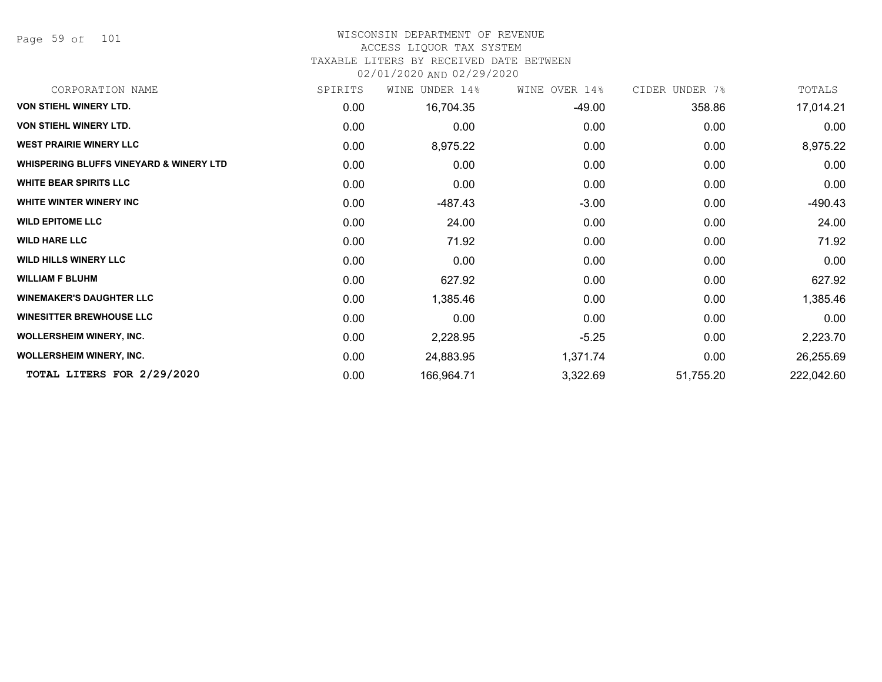# WISCONSIN DEPARTMENT OF REVENUE
## ACCESS LIQUOR TAX SYSTEM
### TAXABLE LITERS BY RECEIVED DATE BETWEEN 02/01/2020 AND 02/29/2020

| CORPORATION NAME | SPIRITS | WINE UNDER 14% | WINE OVER 14% | CIDER UNDER 7% | TOTALS |
|---|---|---|---|---|---|
| **VON STIEHL WINERY LTD.** | 0.00 | 16,704.35 | -49.00 | 358.86 | 17,014.21 |
| **VON STIEHL WINERY LTD.** | 0.00 | 0.00 | 0.00 | 0.00 | 0.00 |
| **WEST PRAIRIE WINERY LLC** | 0.00 | 8,975.22 | 0.00 | 0.00 | 8,975.22 |
| **WHISPERING BLUFFS VINEYARD & WINERY LTD** | 0.00 | 0.00 | 0.00 | 0.00 | 0.00 |
| **WHITE BEAR SPIRITS LLC** | 0.00 | 0.00 | 0.00 | 0.00 | 0.00 |
| **WHITE WINTER WINERY INC** | 0.00 | -487.43 | -3.00 | 0.00 | -490.43 |
| **WILD EPITOME LLC** | 0.00 | 24.00 | 0.00 | 0.00 | 24.00 |
| **WILD HARE LLC** | 0.00 | 71.92 | 0.00 | 0.00 | 71.92 |
| **WILD HILLS WINERY LLC** | 0.00 | 0.00 | 0.00 | 0.00 | 0.00 |
| **WILLIAM F BLUHM** | 0.00 | 627.92 | 0.00 | 0.00 | 627.92 |
| **WINEMAKER'S DAUGHTER LLC** | 0.00 | 1,385.46 | 0.00 | 0.00 | 1,385.46 |
| **WINESITTER BREWHOUSE LLC** | 0.00 | 0.00 | 0.00 | 0.00 | 0.00 |
| **WOLLERSHEIM WINERY, INC.** | 0.00 | 2,228.95 | -5.25 | 0.00 | 2,223.70 |
| **WOLLERSHEIM WINERY, INC.** | 0.00 | 24,883.95 | 1,371.74 | 0.00 | 26,255.69 |
| **TOTAL LITERS FOR 2/29/2020** | 0.00 | 166,964.71 | 3,322.69 | 51,755.20 | 222,042.60 |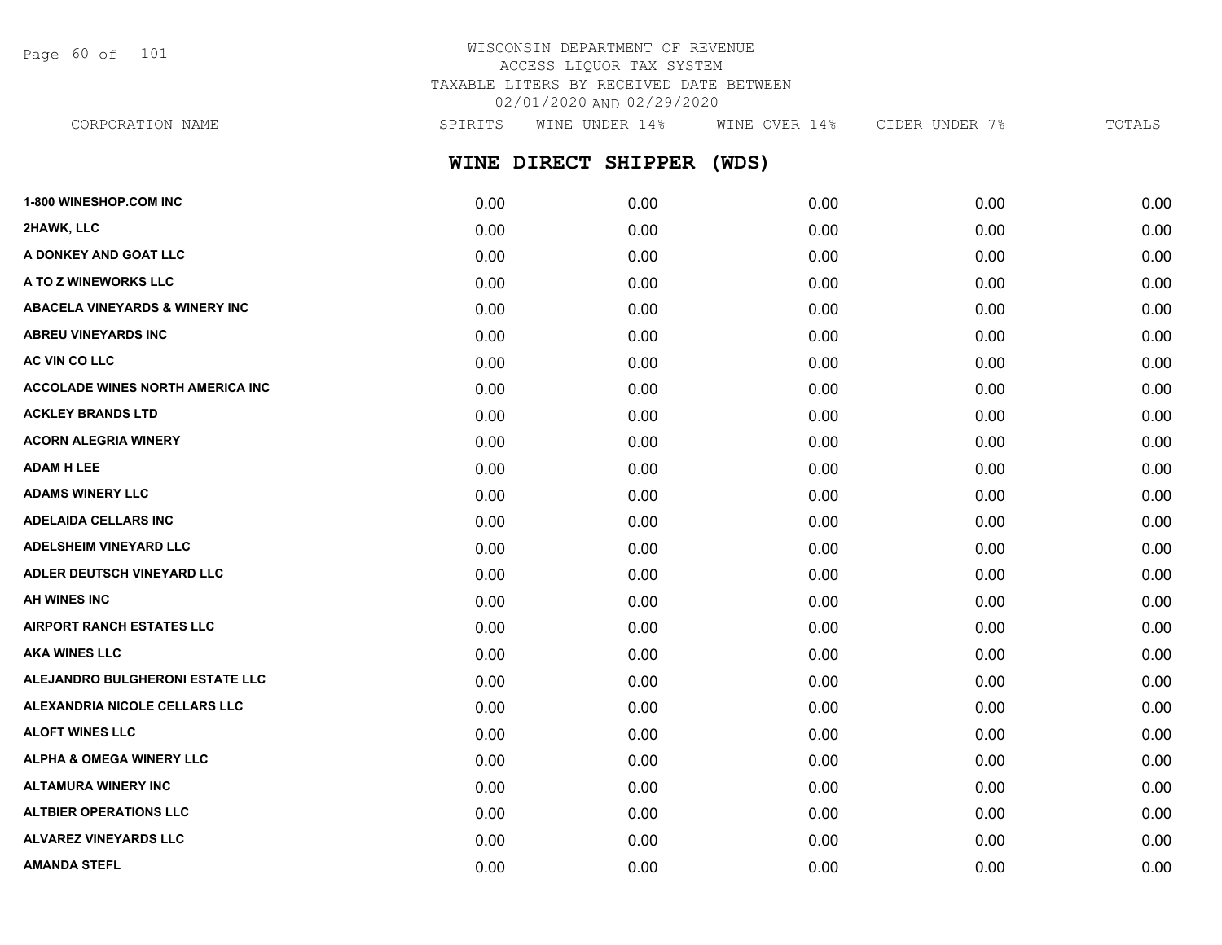# WISCONSIN DEPARTMENT OF REVENUE
## ACCESS LIQUOR TAX SYSTEM
## TAXABLE LITERS BY RECEIVED DATE BETWEEN 02/01/2020 AND 02/29/2020

## WINE DIRECT SHIPPER (WDS)

| CORPORATION NAME | SPIRITS | WINE UNDER 14% | WINE OVER 14% | CIDER UNDER 7% | TOTALS |
|---|---|---|---|---|---|
| 1-800 WINESHOP.COM INC | 0.00 | 0.00 | 0.00 | 0.00 | 0.00 |
| 2HAWK, LLC | 0.00 | 0.00 | 0.00 | 0.00 | 0.00 |
| A DONKEY AND GOAT LLC | 0.00 | 0.00 | 0.00 | 0.00 | 0.00 |
| A TO Z WINEWORKS LLC | 0.00 | 0.00 | 0.00 | 0.00 | 0.00 |
| ABACELA VINEYARDS & WINERY INC | 0.00 | 0.00 | 0.00 | 0.00 | 0.00 |
| ABREU VINEYARDS INC | 0.00 | 0.00 | 0.00 | 0.00 | 0.00 |
| AC VIN CO LLC | 0.00 | 0.00 | 0.00 | 0.00 | 0.00 |
| ACCOLADE WINES NORTH AMERICA INC | 0.00 | 0.00 | 0.00 | 0.00 | 0.00 |
| ACKLEY BRANDS LTD | 0.00 | 0.00 | 0.00 | 0.00 | 0.00 |
| ACORN ALEGRIA WINERY | 0.00 | 0.00 | 0.00 | 0.00 | 0.00 |
| ADAM H LEE | 0.00 | 0.00 | 0.00 | 0.00 | 0.00 |
| ADAMS WINERY LLC | 0.00 | 0.00 | 0.00 | 0.00 | 0.00 |
| ADELAIDA CELLARS INC | 0.00 | 0.00 | 0.00 | 0.00 | 0.00 |
| ADELSHEIM VINEYARD LLC | 0.00 | 0.00 | 0.00 | 0.00 | 0.00 |
| ADLER DEUTSCH VINEYARD LLC | 0.00 | 0.00 | 0.00 | 0.00 | 0.00 |
| AH WINES INC | 0.00 | 0.00 | 0.00 | 0.00 | 0.00 |
| AIRPORT RANCH ESTATES LLC | 0.00 | 0.00 | 0.00 | 0.00 | 0.00 |
| AKA WINES LLC | 0.00 | 0.00 | 0.00 | 0.00 | 0.00 |
| ALEJANDRO BULGHERONI ESTATE LLC | 0.00 | 0.00 | 0.00 | 0.00 | 0.00 |
| ALEXANDRIA NICOLE CELLARS LLC | 0.00 | 0.00 | 0.00 | 0.00 | 0.00 |
| ALOFT WINES LLC | 0.00 | 0.00 | 0.00 | 0.00 | 0.00 |
| ALPHA & OMEGA WINERY LLC | 0.00 | 0.00 | 0.00 | 0.00 | 0.00 |
| ALTAMURA WINERY INC | 0.00 | 0.00 | 0.00 | 0.00 | 0.00 |
| ALTBIER OPERATIONS LLC | 0.00 | 0.00 | 0.00 | 0.00 | 0.00 |
| ALVAREZ VINEYARDS LLC | 0.00 | 0.00 | 0.00 | 0.00 | 0.00 |
| AMANDA STEFL | 0.00 | 0.00 | 0.00 | 0.00 | 0.00 |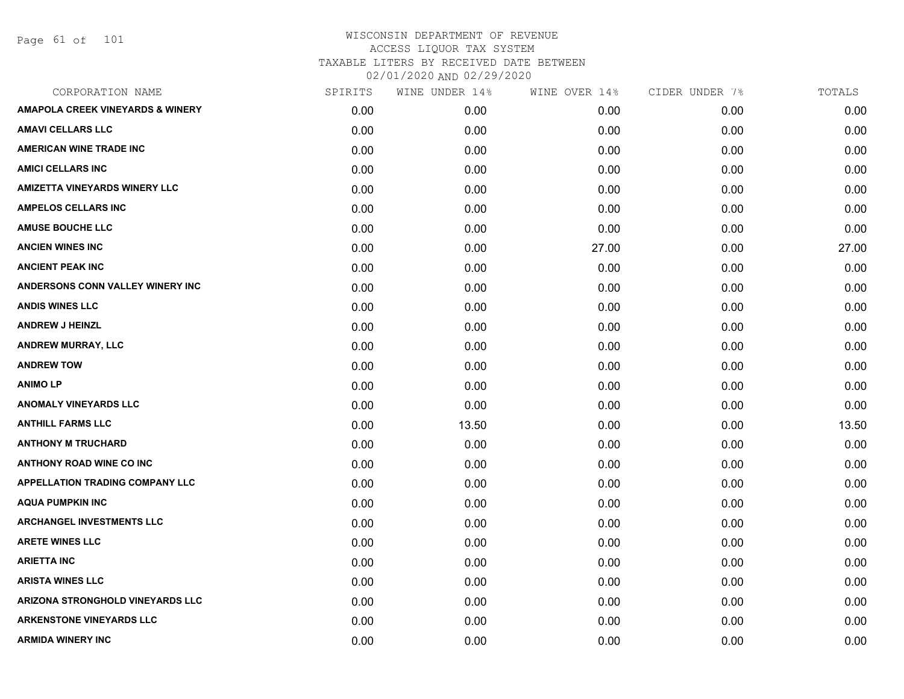# WISCONSIN DEPARTMENT OF REVENUE
## ACCESS LIQUOR TAX SYSTEM
### TAXABLE LITERS BY RECEIVED DATE BETWEEN 02/01/2020 AND 02/29/2020

| CORPORATION NAME | SPIRITS | WINE UNDER 14% | WINE OVER 14% | CIDER UNDER 7% | TOTALS |
|---|---|---|---|---|---|
| AMAPOLA CREEK VINEYARDS & WINERY | 0.00 | 0.00 | 0.00 | 0.00 | 0.00 |
| AMAVI CELLARS LLC | 0.00 | 0.00 | 0.00 | 0.00 | 0.00 |
| AMERICAN WINE TRADE INC | 0.00 | 0.00 | 0.00 | 0.00 | 0.00 |
| AMICI CELLARS INC | 0.00 | 0.00 | 0.00 | 0.00 | 0.00 |
| AMIZETTA VINEYARDS WINERY LLC | 0.00 | 0.00 | 0.00 | 0.00 | 0.00 |
| AMPELOS CELLARS INC | 0.00 | 0.00 | 0.00 | 0.00 | 0.00 |
| AMUSE BOUCHE LLC | 0.00 | 0.00 | 0.00 | 0.00 | 0.00 |
| ANCIEN WINES INC | 0.00 | 0.00 | 27.00 | 0.00 | 27.00 |
| ANCIENT PEAK INC | 0.00 | 0.00 | 0.00 | 0.00 | 0.00 |
| ANDERSONS CONN VALLEY WINERY INC | 0.00 | 0.00 | 0.00 | 0.00 | 0.00 |
| ANDIS WINES LLC | 0.00 | 0.00 | 0.00 | 0.00 | 0.00 |
| ANDREW J HEINZL | 0.00 | 0.00 | 0.00 | 0.00 | 0.00 |
| ANDREW MURRAY, LLC | 0.00 | 0.00 | 0.00 | 0.00 | 0.00 |
| ANDREW TOW | 0.00 | 0.00 | 0.00 | 0.00 | 0.00 |
| ANIMO LP | 0.00 | 0.00 | 0.00 | 0.00 | 0.00 |
| ANOMALY VINEYARDS LLC | 0.00 | 0.00 | 0.00 | 0.00 | 0.00 |
| ANTHILL FARMS LLC | 0.00 | 13.50 | 0.00 | 0.00 | 13.50 |
| ANTHONY M TRUCHARD | 0.00 | 0.00 | 0.00 | 0.00 | 0.00 |
| ANTHONY ROAD WINE CO INC | 0.00 | 0.00 | 0.00 | 0.00 | 0.00 |
| APPELLATION TRADING COMPANY LLC | 0.00 | 0.00 | 0.00 | 0.00 | 0.00 |
| AQUA PUMPKIN INC | 0.00 | 0.00 | 0.00 | 0.00 | 0.00 |
| ARCHANGEL INVESTMENTS LLC | 0.00 | 0.00 | 0.00 | 0.00 | 0.00 |
| ARETE WINES LLC | 0.00 | 0.00 | 0.00 | 0.00 | 0.00 |
| ARIETTA INC | 0.00 | 0.00 | 0.00 | 0.00 | 0.00 |
| ARISTA WINES LLC | 0.00 | 0.00 | 0.00 | 0.00 | 0.00 |
| ARIZONA STRONGHOLD VINEYARDS LLC | 0.00 | 0.00 | 0.00 | 0.00 | 0.00 |
| ARKENSTONE VINEYARDS LLC | 0.00 | 0.00 | 0.00 | 0.00 | 0.00 |
| ARMIDA WINERY INC | 0.00 | 0.00 | 0.00 | 0.00 | 0.00 |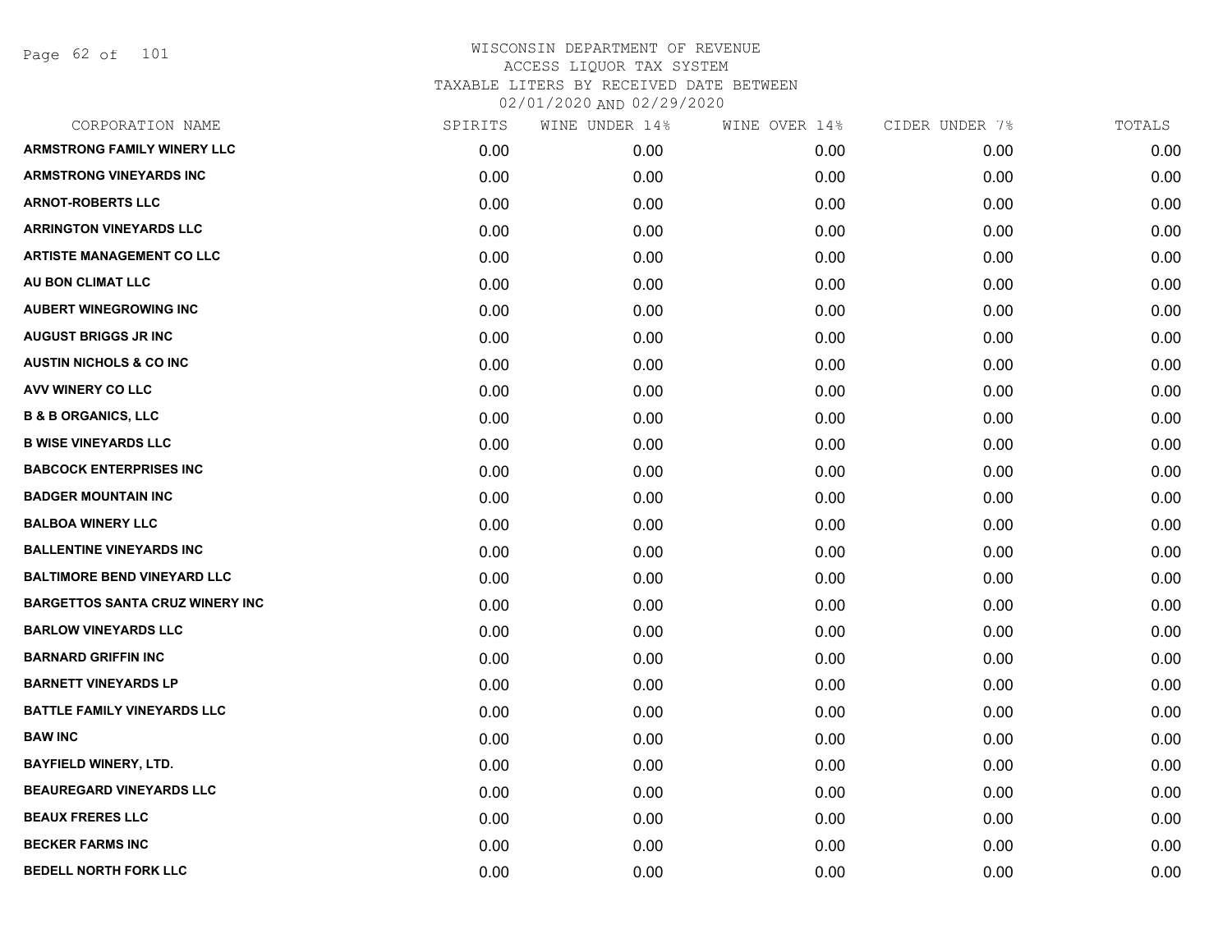# WISCONSIN DEPARTMENT OF REVENUE
## ACCESS LIQUOR TAX SYSTEM
## TAXABLE LITERS BY RECEIVED DATE BETWEEN 02/01/2020 AND 02/29/2020

| CORPORATION NAME | SPIRITS | WINE UNDER 14% | WINE OVER 14% | CIDER UNDER 7% | TOTALS |
|---|---|---|---|---|---|
| ARMSTRONG FAMILY WINERY LLC | 0.00 | 0.00 | 0.00 | 0.00 | 0.00 |
| ARMSTRONG VINEYARDS INC | 0.00 | 0.00 | 0.00 | 0.00 | 0.00 |
| ARNOT-ROBERTS LLC | 0.00 | 0.00 | 0.00 | 0.00 | 0.00 |
| ARRINGTON VINEYARDS LLC | 0.00 | 0.00 | 0.00 | 0.00 | 0.00 |
| ARTISTE MANAGEMENT CO LLC | 0.00 | 0.00 | 0.00 | 0.00 | 0.00 |
| AU BON CLIMAT LLC | 0.00 | 0.00 | 0.00 | 0.00 | 0.00 |
| AUBERT WINEGROWING INC | 0.00 | 0.00 | 0.00 | 0.00 | 0.00 |
| AUGUST BRIGGS JR INC | 0.00 | 0.00 | 0.00 | 0.00 | 0.00 |
| AUSTIN NICHOLS & CO INC | 0.00 | 0.00 | 0.00 | 0.00 | 0.00 |
| AVV WINERY CO LLC | 0.00 | 0.00 | 0.00 | 0.00 | 0.00 |
| B & B ORGANICS, LLC | 0.00 | 0.00 | 0.00 | 0.00 | 0.00 |
| B WISE VINEYARDS LLC | 0.00 | 0.00 | 0.00 | 0.00 | 0.00 |
| BABCOCK ENTERPRISES INC | 0.00 | 0.00 | 0.00 | 0.00 | 0.00 |
| BADGER MOUNTAIN INC | 0.00 | 0.00 | 0.00 | 0.00 | 0.00 |
| BALBOA WINERY LLC | 0.00 | 0.00 | 0.00 | 0.00 | 0.00 |
| BALLENTINE VINEYARDS INC | 0.00 | 0.00 | 0.00 | 0.00 | 0.00 |
| BALTIMORE BEND VINEYARD LLC | 0.00 | 0.00 | 0.00 | 0.00 | 0.00 |
| BARGETTOS SANTA CRUZ WINERY INC | 0.00 | 0.00 | 0.00 | 0.00 | 0.00 |
| BARLOW VINEYARDS LLC | 0.00 | 0.00 | 0.00 | 0.00 | 0.00 |
| BARNARD GRIFFIN INC | 0.00 | 0.00 | 0.00 | 0.00 | 0.00 |
| BARNETT VINEYARDS LP | 0.00 | 0.00 | 0.00 | 0.00 | 0.00 |
| BATTLE FAMILY VINEYARDS LLC | 0.00 | 0.00 | 0.00 | 0.00 | 0.00 |
| BAW INC | 0.00 | 0.00 | 0.00 | 0.00 | 0.00 |
| BAYFIELD WINERY, LTD. | 0.00 | 0.00 | 0.00 | 0.00 | 0.00 |
| BEAUREGARD VINEYARDS LLC | 0.00 | 0.00 | 0.00 | 0.00 | 0.00 |
| BEAUX FRERES LLC | 0.00 | 0.00 | 0.00 | 0.00 | 0.00 |
| BECKER FARMS INC | 0.00 | 0.00 | 0.00 | 0.00 | 0.00 |
| BEDELL NORTH FORK LLC | 0.00 | 0.00 | 0.00 | 0.00 | 0.00 |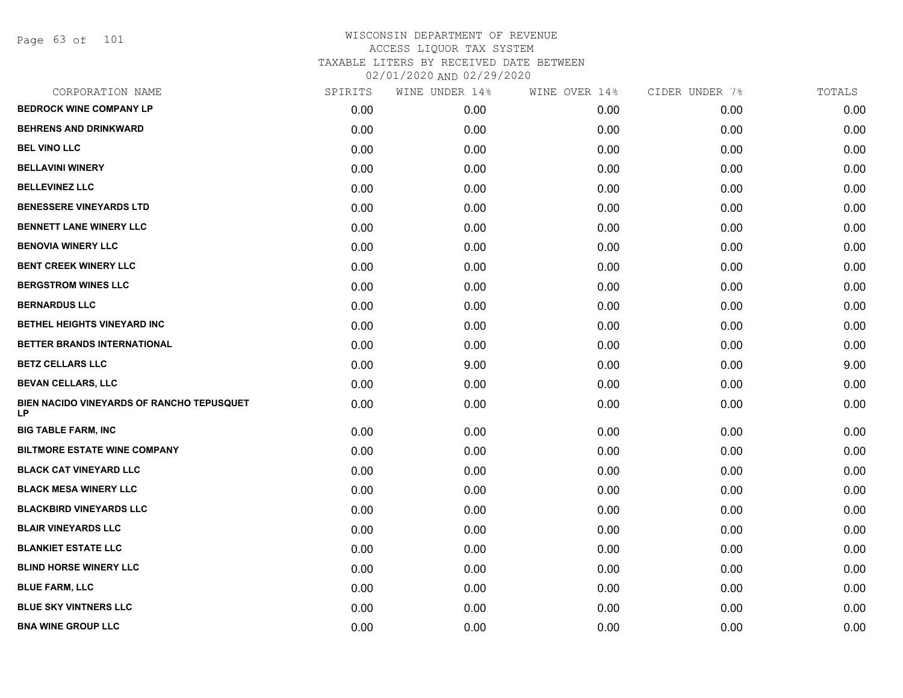WISCONSIN DEPARTMENT OF REVENUE
ACCESS LIQUOR TAX SYSTEM
TAXABLE LITERS BY RECEIVED DATE BETWEEN
02/01/2020 AND 02/29/2020

| CORPORATION NAME | SPIRITS | WINE UNDER 14% | WINE OVER 14% | CIDER UNDER 7% | TOTALS |
|---|---|---|---|---|---|
| BEDROCK WINE COMPANY LP | 0.00 | 0.00 | 0.00 | 0.00 | 0.00 |
| BEHRENS AND DRINKWARD | 0.00 | 0.00 | 0.00 | 0.00 | 0.00 |
| BEL VINO LLC | 0.00 | 0.00 | 0.00 | 0.00 | 0.00 |
| BELLAVINI WINERY | 0.00 | 0.00 | 0.00 | 0.00 | 0.00 |
| BELLEVINEZ LLC | 0.00 | 0.00 | 0.00 | 0.00 | 0.00 |
| BENESSERE VINEYARDS LTD | 0.00 | 0.00 | 0.00 | 0.00 | 0.00 |
| BENNETT LANE WINERY LLC | 0.00 | 0.00 | 0.00 | 0.00 | 0.00 |
| BENOVIA WINERY LLC | 0.00 | 0.00 | 0.00 | 0.00 | 0.00 |
| BENT CREEK WINERY LLC | 0.00 | 0.00 | 0.00 | 0.00 | 0.00 |
| BERGSTROM WINES LLC | 0.00 | 0.00 | 0.00 | 0.00 | 0.00 |
| BERNARDUS LLC | 0.00 | 0.00 | 0.00 | 0.00 | 0.00 |
| BETHEL HEIGHTS VINEYARD INC | 0.00 | 0.00 | 0.00 | 0.00 | 0.00 |
| BETTER BRANDS INTERNATIONAL | 0.00 | 0.00 | 0.00 | 0.00 | 0.00 |
| BETZ CELLARS LLC | 0.00 | 9.00 | 0.00 | 0.00 | 9.00 |
| BEVAN CELLARS, LLC | 0.00 | 0.00 | 0.00 | 0.00 | 0.00 |
| BIEN NACIDO VINEYARDS OF RANCHO TEPUSQUET LP | 0.00 | 0.00 | 0.00 | 0.00 | 0.00 |
| BIG TABLE FARM, INC | 0.00 | 0.00 | 0.00 | 0.00 | 0.00 |
| BILTMORE ESTATE WINE COMPANY | 0.00 | 0.00 | 0.00 | 0.00 | 0.00 |
| BLACK CAT VINEYARD LLC | 0.00 | 0.00 | 0.00 | 0.00 | 0.00 |
| BLACK MESA WINERY LLC | 0.00 | 0.00 | 0.00 | 0.00 | 0.00 |
| BLACKBIRD VINEYARDS LLC | 0.00 | 0.00 | 0.00 | 0.00 | 0.00 |
| BLAIR VINEYARDS LLC | 0.00 | 0.00 | 0.00 | 0.00 | 0.00 |
| BLANKIET ESTATE LLC | 0.00 | 0.00 | 0.00 | 0.00 | 0.00 |
| BLIND HORSE WINERY LLC | 0.00 | 0.00 | 0.00 | 0.00 | 0.00 |
| BLUE FARM, LLC | 0.00 | 0.00 | 0.00 | 0.00 | 0.00 |
| BLUE SKY VINTNERS LLC | 0.00 | 0.00 | 0.00 | 0.00 | 0.00 |
| BNA WINE GROUP LLC | 0.00 | 0.00 | 0.00 | 0.00 | 0.00 |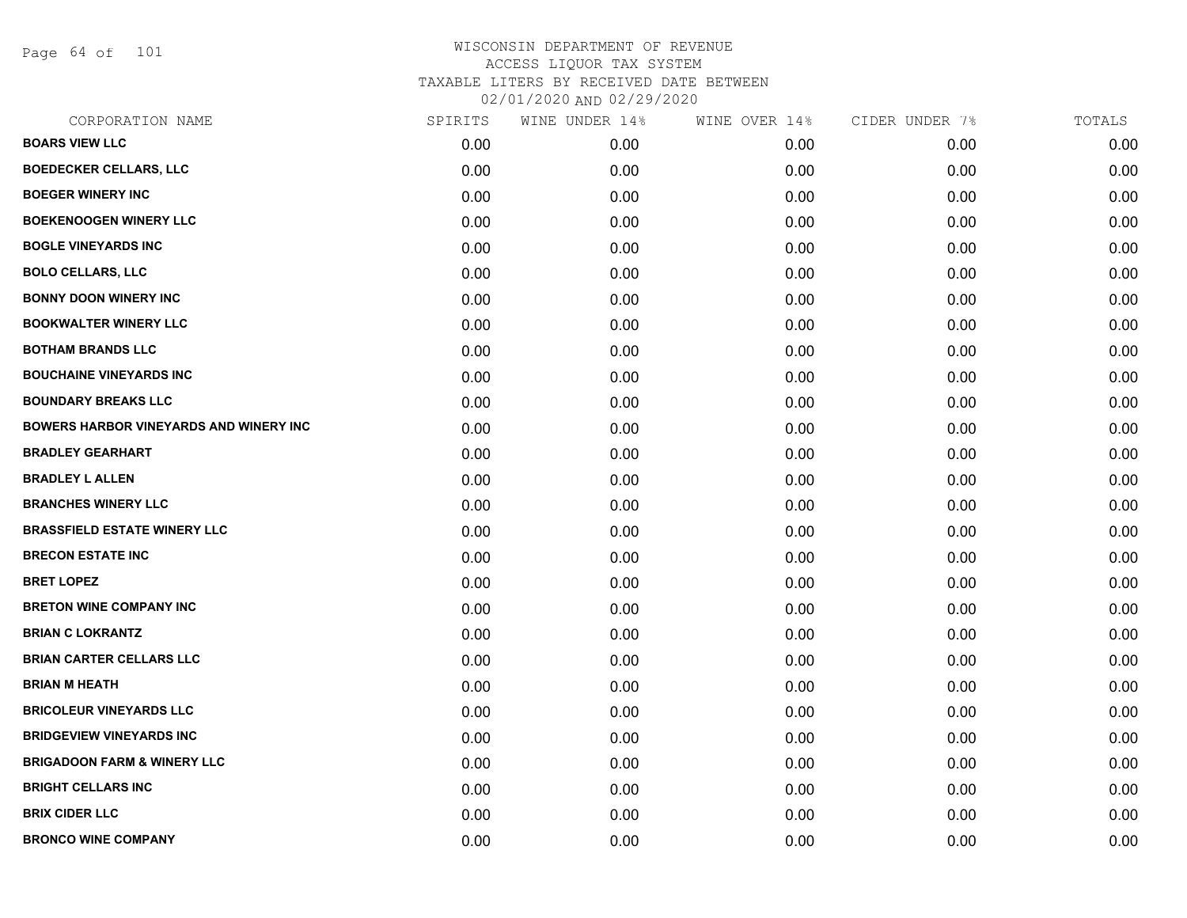# WISCONSIN DEPARTMENT OF REVENUE
## ACCESS LIQUOR TAX SYSTEM
### TAXABLE LITERS BY RECEIVED DATE BETWEEN 02/01/2020 AND 02/29/2020

| CORPORATION NAME | SPIRITS | WINE UNDER 14% | WINE OVER 14% | CIDER UNDER 7% | TOTALS |
|---|---|---|---|---|---|
| BOARS VIEW LLC | 0.00 | 0.00 | 0.00 | 0.00 | 0.00 |
| BOEDECKER CELLARS, LLC | 0.00 | 0.00 | 0.00 | 0.00 | 0.00 |
| BOEGER WINERY INC | 0.00 | 0.00 | 0.00 | 0.00 | 0.00 |
| BOEKENOOGEN WINERY LLC | 0.00 | 0.00 | 0.00 | 0.00 | 0.00 |
| BOGLE VINEYARDS INC | 0.00 | 0.00 | 0.00 | 0.00 | 0.00 |
| BOLO CELLARS, LLC | 0.00 | 0.00 | 0.00 | 0.00 | 0.00 |
| BONNY DOON WINERY INC | 0.00 | 0.00 | 0.00 | 0.00 | 0.00 |
| BOOKWALTER WINERY LLC | 0.00 | 0.00 | 0.00 | 0.00 | 0.00 |
| BOTHAM BRANDS LLC | 0.00 | 0.00 | 0.00 | 0.00 | 0.00 |
| BOUCHAINE VINEYARDS INC | 0.00 | 0.00 | 0.00 | 0.00 | 0.00 |
| BOUNDARY BREAKS LLC | 0.00 | 0.00 | 0.00 | 0.00 | 0.00 |
| BOWERS HARBOR VINEYARDS AND WINERY INC | 0.00 | 0.00 | 0.00 | 0.00 | 0.00 |
| BRADLEY GEARHART | 0.00 | 0.00 | 0.00 | 0.00 | 0.00 |
| BRADLEY L ALLEN | 0.00 | 0.00 | 0.00 | 0.00 | 0.00 |
| BRANCHES WINERY LLC | 0.00 | 0.00 | 0.00 | 0.00 | 0.00 |
| BRASSFIELD ESTATE WINERY LLC | 0.00 | 0.00 | 0.00 | 0.00 | 0.00 |
| BRECON ESTATE INC | 0.00 | 0.00 | 0.00 | 0.00 | 0.00 |
| BRET LOPEZ | 0.00 | 0.00 | 0.00 | 0.00 | 0.00 |
| BRETON WINE COMPANY INC | 0.00 | 0.00 | 0.00 | 0.00 | 0.00 |
| BRIAN C LOKRANTZ | 0.00 | 0.00 | 0.00 | 0.00 | 0.00 |
| BRIAN CARTER CELLARS LLC | 0.00 | 0.00 | 0.00 | 0.00 | 0.00 |
| BRIAN M HEATH | 0.00 | 0.00 | 0.00 | 0.00 | 0.00 |
| BRICOLEUR VINEYARDS LLC | 0.00 | 0.00 | 0.00 | 0.00 | 0.00 |
| BRIDGEVIEW VINEYARDS INC | 0.00 | 0.00 | 0.00 | 0.00 | 0.00 |
| BRIGADOON FARM & WINERY LLC | 0.00 | 0.00 | 0.00 | 0.00 | 0.00 |
| BRIGHT CELLARS INC | 0.00 | 0.00 | 0.00 | 0.00 | 0.00 |
| BRIX CIDER LLC | 0.00 | 0.00 | 0.00 | 0.00 | 0.00 |
| BRONCO WINE COMPANY | 0.00 | 0.00 | 0.00 | 0.00 | 0.00 |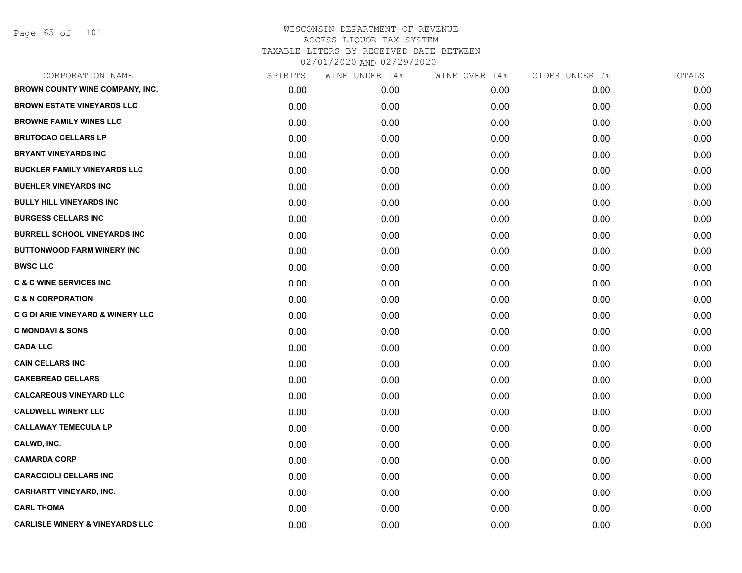# WISCONSIN DEPARTMENT OF REVENUE
## ACCESS LIQUOR TAX SYSTEM
### TAXABLE LITERS BY RECEIVED DATE BETWEEN 02/01/2020 AND 02/29/2020

| CORPORATION NAME | SPIRITS | WINE UNDER 14% | WINE OVER 14% | CIDER UNDER 7% | TOTALS |
|---|---|---|---|---|---|
| BROWN COUNTY WINE COMPANY, INC. | 0.00 | 0.00 | 0.00 | 0.00 | 0.00 |
| BROWN ESTATE VINEYARDS LLC | 0.00 | 0.00 | 0.00 | 0.00 | 0.00 |
| BROWNE FAMILY WINES LLC | 0.00 | 0.00 | 0.00 | 0.00 | 0.00 |
| BRUTOCAO CELLARS LP | 0.00 | 0.00 | 0.00 | 0.00 | 0.00 |
| BRYANT VINEYARDS INC | 0.00 | 0.00 | 0.00 | 0.00 | 0.00 |
| BUCKLER FAMILY VINEYARDS LLC | 0.00 | 0.00 | 0.00 | 0.00 | 0.00 |
| BUEHLER VINEYARDS INC | 0.00 | 0.00 | 0.00 | 0.00 | 0.00 |
| BULLY HILL VINEYARDS INC | 0.00 | 0.00 | 0.00 | 0.00 | 0.00 |
| BURGESS CELLARS INC | 0.00 | 0.00 | 0.00 | 0.00 | 0.00 |
| BURRELL SCHOOL VINEYARDS INC | 0.00 | 0.00 | 0.00 | 0.00 | 0.00 |
| BUTTONWOOD FARM WINERY INC | 0.00 | 0.00 | 0.00 | 0.00 | 0.00 |
| BWSC LLC | 0.00 | 0.00 | 0.00 | 0.00 | 0.00 |
| C & C WINE SERVICES INC | 0.00 | 0.00 | 0.00 | 0.00 | 0.00 |
| C & N CORPORATION | 0.00 | 0.00 | 0.00 | 0.00 | 0.00 |
| C G DI ARIE VINEYARD & WINERY LLC | 0.00 | 0.00 | 0.00 | 0.00 | 0.00 |
| C MONDAVI & SONS | 0.00 | 0.00 | 0.00 | 0.00 | 0.00 |
| CADA LLC | 0.00 | 0.00 | 0.00 | 0.00 | 0.00 |
| CAIN CELLARS INC | 0.00 | 0.00 | 0.00 | 0.00 | 0.00 |
| CAKEBREAD CELLARS | 0.00 | 0.00 | 0.00 | 0.00 | 0.00 |
| CALCAREOUS VINEYARD LLC | 0.00 | 0.00 | 0.00 | 0.00 | 0.00 |
| CALDWELL WINERY LLC | 0.00 | 0.00 | 0.00 | 0.00 | 0.00 |
| CALLAWAY TEMECULA LP | 0.00 | 0.00 | 0.00 | 0.00 | 0.00 |
| CALWD, INC. | 0.00 | 0.00 | 0.00 | 0.00 | 0.00 |
| CAMARDA CORP | 0.00 | 0.00 | 0.00 | 0.00 | 0.00 |
| CARACCIOLI CELLARS INC | 0.00 | 0.00 | 0.00 | 0.00 | 0.00 |
| CARHARTT VINEYARD, INC. | 0.00 | 0.00 | 0.00 | 0.00 | 0.00 |
| CARL THOMA | 0.00 | 0.00 | 0.00 | 0.00 | 0.00 |
| CARLISLE WINERY & VINEYARDS LLC | 0.00 | 0.00 | 0.00 | 0.00 | 0.00 |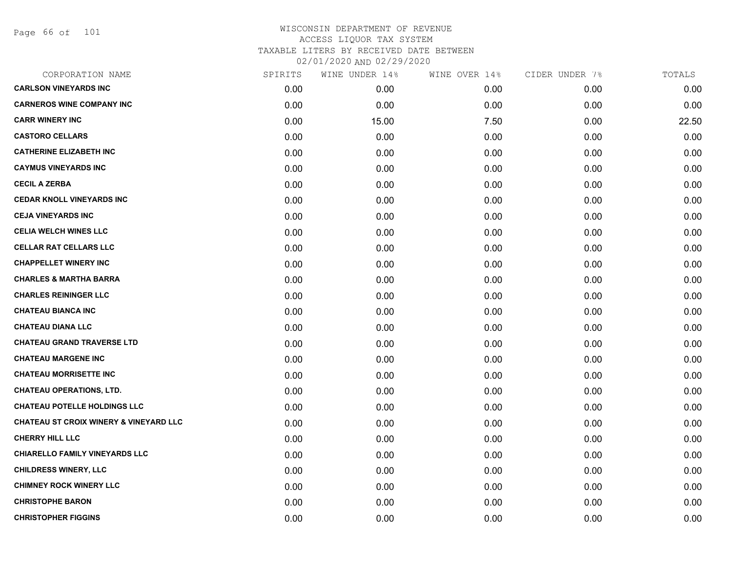WISCONSIN DEPARTMENT OF REVENUE
ACCESS LIQUOR TAX SYSTEM
TAXABLE LITERS BY RECEIVED DATE BETWEEN
02/01/2020 AND 02/29/2020

| CORPORATION NAME | SPIRITS | WINE UNDER 14% | WINE OVER 14% | CIDER UNDER 7% | TOTALS |
|---|---|---|---|---|---|
| CARLSON VINEYARDS INC | 0.00 | 0.00 | 0.00 | 0.00 | 0.00 |
| CARNEROS WINE COMPANY INC | 0.00 | 0.00 | 0.00 | 0.00 | 0.00 |
| CARR WINERY INC | 0.00 | 15.00 | 7.50 | 0.00 | 22.50 |
| CASTORO CELLARS | 0.00 | 0.00 | 0.00 | 0.00 | 0.00 |
| CATHERINE ELIZABETH INC | 0.00 | 0.00 | 0.00 | 0.00 | 0.00 |
| CAYMUS VINEYARDS INC | 0.00 | 0.00 | 0.00 | 0.00 | 0.00 |
| CECIL A ZERBA | 0.00 | 0.00 | 0.00 | 0.00 | 0.00 |
| CEDAR KNOLL VINEYARDS INC | 0.00 | 0.00 | 0.00 | 0.00 | 0.00 |
| CEJA VINEYARDS INC | 0.00 | 0.00 | 0.00 | 0.00 | 0.00 |
| CELIA WELCH WINES LLC | 0.00 | 0.00 | 0.00 | 0.00 | 0.00 |
| CELLAR RAT CELLARS LLC | 0.00 | 0.00 | 0.00 | 0.00 | 0.00 |
| CHAPPELLET WINERY INC | 0.00 | 0.00 | 0.00 | 0.00 | 0.00 |
| CHARLES & MARTHA BARRA | 0.00 | 0.00 | 0.00 | 0.00 | 0.00 |
| CHARLES REININGER LLC | 0.00 | 0.00 | 0.00 | 0.00 | 0.00 |
| CHATEAU BIANCA INC | 0.00 | 0.00 | 0.00 | 0.00 | 0.00 |
| CHATEAU DIANA LLC | 0.00 | 0.00 | 0.00 | 0.00 | 0.00 |
| CHATEAU GRAND TRAVERSE LTD | 0.00 | 0.00 | 0.00 | 0.00 | 0.00 |
| CHATEAU MARGENE INC | 0.00 | 0.00 | 0.00 | 0.00 | 0.00 |
| CHATEAU MORRISETTE INC | 0.00 | 0.00 | 0.00 | 0.00 | 0.00 |
| CHATEAU OPERATIONS, LTD. | 0.00 | 0.00 | 0.00 | 0.00 | 0.00 |
| CHATEAU POTELLE HOLDINGS LLC | 0.00 | 0.00 | 0.00 | 0.00 | 0.00 |
| CHATEAU ST CROIX WINERY & VINEYARD LLC | 0.00 | 0.00 | 0.00 | 0.00 | 0.00 |
| CHERRY HILL LLC | 0.00 | 0.00 | 0.00 | 0.00 | 0.00 |
| CHIARELLO FAMILY VINEYARDS LLC | 0.00 | 0.00 | 0.00 | 0.00 | 0.00 |
| CHILDRESS WINERY, LLC | 0.00 | 0.00 | 0.00 | 0.00 | 0.00 |
| CHIMNEY ROCK WINERY LLC | 0.00 | 0.00 | 0.00 | 0.00 | 0.00 |
| CHRISTOPHE BARON | 0.00 | 0.00 | 0.00 | 0.00 | 0.00 |
| CHRISTOPHER FIGGINS | 0.00 | 0.00 | 0.00 | 0.00 | 0.00 |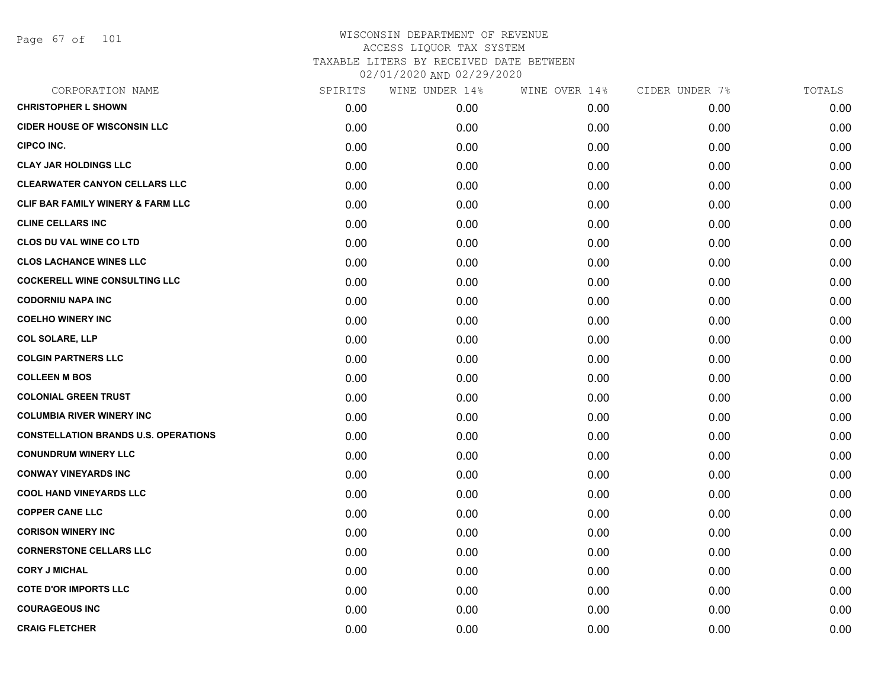# WISCONSIN DEPARTMENT OF REVENUE
## ACCESS LIQUOR TAX SYSTEM
### TAXABLE LITERS BY RECEIVED DATE BETWEEN 02/01/2020 AND 02/29/2020

| CORPORATION NAME | SPIRITS | WINE UNDER 14% | WINE OVER 14% | CIDER UNDER 7% | TOTALS |
|---|---|---|---|---|---|
| CHRISTOPHER L SHOWN | 0.00 | 0.00 | 0.00 | 0.00 | 0.00 |
| CIDER HOUSE OF WISCONSIN LLC | 0.00 | 0.00 | 0.00 | 0.00 | 0.00 |
| CIPCO INC. | 0.00 | 0.00 | 0.00 | 0.00 | 0.00 |
| CLAY JAR HOLDINGS LLC | 0.00 | 0.00 | 0.00 | 0.00 | 0.00 |
| CLEARWATER CANYON CELLARS LLC | 0.00 | 0.00 | 0.00 | 0.00 | 0.00 |
| CLIF BAR FAMILY WINERY & FARM LLC | 0.00 | 0.00 | 0.00 | 0.00 | 0.00 |
| CLINE CELLARS INC | 0.00 | 0.00 | 0.00 | 0.00 | 0.00 |
| CLOS DU VAL WINE CO LTD | 0.00 | 0.00 | 0.00 | 0.00 | 0.00 |
| CLOS LACHANCE WINES LLC | 0.00 | 0.00 | 0.00 | 0.00 | 0.00 |
| COCKERELL WINE CONSULTING LLC | 0.00 | 0.00 | 0.00 | 0.00 | 0.00 |
| CODORNIU NAPA INC | 0.00 | 0.00 | 0.00 | 0.00 | 0.00 |
| COELHO WINERY INC | 0.00 | 0.00 | 0.00 | 0.00 | 0.00 |
| COL SOLARE, LLP | 0.00 | 0.00 | 0.00 | 0.00 | 0.00 |
| COLGIN PARTNERS LLC | 0.00 | 0.00 | 0.00 | 0.00 | 0.00 |
| COLLEEN M BOS | 0.00 | 0.00 | 0.00 | 0.00 | 0.00 |
| COLONIAL GREEN TRUST | 0.00 | 0.00 | 0.00 | 0.00 | 0.00 |
| COLUMBIA RIVER WINERY INC | 0.00 | 0.00 | 0.00 | 0.00 | 0.00 |
| CONSTELLATION BRANDS U.S. OPERATIONS | 0.00 | 0.00 | 0.00 | 0.00 | 0.00 |
| CONUNDRUM WINERY LLC | 0.00 | 0.00 | 0.00 | 0.00 | 0.00 |
| CONWAY VINEYARDS INC | 0.00 | 0.00 | 0.00 | 0.00 | 0.00 |
| COOL HAND VINEYARDS LLC | 0.00 | 0.00 | 0.00 | 0.00 | 0.00 |
| COPPER CANE LLC | 0.00 | 0.00 | 0.00 | 0.00 | 0.00 |
| CORISON WINERY INC | 0.00 | 0.00 | 0.00 | 0.00 | 0.00 |
| CORNERSTONE CELLARS LLC | 0.00 | 0.00 | 0.00 | 0.00 | 0.00 |
| CORY J MICHAL | 0.00 | 0.00 | 0.00 | 0.00 | 0.00 |
| COTE D'OR IMPORTS LLC | 0.00 | 0.00 | 0.00 | 0.00 | 0.00 |
| COURAGEOUS INC | 0.00 | 0.00 | 0.00 | 0.00 | 0.00 |
| CRAIG FLETCHER | 0.00 | 0.00 | 0.00 | 0.00 | 0.00 |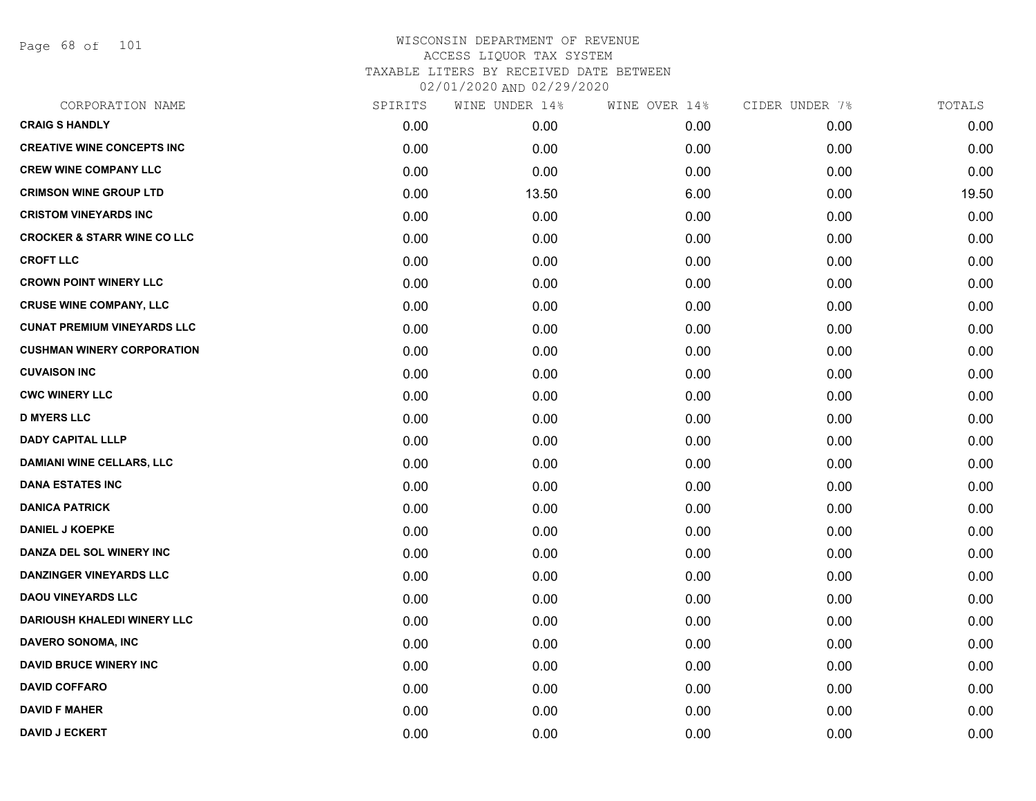# WISCONSIN DEPARTMENT OF REVENUE
## ACCESS LIQUOR TAX SYSTEM
### TAXABLE LITERS BY RECEIVED DATE BETWEEN 02/01/2020 AND 02/29/2020

| CORPORATION NAME | SPIRITS | WINE UNDER 14% | WINE OVER 14% | CIDER UNDER 7% | TOTALS |
|---|---|---|---|---|---|
| CRAIG S HANDLY | 0.00 | 0.00 | 0.00 | 0.00 | 0.00 |
| CREATIVE WINE CONCEPTS INC | 0.00 | 0.00 | 0.00 | 0.00 | 0.00 |
| CREW WINE COMPANY LLC | 0.00 | 0.00 | 0.00 | 0.00 | 0.00 |
| CRIMSON WINE GROUP LTD | 0.00 | 13.50 | 6.00 | 0.00 | 19.50 |
| CRISTOM VINEYARDS INC | 0.00 | 0.00 | 0.00 | 0.00 | 0.00 |
| CROCKER & STARR WINE CO LLC | 0.00 | 0.00 | 0.00 | 0.00 | 0.00 |
| CROFT LLC | 0.00 | 0.00 | 0.00 | 0.00 | 0.00 |
| CROWN POINT WINERY LLC | 0.00 | 0.00 | 0.00 | 0.00 | 0.00 |
| CRUSE WINE COMPANY, LLC | 0.00 | 0.00 | 0.00 | 0.00 | 0.00 |
| CUNAT PREMIUM VINEYARDS LLC | 0.00 | 0.00 | 0.00 | 0.00 | 0.00 |
| CUSHMAN WINERY CORPORATION | 0.00 | 0.00 | 0.00 | 0.00 | 0.00 |
| CUVAISON INC | 0.00 | 0.00 | 0.00 | 0.00 | 0.00 |
| CWC WINERY LLC | 0.00 | 0.00 | 0.00 | 0.00 | 0.00 |
| D MYERS LLC | 0.00 | 0.00 | 0.00 | 0.00 | 0.00 |
| DADY CAPITAL LLLP | 0.00 | 0.00 | 0.00 | 0.00 | 0.00 |
| DAMIANI WINE CELLARS, LLC | 0.00 | 0.00 | 0.00 | 0.00 | 0.00 |
| DANA ESTATES INC | 0.00 | 0.00 | 0.00 | 0.00 | 0.00 |
| DANICA PATRICK | 0.00 | 0.00 | 0.00 | 0.00 | 0.00 |
| DANIEL J KOEPKE | 0.00 | 0.00 | 0.00 | 0.00 | 0.00 |
| DANZA DEL SOL WINERY INC | 0.00 | 0.00 | 0.00 | 0.00 | 0.00 |
| DANZINGER VINEYARDS LLC | 0.00 | 0.00 | 0.00 | 0.00 | 0.00 |
| DAOU VINEYARDS LLC | 0.00 | 0.00 | 0.00 | 0.00 | 0.00 |
| DARIOUSH KHALEDI WINERY LLC | 0.00 | 0.00 | 0.00 | 0.00 | 0.00 |
| DAVERO SONOMA, INC | 0.00 | 0.00 | 0.00 | 0.00 | 0.00 |
| DAVID BRUCE WINERY INC | 0.00 | 0.00 | 0.00 | 0.00 | 0.00 |
| DAVID COFFARO | 0.00 | 0.00 | 0.00 | 0.00 | 0.00 |
| DAVID F MAHER | 0.00 | 0.00 | 0.00 | 0.00 | 0.00 |
| DAVID J ECKERT | 0.00 | 0.00 | 0.00 | 0.00 | 0.00 |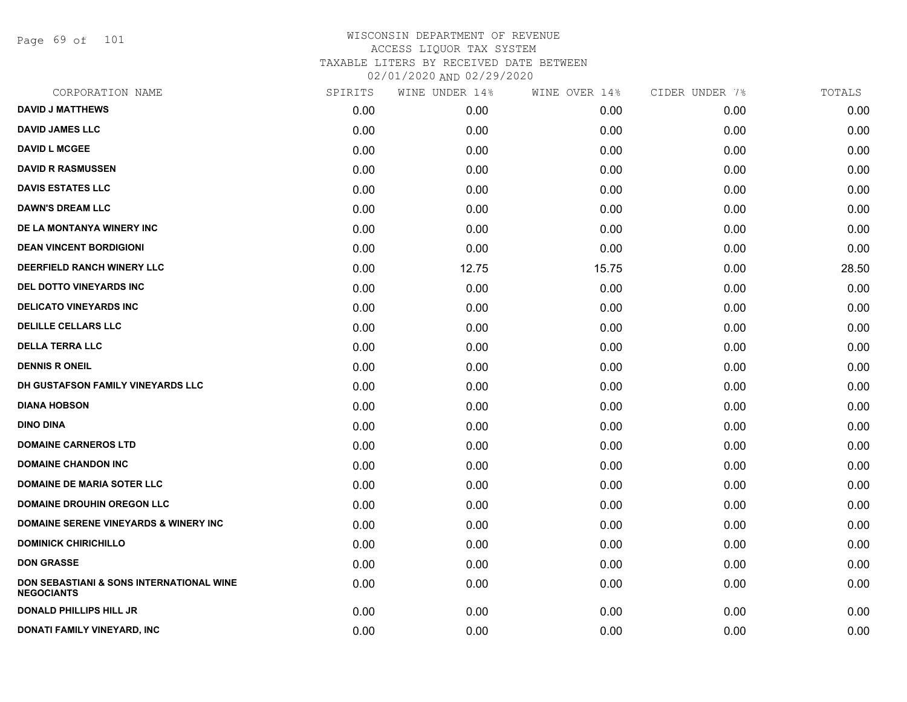# WISCONSIN DEPARTMENT OF REVENUE
## ACCESS LIQUOR TAX SYSTEM
## TAXABLE LITERS BY RECEIVED DATE BETWEEN
## 02/01/2020 AND 02/29/2020

| CORPORATION NAME | SPIRITS | WINE UNDER 14% | WINE OVER 14% | CIDER UNDER 7% | TOTALS |
|---|---|---|---|---|---|
| **DAVID J MATTHEWS** | 0.00 | 0.00 | 0.00 | 0.00 | 0.00 |
| **DAVID JAMES LLC** | 0.00 | 0.00 | 0.00 | 0.00 | 0.00 |
| **DAVID L MCGEE** | 0.00 | 0.00 | 0.00 | 0.00 | 0.00 |
| **DAVID R RASMUSSEN** | 0.00 | 0.00 | 0.00 | 0.00 | 0.00 |
| **DAVIS ESTATES LLC** | 0.00 | 0.00 | 0.00 | 0.00 | 0.00 |
| **DAWN'S DREAM LLC** | 0.00 | 0.00 | 0.00 | 0.00 | 0.00 |
| **DE LA MONTANYA WINERY INC** | 0.00 | 0.00 | 0.00 | 0.00 | 0.00 |
| **DEAN VINCENT BORDIGIONI** | 0.00 | 0.00 | 0.00 | 0.00 | 0.00 |
| **DEERFIELD RANCH WINERY LLC** | 0.00 | 12.75 | 15.75 | 0.00 | 28.50 |
| **DEL DOTTO VINEYARDS INC** | 0.00 | 0.00 | 0.00 | 0.00 | 0.00 |
| **DELICATO VINEYARDS INC** | 0.00 | 0.00 | 0.00 | 0.00 | 0.00 |
| **DELILLE CELLARS LLC** | 0.00 | 0.00 | 0.00 | 0.00 | 0.00 |
| **DELLA TERRA LLC** | 0.00 | 0.00 | 0.00 | 0.00 | 0.00 |
| **DENNIS R ONEIL** | 0.00 | 0.00 | 0.00 | 0.00 | 0.00 |
| **DH GUSTAFSON FAMILY VINEYARDS LLC** | 0.00 | 0.00 | 0.00 | 0.00 | 0.00 |
| **DIANA HOBSON** | 0.00 | 0.00 | 0.00 | 0.00 | 0.00 |
| **DINO DINA** | 0.00 | 0.00 | 0.00 | 0.00 | 0.00 |
| **DOMAINE CARNEROS LTD** | 0.00 | 0.00 | 0.00 | 0.00 | 0.00 |
| **DOMAINE CHANDON INC** | 0.00 | 0.00 | 0.00 | 0.00 | 0.00 |
| **DOMAINE DE MARIA SOTER LLC** | 0.00 | 0.00 | 0.00 | 0.00 | 0.00 |
| **DOMAINE DROUHIN OREGON LLC** | 0.00 | 0.00 | 0.00 | 0.00 | 0.00 |
| **DOMAINE SERENE VINEYARDS & WINERY INC** | 0.00 | 0.00 | 0.00 | 0.00 | 0.00 |
| **DOMINICK CHIRICHILLO** | 0.00 | 0.00 | 0.00 | 0.00 | 0.00 |
| **DON GRASSE** | 0.00 | 0.00 | 0.00 | 0.00 | 0.00 |
| **DON SEBASTIANI & SONS INTERNATIONAL WINE NEGOCIANTS** | 0.00 | 0.00 | 0.00 | 0.00 | 0.00 |
| **DONALD PHILLIPS HILL JR** | 0.00 | 0.00 | 0.00 | 0.00 | 0.00 |
| **DONATI FAMILY VINEYARD, INC** | 0.00 | 0.00 | 0.00 | 0.00 | 0.00 |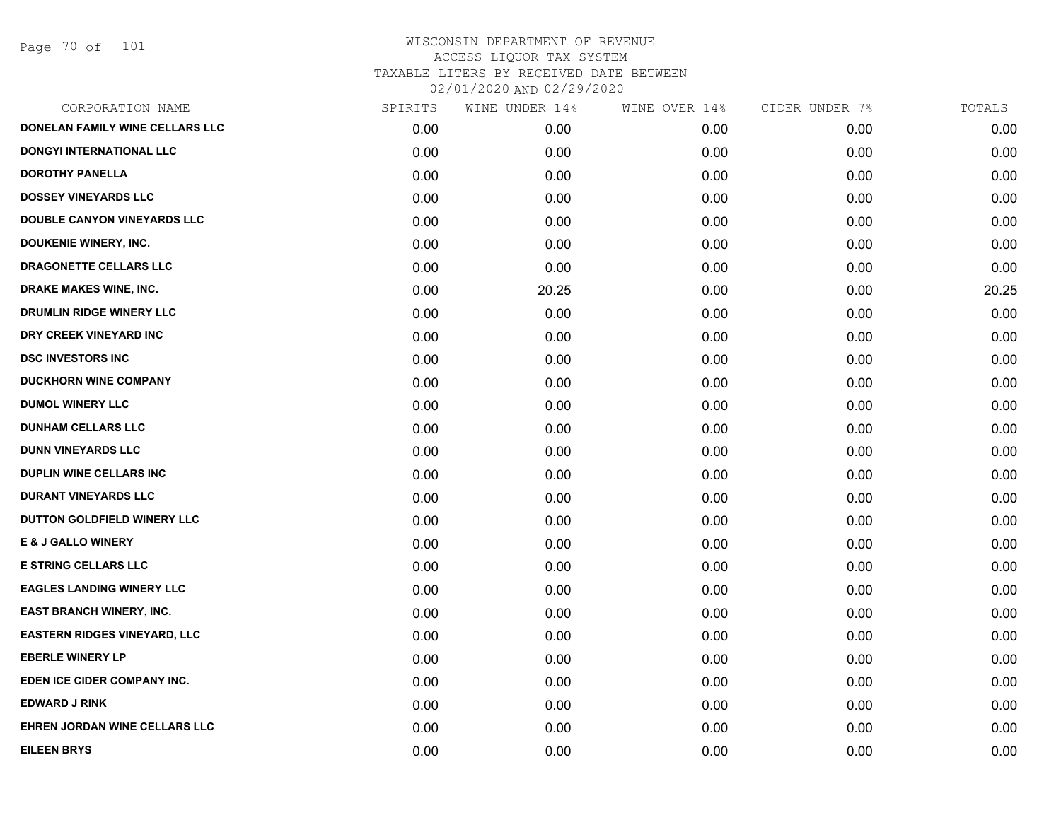# WISCONSIN DEPARTMENT OF REVENUE
## ACCESS LIQUOR TAX SYSTEM
### TAXABLE LITERS BY RECEIVED DATE BETWEEN 02/01/2020 AND 02/29/2020

| CORPORATION NAME | SPIRITS | WINE UNDER 14% | WINE OVER 14% | CIDER UNDER 7% | TOTALS |
|---|---|---|---|---|---|
| DONELAN FAMILY WINE CELLARS LLC | 0.00 | 0.00 | 0.00 | 0.00 | 0.00 |
| DONGYI INTERNATIONAL LLC | 0.00 | 0.00 | 0.00 | 0.00 | 0.00 |
| DOROTHY PANELLA | 0.00 | 0.00 | 0.00 | 0.00 | 0.00 |
| DOSSEY VINEYARDS LLC | 0.00 | 0.00 | 0.00 | 0.00 | 0.00 |
| DOUBLE CANYON VINEYARDS LLC | 0.00 | 0.00 | 0.00 | 0.00 | 0.00 |
| DOUKENIE WINERY, INC. | 0.00 | 0.00 | 0.00 | 0.00 | 0.00 |
| DRAGONETTE CELLARS LLC | 0.00 | 0.00 | 0.00 | 0.00 | 0.00 |
| DRAKE MAKES WINE, INC. | 0.00 | 20.25 | 0.00 | 0.00 | 20.25 |
| DRUMLIN RIDGE WINERY LLC | 0.00 | 0.00 | 0.00 | 0.00 | 0.00 |
| DRY CREEK VINEYARD INC | 0.00 | 0.00 | 0.00 | 0.00 | 0.00 |
| DSC INVESTORS INC | 0.00 | 0.00 | 0.00 | 0.00 | 0.00 |
| DUCKHORN WINE COMPANY | 0.00 | 0.00 | 0.00 | 0.00 | 0.00 |
| DUMOL WINERY LLC | 0.00 | 0.00 | 0.00 | 0.00 | 0.00 |
| DUNHAM CELLARS LLC | 0.00 | 0.00 | 0.00 | 0.00 | 0.00 |
| DUNN VINEYARDS LLC | 0.00 | 0.00 | 0.00 | 0.00 | 0.00 |
| DUPLIN WINE CELLARS INC | 0.00 | 0.00 | 0.00 | 0.00 | 0.00 |
| DURANT VINEYARDS LLC | 0.00 | 0.00 | 0.00 | 0.00 | 0.00 |
| DUTTON GOLDFIELD WINERY LLC | 0.00 | 0.00 | 0.00 | 0.00 | 0.00 |
| E & J GALLO WINERY | 0.00 | 0.00 | 0.00 | 0.00 | 0.00 |
| E STRING CELLARS LLC | 0.00 | 0.00 | 0.00 | 0.00 | 0.00 |
| EAGLES LANDING WINERY LLC | 0.00 | 0.00 | 0.00 | 0.00 | 0.00 |
| EAST BRANCH WINERY, INC. | 0.00 | 0.00 | 0.00 | 0.00 | 0.00 |
| EASTERN RIDGES VINEYARD, LLC | 0.00 | 0.00 | 0.00 | 0.00 | 0.00 |
| EBERLE WINERY LP | 0.00 | 0.00 | 0.00 | 0.00 | 0.00 |
| EDEN ICE CIDER COMPANY INC. | 0.00 | 0.00 | 0.00 | 0.00 | 0.00 |
| EDWARD J RINK | 0.00 | 0.00 | 0.00 | 0.00 | 0.00 |
| EHREN JORDAN WINE CELLARS LLC | 0.00 | 0.00 | 0.00 | 0.00 | 0.00 |
| EILEEN BRYS | 0.00 | 0.00 | 0.00 | 0.00 | 0.00 |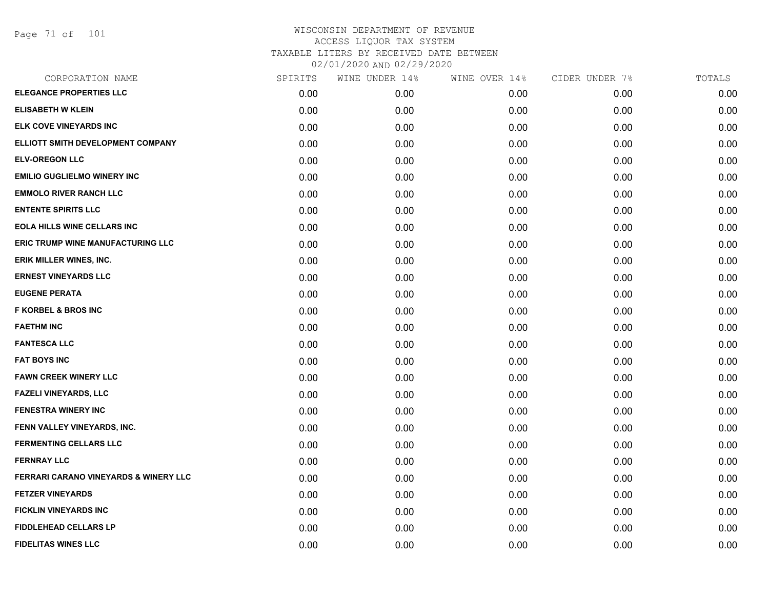WISCONSIN DEPARTMENT OF REVENUE
ACCESS LIQUOR TAX SYSTEM
TAXABLE LITERS BY RECEIVED DATE BETWEEN
02/01/2020 AND 02/29/2020

| CORPORATION NAME | SPIRITS | WINE UNDER 14% | WINE OVER 14% | CIDER UNDER 7% | TOTALS |
|---|---|---|---|---|---|
| ELEGANCE PROPERTIES LLC | 0.00 | 0.00 | 0.00 | 0.00 | 0.00 |
| ELISABETH W KLEIN | 0.00 | 0.00 | 0.00 | 0.00 | 0.00 |
| ELK COVE VINEYARDS INC | 0.00 | 0.00 | 0.00 | 0.00 | 0.00 |
| ELLIOTT SMITH DEVELOPMENT COMPANY | 0.00 | 0.00 | 0.00 | 0.00 | 0.00 |
| ELV-OREGON LLC | 0.00 | 0.00 | 0.00 | 0.00 | 0.00 |
| EMILIO GUGLIELMO WINERY INC | 0.00 | 0.00 | 0.00 | 0.00 | 0.00 |
| EMMOLO RIVER RANCH LLC | 0.00 | 0.00 | 0.00 | 0.00 | 0.00 |
| ENTENTE SPIRITS LLC | 0.00 | 0.00 | 0.00 | 0.00 | 0.00 |
| EOLA HILLS WINE CELLARS INC | 0.00 | 0.00 | 0.00 | 0.00 | 0.00 |
| ERIC TRUMP WINE MANUFACTURING LLC | 0.00 | 0.00 | 0.00 | 0.00 | 0.00 |
| ERIK MILLER WINES, INC. | 0.00 | 0.00 | 0.00 | 0.00 | 0.00 |
| ERNEST VINEYARDS LLC | 0.00 | 0.00 | 0.00 | 0.00 | 0.00 |
| EUGENE PERATA | 0.00 | 0.00 | 0.00 | 0.00 | 0.00 |
| F KORBEL & BROS INC | 0.00 | 0.00 | 0.00 | 0.00 | 0.00 |
| FAETHM INC | 0.00 | 0.00 | 0.00 | 0.00 | 0.00 |
| FANTESCA LLC | 0.00 | 0.00 | 0.00 | 0.00 | 0.00 |
| FAT BOYS INC | 0.00 | 0.00 | 0.00 | 0.00 | 0.00 |
| FAWN CREEK WINERY LLC | 0.00 | 0.00 | 0.00 | 0.00 | 0.00 |
| FAZELI VINEYARDS, LLC | 0.00 | 0.00 | 0.00 | 0.00 | 0.00 |
| FENESTRA WINERY INC | 0.00 | 0.00 | 0.00 | 0.00 | 0.00 |
| FENN VALLEY VINEYARDS, INC. | 0.00 | 0.00 | 0.00 | 0.00 | 0.00 |
| FERMENTING CELLARS LLC | 0.00 | 0.00 | 0.00 | 0.00 | 0.00 |
| FERNRAY LLC | 0.00 | 0.00 | 0.00 | 0.00 | 0.00 |
| FERRARI CARANO VINEYARDS & WINERY LLC | 0.00 | 0.00 | 0.00 | 0.00 | 0.00 |
| FETZER VINEYARDS | 0.00 | 0.00 | 0.00 | 0.00 | 0.00 |
| FICKLIN VINEYARDS INC | 0.00 | 0.00 | 0.00 | 0.00 | 0.00 |
| FIDDLEHEAD CELLARS LP | 0.00 | 0.00 | 0.00 | 0.00 | 0.00 |
| FIDELITAS WINES LLC | 0.00 | 0.00 | 0.00 | 0.00 | 0.00 |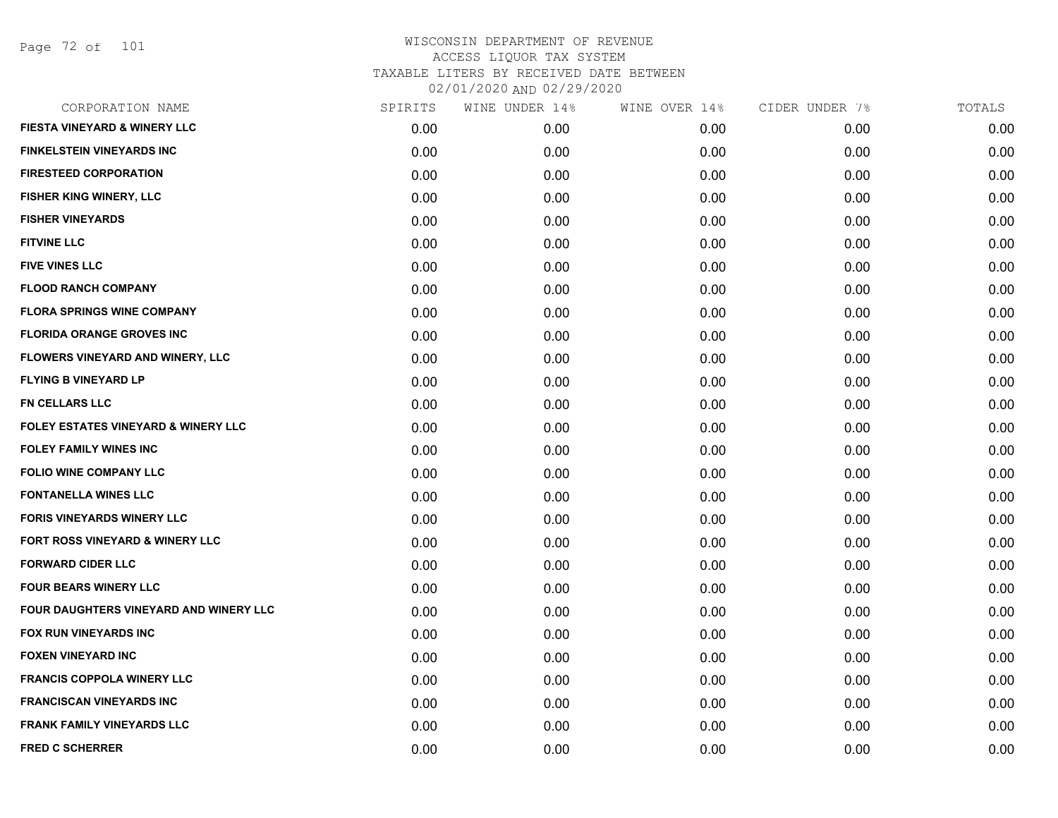WISCONSIN DEPARTMENT OF REVENUE
ACCESS LIQUOR TAX SYSTEM
TAXABLE LITERS BY RECEIVED DATE BETWEEN
02/01/2020 AND 02/29/2020

| CORPORATION NAME | SPIRITS | WINE UNDER 14% | WINE OVER 14% | CIDER UNDER 7% | TOTALS |
|---|---|---|---|---|---|
| FIESTA VINEYARD & WINERY LLC | 0.00 | 0.00 | 0.00 | 0.00 | 0.00 |
| FINKELSTEIN VINEYARDS INC | 0.00 | 0.00 | 0.00 | 0.00 | 0.00 |
| FIRESTEED CORPORATION | 0.00 | 0.00 | 0.00 | 0.00 | 0.00 |
| FISHER KING WINERY, LLC | 0.00 | 0.00 | 0.00 | 0.00 | 0.00 |
| FISHER VINEYARDS | 0.00 | 0.00 | 0.00 | 0.00 | 0.00 |
| FITVINE LLC | 0.00 | 0.00 | 0.00 | 0.00 | 0.00 |
| FIVE VINES LLC | 0.00 | 0.00 | 0.00 | 0.00 | 0.00 |
| FLOOD RANCH COMPANY | 0.00 | 0.00 | 0.00 | 0.00 | 0.00 |
| FLORA SPRINGS WINE COMPANY | 0.00 | 0.00 | 0.00 | 0.00 | 0.00 |
| FLORIDA ORANGE GROVES INC | 0.00 | 0.00 | 0.00 | 0.00 | 0.00 |
| FLOWERS VINEYARD AND WINERY, LLC | 0.00 | 0.00 | 0.00 | 0.00 | 0.00 |
| FLYING B VINEYARD LP | 0.00 | 0.00 | 0.00 | 0.00 | 0.00 |
| FN CELLARS LLC | 0.00 | 0.00 | 0.00 | 0.00 | 0.00 |
| FOLEY ESTATES VINEYARD & WINERY LLC | 0.00 | 0.00 | 0.00 | 0.00 | 0.00 |
| FOLEY FAMILY WINES INC | 0.00 | 0.00 | 0.00 | 0.00 | 0.00 |
| FOLIO WINE COMPANY LLC | 0.00 | 0.00 | 0.00 | 0.00 | 0.00 |
| FONTANELLA WINES LLC | 0.00 | 0.00 | 0.00 | 0.00 | 0.00 |
| FORIS VINEYARDS WINERY LLC | 0.00 | 0.00 | 0.00 | 0.00 | 0.00 |
| FORT ROSS VINEYARD & WINERY LLC | 0.00 | 0.00 | 0.00 | 0.00 | 0.00 |
| FORWARD CIDER LLC | 0.00 | 0.00 | 0.00 | 0.00 | 0.00 |
| FOUR BEARS WINERY LLC | 0.00 | 0.00 | 0.00 | 0.00 | 0.00 |
| FOUR DAUGHTERS VINEYARD AND WINERY LLC | 0.00 | 0.00 | 0.00 | 0.00 | 0.00 |
| FOX RUN VINEYARDS INC | 0.00 | 0.00 | 0.00 | 0.00 | 0.00 |
| FOXEN VINEYARD INC | 0.00 | 0.00 | 0.00 | 0.00 | 0.00 |
| FRANCIS COPPOLA WINERY LLC | 0.00 | 0.00 | 0.00 | 0.00 | 0.00 |
| FRANCISCAN VINEYARDS INC | 0.00 | 0.00 | 0.00 | 0.00 | 0.00 |
| FRANK FAMILY VINEYARDS LLC | 0.00 | 0.00 | 0.00 | 0.00 | 0.00 |
| FRED C SCHERRER | 0.00 | 0.00 | 0.00 | 0.00 | 0.00 |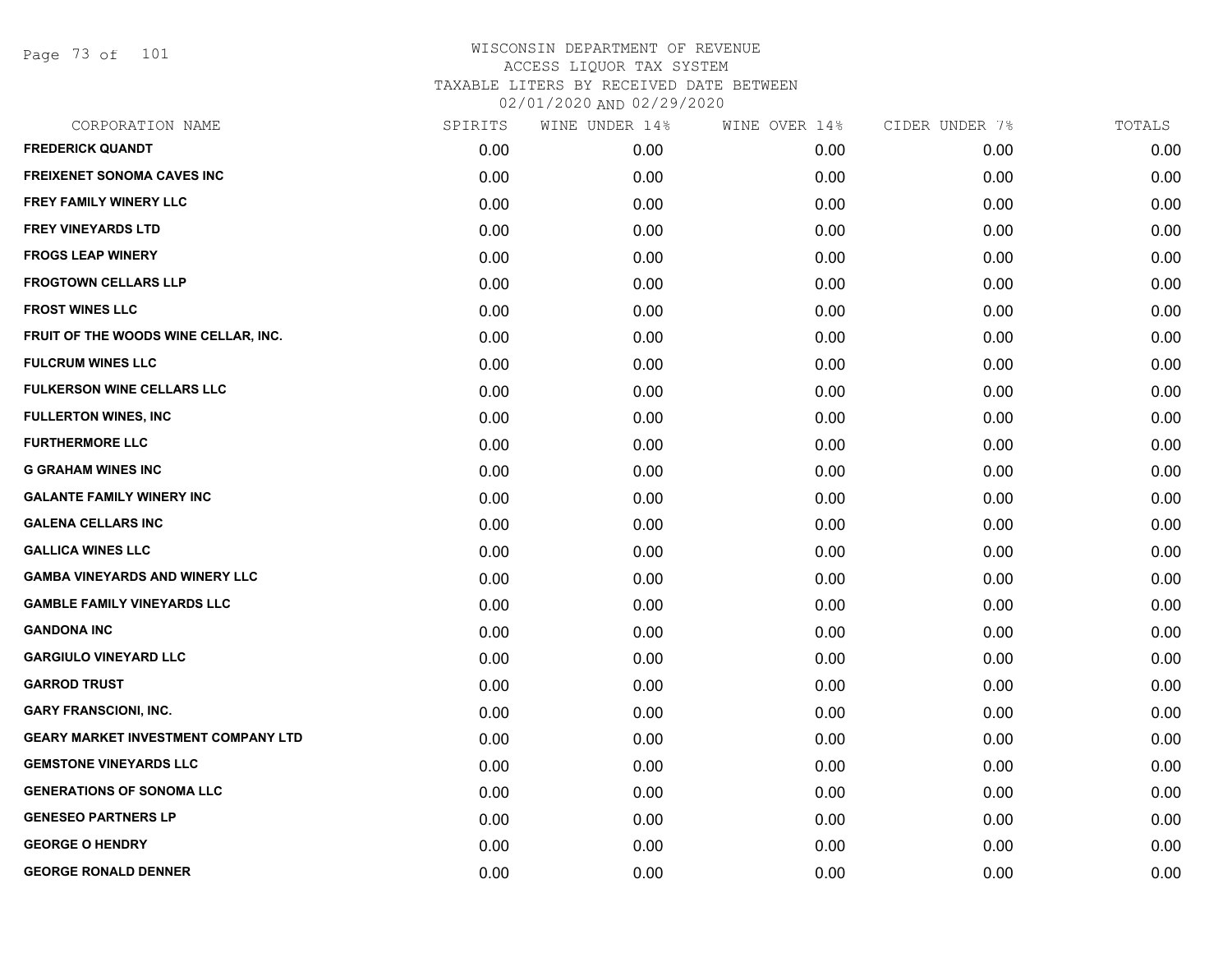# WISCONSIN DEPARTMENT OF REVENUE
## ACCESS LIQUOR TAX SYSTEM
### TAXABLE LITERS BY RECEIVED DATE BETWEEN 02/01/2020 AND 02/29/2020

| CORPORATION NAME | SPIRITS | WINE UNDER 14% | WINE OVER 14% | CIDER UNDER 7% | TOTALS |
|---|---|---|---|---|---|
| **FREDERICK QUANDT** | 0.00 | 0.00 | 0.00 | 0.00 | 0.00 |
| **FREIXENET SONOMA CAVES INC** | 0.00 | 0.00 | 0.00 | 0.00 | 0.00 |
| **FREY FAMILY WINERY LLC** | 0.00 | 0.00 | 0.00 | 0.00 | 0.00 |
| **FREY VINEYARDS LTD** | 0.00 | 0.00 | 0.00 | 0.00 | 0.00 |
| **FROGS LEAP WINERY** | 0.00 | 0.00 | 0.00 | 0.00 | 0.00 |
| **FROGTOWN CELLARS LLP** | 0.00 | 0.00 | 0.00 | 0.00 | 0.00 |
| **FROST WINES LLC** | 0.00 | 0.00 | 0.00 | 0.00 | 0.00 |
| **FRUIT OF THE WOODS WINE CELLAR, INC.** | 0.00 | 0.00 | 0.00 | 0.00 | 0.00 |
| **FULCRUM WINES LLC** | 0.00 | 0.00 | 0.00 | 0.00 | 0.00 |
| **FULKERSON WINE CELLARS LLC** | 0.00 | 0.00 | 0.00 | 0.00 | 0.00 |
| **FULLERTON WINES, INC** | 0.00 | 0.00 | 0.00 | 0.00 | 0.00 |
| **FURTHERMORE LLC** | 0.00 | 0.00 | 0.00 | 0.00 | 0.00 |
| **G GRAHAM WINES INC** | 0.00 | 0.00 | 0.00 | 0.00 | 0.00 |
| **GALANTE FAMILY WINERY INC** | 0.00 | 0.00 | 0.00 | 0.00 | 0.00 |
| **GALENA CELLARS INC** | 0.00 | 0.00 | 0.00 | 0.00 | 0.00 |
| **GALLICA WINES LLC** | 0.00 | 0.00 | 0.00 | 0.00 | 0.00 |
| **GAMBA VINEYARDS AND WINERY LLC** | 0.00 | 0.00 | 0.00 | 0.00 | 0.00 |
| **GAMBLE FAMILY VINEYARDS LLC** | 0.00 | 0.00 | 0.00 | 0.00 | 0.00 |
| **GANDONA INC** | 0.00 | 0.00 | 0.00 | 0.00 | 0.00 |
| **GARGIULO VINEYARD LLC** | 0.00 | 0.00 | 0.00 | 0.00 | 0.00 |
| **GARROD TRUST** | 0.00 | 0.00 | 0.00 | 0.00 | 0.00 |
| **GARY FRANSCIONI, INC.** | 0.00 | 0.00 | 0.00 | 0.00 | 0.00 |
| **GEARY MARKET INVESTMENT COMPANY LTD** | 0.00 | 0.00 | 0.00 | 0.00 | 0.00 |
| **GEMSTONE VINEYARDS LLC** | 0.00 | 0.00 | 0.00 | 0.00 | 0.00 |
| **GENERATIONS OF SONOMA LLC** | 0.00 | 0.00 | 0.00 | 0.00 | 0.00 |
| **GENESEO PARTNERS LP** | 0.00 | 0.00 | 0.00 | 0.00 | 0.00 |
| **GEORGE O HENDRY** | 0.00 | 0.00 | 0.00 | 0.00 | 0.00 |
| **GEORGE RONALD DENNER** | 0.00 | 0.00 | 0.00 | 0.00 | 0.00 |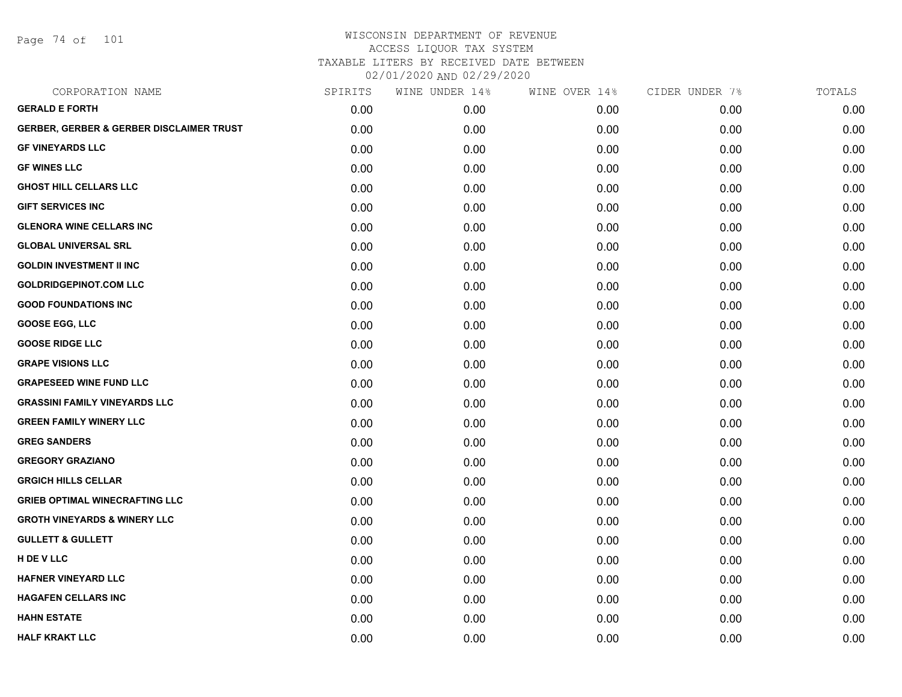# WISCONSIN DEPARTMENT OF REVENUE
ACCESS LIQUOR TAX SYSTEM
TAXABLE LITERS BY RECEIVED DATE BETWEEN
02/01/2020 AND 02/29/2020

| CORPORATION NAME | SPIRITS | WINE UNDER 14% | WINE OVER 14% | CIDER UNDER 7% | TOTALS |
|---|---|---|---|---|---|
| GERALD E FORTH | 0.00 | 0.00 | 0.00 | 0.00 | 0.00 |
| GERBER, GERBER & GERBER DISCLAIMER TRUST | 0.00 | 0.00 | 0.00 | 0.00 | 0.00 |
| GF VINEYARDS LLC | 0.00 | 0.00 | 0.00 | 0.00 | 0.00 |
| GF WINES LLC | 0.00 | 0.00 | 0.00 | 0.00 | 0.00 |
| GHOST HILL CELLARS LLC | 0.00 | 0.00 | 0.00 | 0.00 | 0.00 |
| GIFT SERVICES INC | 0.00 | 0.00 | 0.00 | 0.00 | 0.00 |
| GLENORA WINE CELLARS INC | 0.00 | 0.00 | 0.00 | 0.00 | 0.00 |
| GLOBAL UNIVERSAL SRL | 0.00 | 0.00 | 0.00 | 0.00 | 0.00 |
| GOLDIN INVESTMENT II INC | 0.00 | 0.00 | 0.00 | 0.00 | 0.00 |
| GOLDRIDGEPINOT.COM LLC | 0.00 | 0.00 | 0.00 | 0.00 | 0.00 |
| GOOD FOUNDATIONS INC | 0.00 | 0.00 | 0.00 | 0.00 | 0.00 |
| GOOSE EGG, LLC | 0.00 | 0.00 | 0.00 | 0.00 | 0.00 |
| GOOSE RIDGE LLC | 0.00 | 0.00 | 0.00 | 0.00 | 0.00 |
| GRAPE VISIONS LLC | 0.00 | 0.00 | 0.00 | 0.00 | 0.00 |
| GRAPESEED WINE FUND LLC | 0.00 | 0.00 | 0.00 | 0.00 | 0.00 |
| GRASSINI FAMILY VINEYARDS LLC | 0.00 | 0.00 | 0.00 | 0.00 | 0.00 |
| GREEN FAMILY WINERY LLC | 0.00 | 0.00 | 0.00 | 0.00 | 0.00 |
| GREG SANDERS | 0.00 | 0.00 | 0.00 | 0.00 | 0.00 |
| GREGORY GRAZIANO | 0.00 | 0.00 | 0.00 | 0.00 | 0.00 |
| GRGICH HILLS CELLAR | 0.00 | 0.00 | 0.00 | 0.00 | 0.00 |
| GRIEB OPTIMAL WINECRAFTING LLC | 0.00 | 0.00 | 0.00 | 0.00 | 0.00 |
| GROTH VINEYARDS & WINERY LLC | 0.00 | 0.00 | 0.00 | 0.00 | 0.00 |
| GULLETT & GULLETT | 0.00 | 0.00 | 0.00 | 0.00 | 0.00 |
| H DE V LLC | 0.00 | 0.00 | 0.00 | 0.00 | 0.00 |
| HAFNER VINEYARD LLC | 0.00 | 0.00 | 0.00 | 0.00 | 0.00 |
| HAGAFEN CELLARS INC | 0.00 | 0.00 | 0.00 | 0.00 | 0.00 |
| HAHN ESTATE | 0.00 | 0.00 | 0.00 | 0.00 | 0.00 |
| HALF KRAKT LLC | 0.00 | 0.00 | 0.00 | 0.00 | 0.00 |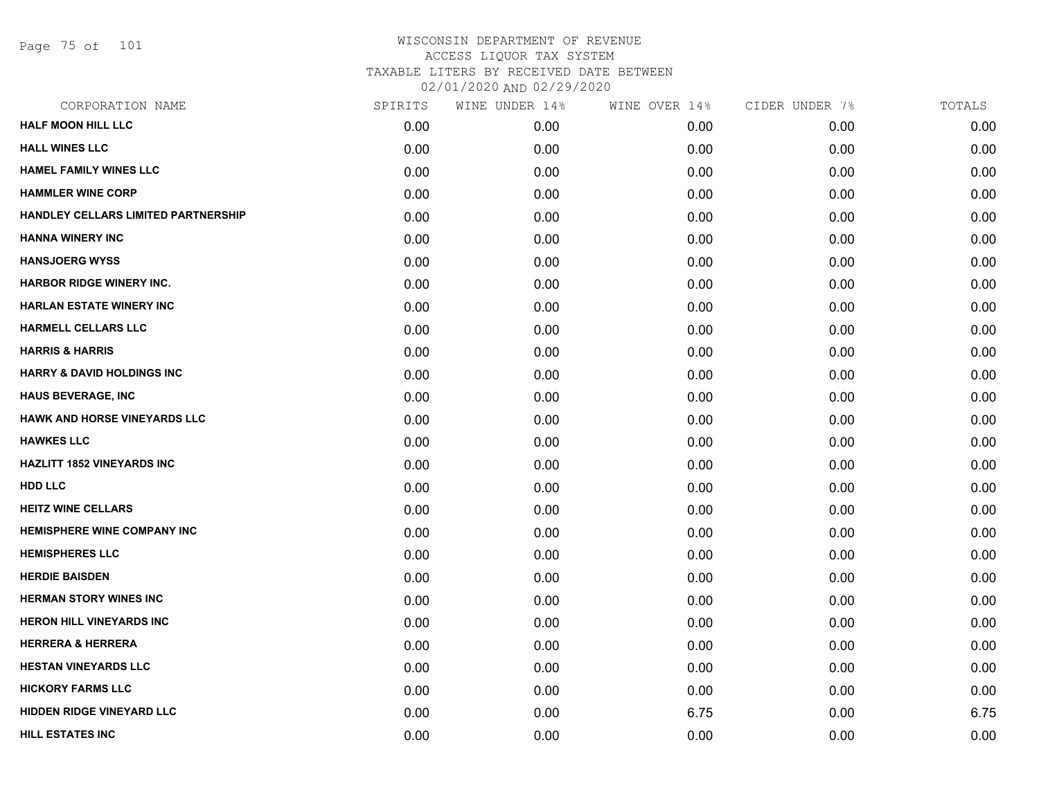# WISCONSIN DEPARTMENT OF REVENUE
## ACCESS LIQUOR TAX SYSTEM
### TAXABLE LITERS BY RECEIVED DATE BETWEEN 02/01/2020 AND 02/29/2020

| CORPORATION NAME | SPIRITS | WINE UNDER 14% | WINE OVER 14% | CIDER UNDER 7% | TOTALS |
|---|---|---|---|---|---|
| HALF MOON HILL LLC | 0.00 | 0.00 | 0.00 | 0.00 | 0.00 |
| HALL WINES LLC | 0.00 | 0.00 | 0.00 | 0.00 | 0.00 |
| HAMEL FAMILY WINES LLC | 0.00 | 0.00 | 0.00 | 0.00 | 0.00 |
| HAMMLER WINE CORP | 0.00 | 0.00 | 0.00 | 0.00 | 0.00 |
| HANDLEY CELLARS LIMITED PARTNERSHIP | 0.00 | 0.00 | 0.00 | 0.00 | 0.00 |
| HANNA WINERY INC | 0.00 | 0.00 | 0.00 | 0.00 | 0.00 |
| HANSJOERG WYSS | 0.00 | 0.00 | 0.00 | 0.00 | 0.00 |
| HARBOR RIDGE WINERY INC. | 0.00 | 0.00 | 0.00 | 0.00 | 0.00 |
| HARLAN ESTATE WINERY INC | 0.00 | 0.00 | 0.00 | 0.00 | 0.00 |
| HARMELL CELLARS LLC | 0.00 | 0.00 | 0.00 | 0.00 | 0.00 |
| HARRIS & HARRIS | 0.00 | 0.00 | 0.00 | 0.00 | 0.00 |
| HARRY & DAVID HOLDINGS INC | 0.00 | 0.00 | 0.00 | 0.00 | 0.00 |
| HAUS BEVERAGE, INC | 0.00 | 0.00 | 0.00 | 0.00 | 0.00 |
| HAWK AND HORSE VINEYARDS LLC | 0.00 | 0.00 | 0.00 | 0.00 | 0.00 |
| HAWKES LLC | 0.00 | 0.00 | 0.00 | 0.00 | 0.00 |
| HAZLITT 1852 VINEYARDS INC | 0.00 | 0.00 | 0.00 | 0.00 | 0.00 |
| HDD LLC | 0.00 | 0.00 | 0.00 | 0.00 | 0.00 |
| HEITZ WINE CELLARS | 0.00 | 0.00 | 0.00 | 0.00 | 0.00 |
| HEMISPHERE WINE COMPANY INC | 0.00 | 0.00 | 0.00 | 0.00 | 0.00 |
| HEMISPHERES LLC | 0.00 | 0.00 | 0.00 | 0.00 | 0.00 |
| HERDIE BAISDEN | 0.00 | 0.00 | 0.00 | 0.00 | 0.00 |
| HERMAN STORY WINES INC | 0.00 | 0.00 | 0.00 | 0.00 | 0.00 |
| HERON HILL VINEYARDS INC | 0.00 | 0.00 | 0.00 | 0.00 | 0.00 |
| HERRERA & HERRERA | 0.00 | 0.00 | 0.00 | 0.00 | 0.00 |
| HESTAN VINEYARDS LLC | 0.00 | 0.00 | 0.00 | 0.00 | 0.00 |
| HICKORY FARMS LLC | 0.00 | 0.00 | 0.00 | 0.00 | 0.00 |
| HIDDEN RIDGE VINEYARD LLC | 0.00 | 0.00 | 6.75 | 0.00 | 6.75 |
| HILL ESTATES INC | 0.00 | 0.00 | 0.00 | 0.00 | 0.00 |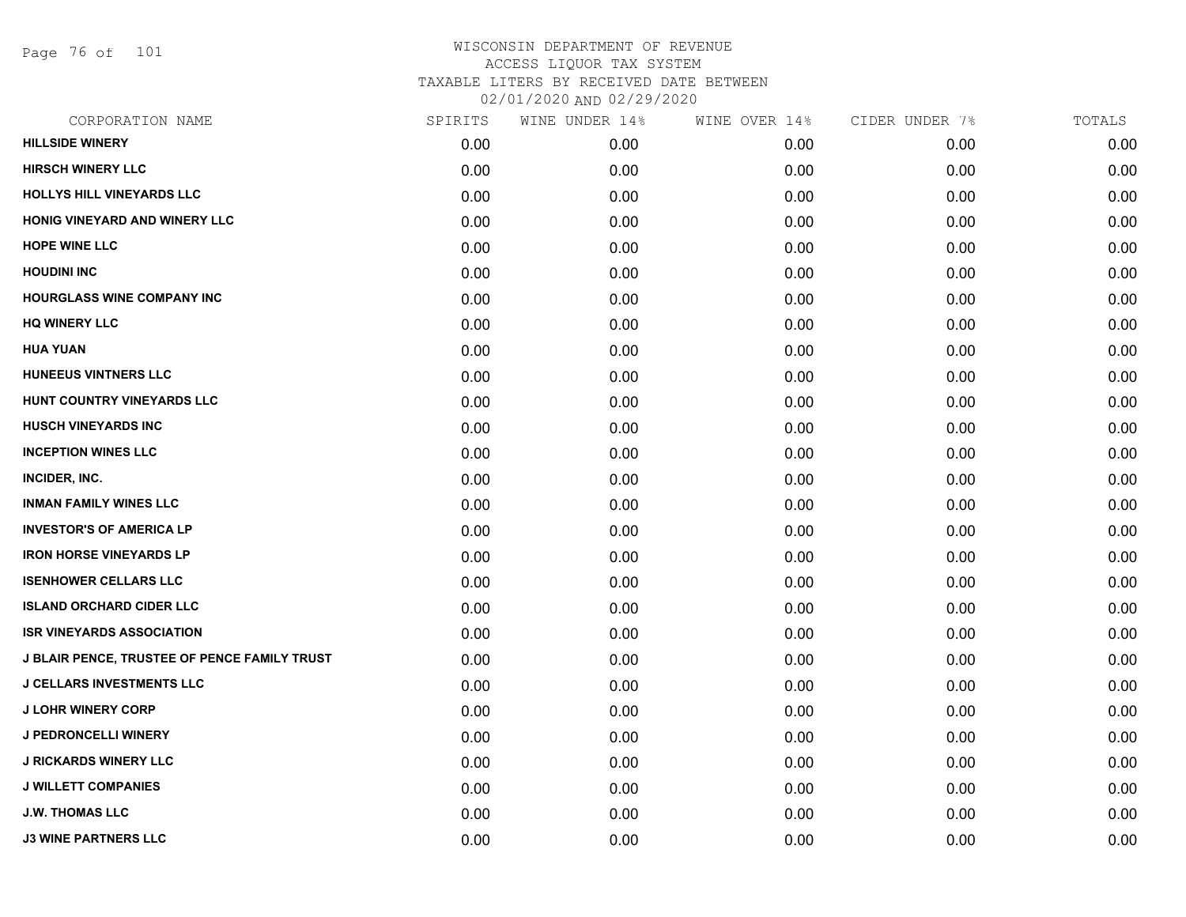# WISCONSIN DEPARTMENT OF REVENUE
## ACCESS LIQUOR TAX SYSTEM
### TAXABLE LITERS BY RECEIVED DATE BETWEEN 02/01/2020 AND 02/29/2020

| CORPORATION NAME | SPIRITS | WINE UNDER 14% | WINE OVER 14% | CIDER UNDER 7% | TOTALS |
|---|---|---|---|---|---|
| HILLSIDE WINERY | 0.00 | 0.00 | 0.00 | 0.00 | 0.00 |
| HIRSCH WINERY LLC | 0.00 | 0.00 | 0.00 | 0.00 | 0.00 |
| HOLLYS HILL VINEYARDS LLC | 0.00 | 0.00 | 0.00 | 0.00 | 0.00 |
| HONIG VINEYARD AND WINERY LLC | 0.00 | 0.00 | 0.00 | 0.00 | 0.00 |
| HOPE WINE LLC | 0.00 | 0.00 | 0.00 | 0.00 | 0.00 |
| HOUDINI INC | 0.00 | 0.00 | 0.00 | 0.00 | 0.00 |
| HOURGLASS WINE COMPANY INC | 0.00 | 0.00 | 0.00 | 0.00 | 0.00 |
| HQ WINERY LLC | 0.00 | 0.00 | 0.00 | 0.00 | 0.00 |
| HUA YUAN | 0.00 | 0.00 | 0.00 | 0.00 | 0.00 |
| HUNEEUS VINTNERS LLC | 0.00 | 0.00 | 0.00 | 0.00 | 0.00 |
| HUNT COUNTRY VINEYARDS LLC | 0.00 | 0.00 | 0.00 | 0.00 | 0.00 |
| HUSCH VINEYARDS INC | 0.00 | 0.00 | 0.00 | 0.00 | 0.00 |
| INCEPTION WINES LLC | 0.00 | 0.00 | 0.00 | 0.00 | 0.00 |
| INCIDER, INC. | 0.00 | 0.00 | 0.00 | 0.00 | 0.00 |
| INMAN FAMILY WINES LLC | 0.00 | 0.00 | 0.00 | 0.00 | 0.00 |
| INVESTOR'S OF AMERICA LP | 0.00 | 0.00 | 0.00 | 0.00 | 0.00 |
| IRON HORSE VINEYARDS LP | 0.00 | 0.00 | 0.00 | 0.00 | 0.00 |
| ISENHOWER CELLARS LLC | 0.00 | 0.00 | 0.00 | 0.00 | 0.00 |
| ISLAND ORCHARD CIDER LLC | 0.00 | 0.00 | 0.00 | 0.00 | 0.00 |
| ISR VINEYARDS ASSOCIATION | 0.00 | 0.00 | 0.00 | 0.00 | 0.00 |
| J BLAIR PENCE, TRUSTEE OF PENCE FAMILY TRUST | 0.00 | 0.00 | 0.00 | 0.00 | 0.00 |
| J CELLARS INVESTMENTS LLC | 0.00 | 0.00 | 0.00 | 0.00 | 0.00 |
| J LOHR WINERY CORP | 0.00 | 0.00 | 0.00 | 0.00 | 0.00 |
| J PEDRONCELLI WINERY | 0.00 | 0.00 | 0.00 | 0.00 | 0.00 |
| J RICKARDS WINERY LLC | 0.00 | 0.00 | 0.00 | 0.00 | 0.00 |
| J WILLETT COMPANIES | 0.00 | 0.00 | 0.00 | 0.00 | 0.00 |
| J.W. THOMAS LLC | 0.00 | 0.00 | 0.00 | 0.00 | 0.00 |
| J3 WINE PARTNERS LLC | 0.00 | 0.00 | 0.00 | 0.00 | 0.00 |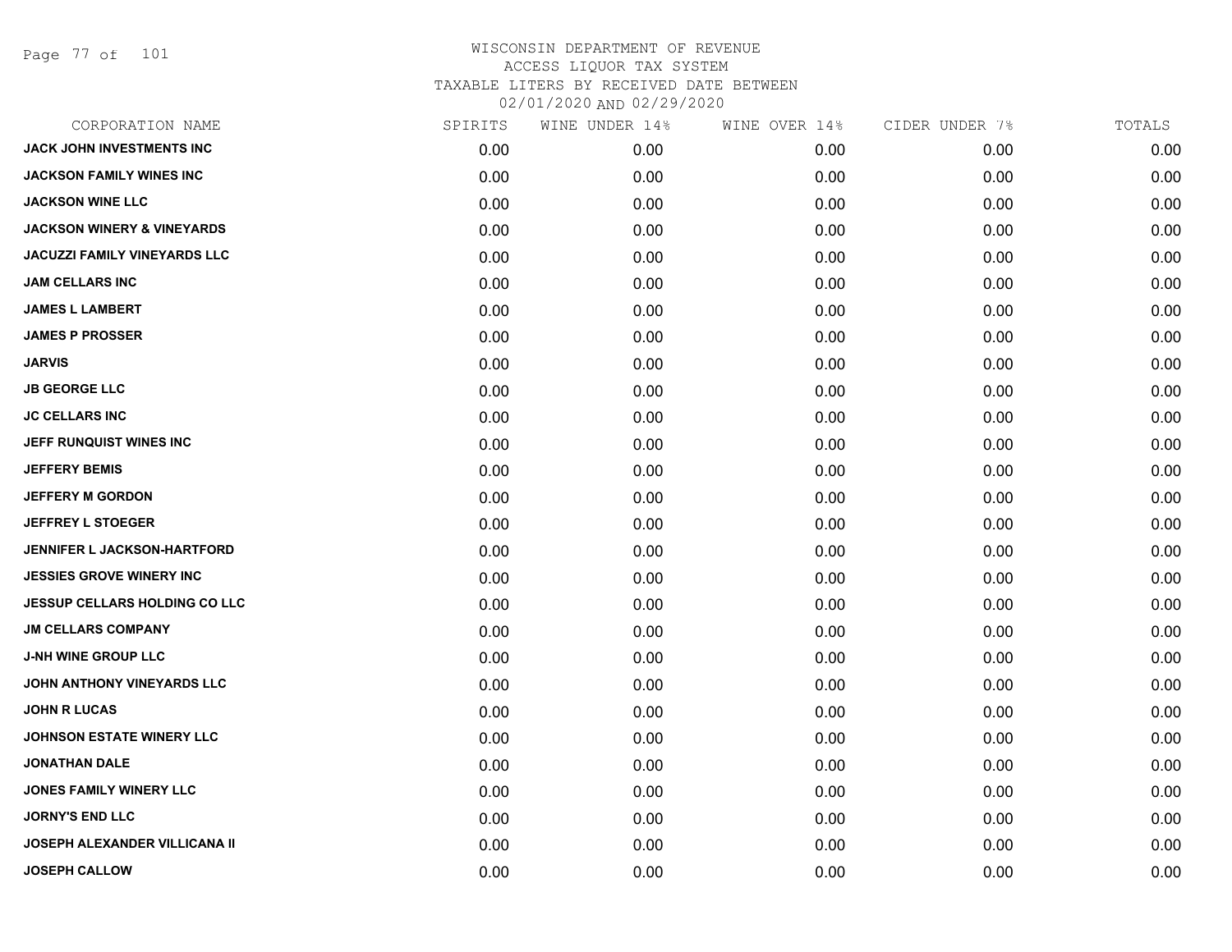WISCONSIN DEPARTMENT OF REVENUE
ACCESS LIQUOR TAX SYSTEM
TAXABLE LITERS BY RECEIVED DATE BETWEEN
02/01/2020 AND 02/29/2020

| CORPORATION NAME | SPIRITS | WINE UNDER 14% | WINE OVER 14% | CIDER UNDER 7% | TOTALS |
|---|---|---|---|---|---|
| JACK JOHN INVESTMENTS INC | 0.00 | 0.00 | 0.00 | 0.00 | 0.00 |
| JACKSON FAMILY WINES INC | 0.00 | 0.00 | 0.00 | 0.00 | 0.00 |
| JACKSON WINE LLC | 0.00 | 0.00 | 0.00 | 0.00 | 0.00 |
| JACKSON WINERY & VINEYARDS | 0.00 | 0.00 | 0.00 | 0.00 | 0.00 |
| JACUZZI FAMILY VINEYARDS LLC | 0.00 | 0.00 | 0.00 | 0.00 | 0.00 |
| JAM CELLARS INC | 0.00 | 0.00 | 0.00 | 0.00 | 0.00 |
| JAMES L LAMBERT | 0.00 | 0.00 | 0.00 | 0.00 | 0.00 |
| JAMES P PROSSER | 0.00 | 0.00 | 0.00 | 0.00 | 0.00 |
| JARVIS | 0.00 | 0.00 | 0.00 | 0.00 | 0.00 |
| JB GEORGE LLC | 0.00 | 0.00 | 0.00 | 0.00 | 0.00 |
| JC CELLARS INC | 0.00 | 0.00 | 0.00 | 0.00 | 0.00 |
| JEFF RUNQUIST WINES INC | 0.00 | 0.00 | 0.00 | 0.00 | 0.00 |
| JEFFERY BEMIS | 0.00 | 0.00 | 0.00 | 0.00 | 0.00 |
| JEFFERY M GORDON | 0.00 | 0.00 | 0.00 | 0.00 | 0.00 |
| JEFFREY L STOEGER | 0.00 | 0.00 | 0.00 | 0.00 | 0.00 |
| JENNIFER L JACKSON-HARTFORD | 0.00 | 0.00 | 0.00 | 0.00 | 0.00 |
| JESSIES GROVE WINERY INC | 0.00 | 0.00 | 0.00 | 0.00 | 0.00 |
| JESSUP CELLARS HOLDING CO LLC | 0.00 | 0.00 | 0.00 | 0.00 | 0.00 |
| JM CELLARS COMPANY | 0.00 | 0.00 | 0.00 | 0.00 | 0.00 |
| J-NH WINE GROUP LLC | 0.00 | 0.00 | 0.00 | 0.00 | 0.00 |
| JOHN ANTHONY VINEYARDS LLC | 0.00 | 0.00 | 0.00 | 0.00 | 0.00 |
| JOHN R LUCAS | 0.00 | 0.00 | 0.00 | 0.00 | 0.00 |
| JOHNSON ESTATE WINERY LLC | 0.00 | 0.00 | 0.00 | 0.00 | 0.00 |
| JONATHAN DALE | 0.00 | 0.00 | 0.00 | 0.00 | 0.00 |
| JONES FAMILY WINERY LLC | 0.00 | 0.00 | 0.00 | 0.00 | 0.00 |
| JORNY'S END LLC | 0.00 | 0.00 | 0.00 | 0.00 | 0.00 |
| JOSEPH ALEXANDER VILLICANA II | 0.00 | 0.00 | 0.00 | 0.00 | 0.00 |
| JOSEPH CALLOW | 0.00 | 0.00 | 0.00 | 0.00 | 0.00 |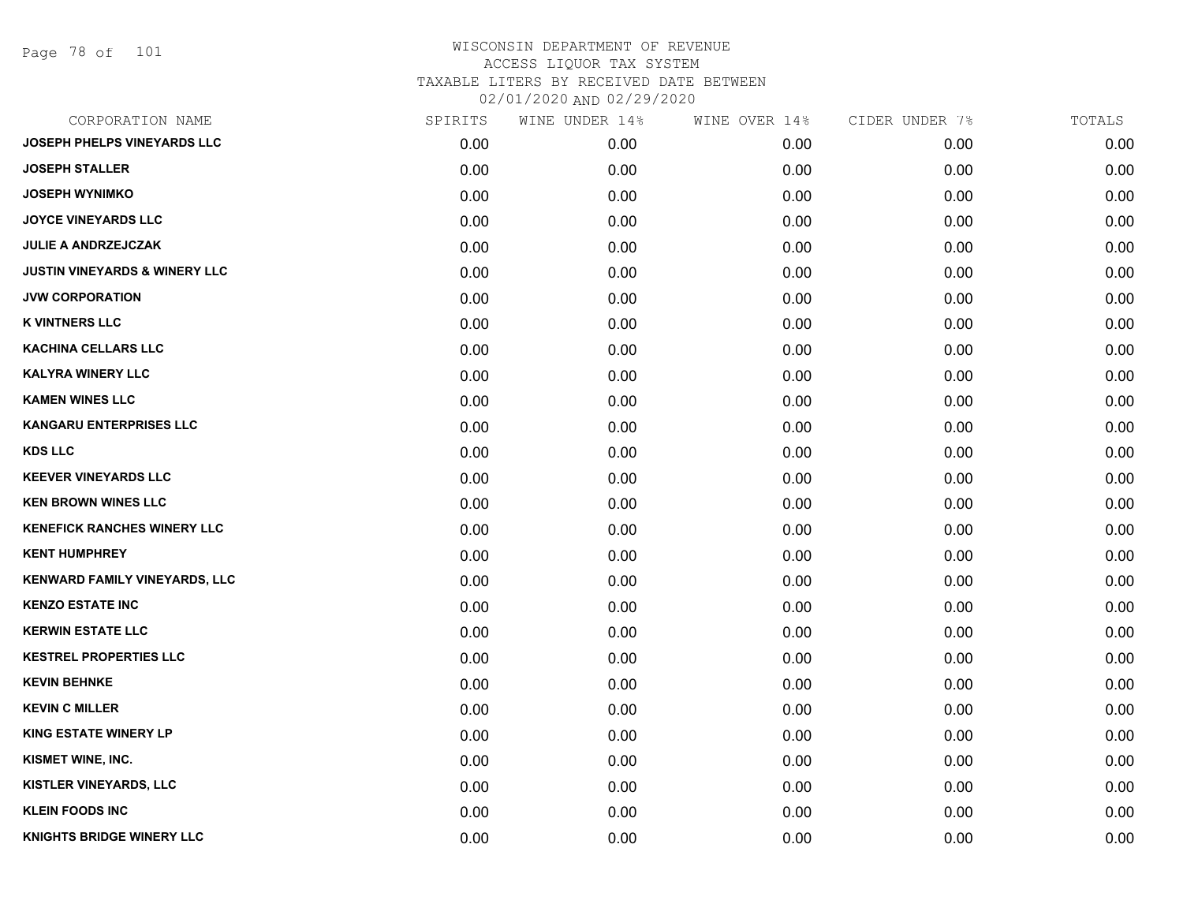# WISCONSIN DEPARTMENT OF REVENUE
## ACCESS LIQUOR TAX SYSTEM
## TAXABLE LITERS BY RECEIVED DATE BETWEEN 02/01/2020 AND 02/29/2020

| CORPORATION NAME | SPIRITS | WINE UNDER 14% | WINE OVER 14% | CIDER UNDER 7% | TOTALS |
|---|---|---|---|---|---|
| JOSEPH PHELPS VINEYARDS LLC | 0.00 | 0.00 | 0.00 | 0.00 | 0.00 |
| JOSEPH STALLER | 0.00 | 0.00 | 0.00 | 0.00 | 0.00 |
| JOSEPH WYNIMKO | 0.00 | 0.00 | 0.00 | 0.00 | 0.00 |
| JOYCE VINEYARDS LLC | 0.00 | 0.00 | 0.00 | 0.00 | 0.00 |
| JULIE A ANDRZEJCZAK | 0.00 | 0.00 | 0.00 | 0.00 | 0.00 |
| JUSTIN VINEYARDS & WINERY LLC | 0.00 | 0.00 | 0.00 | 0.00 | 0.00 |
| JVW CORPORATION | 0.00 | 0.00 | 0.00 | 0.00 | 0.00 |
| K VINTNERS LLC | 0.00 | 0.00 | 0.00 | 0.00 | 0.00 |
| KACHINA CELLARS LLC | 0.00 | 0.00 | 0.00 | 0.00 | 0.00 |
| KALYRA WINERY LLC | 0.00 | 0.00 | 0.00 | 0.00 | 0.00 |
| KAMEN WINES LLC | 0.00 | 0.00 | 0.00 | 0.00 | 0.00 |
| KANGARU ENTERPRISES LLC | 0.00 | 0.00 | 0.00 | 0.00 | 0.00 |
| KDS LLC | 0.00 | 0.00 | 0.00 | 0.00 | 0.00 |
| KEEVER VINEYARDS LLC | 0.00 | 0.00 | 0.00 | 0.00 | 0.00 |
| KEN BROWN WINES LLC | 0.00 | 0.00 | 0.00 | 0.00 | 0.00 |
| KENEFICK RANCHES WINERY LLC | 0.00 | 0.00 | 0.00 | 0.00 | 0.00 |
| KENT HUMPHREY | 0.00 | 0.00 | 0.00 | 0.00 | 0.00 |
| KENWARD FAMILY VINEYARDS, LLC | 0.00 | 0.00 | 0.00 | 0.00 | 0.00 |
| KENZO ESTATE INC | 0.00 | 0.00 | 0.00 | 0.00 | 0.00 |
| KERWIN ESTATE LLC | 0.00 | 0.00 | 0.00 | 0.00 | 0.00 |
| KESTREL PROPERTIES LLC | 0.00 | 0.00 | 0.00 | 0.00 | 0.00 |
| KEVIN BEHNKE | 0.00 | 0.00 | 0.00 | 0.00 | 0.00 |
| KEVIN C MILLER | 0.00 | 0.00 | 0.00 | 0.00 | 0.00 |
| KING ESTATE WINERY LP | 0.00 | 0.00 | 0.00 | 0.00 | 0.00 |
| KISMET WINE, INC. | 0.00 | 0.00 | 0.00 | 0.00 | 0.00 |
| KISTLER VINEYARDS, LLC | 0.00 | 0.00 | 0.00 | 0.00 | 0.00 |
| KLEIN FOODS INC | 0.00 | 0.00 | 0.00 | 0.00 | 0.00 |
| KNIGHTS BRIDGE WINERY LLC | 0.00 | 0.00 | 0.00 | 0.00 | 0.00 |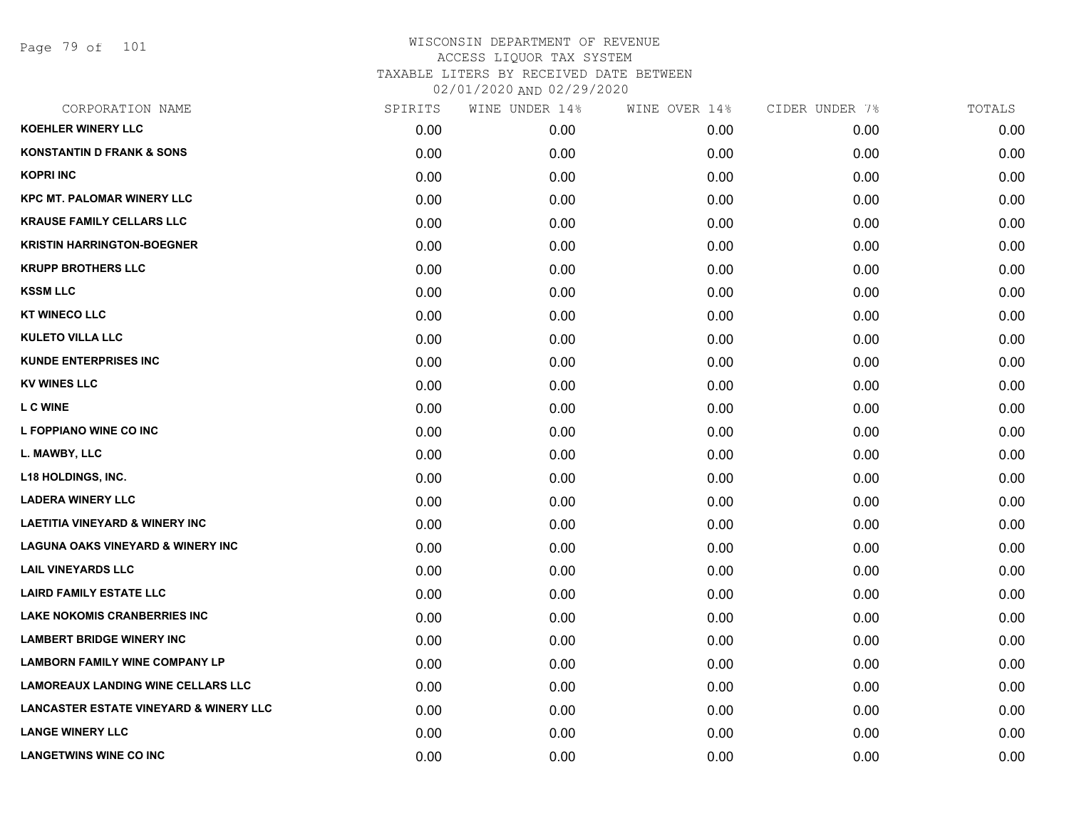WISCONSIN DEPARTMENT OF REVENUE
ACCESS LIQUOR TAX SYSTEM
TAXABLE LITERS BY RECEIVED DATE BETWEEN
02/01/2020 AND 02/29/2020

| CORPORATION NAME | SPIRITS | WINE UNDER 14% | WINE OVER 14% | CIDER UNDER 7% | TOTALS |
|---|---|---|---|---|---|
| KOEHLER WINERY LLC | 0.00 | 0.00 | 0.00 | 0.00 | 0.00 |
| KONSTANTIN D FRANK & SONS | 0.00 | 0.00 | 0.00 | 0.00 | 0.00 |
| KOPRI INC | 0.00 | 0.00 | 0.00 | 0.00 | 0.00 |
| KPC MT. PALOMAR WINERY LLC | 0.00 | 0.00 | 0.00 | 0.00 | 0.00 |
| KRAUSE FAMILY CELLARS LLC | 0.00 | 0.00 | 0.00 | 0.00 | 0.00 |
| KRISTIN HARRINGTON-BOEGNER | 0.00 | 0.00 | 0.00 | 0.00 | 0.00 |
| KRUPP BROTHERS LLC | 0.00 | 0.00 | 0.00 | 0.00 | 0.00 |
| KSSM LLC | 0.00 | 0.00 | 0.00 | 0.00 | 0.00 |
| KT WINECO LLC | 0.00 | 0.00 | 0.00 | 0.00 | 0.00 |
| KULETO VILLA LLC | 0.00 | 0.00 | 0.00 | 0.00 | 0.00 |
| KUNDE ENTERPRISES INC | 0.00 | 0.00 | 0.00 | 0.00 | 0.00 |
| KV WINES LLC | 0.00 | 0.00 | 0.00 | 0.00 | 0.00 |
| L C WINE | 0.00 | 0.00 | 0.00 | 0.00 | 0.00 |
| L FOPPIANO WINE CO INC | 0.00 | 0.00 | 0.00 | 0.00 | 0.00 |
| L. MAWBY, LLC | 0.00 | 0.00 | 0.00 | 0.00 | 0.00 |
| L18 HOLDINGS, INC. | 0.00 | 0.00 | 0.00 | 0.00 | 0.00 |
| LADERA WINERY LLC | 0.00 | 0.00 | 0.00 | 0.00 | 0.00 |
| LAETITIA VINEYARD & WINERY INC | 0.00 | 0.00 | 0.00 | 0.00 | 0.00 |
| LAGUNA OAKS VINEYARD & WINERY INC | 0.00 | 0.00 | 0.00 | 0.00 | 0.00 |
| LAIL VINEYARDS LLC | 0.00 | 0.00 | 0.00 | 0.00 | 0.00 |
| LAIRD FAMILY ESTATE LLC | 0.00 | 0.00 | 0.00 | 0.00 | 0.00 |
| LAKE NOKOMIS CRANBERRIES INC | 0.00 | 0.00 | 0.00 | 0.00 | 0.00 |
| LAMBERT BRIDGE WINERY INC | 0.00 | 0.00 | 0.00 | 0.00 | 0.00 |
| LAMBORN FAMILY WINE COMPANY LP | 0.00 | 0.00 | 0.00 | 0.00 | 0.00 |
| LAMOREAUX LANDING WINE CELLARS LLC | 0.00 | 0.00 | 0.00 | 0.00 | 0.00 |
| LANCASTER ESTATE VINEYARD & WINERY LLC | 0.00 | 0.00 | 0.00 | 0.00 | 0.00 |
| LANGE WINERY LLC | 0.00 | 0.00 | 0.00 | 0.00 | 0.00 |
| LANGETWINS WINE CO INC | 0.00 | 0.00 | 0.00 | 0.00 | 0.00 |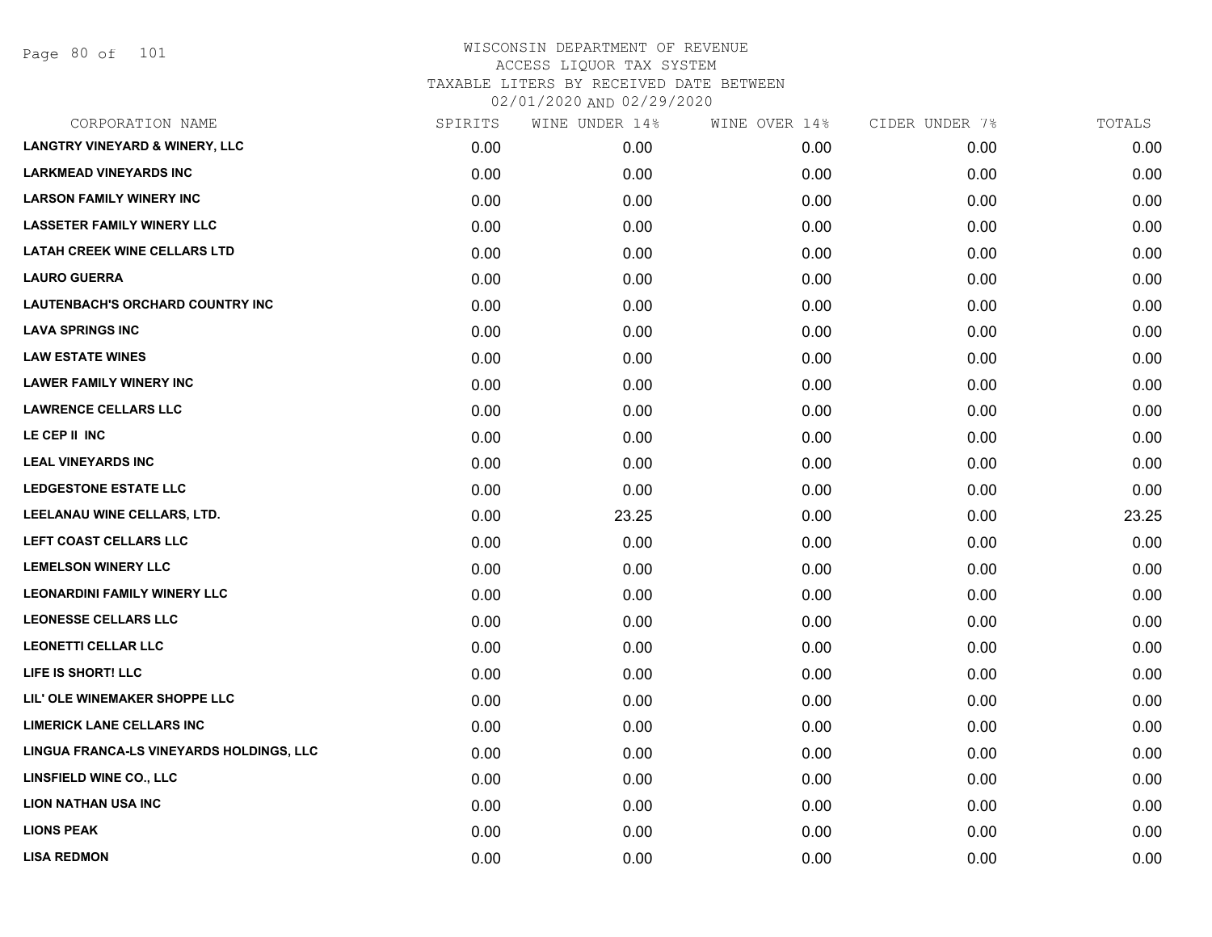WISCONSIN DEPARTMENT OF REVENUE
ACCESS LIQUOR TAX SYSTEM
TAXABLE LITERS BY RECEIVED DATE BETWEEN
02/01/2020 AND 02/29/2020

| CORPORATION NAME | SPIRITS | WINE UNDER 14% | WINE OVER 14% | CIDER UNDER 7% | TOTALS |
|---|---|---|---|---|---|
| LANGTRY VINEYARD & WINERY, LLC | 0.00 | 0.00 | 0.00 | 0.00 | 0.00 |
| LARKMEAD VINEYARDS INC | 0.00 | 0.00 | 0.00 | 0.00 | 0.00 |
| LARSON FAMILY WINERY INC | 0.00 | 0.00 | 0.00 | 0.00 | 0.00 |
| LASSETER FAMILY WINERY LLC | 0.00 | 0.00 | 0.00 | 0.00 | 0.00 |
| LATAH CREEK WINE CELLARS LTD | 0.00 | 0.00 | 0.00 | 0.00 | 0.00 |
| LAURO GUERRA | 0.00 | 0.00 | 0.00 | 0.00 | 0.00 |
| LAUTENBACH'S ORCHARD COUNTRY INC | 0.00 | 0.00 | 0.00 | 0.00 | 0.00 |
| LAVA SPRINGS INC | 0.00 | 0.00 | 0.00 | 0.00 | 0.00 |
| LAW ESTATE WINES | 0.00 | 0.00 | 0.00 | 0.00 | 0.00 |
| LAWER FAMILY WINERY INC | 0.00 | 0.00 | 0.00 | 0.00 | 0.00 |
| LAWRENCE CELLARS LLC | 0.00 | 0.00 | 0.00 | 0.00 | 0.00 |
| LE CEP II INC | 0.00 | 0.00 | 0.00 | 0.00 | 0.00 |
| LEAL VINEYARDS INC | 0.00 | 0.00 | 0.00 | 0.00 | 0.00 |
| LEDGESTONE ESTATE LLC | 0.00 | 0.00 | 0.00 | 0.00 | 0.00 |
| LEELANAU WINE CELLARS, LTD. | 0.00 | 23.25 | 0.00 | 0.00 | 23.25 |
| LEFT COAST CELLARS LLC | 0.00 | 0.00 | 0.00 | 0.00 | 0.00 |
| LEMELSON WINERY LLC | 0.00 | 0.00 | 0.00 | 0.00 | 0.00 |
| LEONARDINI FAMILY WINERY LLC | 0.00 | 0.00 | 0.00 | 0.00 | 0.00 |
| LEONESSE CELLARS LLC | 0.00 | 0.00 | 0.00 | 0.00 | 0.00 |
| LEONETTI CELLAR LLC | 0.00 | 0.00 | 0.00 | 0.00 | 0.00 |
| LIFE IS SHORT! LLC | 0.00 | 0.00 | 0.00 | 0.00 | 0.00 |
| LIL' OLE WINEMAKER SHOPPE LLC | 0.00 | 0.00 | 0.00 | 0.00 | 0.00 |
| LIMERICK LANE CELLARS INC | 0.00 | 0.00 | 0.00 | 0.00 | 0.00 |
| LINGUA FRANCA-LS VINEYARDS HOLDINGS, LLC | 0.00 | 0.00 | 0.00 | 0.00 | 0.00 |
| LINSFIELD WINE CO., LLC | 0.00 | 0.00 | 0.00 | 0.00 | 0.00 |
| LION NATHAN USA INC | 0.00 | 0.00 | 0.00 | 0.00 | 0.00 |
| LIONS PEAK | 0.00 | 0.00 | 0.00 | 0.00 | 0.00 |
| LISA REDMON | 0.00 | 0.00 | 0.00 | 0.00 | 0.00 |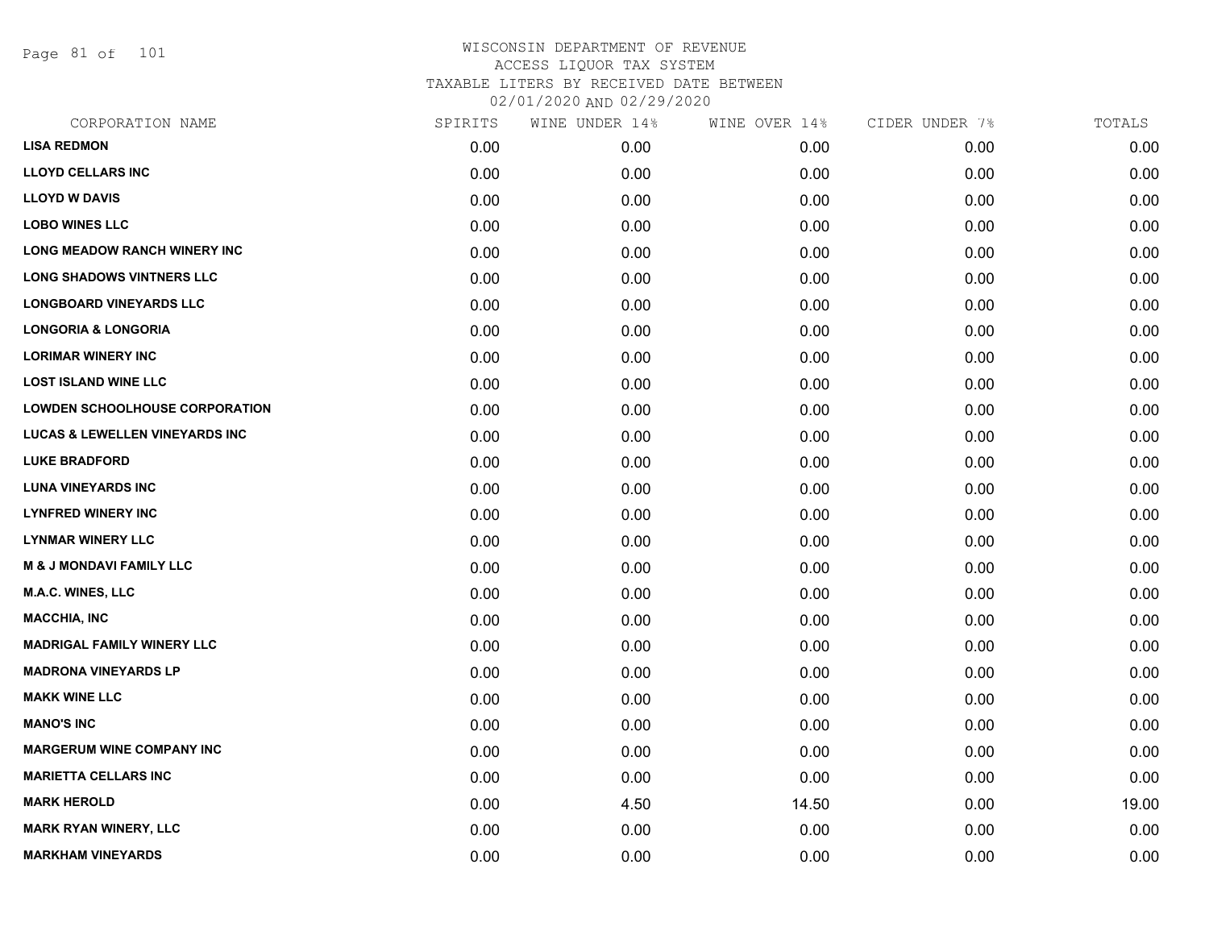# WISCONSIN DEPARTMENT OF REVENUE
## ACCESS LIQUOR TAX SYSTEM
### TAXABLE LITERS BY RECEIVED DATE BETWEEN 02/01/2020 AND 02/29/2020

| CORPORATION NAME | SPIRITS | WINE UNDER 14% | WINE OVER 14% | CIDER UNDER 7% | TOTALS |
|---|---|---|---|---|---|
| **LISA REDMON** | 0.00 | 0.00 | 0.00 | 0.00 | 0.00 |
| **LLOYD CELLARS INC** | 0.00 | 0.00 | 0.00 | 0.00 | 0.00 |
| **LLOYD W DAVIS** | 0.00 | 0.00 | 0.00 | 0.00 | 0.00 |
| **LOBO WINES LLC** | 0.00 | 0.00 | 0.00 | 0.00 | 0.00 |
| **LONG MEADOW RANCH WINERY INC** | 0.00 | 0.00 | 0.00 | 0.00 | 0.00 |
| **LONG SHADOWS VINTNERS LLC** | 0.00 | 0.00 | 0.00 | 0.00 | 0.00 |
| **LONGBOARD VINEYARDS LLC** | 0.00 | 0.00 | 0.00 | 0.00 | 0.00 |
| **LONGORIA & LONGORIA** | 0.00 | 0.00 | 0.00 | 0.00 | 0.00 |
| **LORIMAR WINERY INC** | 0.00 | 0.00 | 0.00 | 0.00 | 0.00 |
| **LOST ISLAND WINE LLC** | 0.00 | 0.00 | 0.00 | 0.00 | 0.00 |
| **LOWDEN SCHOOLHOUSE CORPORATION** | 0.00 | 0.00 | 0.00 | 0.00 | 0.00 |
| **LUCAS & LEWELLEN VINEYARDS INC** | 0.00 | 0.00 | 0.00 | 0.00 | 0.00 |
| **LUKE BRADFORD** | 0.00 | 0.00 | 0.00 | 0.00 | 0.00 |
| **LUNA VINEYARDS INC** | 0.00 | 0.00 | 0.00 | 0.00 | 0.00 |
| **LYNFRED WINERY INC** | 0.00 | 0.00 | 0.00 | 0.00 | 0.00 |
| **LYNMAR WINERY LLC** | 0.00 | 0.00 | 0.00 | 0.00 | 0.00 |
| **M & J MONDAVI FAMILY LLC** | 0.00 | 0.00 | 0.00 | 0.00 | 0.00 |
| **M.A.C. WINES, LLC** | 0.00 | 0.00 | 0.00 | 0.00 | 0.00 |
| **MACCHIA, INC** | 0.00 | 0.00 | 0.00 | 0.00 | 0.00 |
| **MADRIGAL FAMILY WINERY LLC** | 0.00 | 0.00 | 0.00 | 0.00 | 0.00 |
| **MADRONA VINEYARDS LP** | 0.00 | 0.00 | 0.00 | 0.00 | 0.00 |
| **MAKK WINE LLC** | 0.00 | 0.00 | 0.00 | 0.00 | 0.00 |
| **MANO'S INC** | 0.00 | 0.00 | 0.00 | 0.00 | 0.00 |
| **MARGERUM WINE COMPANY INC** | 0.00 | 0.00 | 0.00 | 0.00 | 0.00 |
| **MARIETTA CELLARS INC** | 0.00 | 0.00 | 0.00 | 0.00 | 0.00 |
| **MARK HEROLD** | 0.00 | 4.50 | 14.50 | 0.00 | 19.00 |
| **MARK RYAN WINERY, LLC** | 0.00 | 0.00 | 0.00 | 0.00 | 0.00 |
| **MARKHAM VINEYARDS** | 0.00 | 0.00 | 0.00 | 0.00 | 0.00 |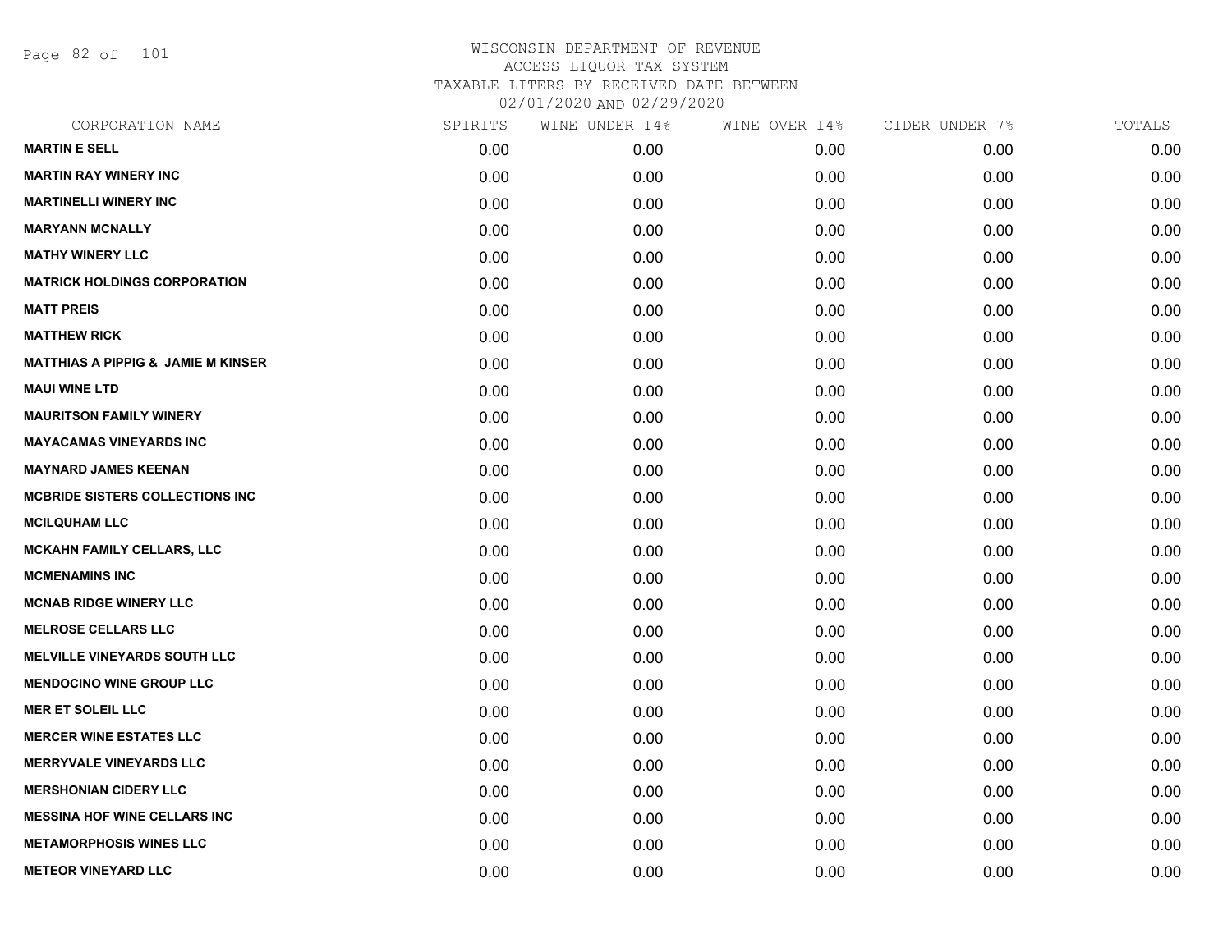# WISCONSIN DEPARTMENT OF REVENUE
ACCESS LIQUOR TAX SYSTEM
TAXABLE LITERS BY RECEIVED DATE BETWEEN
02/01/2020 AND 02/29/2020

| CORPORATION NAME | SPIRITS | WINE UNDER 14% | WINE OVER 14% | CIDER UNDER 7% | TOTALS |
|---|---|---|---|---|---|
| MARTIN E SELL | 0.00 | 0.00 | 0.00 | 0.00 | 0.00 |
| MARTIN RAY WINERY INC | 0.00 | 0.00 | 0.00 | 0.00 | 0.00 |
| MARTINELLI WINERY INC | 0.00 | 0.00 | 0.00 | 0.00 | 0.00 |
| MARYANN MCNALLY | 0.00 | 0.00 | 0.00 | 0.00 | 0.00 |
| MATHY WINERY LLC | 0.00 | 0.00 | 0.00 | 0.00 | 0.00 |
| MATRICK HOLDINGS CORPORATION | 0.00 | 0.00 | 0.00 | 0.00 | 0.00 |
| MATT PREIS | 0.00 | 0.00 | 0.00 | 0.00 | 0.00 |
| MATTHEW RICK | 0.00 | 0.00 | 0.00 | 0.00 | 0.00 |
| MATTHIAS A PIPPIG & JAMIE M KINSER | 0.00 | 0.00 | 0.00 | 0.00 | 0.00 |
| MAUI WINE LTD | 0.00 | 0.00 | 0.00 | 0.00 | 0.00 |
| MAURITSON FAMILY WINERY | 0.00 | 0.00 | 0.00 | 0.00 | 0.00 |
| MAYACAMAS VINEYARDS INC | 0.00 | 0.00 | 0.00 | 0.00 | 0.00 |
| MAYNARD JAMES KEENAN | 0.00 | 0.00 | 0.00 | 0.00 | 0.00 |
| MCBRIDE SISTERS COLLECTIONS INC | 0.00 | 0.00 | 0.00 | 0.00 | 0.00 |
| MCILQUHAM LLC | 0.00 | 0.00 | 0.00 | 0.00 | 0.00 |
| MCKAHN FAMILY CELLARS, LLC | 0.00 | 0.00 | 0.00 | 0.00 | 0.00 |
| MCMENAMINS INC | 0.00 | 0.00 | 0.00 | 0.00 | 0.00 |
| MCNAB RIDGE WINERY LLC | 0.00 | 0.00 | 0.00 | 0.00 | 0.00 |
| MELROSE CELLARS LLC | 0.00 | 0.00 | 0.00 | 0.00 | 0.00 |
| MELVILLE VINEYARDS SOUTH LLC | 0.00 | 0.00 | 0.00 | 0.00 | 0.00 |
| MENDOCINO WINE GROUP LLC | 0.00 | 0.00 | 0.00 | 0.00 | 0.00 |
| MER ET SOLEIL LLC | 0.00 | 0.00 | 0.00 | 0.00 | 0.00 |
| MERCER WINE ESTATES LLC | 0.00 | 0.00 | 0.00 | 0.00 | 0.00 |
| MERRYVALE VINEYARDS LLC | 0.00 | 0.00 | 0.00 | 0.00 | 0.00 |
| MERSHONIAN CIDERY LLC | 0.00 | 0.00 | 0.00 | 0.00 | 0.00 |
| MESSINA HOF WINE CELLARS INC | 0.00 | 0.00 | 0.00 | 0.00 | 0.00 |
| METAMORPHOSIS WINES LLC | 0.00 | 0.00 | 0.00 | 0.00 | 0.00 |
| METEOR VINEYARD LLC | 0.00 | 0.00 | 0.00 | 0.00 | 0.00 |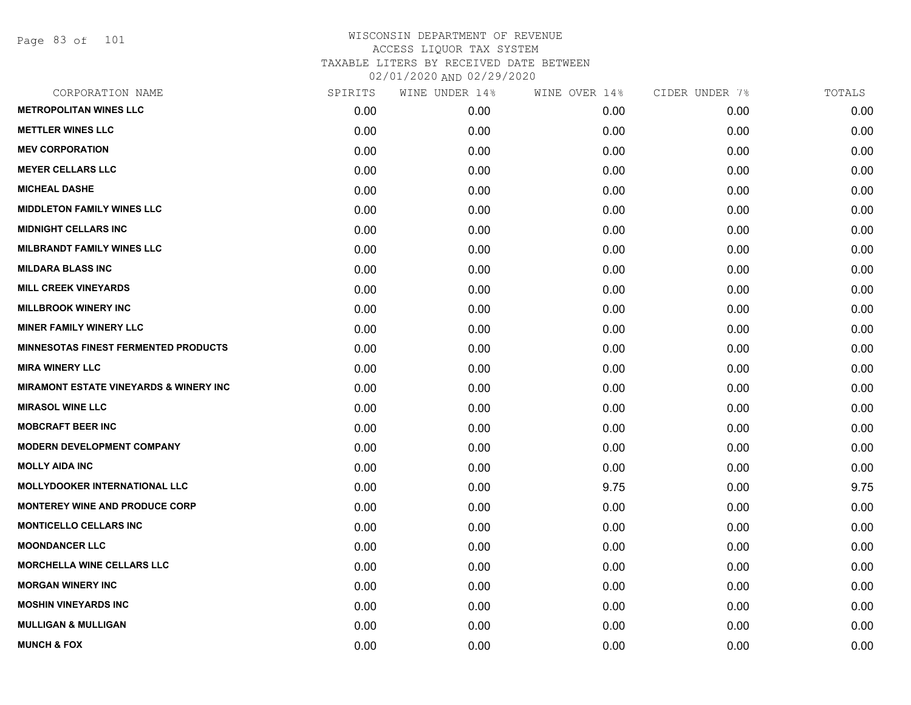# WISCONSIN DEPARTMENT OF REVENUE
ACCESS LIQUOR TAX SYSTEM
TAXABLE LITERS BY RECEIVED DATE BETWEEN
02/01/2020 AND 02/29/2020

| CORPORATION NAME | SPIRITS | WINE UNDER 14% | WINE OVER 14% | CIDER UNDER 7% | TOTALS |
|---|---|---|---|---|---|
| METROPOLITAN WINES LLC | 0.00 | 0.00 | 0.00 | 0.00 | 0.00 |
| METTLER WINES LLC | 0.00 | 0.00 | 0.00 | 0.00 | 0.00 |
| MEV CORPORATION | 0.00 | 0.00 | 0.00 | 0.00 | 0.00 |
| MEYER CELLARS LLC | 0.00 | 0.00 | 0.00 | 0.00 | 0.00 |
| MICHEAL DASHE | 0.00 | 0.00 | 0.00 | 0.00 | 0.00 |
| MIDDLETON FAMILY WINES LLC | 0.00 | 0.00 | 0.00 | 0.00 | 0.00 |
| MIDNIGHT CELLARS INC | 0.00 | 0.00 | 0.00 | 0.00 | 0.00 |
| MILBRANDT FAMILY WINES LLC | 0.00 | 0.00 | 0.00 | 0.00 | 0.00 |
| MILDARA BLASS INC | 0.00 | 0.00 | 0.00 | 0.00 | 0.00 |
| MILL CREEK VINEYARDS | 0.00 | 0.00 | 0.00 | 0.00 | 0.00 |
| MILLBROOK WINERY INC | 0.00 | 0.00 | 0.00 | 0.00 | 0.00 |
| MINER FAMILY WINERY LLC | 0.00 | 0.00 | 0.00 | 0.00 | 0.00 |
| MINNESOTAS FINEST FERMENTED PRODUCTS | 0.00 | 0.00 | 0.00 | 0.00 | 0.00 |
| MIRA WINERY LLC | 0.00 | 0.00 | 0.00 | 0.00 | 0.00 |
| MIRAMONT ESTATE VINEYARDS & WINERY INC | 0.00 | 0.00 | 0.00 | 0.00 | 0.00 |
| MIRASOL WINE LLC | 0.00 | 0.00 | 0.00 | 0.00 | 0.00 |
| MOBCRAFT BEER INC | 0.00 | 0.00 | 0.00 | 0.00 | 0.00 |
| MODERN DEVELOPMENT COMPANY | 0.00 | 0.00 | 0.00 | 0.00 | 0.00 |
| MOLLY AIDA INC | 0.00 | 0.00 | 0.00 | 0.00 | 0.00 |
| MOLLYDOOKER INTERNATIONAL LLC | 0.00 | 0.00 | 9.75 | 0.00 | 9.75 |
| MONTEREY WINE AND PRODUCE CORP | 0.00 | 0.00 | 0.00 | 0.00 | 0.00 |
| MONTICELLO CELLARS INC | 0.00 | 0.00 | 0.00 | 0.00 | 0.00 |
| MOONDANCER LLC | 0.00 | 0.00 | 0.00 | 0.00 | 0.00 |
| MORCHELLA WINE CELLARS LLC | 0.00 | 0.00 | 0.00 | 0.00 | 0.00 |
| MORGAN WINERY INC | 0.00 | 0.00 | 0.00 | 0.00 | 0.00 |
| MOSHIN VINEYARDS INC | 0.00 | 0.00 | 0.00 | 0.00 | 0.00 |
| MULLIGAN & MULLIGAN | 0.00 | 0.00 | 0.00 | 0.00 | 0.00 |
| MUNCH & FOX | 0.00 | 0.00 | 0.00 | 0.00 | 0.00 |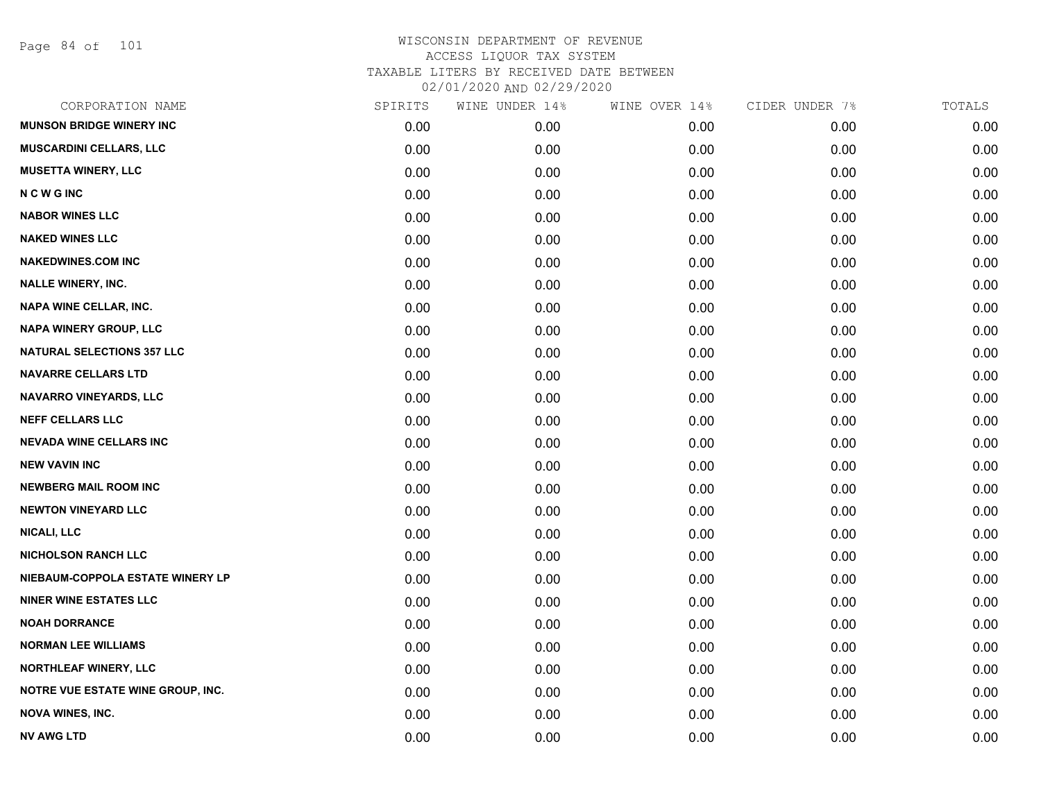# WISCONSIN DEPARTMENT OF REVENUE
## ACCESS LIQUOR TAX SYSTEM
### TAXABLE LITERS BY RECEIVED DATE BETWEEN 02/01/2020 AND 02/29/2020

| CORPORATION NAME | SPIRITS | WINE UNDER 14% | WINE OVER 14% | CIDER UNDER 7% | TOTALS |
|---|---|---|---|---|---|
| MUNSON BRIDGE WINERY INC | 0.00 | 0.00 | 0.00 | 0.00 | 0.00 |
| MUSCARDINI CELLARS, LLC | 0.00 | 0.00 | 0.00 | 0.00 | 0.00 |
| MUSETTA WINERY, LLC | 0.00 | 0.00 | 0.00 | 0.00 | 0.00 |
| N C W G INC | 0.00 | 0.00 | 0.00 | 0.00 | 0.00 |
| NABOR WINES LLC | 0.00 | 0.00 | 0.00 | 0.00 | 0.00 |
| NAKED WINES LLC | 0.00 | 0.00 | 0.00 | 0.00 | 0.00 |
| NAKEDWINES.COM INC | 0.00 | 0.00 | 0.00 | 0.00 | 0.00 |
| NALLE WINERY, INC. | 0.00 | 0.00 | 0.00 | 0.00 | 0.00 |
| NAPA WINE CELLAR, INC. | 0.00 | 0.00 | 0.00 | 0.00 | 0.00 |
| NAPA WINERY GROUP, LLC | 0.00 | 0.00 | 0.00 | 0.00 | 0.00 |
| NATURAL SELECTIONS 357 LLC | 0.00 | 0.00 | 0.00 | 0.00 | 0.00 |
| NAVARRE CELLARS LTD | 0.00 | 0.00 | 0.00 | 0.00 | 0.00 |
| NAVARRO VINEYARDS, LLC | 0.00 | 0.00 | 0.00 | 0.00 | 0.00 |
| NEFF CELLARS LLC | 0.00 | 0.00 | 0.00 | 0.00 | 0.00 |
| NEVADA WINE CELLARS INC | 0.00 | 0.00 | 0.00 | 0.00 | 0.00 |
| NEW VAVIN INC | 0.00 | 0.00 | 0.00 | 0.00 | 0.00 |
| NEWBERG MAIL ROOM INC | 0.00 | 0.00 | 0.00 | 0.00 | 0.00 |
| NEWTON VINEYARD LLC | 0.00 | 0.00 | 0.00 | 0.00 | 0.00 |
| NICALI, LLC | 0.00 | 0.00 | 0.00 | 0.00 | 0.00 |
| NICHOLSON RANCH LLC | 0.00 | 0.00 | 0.00 | 0.00 | 0.00 |
| NIEBAUM-COPPOLA ESTATE WINERY LP | 0.00 | 0.00 | 0.00 | 0.00 | 0.00 |
| NINER WINE ESTATES LLC | 0.00 | 0.00 | 0.00 | 0.00 | 0.00 |
| NOAH DORRANCE | 0.00 | 0.00 | 0.00 | 0.00 | 0.00 |
| NORMAN LEE WILLIAMS | 0.00 | 0.00 | 0.00 | 0.00 | 0.00 |
| NORTHLEAF WINERY, LLC | 0.00 | 0.00 | 0.00 | 0.00 | 0.00 |
| NOTRE VUE ESTATE WINE GROUP, INC. | 0.00 | 0.00 | 0.00 | 0.00 | 0.00 |
| NOVA WINES, INC. | 0.00 | 0.00 | 0.00 | 0.00 | 0.00 |
| NV AWG LTD | 0.00 | 0.00 | 0.00 | 0.00 | 0.00 |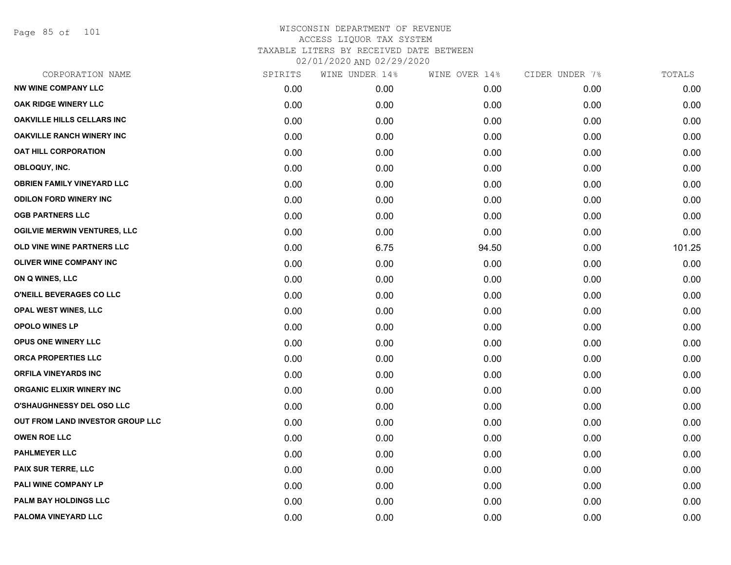# WISCONSIN DEPARTMENT OF REVENUE
ACCESS LIQUOR TAX SYSTEM
TAXABLE LITERS BY RECEIVED DATE BETWEEN
02/01/2020 AND 02/29/2020

| CORPORATION NAME | SPIRITS | WINE UNDER 14% | WINE OVER 14% | CIDER UNDER 7% | TOTALS |
|---|---|---|---|---|---|
| NW WINE COMPANY LLC | 0.00 | 0.00 | 0.00 | 0.00 | 0.00 |
| OAK RIDGE WINERY LLC | 0.00 | 0.00 | 0.00 | 0.00 | 0.00 |
| OAKVILLE HILLS CELLARS INC | 0.00 | 0.00 | 0.00 | 0.00 | 0.00 |
| OAKVILLE RANCH WINERY INC | 0.00 | 0.00 | 0.00 | 0.00 | 0.00 |
| OAT HILL CORPORATION | 0.00 | 0.00 | 0.00 | 0.00 | 0.00 |
| OBLOQUY, INC. | 0.00 | 0.00 | 0.00 | 0.00 | 0.00 |
| OBRIEN FAMILY VINEYARD LLC | 0.00 | 0.00 | 0.00 | 0.00 | 0.00 |
| ODILON FORD WINERY INC | 0.00 | 0.00 | 0.00 | 0.00 | 0.00 |
| OGB PARTNERS LLC | 0.00 | 0.00 | 0.00 | 0.00 | 0.00 |
| OGILVIE MERWIN VENTURES, LLC | 0.00 | 0.00 | 0.00 | 0.00 | 0.00 |
| OLD VINE WINE PARTNERS LLC | 0.00 | 6.75 | 94.50 | 0.00 | 101.25 |
| OLIVER WINE COMPANY INC | 0.00 | 0.00 | 0.00 | 0.00 | 0.00 |
| ON Q WINES, LLC | 0.00 | 0.00 | 0.00 | 0.00 | 0.00 |
| O'NEILL BEVERAGES CO LLC | 0.00 | 0.00 | 0.00 | 0.00 | 0.00 |
| OPAL WEST WINES, LLC | 0.00 | 0.00 | 0.00 | 0.00 | 0.00 |
| OPOLO WINES LP | 0.00 | 0.00 | 0.00 | 0.00 | 0.00 |
| OPUS ONE WINERY LLC | 0.00 | 0.00 | 0.00 | 0.00 | 0.00 |
| ORCA PROPERTIES LLC | 0.00 | 0.00 | 0.00 | 0.00 | 0.00 |
| ORFILA VINEYARDS INC | 0.00 | 0.00 | 0.00 | 0.00 | 0.00 |
| ORGANIC ELIXIR WINERY INC | 0.00 | 0.00 | 0.00 | 0.00 | 0.00 |
| O'SHAUGHNESSY DEL OSO LLC | 0.00 | 0.00 | 0.00 | 0.00 | 0.00 |
| OUT FROM LAND INVESTOR GROUP LLC | 0.00 | 0.00 | 0.00 | 0.00 | 0.00 |
| OWEN ROE LLC | 0.00 | 0.00 | 0.00 | 0.00 | 0.00 |
| PAHLMEYER LLC | 0.00 | 0.00 | 0.00 | 0.00 | 0.00 |
| PAIX SUR TERRE, LLC | 0.00 | 0.00 | 0.00 | 0.00 | 0.00 |
| PALI WINE COMPANY LP | 0.00 | 0.00 | 0.00 | 0.00 | 0.00 |
| PALM BAY HOLDINGS LLC | 0.00 | 0.00 | 0.00 | 0.00 | 0.00 |
| PALOMA VINEYARD LLC | 0.00 | 0.00 | 0.00 | 0.00 | 0.00 |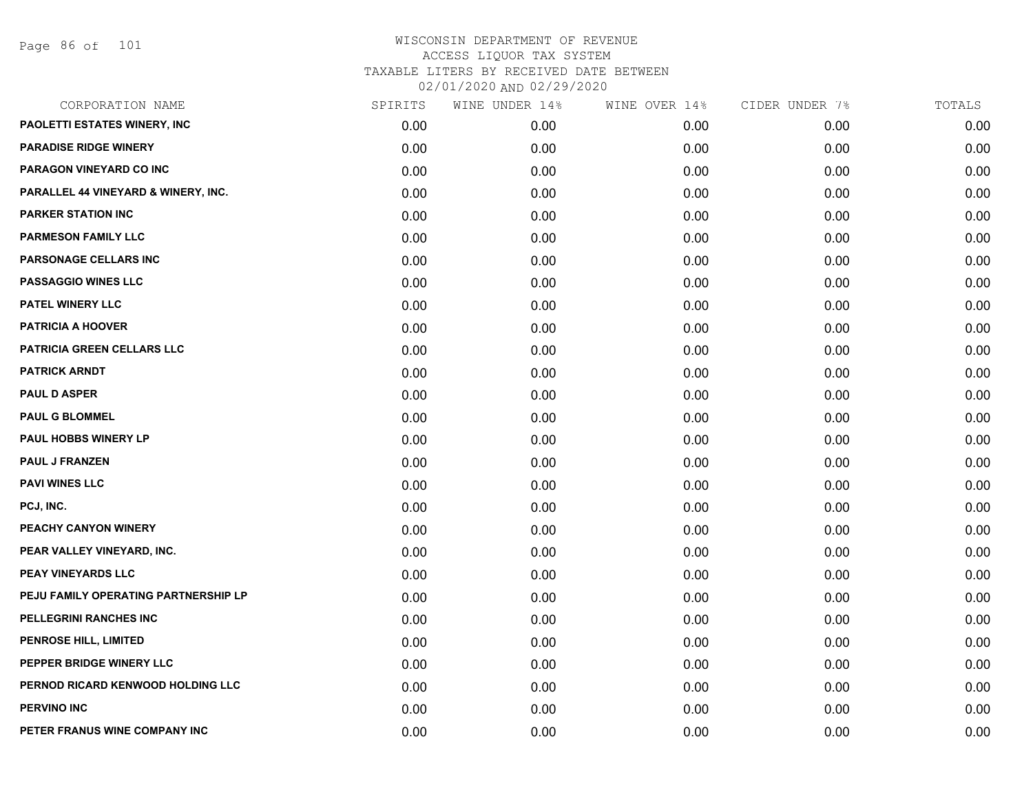# WISCONSIN DEPARTMENT OF REVENUE
## ACCESS LIQUOR TAX SYSTEM
### TAXABLE LITERS BY RECEIVED DATE BETWEEN 02/01/2020 AND 02/29/2020

| CORPORATION NAME | SPIRITS | WINE UNDER 14% | WINE OVER 14% | CIDER UNDER 7% | TOTALS |
|---|---|---|---|---|---|
| PAOLETTI ESTATES WINERY, INC | 0.00 | 0.00 | 0.00 | 0.00 | 0.00 |
| PARADISE RIDGE WINERY | 0.00 | 0.00 | 0.00 | 0.00 | 0.00 |
| PARAGON VINEYARD CO INC | 0.00 | 0.00 | 0.00 | 0.00 | 0.00 |
| PARALLEL 44 VINEYARD & WINERY, INC. | 0.00 | 0.00 | 0.00 | 0.00 | 0.00 |
| PARKER STATION INC | 0.00 | 0.00 | 0.00 | 0.00 | 0.00 |
| PARMESON FAMILY LLC | 0.00 | 0.00 | 0.00 | 0.00 | 0.00 |
| PARSONAGE CELLARS INC | 0.00 | 0.00 | 0.00 | 0.00 | 0.00 |
| PASSAGGIO WINES LLC | 0.00 | 0.00 | 0.00 | 0.00 | 0.00 |
| PATEL WINERY LLC | 0.00 | 0.00 | 0.00 | 0.00 | 0.00 |
| PATRICIA A HOOVER | 0.00 | 0.00 | 0.00 | 0.00 | 0.00 |
| PATRICIA GREEN CELLARS LLC | 0.00 | 0.00 | 0.00 | 0.00 | 0.00 |
| PATRICK ARNDT | 0.00 | 0.00 | 0.00 | 0.00 | 0.00 |
| PAUL D ASPER | 0.00 | 0.00 | 0.00 | 0.00 | 0.00 |
| PAUL G BLOMMEL | 0.00 | 0.00 | 0.00 | 0.00 | 0.00 |
| PAUL HOBBS WINERY LP | 0.00 | 0.00 | 0.00 | 0.00 | 0.00 |
| PAUL J FRANZEN | 0.00 | 0.00 | 0.00 | 0.00 | 0.00 |
| PAVI WINES LLC | 0.00 | 0.00 | 0.00 | 0.00 | 0.00 |
| PCJ, INC. | 0.00 | 0.00 | 0.00 | 0.00 | 0.00 |
| PEACHY CANYON WINERY | 0.00 | 0.00 | 0.00 | 0.00 | 0.00 |
| PEAR VALLEY VINEYARD, INC. | 0.00 | 0.00 | 0.00 | 0.00 | 0.00 |
| PEAY VINEYARDS LLC | 0.00 | 0.00 | 0.00 | 0.00 | 0.00 |
| PEJU FAMILY OPERATING PARTNERSHIP LP | 0.00 | 0.00 | 0.00 | 0.00 | 0.00 |
| PELLEGRINI RANCHES INC | 0.00 | 0.00 | 0.00 | 0.00 | 0.00 |
| PENROSE HILL, LIMITED | 0.00 | 0.00 | 0.00 | 0.00 | 0.00 |
| PEPPER BRIDGE WINERY LLC | 0.00 | 0.00 | 0.00 | 0.00 | 0.00 |
| PERNOD RICARD KENWOOD HOLDING LLC | 0.00 | 0.00 | 0.00 | 0.00 | 0.00 |
| PERVINO INC | 0.00 | 0.00 | 0.00 | 0.00 | 0.00 |
| PETER FRANUS WINE COMPANY INC | 0.00 | 0.00 | 0.00 | 0.00 | 0.00 |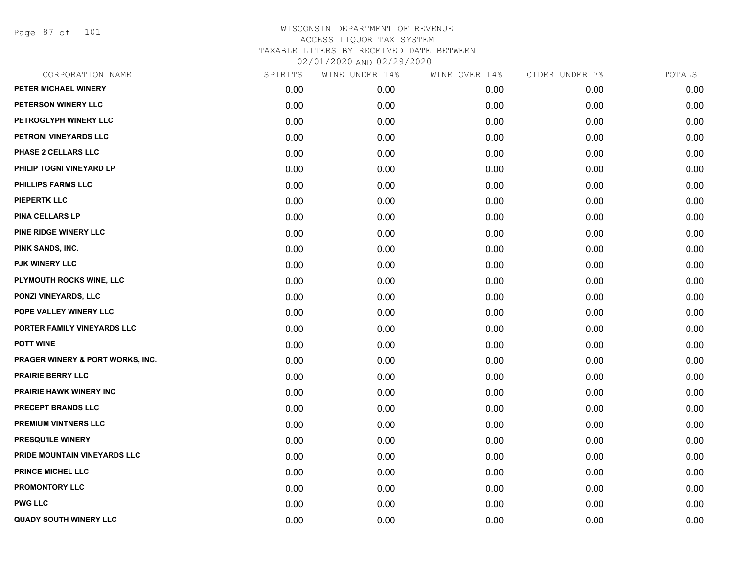WISCONSIN DEPARTMENT OF REVENUE
ACCESS LIQUOR TAX SYSTEM
TAXABLE LITERS BY RECEIVED DATE BETWEEN
02/01/2020 AND 02/29/2020

| CORPORATION NAME | SPIRITS | WINE UNDER 14% | WINE OVER 14% | CIDER UNDER 7% | TOTALS |
|---|---|---|---|---|---|
| PETER MICHAEL WINERY | 0.00 | 0.00 | 0.00 | 0.00 | 0.00 |
| PETERSON WINERY LLC | 0.00 | 0.00 | 0.00 | 0.00 | 0.00 |
| PETROGLYPH WINERY LLC | 0.00 | 0.00 | 0.00 | 0.00 | 0.00 |
| PETRONI VINEYARDS LLC | 0.00 | 0.00 | 0.00 | 0.00 | 0.00 |
| PHASE 2 CELLARS LLC | 0.00 | 0.00 | 0.00 | 0.00 | 0.00 |
| PHILIP TOGNI VINEYARD LP | 0.00 | 0.00 | 0.00 | 0.00 | 0.00 |
| PHILLIPS FARMS LLC | 0.00 | 0.00 | 0.00 | 0.00 | 0.00 |
| PIEPERTK LLC | 0.00 | 0.00 | 0.00 | 0.00 | 0.00 |
| PINA CELLARS LP | 0.00 | 0.00 | 0.00 | 0.00 | 0.00 |
| PINE RIDGE WINERY LLC | 0.00 | 0.00 | 0.00 | 0.00 | 0.00 |
| PINK SANDS, INC. | 0.00 | 0.00 | 0.00 | 0.00 | 0.00 |
| PJK WINERY LLC | 0.00 | 0.00 | 0.00 | 0.00 | 0.00 |
| PLYMOUTH ROCKS WINE, LLC | 0.00 | 0.00 | 0.00 | 0.00 | 0.00 |
| PONZI VINEYARDS, LLC | 0.00 | 0.00 | 0.00 | 0.00 | 0.00 |
| POPE VALLEY WINERY LLC | 0.00 | 0.00 | 0.00 | 0.00 | 0.00 |
| PORTER FAMILY VINEYARDS LLC | 0.00 | 0.00 | 0.00 | 0.00 | 0.00 |
| POTT WINE | 0.00 | 0.00 | 0.00 | 0.00 | 0.00 |
| PRAGER WINERY & PORT WORKS, INC. | 0.00 | 0.00 | 0.00 | 0.00 | 0.00 |
| PRAIRIE BERRY LLC | 0.00 | 0.00 | 0.00 | 0.00 | 0.00 |
| PRAIRIE HAWK WINERY INC | 0.00 | 0.00 | 0.00 | 0.00 | 0.00 |
| PRECEPT BRANDS LLC | 0.00 | 0.00 | 0.00 | 0.00 | 0.00 |
| PREMIUM VINTNERS LLC | 0.00 | 0.00 | 0.00 | 0.00 | 0.00 |
| PRESQU'ILE WINERY | 0.00 | 0.00 | 0.00 | 0.00 | 0.00 |
| PRIDE MOUNTAIN VINEYARDS LLC | 0.00 | 0.00 | 0.00 | 0.00 | 0.00 |
| PRINCE MICHEL LLC | 0.00 | 0.00 | 0.00 | 0.00 | 0.00 |
| PROMONTORY LLC | 0.00 | 0.00 | 0.00 | 0.00 | 0.00 |
| PWG LLC | 0.00 | 0.00 | 0.00 | 0.00 | 0.00 |
| QUADY SOUTH WINERY LLC | 0.00 | 0.00 | 0.00 | 0.00 | 0.00 |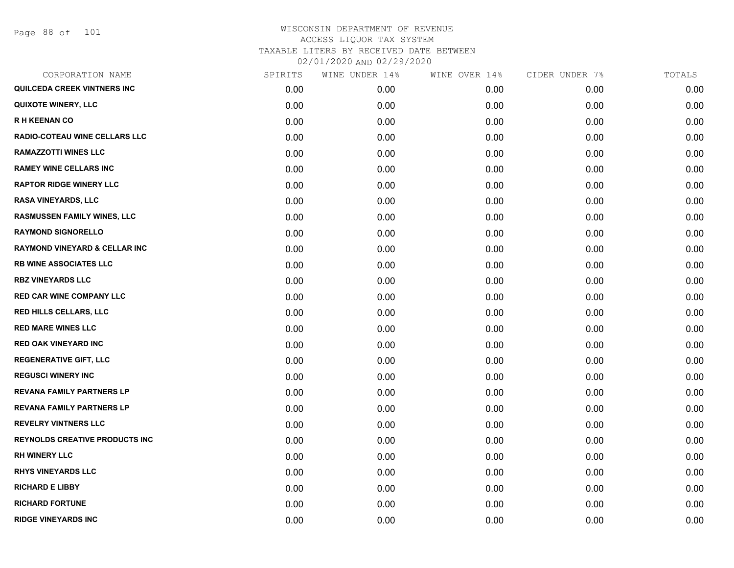# WISCONSIN DEPARTMENT OF REVENUE
## ACCESS LIQUOR TAX SYSTEM
### TAXABLE LITERS BY RECEIVED DATE BETWEEN 02/01/2020 AND 02/29/2020

| CORPORATION NAME | SPIRITS | WINE UNDER 14% | WINE OVER 14% | CIDER UNDER 7% | TOTALS |
|---|---|---|---|---|---|
| QUILCEDA CREEK VINTNERS INC | 0.00 | 0.00 | 0.00 | 0.00 | 0.00 |
| QUIXOTE WINERY, LLC | 0.00 | 0.00 | 0.00 | 0.00 | 0.00 |
| R H KEENAN CO | 0.00 | 0.00 | 0.00 | 0.00 | 0.00 |
| RADIO-COTEAU WINE CELLARS LLC | 0.00 | 0.00 | 0.00 | 0.00 | 0.00 |
| RAMAZZOTTI WINES LLC | 0.00 | 0.00 | 0.00 | 0.00 | 0.00 |
| RAMEY WINE CELLARS INC | 0.00 | 0.00 | 0.00 | 0.00 | 0.00 |
| RAPTOR RIDGE WINERY LLC | 0.00 | 0.00 | 0.00 | 0.00 | 0.00 |
| RASA VINEYARDS, LLC | 0.00 | 0.00 | 0.00 | 0.00 | 0.00 |
| RASMUSSEN FAMILY WINES, LLC | 0.00 | 0.00 | 0.00 | 0.00 | 0.00 |
| RAYMOND SIGNORELLO | 0.00 | 0.00 | 0.00 | 0.00 | 0.00 |
| RAYMOND VINEYARD & CELLAR INC | 0.00 | 0.00 | 0.00 | 0.00 | 0.00 |
| RB WINE ASSOCIATES LLC | 0.00 | 0.00 | 0.00 | 0.00 | 0.00 |
| RBZ VINEYARDS LLC | 0.00 | 0.00 | 0.00 | 0.00 | 0.00 |
| RED CAR WINE COMPANY LLC | 0.00 | 0.00 | 0.00 | 0.00 | 0.00 |
| RED HILLS CELLARS, LLC | 0.00 | 0.00 | 0.00 | 0.00 | 0.00 |
| RED MARE WINES LLC | 0.00 | 0.00 | 0.00 | 0.00 | 0.00 |
| RED OAK VINEYARD INC | 0.00 | 0.00 | 0.00 | 0.00 | 0.00 |
| REGENERATIVE GIFT, LLC | 0.00 | 0.00 | 0.00 | 0.00 | 0.00 |
| REGUSCI WINERY INC | 0.00 | 0.00 | 0.00 | 0.00 | 0.00 |
| REVANA FAMILY PARTNERS LP | 0.00 | 0.00 | 0.00 | 0.00 | 0.00 |
| REVANA FAMILY PARTNERS LP | 0.00 | 0.00 | 0.00 | 0.00 | 0.00 |
| REVELRY VINTNERS LLC | 0.00 | 0.00 | 0.00 | 0.00 | 0.00 |
| REYNOLDS CREATIVE PRODUCTS INC | 0.00 | 0.00 | 0.00 | 0.00 | 0.00 |
| RH WINERY LLC | 0.00 | 0.00 | 0.00 | 0.00 | 0.00 |
| RHYS VINEYARDS LLC | 0.00 | 0.00 | 0.00 | 0.00 | 0.00 |
| RICHARD E LIBBY | 0.00 | 0.00 | 0.00 | 0.00 | 0.00 |
| RICHARD FORTUNE | 0.00 | 0.00 | 0.00 | 0.00 | 0.00 |
| RIDGE VINEYARDS INC | 0.00 | 0.00 | 0.00 | 0.00 | 0.00 |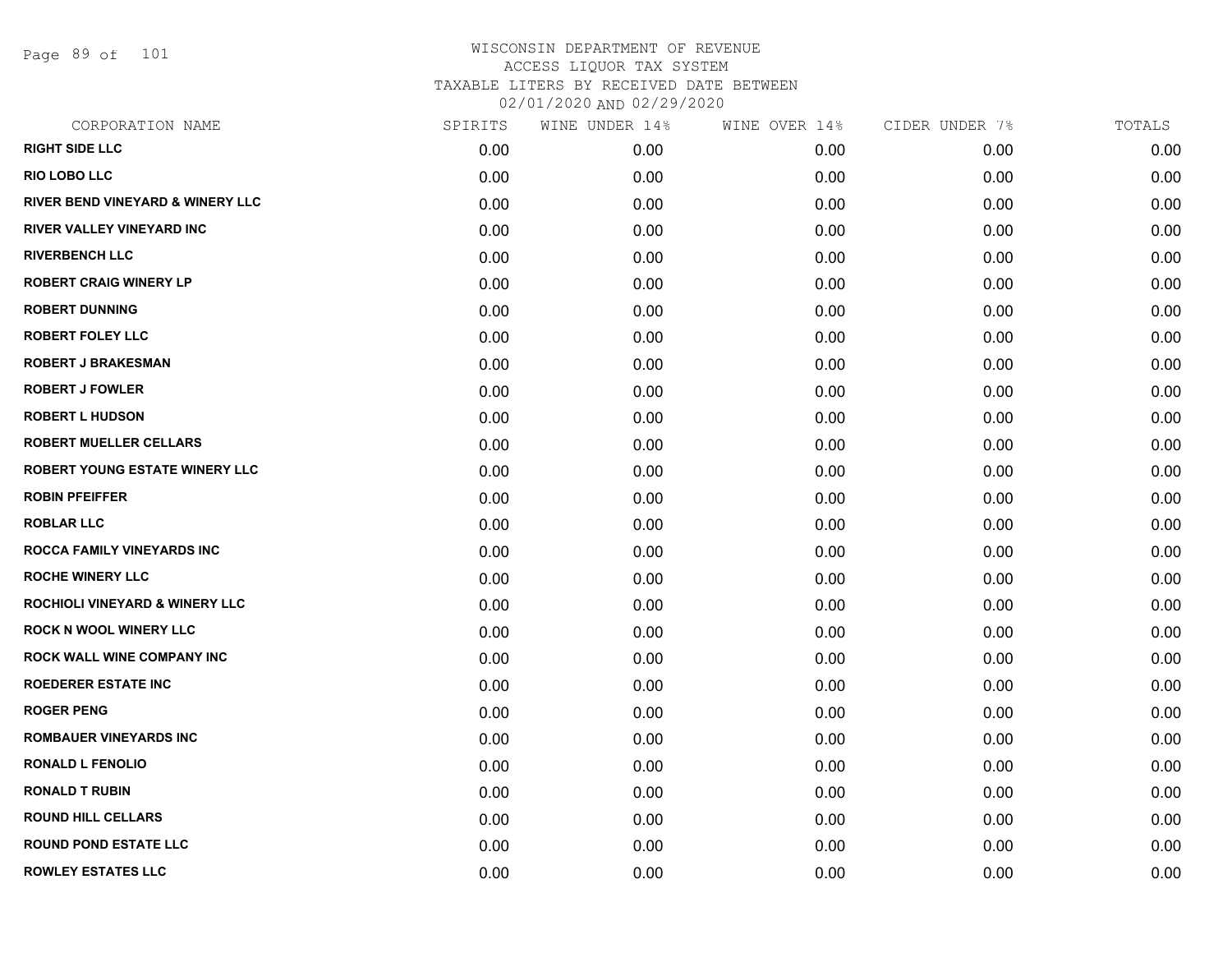# WISCONSIN DEPARTMENT OF REVENUE
## ACCESS LIQUOR TAX SYSTEM
### TAXABLE LITERS BY RECEIVED DATE BETWEEN 02/01/2020 AND 02/29/2020

| CORPORATION NAME | SPIRITS | WINE UNDER 14% | WINE OVER 14% | CIDER UNDER 7% | TOTALS |
|---|---|---|---|---|---|
| RIGHT SIDE LLC | 0.00 | 0.00 | 0.00 | 0.00 | 0.00 |
| RIO LOBO LLC | 0.00 | 0.00 | 0.00 | 0.00 | 0.00 |
| RIVER BEND VINEYARD & WINERY LLC | 0.00 | 0.00 | 0.00 | 0.00 | 0.00 |
| RIVER VALLEY VINEYARD INC | 0.00 | 0.00 | 0.00 | 0.00 | 0.00 |
| RIVERBENCH LLC | 0.00 | 0.00 | 0.00 | 0.00 | 0.00 |
| ROBERT CRAIG WINERY LP | 0.00 | 0.00 | 0.00 | 0.00 | 0.00 |
| ROBERT DUNNING | 0.00 | 0.00 | 0.00 | 0.00 | 0.00 |
| ROBERT FOLEY LLC | 0.00 | 0.00 | 0.00 | 0.00 | 0.00 |
| ROBERT J BRAKESMAN | 0.00 | 0.00 | 0.00 | 0.00 | 0.00 |
| ROBERT J FOWLER | 0.00 | 0.00 | 0.00 | 0.00 | 0.00 |
| ROBERT L HUDSON | 0.00 | 0.00 | 0.00 | 0.00 | 0.00 |
| ROBERT MUELLER CELLARS | 0.00 | 0.00 | 0.00 | 0.00 | 0.00 |
| ROBERT YOUNG ESTATE WINERY LLC | 0.00 | 0.00 | 0.00 | 0.00 | 0.00 |
| ROBIN PFEIFFER | 0.00 | 0.00 | 0.00 | 0.00 | 0.00 |
| ROBLAR LLC | 0.00 | 0.00 | 0.00 | 0.00 | 0.00 |
| ROCCA FAMILY VINEYARDS INC | 0.00 | 0.00 | 0.00 | 0.00 | 0.00 |
| ROCHE WINERY LLC | 0.00 | 0.00 | 0.00 | 0.00 | 0.00 |
| ROCHIOLI VINEYARD & WINERY LLC | 0.00 | 0.00 | 0.00 | 0.00 | 0.00 |
| ROCK N WOOL WINERY LLC | 0.00 | 0.00 | 0.00 | 0.00 | 0.00 |
| ROCK WALL WINE COMPANY INC | 0.00 | 0.00 | 0.00 | 0.00 | 0.00 |
| ROEDERER ESTATE INC | 0.00 | 0.00 | 0.00 | 0.00 | 0.00 |
| ROGER PENG | 0.00 | 0.00 | 0.00 | 0.00 | 0.00 |
| ROMBAUER VINEYARDS INC | 0.00 | 0.00 | 0.00 | 0.00 | 0.00 |
| RONALD L FENOLIO | 0.00 | 0.00 | 0.00 | 0.00 | 0.00 |
| RONALD T RUBIN | 0.00 | 0.00 | 0.00 | 0.00 | 0.00 |
| ROUND HILL CELLARS | 0.00 | 0.00 | 0.00 | 0.00 | 0.00 |
| ROUND POND ESTATE LLC | 0.00 | 0.00 | 0.00 | 0.00 | 0.00 |
| ROWLEY ESTATES LLC | 0.00 | 0.00 | 0.00 | 0.00 | 0.00 |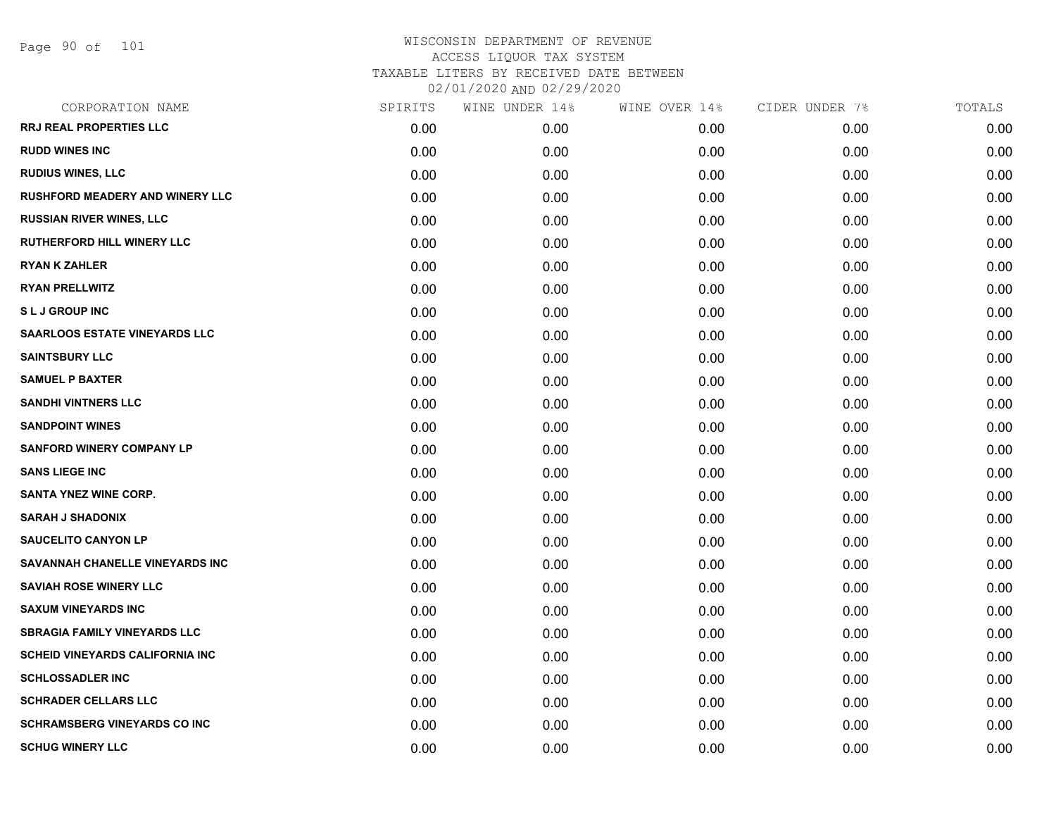WISCONSIN DEPARTMENT OF REVENUE
ACCESS LIQUOR TAX SYSTEM
TAXABLE LITERS BY RECEIVED DATE BETWEEN
02/01/2020 AND 02/29/2020

| CORPORATION NAME | SPIRITS | WINE UNDER 14% | WINE OVER 14% | CIDER UNDER 7% | TOTALS |
|---|---|---|---|---|---|
| RRJ REAL PROPERTIES LLC | 0.00 | 0.00 | 0.00 | 0.00 | 0.00 |
| RUDD WINES INC | 0.00 | 0.00 | 0.00 | 0.00 | 0.00 |
| RUDIUS WINES, LLC | 0.00 | 0.00 | 0.00 | 0.00 | 0.00 |
| RUSHFORD MEADERY AND WINERY LLC | 0.00 | 0.00 | 0.00 | 0.00 | 0.00 |
| RUSSIAN RIVER WINES, LLC | 0.00 | 0.00 | 0.00 | 0.00 | 0.00 |
| RUTHERFORD HILL WINERY LLC | 0.00 | 0.00 | 0.00 | 0.00 | 0.00 |
| RYAN K ZAHLER | 0.00 | 0.00 | 0.00 | 0.00 | 0.00 |
| RYAN PRELLWITZ | 0.00 | 0.00 | 0.00 | 0.00 | 0.00 |
| S L J GROUP INC | 0.00 | 0.00 | 0.00 | 0.00 | 0.00 |
| SAARLOOS ESTATE VINEYARDS LLC | 0.00 | 0.00 | 0.00 | 0.00 | 0.00 |
| SAINTSBURY LLC | 0.00 | 0.00 | 0.00 | 0.00 | 0.00 |
| SAMUEL P BAXTER | 0.00 | 0.00 | 0.00 | 0.00 | 0.00 |
| SANDHI VINTNERS LLC | 0.00 | 0.00 | 0.00 | 0.00 | 0.00 |
| SANDPOINT WINES | 0.00 | 0.00 | 0.00 | 0.00 | 0.00 |
| SANFORD WINERY COMPANY LP | 0.00 | 0.00 | 0.00 | 0.00 | 0.00 |
| SANS LIEGE INC | 0.00 | 0.00 | 0.00 | 0.00 | 0.00 |
| SANTA YNEZ WINE CORP. | 0.00 | 0.00 | 0.00 | 0.00 | 0.00 |
| SARAH J SHADONIX | 0.00 | 0.00 | 0.00 | 0.00 | 0.00 |
| SAUCELITO CANYON LP | 0.00 | 0.00 | 0.00 | 0.00 | 0.00 |
| SAVANNAH CHANELLE VINEYARDS INC | 0.00 | 0.00 | 0.00 | 0.00 | 0.00 |
| SAVIAH ROSE WINERY LLC | 0.00 | 0.00 | 0.00 | 0.00 | 0.00 |
| SAXUM VINEYARDS INC | 0.00 | 0.00 | 0.00 | 0.00 | 0.00 |
| SBRAGIA FAMILY VINEYARDS LLC | 0.00 | 0.00 | 0.00 | 0.00 | 0.00 |
| SCHEID VINEYARDS CALIFORNIA INC | 0.00 | 0.00 | 0.00 | 0.00 | 0.00 |
| SCHLOSSADLER INC | 0.00 | 0.00 | 0.00 | 0.00 | 0.00 |
| SCHRADER CELLARS LLC | 0.00 | 0.00 | 0.00 | 0.00 | 0.00 |
| SCHRAMSBERG VINEYARDS CO INC | 0.00 | 0.00 | 0.00 | 0.00 | 0.00 |
| SCHUG WINERY LLC | 0.00 | 0.00 | 0.00 | 0.00 | 0.00 |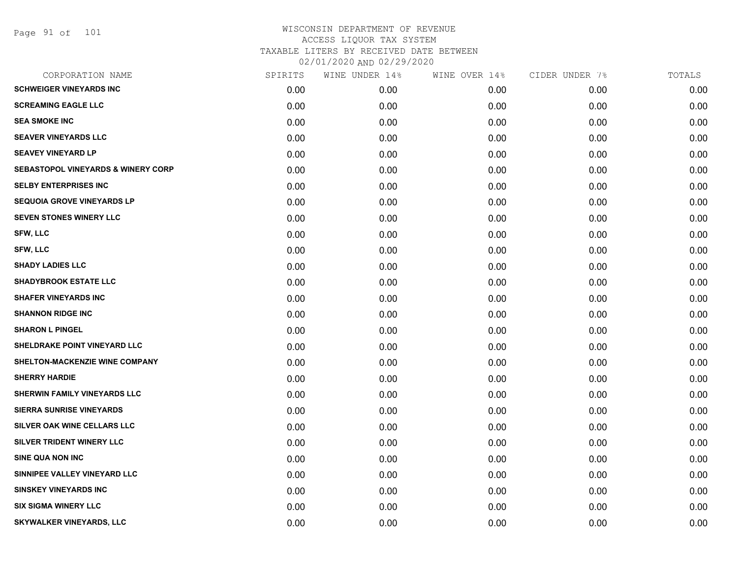# WISCONSIN DEPARTMENT OF REVENUE
## ACCESS LIQUOR TAX SYSTEM
### TAXABLE LITERS BY RECEIVED DATE BETWEEN 02/01/2020 AND 02/29/2020

| CORPORATION NAME | SPIRITS | WINE UNDER 14% | WINE OVER 14% | CIDER UNDER 7% | TOTALS |
|---|---|---|---|---|---|
| SCHWEIGER VINEYARDS INC | 0.00 | 0.00 | 0.00 | 0.00 | 0.00 |
| SCREAMING EAGLE LLC | 0.00 | 0.00 | 0.00 | 0.00 | 0.00 |
| SEA SMOKE INC | 0.00 | 0.00 | 0.00 | 0.00 | 0.00 |
| SEAVER VINEYARDS LLC | 0.00 | 0.00 | 0.00 | 0.00 | 0.00 |
| SEAVEY VINEYARD LP | 0.00 | 0.00 | 0.00 | 0.00 | 0.00 |
| SEBASTOPOL VINEYARDS & WINERY CORP | 0.00 | 0.00 | 0.00 | 0.00 | 0.00 |
| SELBY ENTERPRISES INC | 0.00 | 0.00 | 0.00 | 0.00 | 0.00 |
| SEQUOIA GROVE VINEYARDS LP | 0.00 | 0.00 | 0.00 | 0.00 | 0.00 |
| SEVEN STONES WINERY LLC | 0.00 | 0.00 | 0.00 | 0.00 | 0.00 |
| SFW, LLC | 0.00 | 0.00 | 0.00 | 0.00 | 0.00 |
| SFW, LLC | 0.00 | 0.00 | 0.00 | 0.00 | 0.00 |
| SHADY LADIES LLC | 0.00 | 0.00 | 0.00 | 0.00 | 0.00 |
| SHADYBROOK ESTATE LLC | 0.00 | 0.00 | 0.00 | 0.00 | 0.00 |
| SHAFER VINEYARDS INC | 0.00 | 0.00 | 0.00 | 0.00 | 0.00 |
| SHANNON RIDGE INC | 0.00 | 0.00 | 0.00 | 0.00 | 0.00 |
| SHARON L PINGEL | 0.00 | 0.00 | 0.00 | 0.00 | 0.00 |
| SHELDRAKE POINT VINEYARD LLC | 0.00 | 0.00 | 0.00 | 0.00 | 0.00 |
| SHELTON-MACKENZIE WINE COMPANY | 0.00 | 0.00 | 0.00 | 0.00 | 0.00 |
| SHERRY HARDIE | 0.00 | 0.00 | 0.00 | 0.00 | 0.00 |
| SHERWIN FAMILY VINEYARDS LLC | 0.00 | 0.00 | 0.00 | 0.00 | 0.00 |
| SIERRA SUNRISE VINEYARDS | 0.00 | 0.00 | 0.00 | 0.00 | 0.00 |
| SILVER OAK WINE CELLARS LLC | 0.00 | 0.00 | 0.00 | 0.00 | 0.00 |
| SILVER TRIDENT WINERY LLC | 0.00 | 0.00 | 0.00 | 0.00 | 0.00 |
| SINE QUA NON INC | 0.00 | 0.00 | 0.00 | 0.00 | 0.00 |
| SINNIPEE VALLEY VINEYARD LLC | 0.00 | 0.00 | 0.00 | 0.00 | 0.00 |
| SINSKEY VINEYARDS INC | 0.00 | 0.00 | 0.00 | 0.00 | 0.00 |
| SIX SIGMA WINERY LLC | 0.00 | 0.00 | 0.00 | 0.00 | 0.00 |
| SKYWALKER VINEYARDS, LLC | 0.00 | 0.00 | 0.00 | 0.00 | 0.00 |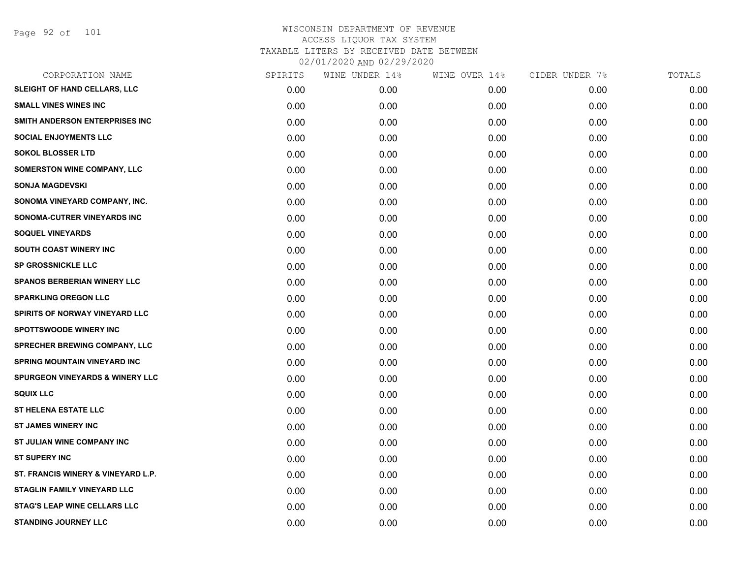WISCONSIN DEPARTMENT OF REVENUE
ACCESS LIQUOR TAX SYSTEM
TAXABLE LITERS BY RECEIVED DATE BETWEEN
02/01/2020 AND 02/29/2020

| CORPORATION NAME | SPIRITS | WINE UNDER 14% | WINE OVER 14% | CIDER UNDER 7% | TOTALS |
|---|---|---|---|---|---|
| SLEIGHT OF HAND CELLARS, LLC | 0.00 | 0.00 | 0.00 | 0.00 | 0.00 |
| SMALL VINES WINES INC | 0.00 | 0.00 | 0.00 | 0.00 | 0.00 |
| SMITH ANDERSON ENTERPRISES INC | 0.00 | 0.00 | 0.00 | 0.00 | 0.00 |
| SOCIAL ENJOYMENTS LLC | 0.00 | 0.00 | 0.00 | 0.00 | 0.00 |
| SOKOL BLOSSER LTD | 0.00 | 0.00 | 0.00 | 0.00 | 0.00 |
| SOMERSTON WINE COMPANY, LLC | 0.00 | 0.00 | 0.00 | 0.00 | 0.00 |
| SONJA MAGDEVSKI | 0.00 | 0.00 | 0.00 | 0.00 | 0.00 |
| SONOMA VINEYARD COMPANY, INC. | 0.00 | 0.00 | 0.00 | 0.00 | 0.00 |
| SONOMA-CUTRER VINEYARDS INC | 0.00 | 0.00 | 0.00 | 0.00 | 0.00 |
| SOQUEL VINEYARDS | 0.00 | 0.00 | 0.00 | 0.00 | 0.00 |
| SOUTH COAST WINERY INC | 0.00 | 0.00 | 0.00 | 0.00 | 0.00 |
| SP GROSSNICKLE LLC | 0.00 | 0.00 | 0.00 | 0.00 | 0.00 |
| SPANOS BERBERIAN WINERY LLC | 0.00 | 0.00 | 0.00 | 0.00 | 0.00 |
| SPARKLING OREGON LLC | 0.00 | 0.00 | 0.00 | 0.00 | 0.00 |
| SPIRITS OF NORWAY VINEYARD LLC | 0.00 | 0.00 | 0.00 | 0.00 | 0.00 |
| SPOTTSWOODE WINERY INC | 0.00 | 0.00 | 0.00 | 0.00 | 0.00 |
| SPRECHER BREWING COMPANY, LLC | 0.00 | 0.00 | 0.00 | 0.00 | 0.00 |
| SPRING MOUNTAIN VINEYARD INC | 0.00 | 0.00 | 0.00 | 0.00 | 0.00 |
| SPURGEON VINEYARDS & WINERY LLC | 0.00 | 0.00 | 0.00 | 0.00 | 0.00 |
| SQUIX LLC | 0.00 | 0.00 | 0.00 | 0.00 | 0.00 |
| ST HELENA ESTATE LLC | 0.00 | 0.00 | 0.00 | 0.00 | 0.00 |
| ST JAMES WINERY INC | 0.00 | 0.00 | 0.00 | 0.00 | 0.00 |
| ST JULIAN WINE COMPANY INC | 0.00 | 0.00 | 0.00 | 0.00 | 0.00 |
| ST SUPERY INC | 0.00 | 0.00 | 0.00 | 0.00 | 0.00 |
| ST. FRANCIS WINERY & VINEYARD L.P. | 0.00 | 0.00 | 0.00 | 0.00 | 0.00 |
| STAGLIN FAMILY VINEYARD LLC | 0.00 | 0.00 | 0.00 | 0.00 | 0.00 |
| STAG'S LEAP WINE CELLARS LLC | 0.00 | 0.00 | 0.00 | 0.00 | 0.00 |
| STANDING JOURNEY LLC | 0.00 | 0.00 | 0.00 | 0.00 | 0.00 |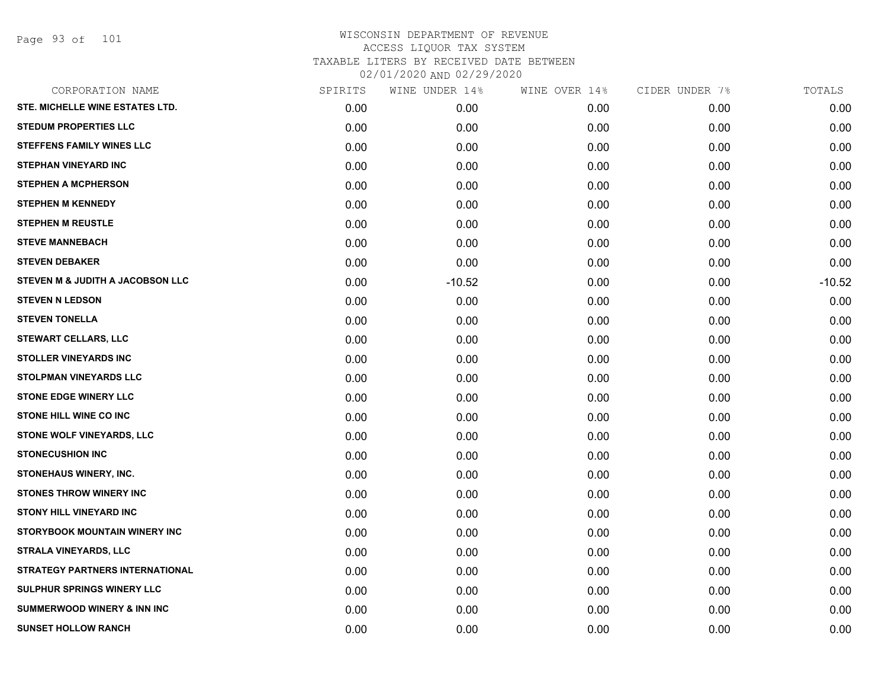# WISCONSIN DEPARTMENT OF REVENUE
## ACCESS LIQUOR TAX SYSTEM
### TAXABLE LITERS BY RECEIVED DATE BETWEEN 02/01/2020 AND 02/29/2020

| CORPORATION NAME | SPIRITS | WINE UNDER 14% | WINE OVER 14% | CIDER UNDER 7% | TOTALS |
|---|---|---|---|---|---|
| STE. MICHELLE WINE ESTATES LTD. | 0.00 | 0.00 | 0.00 | 0.00 | 0.00 |
| STEDUM PROPERTIES LLC | 0.00 | 0.00 | 0.00 | 0.00 | 0.00 |
| STEFFENS FAMILY WINES LLC | 0.00 | 0.00 | 0.00 | 0.00 | 0.00 |
| STEPHAN VINEYARD INC | 0.00 | 0.00 | 0.00 | 0.00 | 0.00 |
| STEPHEN A MCPHERSON | 0.00 | 0.00 | 0.00 | 0.00 | 0.00 |
| STEPHEN M KENNEDY | 0.00 | 0.00 | 0.00 | 0.00 | 0.00 |
| STEPHEN M REUSTLE | 0.00 | 0.00 | 0.00 | 0.00 | 0.00 |
| STEVE MANNEBACH | 0.00 | 0.00 | 0.00 | 0.00 | 0.00 |
| STEVEN DEBAKER | 0.00 | 0.00 | 0.00 | 0.00 | 0.00 |
| STEVEN M & JUDITH A JACOBSON LLC | 0.00 | -10.52 | 0.00 | 0.00 | -10.52 |
| STEVEN N LEDSON | 0.00 | 0.00 | 0.00 | 0.00 | 0.00 |
| STEVEN TONELLA | 0.00 | 0.00 | 0.00 | 0.00 | 0.00 |
| STEWART CELLARS, LLC | 0.00 | 0.00 | 0.00 | 0.00 | 0.00 |
| STOLLER VINEYARDS INC | 0.00 | 0.00 | 0.00 | 0.00 | 0.00 |
| STOLPMAN VINEYARDS LLC | 0.00 | 0.00 | 0.00 | 0.00 | 0.00 |
| STONE EDGE WINERY LLC | 0.00 | 0.00 | 0.00 | 0.00 | 0.00 |
| STONE HILL WINE CO INC | 0.00 | 0.00 | 0.00 | 0.00 | 0.00 |
| STONE WOLF VINEYARDS, LLC | 0.00 | 0.00 | 0.00 | 0.00 | 0.00 |
| STONECUSHION INC | 0.00 | 0.00 | 0.00 | 0.00 | 0.00 |
| STONEHAUS WINERY, INC. | 0.00 | 0.00 | 0.00 | 0.00 | 0.00 |
| STONES THROW WINERY INC | 0.00 | 0.00 | 0.00 | 0.00 | 0.00 |
| STONY HILL VINEYARD INC | 0.00 | 0.00 | 0.00 | 0.00 | 0.00 |
| STORYBOOK MOUNTAIN WINERY INC | 0.00 | 0.00 | 0.00 | 0.00 | 0.00 |
| STRALA VINEYARDS, LLC | 0.00 | 0.00 | 0.00 | 0.00 | 0.00 |
| STRATEGY PARTNERS INTERNATIONAL | 0.00 | 0.00 | 0.00 | 0.00 | 0.00 |
| SULPHUR SPRINGS WINERY LLC | 0.00 | 0.00 | 0.00 | 0.00 | 0.00 |
| SUMMERWOOD WINERY & INN INC | 0.00 | 0.00 | 0.00 | 0.00 | 0.00 |
| SUNSET HOLLOW RANCH | 0.00 | 0.00 | 0.00 | 0.00 | 0.00 |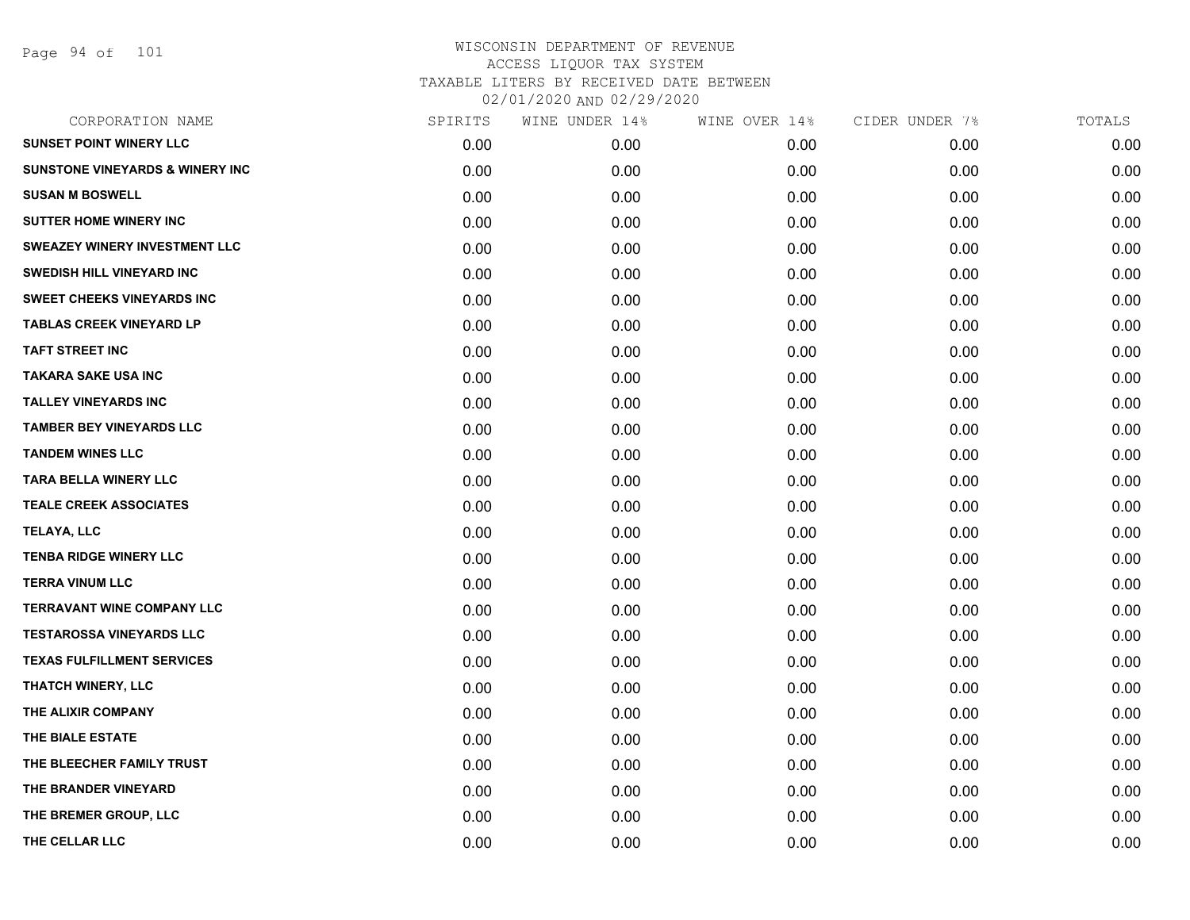# WISCONSIN DEPARTMENT OF REVENUE
## ACCESS LIQUOR TAX SYSTEM
## TAXABLE LITERS BY RECEIVED DATE BETWEEN
## 02/01/2020 AND 02/29/2020

| CORPORATION NAME | SPIRITS | WINE UNDER 14% | WINE OVER 14% | CIDER UNDER 7% | TOTALS |
|---|---|---|---|---|---|
| SUNSET POINT WINERY LLC | 0.00 | 0.00 | 0.00 | 0.00 | 0.00 |
| SUNSTONE VINEYARDS & WINERY INC | 0.00 | 0.00 | 0.00 | 0.00 | 0.00 |
| SUSAN M BOSWELL | 0.00 | 0.00 | 0.00 | 0.00 | 0.00 |
| SUTTER HOME WINERY INC | 0.00 | 0.00 | 0.00 | 0.00 | 0.00 |
| SWEAZEY WINERY INVESTMENT LLC | 0.00 | 0.00 | 0.00 | 0.00 | 0.00 |
| SWEDISH HILL VINEYARD INC | 0.00 | 0.00 | 0.00 | 0.00 | 0.00 |
| SWEET CHEEKS VINEYARDS INC | 0.00 | 0.00 | 0.00 | 0.00 | 0.00 |
| TABLAS CREEK VINEYARD LP | 0.00 | 0.00 | 0.00 | 0.00 | 0.00 |
| TAFT STREET INC | 0.00 | 0.00 | 0.00 | 0.00 | 0.00 |
| TAKARA SAKE USA INC | 0.00 | 0.00 | 0.00 | 0.00 | 0.00 |
| TALLEY VINEYARDS INC | 0.00 | 0.00 | 0.00 | 0.00 | 0.00 |
| TAMBER BEY VINEYARDS LLC | 0.00 | 0.00 | 0.00 | 0.00 | 0.00 |
| TANDEM WINES LLC | 0.00 | 0.00 | 0.00 | 0.00 | 0.00 |
| TARA BELLA WINERY LLC | 0.00 | 0.00 | 0.00 | 0.00 | 0.00 |
| TEALE CREEK ASSOCIATES | 0.00 | 0.00 | 0.00 | 0.00 | 0.00 |
| TELAYA, LLC | 0.00 | 0.00 | 0.00 | 0.00 | 0.00 |
| TENBA RIDGE WINERY LLC | 0.00 | 0.00 | 0.00 | 0.00 | 0.00 |
| TERRA VINUM LLC | 0.00 | 0.00 | 0.00 | 0.00 | 0.00 |
| TERRAVANT WINE COMPANY LLC | 0.00 | 0.00 | 0.00 | 0.00 | 0.00 |
| TESTAROSSA VINEYARDS LLC | 0.00 | 0.00 | 0.00 | 0.00 | 0.00 |
| TEXAS FULFILLMENT SERVICES | 0.00 | 0.00 | 0.00 | 0.00 | 0.00 |
| THATCH WINERY, LLC | 0.00 | 0.00 | 0.00 | 0.00 | 0.00 |
| THE ALIXIR COMPANY | 0.00 | 0.00 | 0.00 | 0.00 | 0.00 |
| THE BIALE ESTATE | 0.00 | 0.00 | 0.00 | 0.00 | 0.00 |
| THE BLEECHER FAMILY TRUST | 0.00 | 0.00 | 0.00 | 0.00 | 0.00 |
| THE BRANDER VINEYARD | 0.00 | 0.00 | 0.00 | 0.00 | 0.00 |
| THE BREMER GROUP, LLC | 0.00 | 0.00 | 0.00 | 0.00 | 0.00 |
| THE CELLAR LLC | 0.00 | 0.00 | 0.00 | 0.00 | 0.00 |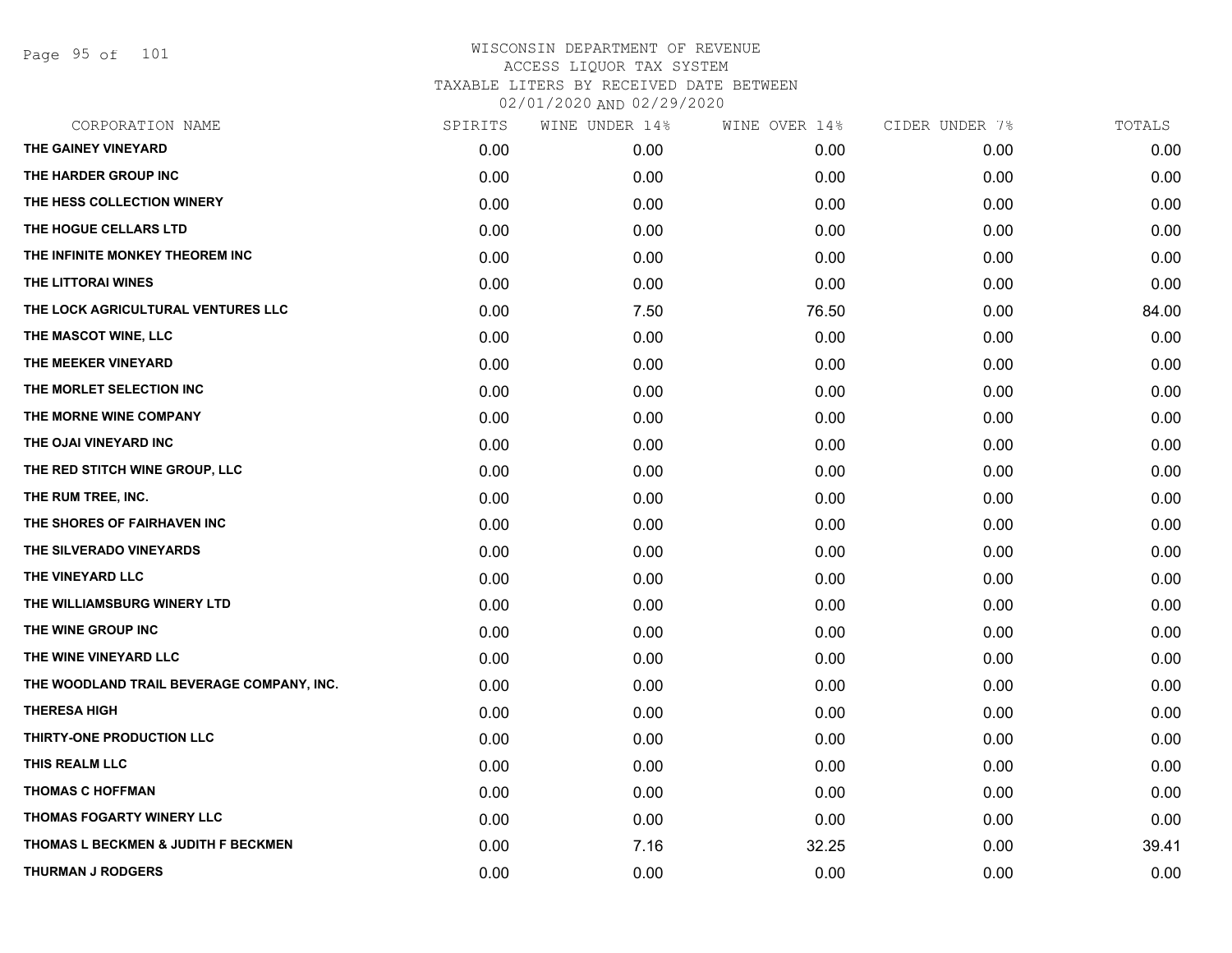# WISCONSIN DEPARTMENT OF REVENUE
## ACCESS LIQUOR TAX SYSTEM
### TAXABLE LITERS BY RECEIVED DATE BETWEEN 02/01/2020 AND 02/29/2020

| CORPORATION NAME | SPIRITS | WINE UNDER 14% | WINE OVER 14% | CIDER UNDER 7% | TOTALS |
|---|---|---|---|---|---|
| THE GAINEY VINEYARD | 0.00 | 0.00 | 0.00 | 0.00 | 0.00 |
| THE HARDER GROUP INC | 0.00 | 0.00 | 0.00 | 0.00 | 0.00 |
| THE HESS COLLECTION WINERY | 0.00 | 0.00 | 0.00 | 0.00 | 0.00 |
| THE HOGUE CELLARS LTD | 0.00 | 0.00 | 0.00 | 0.00 | 0.00 |
| THE INFINITE MONKEY THEOREM INC | 0.00 | 0.00 | 0.00 | 0.00 | 0.00 |
| THE LITTORAI WINES | 0.00 | 0.00 | 0.00 | 0.00 | 0.00 |
| THE LOCK AGRICULTURAL VENTURES LLC | 0.00 | 7.50 | 76.50 | 0.00 | 84.00 |
| THE MASCOT WINE, LLC | 0.00 | 0.00 | 0.00 | 0.00 | 0.00 |
| THE MEEKER VINEYARD | 0.00 | 0.00 | 0.00 | 0.00 | 0.00 |
| THE MORLET SELECTION INC | 0.00 | 0.00 | 0.00 | 0.00 | 0.00 |
| THE MORNE WINE COMPANY | 0.00 | 0.00 | 0.00 | 0.00 | 0.00 |
| THE OJAI VINEYARD INC | 0.00 | 0.00 | 0.00 | 0.00 | 0.00 |
| THE RED STITCH WINE GROUP, LLC | 0.00 | 0.00 | 0.00 | 0.00 | 0.00 |
| THE RUM TREE, INC. | 0.00 | 0.00 | 0.00 | 0.00 | 0.00 |
| THE SHORES OF FAIRHAVEN INC | 0.00 | 0.00 | 0.00 | 0.00 | 0.00 |
| THE SILVERADO VINEYARDS | 0.00 | 0.00 | 0.00 | 0.00 | 0.00 |
| THE VINEYARD LLC | 0.00 | 0.00 | 0.00 | 0.00 | 0.00 |
| THE WILLIAMSBURG WINERY LTD | 0.00 | 0.00 | 0.00 | 0.00 | 0.00 |
| THE WINE GROUP INC | 0.00 | 0.00 | 0.00 | 0.00 | 0.00 |
| THE WINE VINEYARD LLC | 0.00 | 0.00 | 0.00 | 0.00 | 0.00 |
| THE WOODLAND TRAIL BEVERAGE COMPANY, INC. | 0.00 | 0.00 | 0.00 | 0.00 | 0.00 |
| THERESA HIGH | 0.00 | 0.00 | 0.00 | 0.00 | 0.00 |
| THIRTY-ONE PRODUCTION LLC | 0.00 | 0.00 | 0.00 | 0.00 | 0.00 |
| THIS REALM LLC | 0.00 | 0.00 | 0.00 | 0.00 | 0.00 |
| THOMAS C HOFFMAN | 0.00 | 0.00 | 0.00 | 0.00 | 0.00 |
| THOMAS FOGARTY WINERY LLC | 0.00 | 0.00 | 0.00 | 0.00 | 0.00 |
| THOMAS L BECKMEN & JUDITH F BECKMEN | 0.00 | 7.16 | 32.25 | 0.00 | 39.41 |
| THURMAN J RODGERS | 0.00 | 0.00 | 0.00 | 0.00 | 0.00 |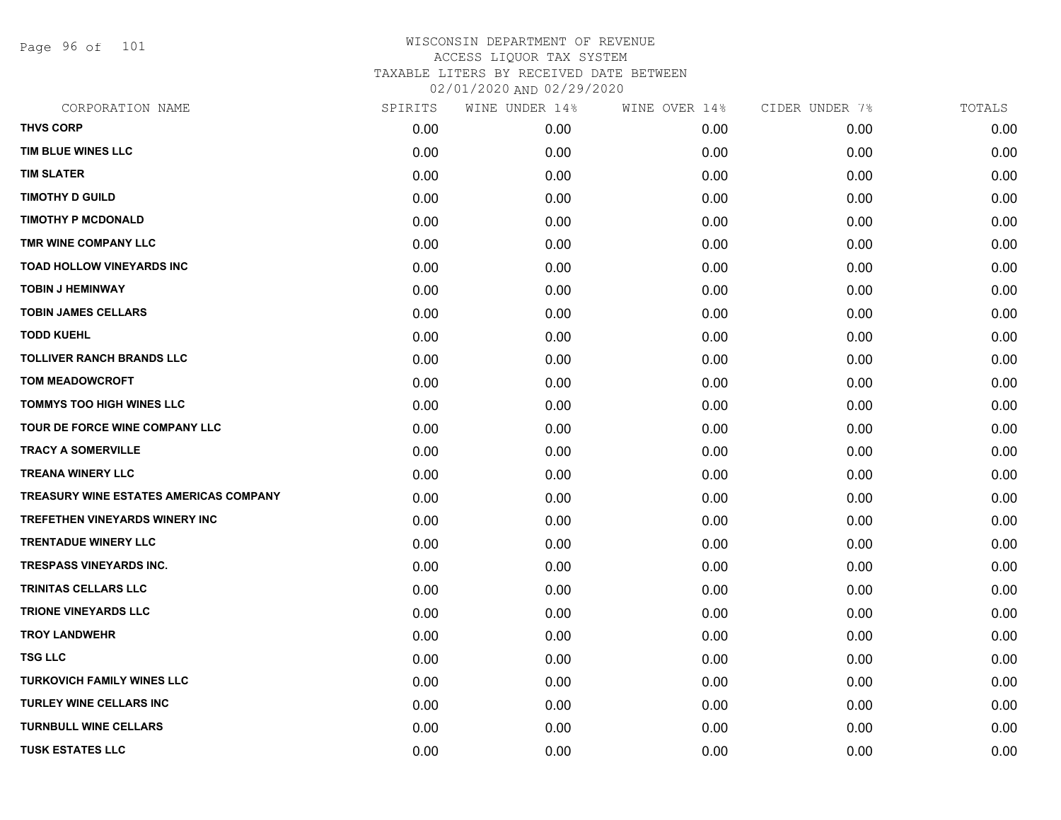# WISCONSIN DEPARTMENT OF REVENUE
## ACCESS LIQUOR TAX SYSTEM
### TAXABLE LITERS BY RECEIVED DATE BETWEEN 02/01/2020 AND 02/29/2020

| CORPORATION NAME | SPIRITS | WINE UNDER 14% | WINE OVER 14% | CIDER UNDER 7% | TOTALS |
|---|---|---|---|---|---|
| THVS CORP | 0.00 | 0.00 | 0.00 | 0.00 | 0.00 |
| TIM BLUE WINES LLC | 0.00 | 0.00 | 0.00 | 0.00 | 0.00 |
| TIM SLATER | 0.00 | 0.00 | 0.00 | 0.00 | 0.00 |
| TIMOTHY D GUILD | 0.00 | 0.00 | 0.00 | 0.00 | 0.00 |
| TIMOTHY P MCDONALD | 0.00 | 0.00 | 0.00 | 0.00 | 0.00 |
| TMR WINE COMPANY LLC | 0.00 | 0.00 | 0.00 | 0.00 | 0.00 |
| TOAD HOLLOW VINEYARDS INC | 0.00 | 0.00 | 0.00 | 0.00 | 0.00 |
| TOBIN J HEMINWAY | 0.00 | 0.00 | 0.00 | 0.00 | 0.00 |
| TOBIN JAMES CELLARS | 0.00 | 0.00 | 0.00 | 0.00 | 0.00 |
| TODD KUEHL | 0.00 | 0.00 | 0.00 | 0.00 | 0.00 |
| TOLLIVER RANCH BRANDS LLC | 0.00 | 0.00 | 0.00 | 0.00 | 0.00 |
| TOM MEADOWCROFT | 0.00 | 0.00 | 0.00 | 0.00 | 0.00 |
| TOMMYS TOO HIGH WINES LLC | 0.00 | 0.00 | 0.00 | 0.00 | 0.00 |
| TOUR DE FORCE WINE COMPANY LLC | 0.00 | 0.00 | 0.00 | 0.00 | 0.00 |
| TRACY A SOMERVILLE | 0.00 | 0.00 | 0.00 | 0.00 | 0.00 |
| TREANA WINERY LLC | 0.00 | 0.00 | 0.00 | 0.00 | 0.00 |
| TREASURY WINE ESTATES AMERICAS COMPANY | 0.00 | 0.00 | 0.00 | 0.00 | 0.00 |
| TREFETHEN VINEYARDS WINERY INC | 0.00 | 0.00 | 0.00 | 0.00 | 0.00 |
| TRENTADUE WINERY LLC | 0.00 | 0.00 | 0.00 | 0.00 | 0.00 |
| TRESPASS VINEYARDS INC. | 0.00 | 0.00 | 0.00 | 0.00 | 0.00 |
| TRINITAS CELLARS LLC | 0.00 | 0.00 | 0.00 | 0.00 | 0.00 |
| TRIONE VINEYARDS LLC | 0.00 | 0.00 | 0.00 | 0.00 | 0.00 |
| TROY LANDWEHR | 0.00 | 0.00 | 0.00 | 0.00 | 0.00 |
| TSG LLC | 0.00 | 0.00 | 0.00 | 0.00 | 0.00 |
| TURKOVICH FAMILY WINES LLC | 0.00 | 0.00 | 0.00 | 0.00 | 0.00 |
| TURLEY WINE CELLARS INC | 0.00 | 0.00 | 0.00 | 0.00 | 0.00 |
| TURNBULL WINE CELLARS | 0.00 | 0.00 | 0.00 | 0.00 | 0.00 |
| TUSK ESTATES LLC | 0.00 | 0.00 | 0.00 | 0.00 | 0.00 |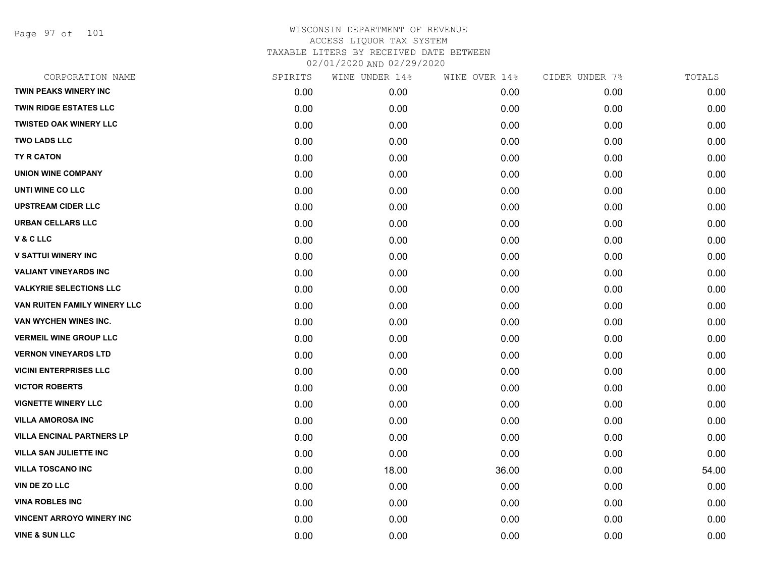WISCONSIN DEPARTMENT OF REVENUE
ACCESS LIQUOR TAX SYSTEM
TAXABLE LITERS BY RECEIVED DATE BETWEEN
02/01/2020 AND 02/29/2020

| CORPORATION NAME | SPIRITS | WINE UNDER 14% | WINE OVER 14% | CIDER UNDER 7% | TOTALS |
|---|---|---|---|---|---|
| TWIN PEAKS WINERY INC | 0.00 | 0.00 | 0.00 | 0.00 | 0.00 |
| TWIN RIDGE ESTATES LLC | 0.00 | 0.00 | 0.00 | 0.00 | 0.00 |
| TWISTED OAK WINERY LLC | 0.00 | 0.00 | 0.00 | 0.00 | 0.00 |
| TWO LADS LLC | 0.00 | 0.00 | 0.00 | 0.00 | 0.00 |
| TY R CATON | 0.00 | 0.00 | 0.00 | 0.00 | 0.00 |
| UNION WINE COMPANY | 0.00 | 0.00 | 0.00 | 0.00 | 0.00 |
| UNTI WINE CO LLC | 0.00 | 0.00 | 0.00 | 0.00 | 0.00 |
| UPSTREAM CIDER LLC | 0.00 | 0.00 | 0.00 | 0.00 | 0.00 |
| URBAN CELLARS LLC | 0.00 | 0.00 | 0.00 | 0.00 | 0.00 |
| V & C LLC | 0.00 | 0.00 | 0.00 | 0.00 | 0.00 |
| V SATTUI WINERY INC | 0.00 | 0.00 | 0.00 | 0.00 | 0.00 |
| VALIANT VINEYARDS INC | 0.00 | 0.00 | 0.00 | 0.00 | 0.00 |
| VALKYRIE SELECTIONS LLC | 0.00 | 0.00 | 0.00 | 0.00 | 0.00 |
| VAN RUITEN FAMILY WINERY LLC | 0.00 | 0.00 | 0.00 | 0.00 | 0.00 |
| VAN WYCHEN WINES INC. | 0.00 | 0.00 | 0.00 | 0.00 | 0.00 |
| VERMEIL WINE GROUP LLC | 0.00 | 0.00 | 0.00 | 0.00 | 0.00 |
| VERNON VINEYARDS LTD | 0.00 | 0.00 | 0.00 | 0.00 | 0.00 |
| VICINI ENTERPRISES LLC | 0.00 | 0.00 | 0.00 | 0.00 | 0.00 |
| VICTOR ROBERTS | 0.00 | 0.00 | 0.00 | 0.00 | 0.00 |
| VIGNETTE WINERY LLC | 0.00 | 0.00 | 0.00 | 0.00 | 0.00 |
| VILLA AMOROSA INC | 0.00 | 0.00 | 0.00 | 0.00 | 0.00 |
| VILLA ENCINAL PARTNERS LP | 0.00 | 0.00 | 0.00 | 0.00 | 0.00 |
| VILLA SAN JULIETTE INC | 0.00 | 0.00 | 0.00 | 0.00 | 0.00 |
| VILLA TOSCANO INC | 0.00 | 18.00 | 36.00 | 0.00 | 54.00 |
| VIN DE ZO LLC | 0.00 | 0.00 | 0.00 | 0.00 | 0.00 |
| VINA ROBLES INC | 0.00 | 0.00 | 0.00 | 0.00 | 0.00 |
| VINCENT ARROYO WINERY INC | 0.00 | 0.00 | 0.00 | 0.00 | 0.00 |
| VINE & SUN LLC | 0.00 | 0.00 | 0.00 | 0.00 | 0.00 |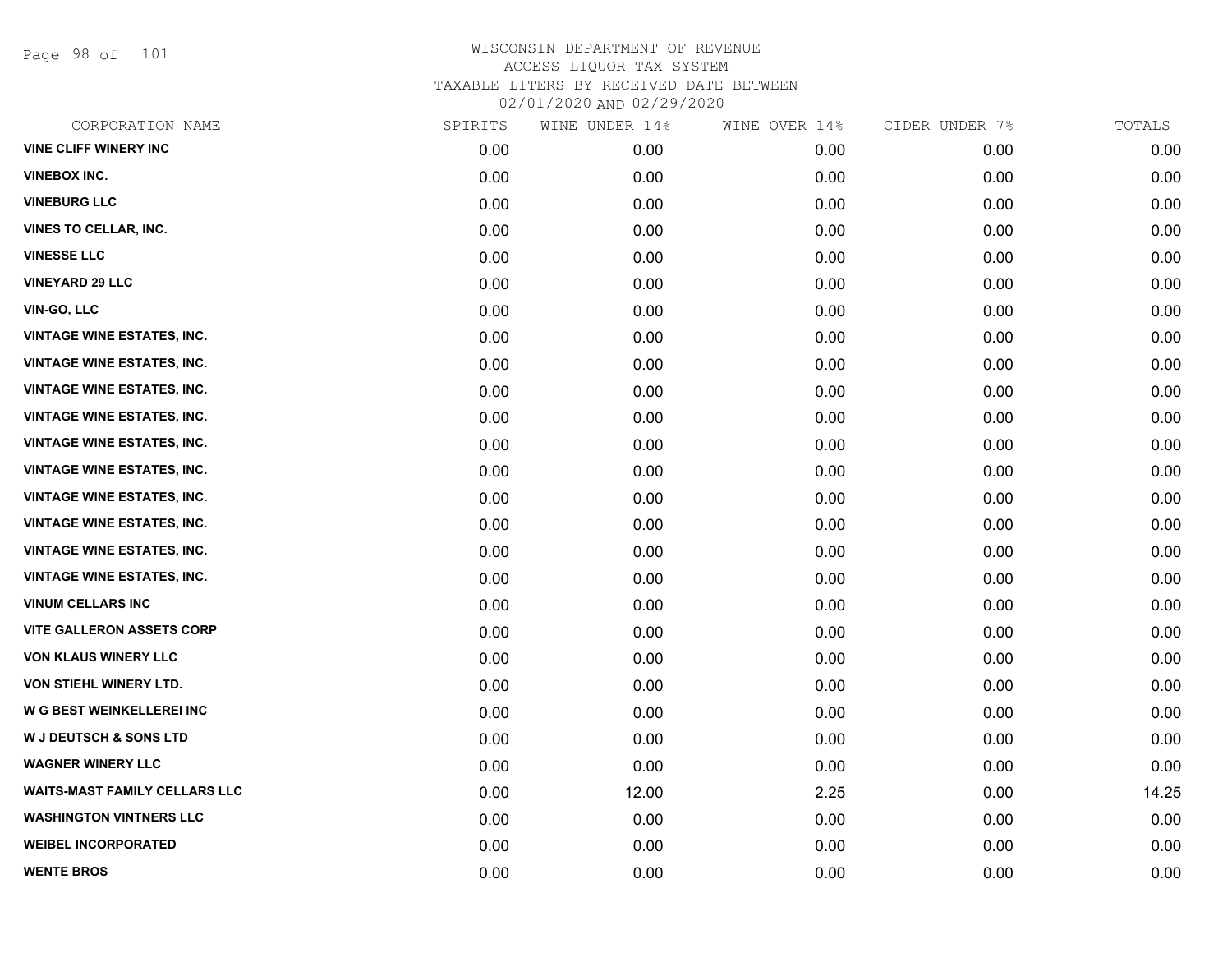# WISCONSIN DEPARTMENT OF REVENUE
## ACCESS LIQUOR TAX SYSTEM
### TAXABLE LITERS BY RECEIVED DATE BETWEEN 02/01/2020 AND 02/29/2020

| CORPORATION NAME | SPIRITS | WINE UNDER 14% | WINE OVER 14% | CIDER UNDER 7% | TOTALS |
|---|---|---|---|---|---|
| VINE CLIFF WINERY INC | 0.00 | 0.00 | 0.00 | 0.00 | 0.00 |
| VINEBOX INC. | 0.00 | 0.00 | 0.00 | 0.00 | 0.00 |
| VINEBURG LLC | 0.00 | 0.00 | 0.00 | 0.00 | 0.00 |
| VINES TO CELLAR, INC. | 0.00 | 0.00 | 0.00 | 0.00 | 0.00 |
| VINESSE LLC | 0.00 | 0.00 | 0.00 | 0.00 | 0.00 |
| VINEYARD 29 LLC | 0.00 | 0.00 | 0.00 | 0.00 | 0.00 |
| VIN-GO, LLC | 0.00 | 0.00 | 0.00 | 0.00 | 0.00 |
| VINTAGE WINE ESTATES, INC. | 0.00 | 0.00 | 0.00 | 0.00 | 0.00 |
| VINTAGE WINE ESTATES, INC. | 0.00 | 0.00 | 0.00 | 0.00 | 0.00 |
| VINTAGE WINE ESTATES, INC. | 0.00 | 0.00 | 0.00 | 0.00 | 0.00 |
| VINTAGE WINE ESTATES, INC. | 0.00 | 0.00 | 0.00 | 0.00 | 0.00 |
| VINTAGE WINE ESTATES, INC. | 0.00 | 0.00 | 0.00 | 0.00 | 0.00 |
| VINTAGE WINE ESTATES, INC. | 0.00 | 0.00 | 0.00 | 0.00 | 0.00 |
| VINTAGE WINE ESTATES, INC. | 0.00 | 0.00 | 0.00 | 0.00 | 0.00 |
| VINTAGE WINE ESTATES, INC. | 0.00 | 0.00 | 0.00 | 0.00 | 0.00 |
| VINTAGE WINE ESTATES, INC. | 0.00 | 0.00 | 0.00 | 0.00 | 0.00 |
| VINTAGE WINE ESTATES, INC. | 0.00 | 0.00 | 0.00 | 0.00 | 0.00 |
| VINUM CELLARS INC | 0.00 | 0.00 | 0.00 | 0.00 | 0.00 |
| VITE GALLERON ASSETS CORP | 0.00 | 0.00 | 0.00 | 0.00 | 0.00 |
| VON KLAUS WINERY LLC | 0.00 | 0.00 | 0.00 | 0.00 | 0.00 |
| VON STIEHL WINERY LTD. | 0.00 | 0.00 | 0.00 | 0.00 | 0.00 |
| W G BEST WEINKELLEREI INC | 0.00 | 0.00 | 0.00 | 0.00 | 0.00 |
| W J DEUTSCH & SONS LTD | 0.00 | 0.00 | 0.00 | 0.00 | 0.00 |
| WAGNER WINERY LLC | 0.00 | 0.00 | 0.00 | 0.00 | 0.00 |
| WAITS-MAST FAMILY CELLARS LLC | 0.00 | 12.00 | 2.25 | 0.00 | 14.25 |
| WASHINGTON VINTNERS LLC | 0.00 | 0.00 | 0.00 | 0.00 | 0.00 |
| WEIBEL INCORPORATED | 0.00 | 0.00 | 0.00 | 0.00 | 0.00 |
| WENTE BROS | 0.00 | 0.00 | 0.00 | 0.00 | 0.00 |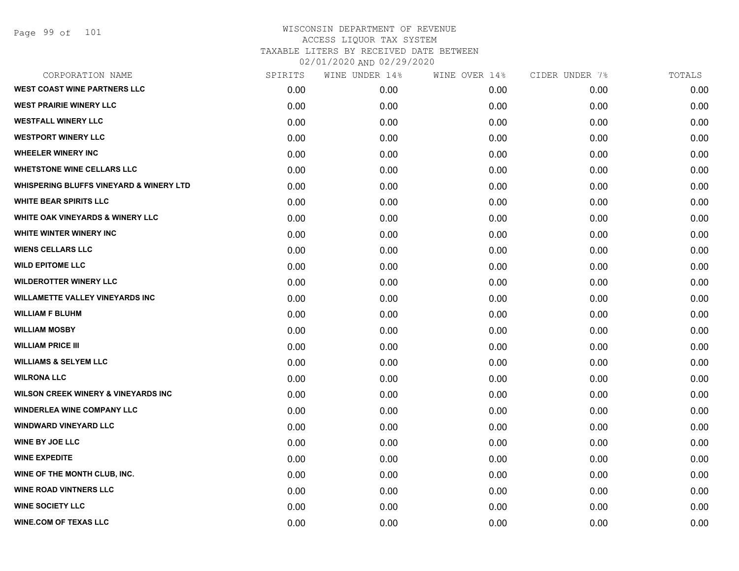# WISCONSIN DEPARTMENT OF REVENUE
## ACCESS LIQUOR TAX SYSTEM
### TAXABLE LITERS BY RECEIVED DATE BETWEEN 02/01/2020 AND 02/29/2020

| CORPORATION NAME | SPIRITS | WINE UNDER 14% | WINE OVER 14% | CIDER UNDER 7% | TOTALS |
|---|---|---|---|---|---|
| WEST COAST WINE PARTNERS LLC | 0.00 | 0.00 | 0.00 | 0.00 | 0.00 |
| WEST PRAIRIE WINERY LLC | 0.00 | 0.00 | 0.00 | 0.00 | 0.00 |
| WESTFALL WINERY LLC | 0.00 | 0.00 | 0.00 | 0.00 | 0.00 |
| WESTPORT WINERY LLC | 0.00 | 0.00 | 0.00 | 0.00 | 0.00 |
| WHEELER WINERY INC | 0.00 | 0.00 | 0.00 | 0.00 | 0.00 |
| WHETSTONE WINE CELLARS LLC | 0.00 | 0.00 | 0.00 | 0.00 | 0.00 |
| WHISPERING BLUFFS VINEYARD & WINERY LTD | 0.00 | 0.00 | 0.00 | 0.00 | 0.00 |
| WHITE BEAR SPIRITS LLC | 0.00 | 0.00 | 0.00 | 0.00 | 0.00 |
| WHITE OAK VINEYARDS & WINERY LLC | 0.00 | 0.00 | 0.00 | 0.00 | 0.00 |
| WHITE WINTER WINERY INC | 0.00 | 0.00 | 0.00 | 0.00 | 0.00 |
| WIENS CELLARS LLC | 0.00 | 0.00 | 0.00 | 0.00 | 0.00 |
| WILD EPITOME LLC | 0.00 | 0.00 | 0.00 | 0.00 | 0.00 |
| WILDEROTTER WINERY LLC | 0.00 | 0.00 | 0.00 | 0.00 | 0.00 |
| WILLAMETTE VALLEY VINEYARDS INC | 0.00 | 0.00 | 0.00 | 0.00 | 0.00 |
| WILLIAM F BLUHM | 0.00 | 0.00 | 0.00 | 0.00 | 0.00 |
| WILLIAM MOSBY | 0.00 | 0.00 | 0.00 | 0.00 | 0.00 |
| WILLIAM PRICE III | 0.00 | 0.00 | 0.00 | 0.00 | 0.00 |
| WILLIAMS & SELYEM LLC | 0.00 | 0.00 | 0.00 | 0.00 | 0.00 |
| WILRONA LLC | 0.00 | 0.00 | 0.00 | 0.00 | 0.00 |
| WILSON CREEK WINERY & VINEYARDS INC | 0.00 | 0.00 | 0.00 | 0.00 | 0.00 |
| WINDERLEA WINE COMPANY LLC | 0.00 | 0.00 | 0.00 | 0.00 | 0.00 |
| WINDWARD VINEYARD LLC | 0.00 | 0.00 | 0.00 | 0.00 | 0.00 |
| WINE BY JOE LLC | 0.00 | 0.00 | 0.00 | 0.00 | 0.00 |
| WINE EXPEDITE | 0.00 | 0.00 | 0.00 | 0.00 | 0.00 |
| WINE OF THE MONTH CLUB, INC. | 0.00 | 0.00 | 0.00 | 0.00 | 0.00 |
| WINE ROAD VINTNERS LLC | 0.00 | 0.00 | 0.00 | 0.00 | 0.00 |
| WINE SOCIETY LLC | 0.00 | 0.00 | 0.00 | 0.00 | 0.00 |
| WINE.COM OF TEXAS LLC | 0.00 | 0.00 | 0.00 | 0.00 | 0.00 |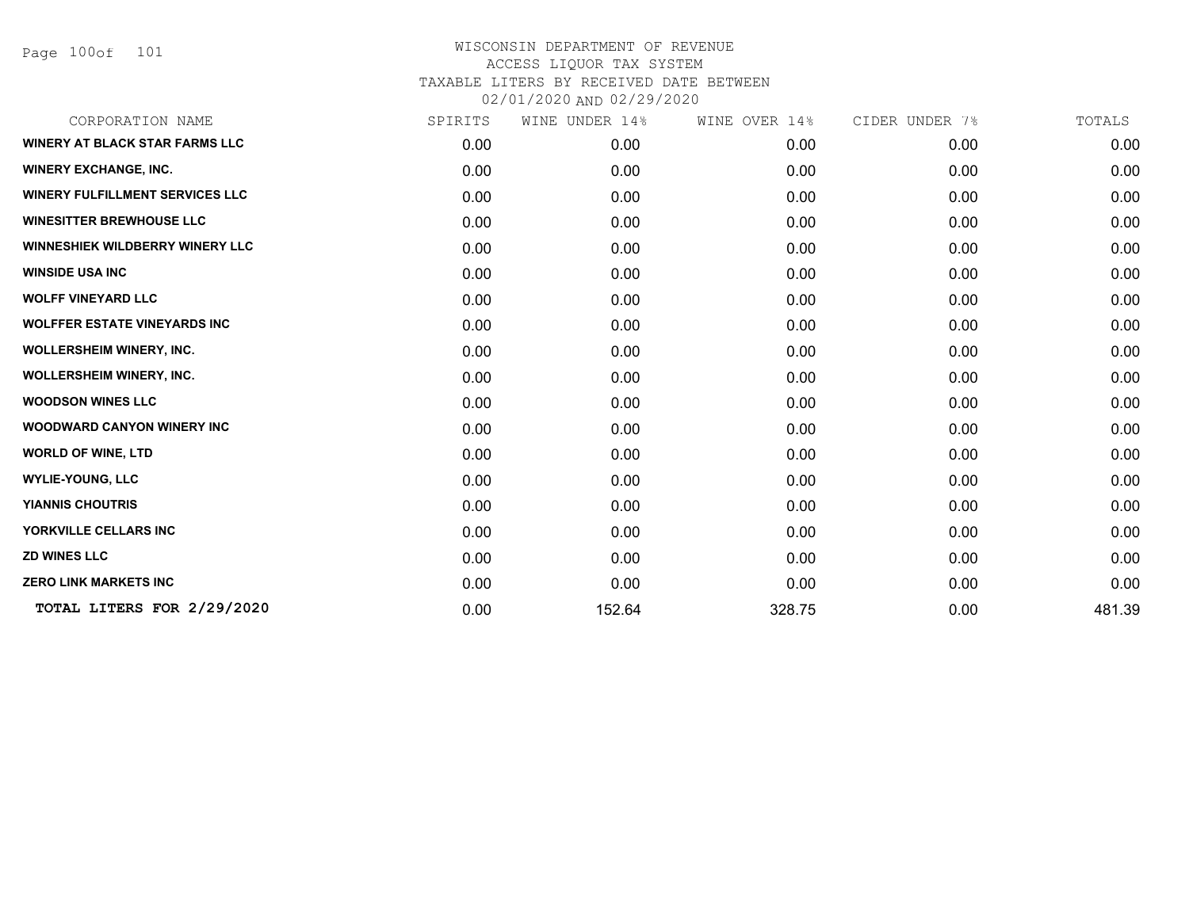# WISCONSIN DEPARTMENT OF REVENUE
## ACCESS LIQUOR TAX SYSTEM
### TAXABLE LITERS BY RECEIVED DATE BETWEEN 02/01/2020 AND 02/29/2020

| CORPORATION NAME | SPIRITS | WINE UNDER 14% | WINE OVER 14% | CIDER UNDER 7% | TOTALS |
|---|---|---|---|---|---|
| WINERY AT BLACK STAR FARMS LLC | 0.00 | 0.00 | 0.00 | 0.00 | 0.00 |
| WINERY EXCHANGE, INC. | 0.00 | 0.00 | 0.00 | 0.00 | 0.00 |
| WINERY FULFILLMENT SERVICES LLC | 0.00 | 0.00 | 0.00 | 0.00 | 0.00 |
| WINESITTER BREWHOUSE LLC | 0.00 | 0.00 | 0.00 | 0.00 | 0.00 |
| WINNESHIEK WILDBERRY WINERY LLC | 0.00 | 0.00 | 0.00 | 0.00 | 0.00 |
| WINSIDE USA INC | 0.00 | 0.00 | 0.00 | 0.00 | 0.00 |
| WOLFF VINEYARD LLC | 0.00 | 0.00 | 0.00 | 0.00 | 0.00 |
| WOLFFER ESTATE VINEYARDS INC | 0.00 | 0.00 | 0.00 | 0.00 | 0.00 |
| WOLLERSHEIM WINERY, INC. | 0.00 | 0.00 | 0.00 | 0.00 | 0.00 |
| WOLLERSHEIM WINERY, INC. | 0.00 | 0.00 | 0.00 | 0.00 | 0.00 |
| WOODSON WINES LLC | 0.00 | 0.00 | 0.00 | 0.00 | 0.00 |
| WOODWARD CANYON WINERY INC | 0.00 | 0.00 | 0.00 | 0.00 | 0.00 |
| WORLD OF WINE, LTD | 0.00 | 0.00 | 0.00 | 0.00 | 0.00 |
| WYLIE-YOUNG, LLC | 0.00 | 0.00 | 0.00 | 0.00 | 0.00 |
| YIANNIS CHOUTRIS | 0.00 | 0.00 | 0.00 | 0.00 | 0.00 |
| YORKVILLE CELLARS INC | 0.00 | 0.00 | 0.00 | 0.00 | 0.00 |
| ZD WINES LLC | 0.00 | 0.00 | 0.00 | 0.00 | 0.00 |
| ZERO LINK MARKETS INC | 0.00 | 0.00 | 0.00 | 0.00 | 0.00 |
| TOTAL LITERS FOR 2/29/2020 | 0.00 | 152.64 | 328.75 | 0.00 | 481.39 |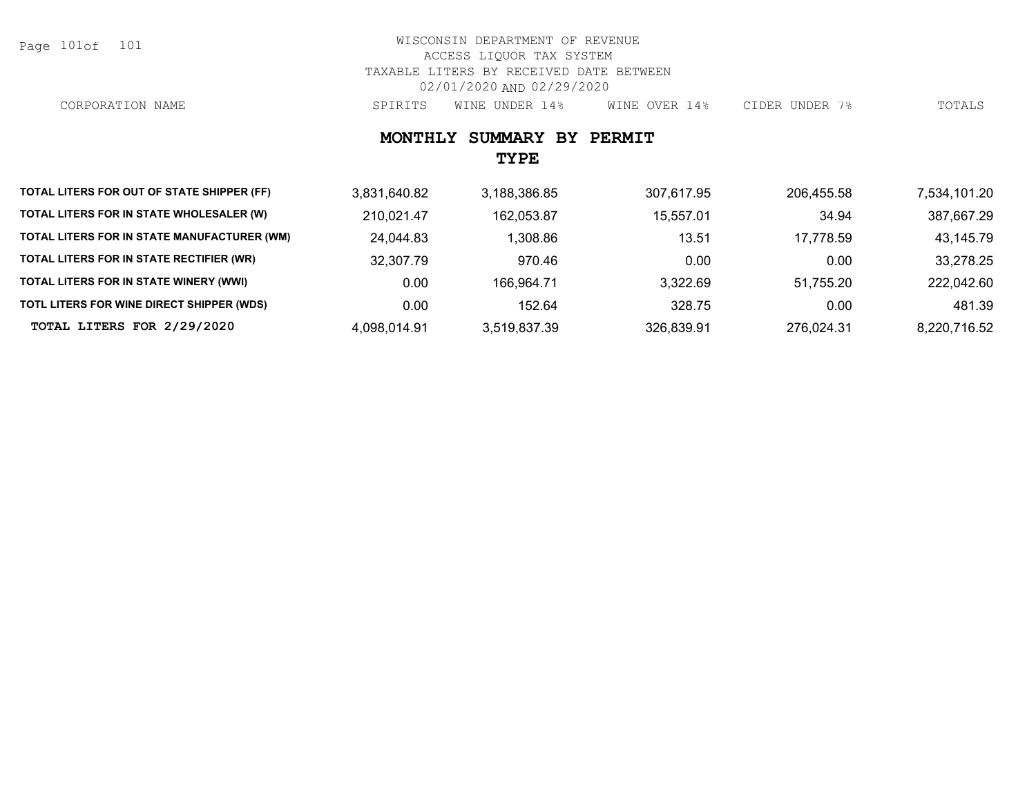WISCONSIN DEPARTMENT OF REVENUE
ACCESS LIQUOR TAX SYSTEM
TAXABLE LITERS BY RECEIVED DATE BETWEEN
02/01/2020 AND 02/29/2020

## MONTHLY SUMMARY BY PERMIT TYPE

| CORPORATION NAME | SPIRITS | WINE UNDER 14% | WINE OVER 14% | CIDER UNDER 7% | TOTALS |
|---|---|---|---|---|---|
| TOTAL LITERS FOR OUT OF STATE SHIPPER (FF) | 3,831,640.82 | 3,188,386.85 | 307,617.95 | 206,455.58 | 7,534,101.20 |
| TOTAL LITERS FOR IN STATE WHOLESALER (W) | 210,021.47 | 162,053.87 | 15,557.01 | 34.94 | 387,667.29 |
| TOTAL LITERS FOR IN STATE MANUFACTURER (WM) | 24,044.83 | 1,308.86 | 13.51 | 17,778.59 | 43,145.79 |
| TOTAL LITERS FOR IN STATE RECTIFIER (WR) | 32,307.79 | 970.46 | 0.00 | 0.00 | 33,278.25 |
| TOTAL LITERS FOR IN STATE WINERY (WWI) | 0.00 | 166,964.71 | 3,322.69 | 51,755.20 | 222,042.60 |
| TOTL LITERS FOR WINE DIRECT SHIPPER (WDS) | 0.00 | 152.64 | 328.75 | 0.00 | 481.39 |
| **TOTAL LITERS FOR 2/29/2020** | 4,098,014.91 | 3,519,837.39 | 326,839.91 | 276,024.31 | 8,220,716.52 |